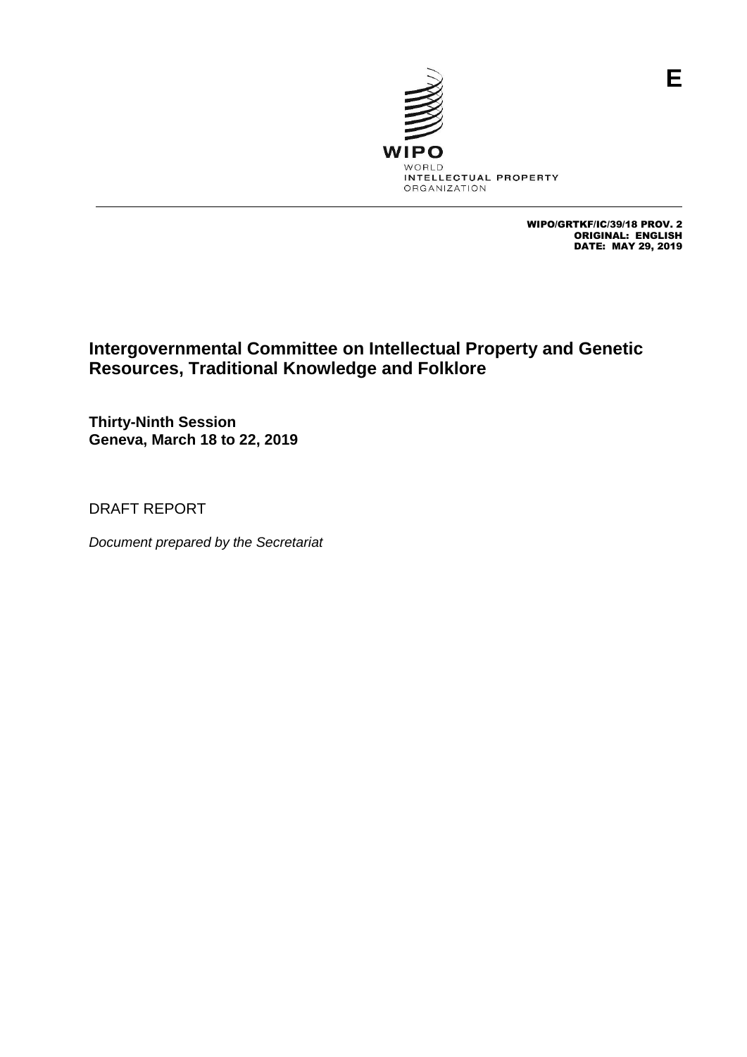E

WIPO
WORLD
INTELLECTUAL PROPERTY
ORGANIZATION

WIPO/GRTKF/IC/39/18 PROV. 2
ORIGINAL: ENGLISH
DATE: MAY 29, 2019

# Intergovernmental Committee on Intellectual Property and Genetic Resources, Traditional Knowledge and Folklore

**Thirty-Ninth Session**
**Geneva, March 18 to 22, 2019**

DRAFT REPORT

*Document prepared by the Secretariat*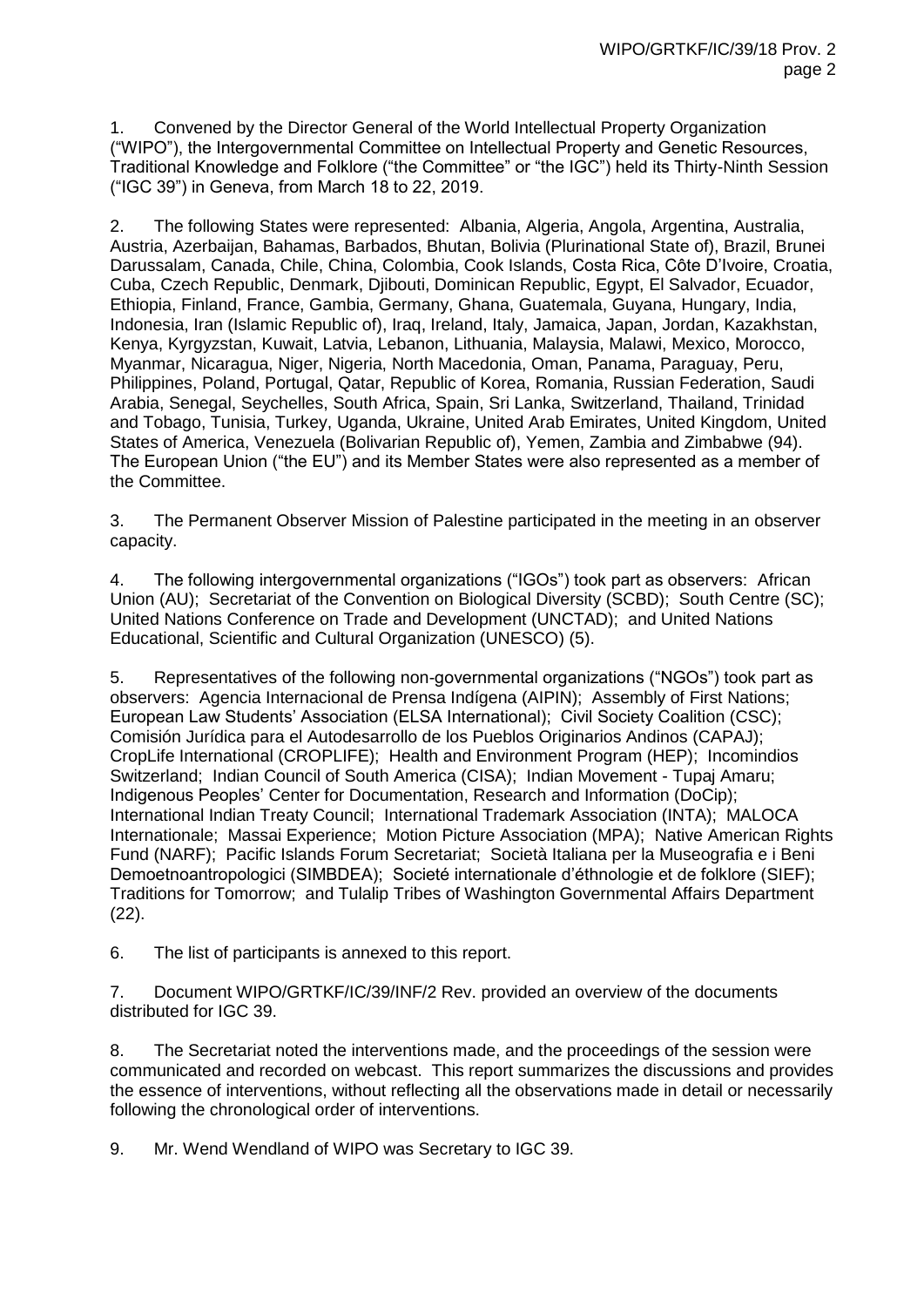1. Convened by the Director General of the World Intellectual Property Organization ("WIPO"), the Intergovernmental Committee on Intellectual Property and Genetic Resources, Traditional Knowledge and Folklore ("the Committee" or "the IGC") held its Thirty-Ninth Session ("IGC 39") in Geneva, from March 18 to 22, 2019.

2. The following States were represented: Albania, Algeria, Angola, Argentina, Australia, Austria, Azerbaijan, Bahamas, Barbados, Bhutan, Bolivia (Plurinational State of), Brazil, Brunei Darussalam, Canada, Chile, China, Colombia, Cook Islands, Costa Rica, Côte D'Ivoire, Croatia, Cuba, Czech Republic, Denmark, Djibouti, Dominican Republic, Egypt, El Salvador, Ecuador, Ethiopia, Finland, France, Gambia, Germany, Ghana, Guatemala, Guyana, Hungary, India, Indonesia, Iran (Islamic Republic of), Iraq, Ireland, Italy, Jamaica, Japan, Jordan, Kazakhstan, Kenya, Kyrgyzstan, Kuwait, Latvia, Lebanon, Lithuania, Malaysia, Malawi, Mexico, Morocco, Myanmar, Nicaragua, Niger, Nigeria, North Macedonia, Oman, Panama, Paraguay, Peru, Philippines, Poland, Portugal, Qatar, Republic of Korea, Romania, Russian Federation, Saudi Arabia, Senegal, Seychelles, South Africa, Spain, Sri Lanka, Switzerland, Thailand, Trinidad and Tobago, Tunisia, Turkey, Uganda, Ukraine, United Arab Emirates, United Kingdom, United States of America, Venezuela (Bolivarian Republic of), Yemen, Zambia and Zimbabwe (94). The European Union ("the EU") and its Member States were also represented as a member of the Committee.

3. The Permanent Observer Mission of Palestine participated in the meeting in an observer capacity.

4. The following intergovernmental organizations ("IGOs") took part as observers: African Union (AU); Secretariat of the Convention on Biological Diversity (SCBD); South Centre (SC); United Nations Conference on Trade and Development (UNCTAD); and United Nations Educational, Scientific and Cultural Organization (UNESCO) (5).

5. Representatives of the following non-governmental organizations ("NGOs") took part as observers: Agencia Internacional de Prensa Indígena (AIPIN); Assembly of First Nations; European Law Students' Association (ELSA International); Civil Society Coalition (CSC); Comisión Jurídica para el Autodesarrollo de los Pueblos Originarios Andinos (CAPAJ); CropLife International (CROPLIFE); Health and Environment Program (HEP); Incomindios Switzerland; Indian Council of South America (CISA); Indian Movement - Tupaj Amaru; Indigenous Peoples' Center for Documentation, Research and Information (DoCip); International Indian Treaty Council; International Trademark Association (INTA); MALOCA Internationale; Massai Experience; Motion Picture Association (MPA); Native American Rights Fund (NARF); Pacific Islands Forum Secretariat; Società Italiana per la Museografia e i Beni Demoetnoantropologici (SIMBDEA); Societé internationale d'éthnologie et de folklore (SIEF); Traditions for Tomorrow; and Tulalip Tribes of Washington Governmental Affairs Department (22).

6. The list of participants is annexed to this report.

7. Document WIPO/GRTKF/IC/39/INF/2 Rev. provided an overview of the documents distributed for IGC 39.

8. The Secretariat noted the interventions made, and the proceedings of the session were communicated and recorded on webcast. This report summarizes the discussions and provides the essence of interventions, without reflecting all the observations made in detail or necessarily following the chronological order of interventions.

9. Mr. Wend Wendland of WIPO was Secretary to IGC 39.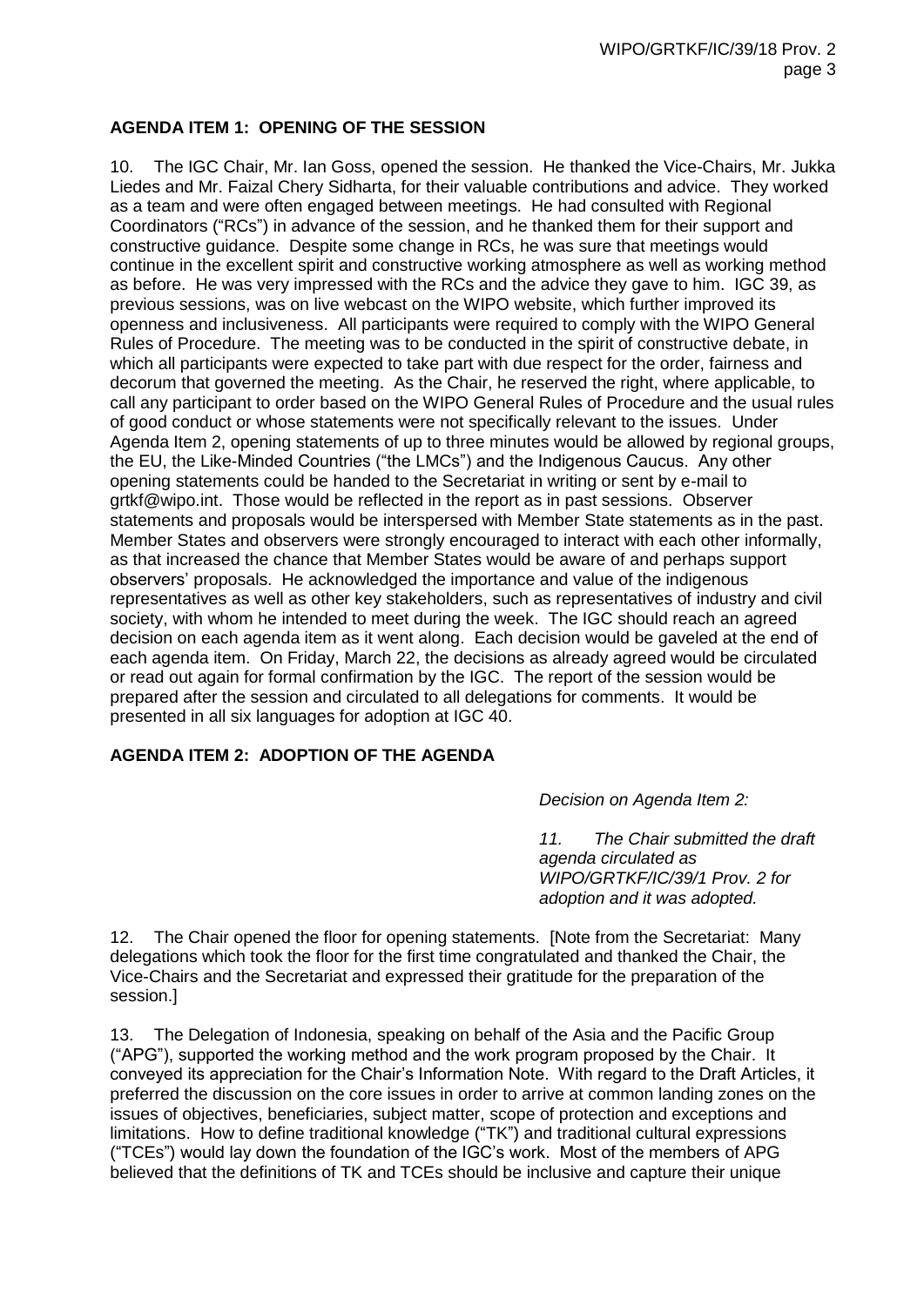**AGENDA ITEM 1: OPENING OF THE SESSION**

10. The IGC Chair, Mr. Ian Goss, opened the session. He thanked the Vice-Chairs, Mr. Jukka Liedes and Mr. Faizal Chery Sidharta, for their valuable contributions and advice. They worked as a team and were often engaged between meetings. He had consulted with Regional Coordinators ("RCs") in advance of the session, and he thanked them for their support and constructive guidance. Despite some change in RCs, he was sure that meetings would continue in the excellent spirit and constructive working atmosphere as well as working method as before. He was very impressed with the RCs and the advice they gave to him. IGC 39, as previous sessions, was on live webcast on the WIPO website, which further improved its openness and inclusiveness. All participants were required to comply with the WIPO General Rules of Procedure. The meeting was to be conducted in the spirit of constructive debate, in which all participants were expected to take part with due respect for the order, fairness and decorum that governed the meeting. As the Chair, he reserved the right, where applicable, to call any participant to order based on the WIPO General Rules of Procedure and the usual rules of good conduct or whose statements were not specifically relevant to the issues. Under Agenda Item 2, opening statements of up to three minutes would be allowed by regional groups, the EU, the Like-Minded Countries ("the LMCs") and the Indigenous Caucus. Any other opening statements could be handed to the Secretariat in writing or sent by e-mail to grtkf@wipo.int. Those would be reflected in the report as in past sessions. Observer statements and proposals would be interspersed with Member State statements as in the past. Member States and observers were strongly encouraged to interact with each other informally, as that increased the chance that Member States would be aware of and perhaps support observers' proposals. He acknowledged the importance and value of the indigenous representatives as well as other key stakeholders, such as representatives of industry and civil society, with whom he intended to meet during the week. The IGC should reach an agreed decision on each agenda item as it went along. Each decision would be gaveled at the end of each agenda item. On Friday, March 22, the decisions as already agreed would be circulated or read out again for formal confirmation by the IGC. The report of the session would be prepared after the session and circulated to all delegations for comments. It would be presented in all six languages for adoption at IGC 40.

**AGENDA ITEM 2: ADOPTION OF THE AGENDA**

*Decision on Agenda Item 2:*

*11. The Chair submitted the draft agenda circulated as WIPO/GRTKF/IC/39/1 Prov. 2 for adoption and it was adopted.*

12. The Chair opened the floor for opening statements. [Note from the Secretariat: Many delegations which took the floor for the first time congratulated and thanked the Chair, the Vice-Chairs and the Secretariat and expressed their gratitude for the preparation of the session.]

13. The Delegation of Indonesia, speaking on behalf of the Asia and the Pacific Group ("APG"), supported the working method and the work program proposed by the Chair. It conveyed its appreciation for the Chair's Information Note. With regard to the Draft Articles, it preferred the discussion on the core issues in order to arrive at common landing zones on the issues of objectives, beneficiaries, subject matter, scope of protection and exceptions and limitations. How to define traditional knowledge ("TK") and traditional cultural expressions ("TCEs") would lay down the foundation of the IGC's work. Most of the members of APG believed that the definitions of TK and TCEs should be inclusive and capture their unique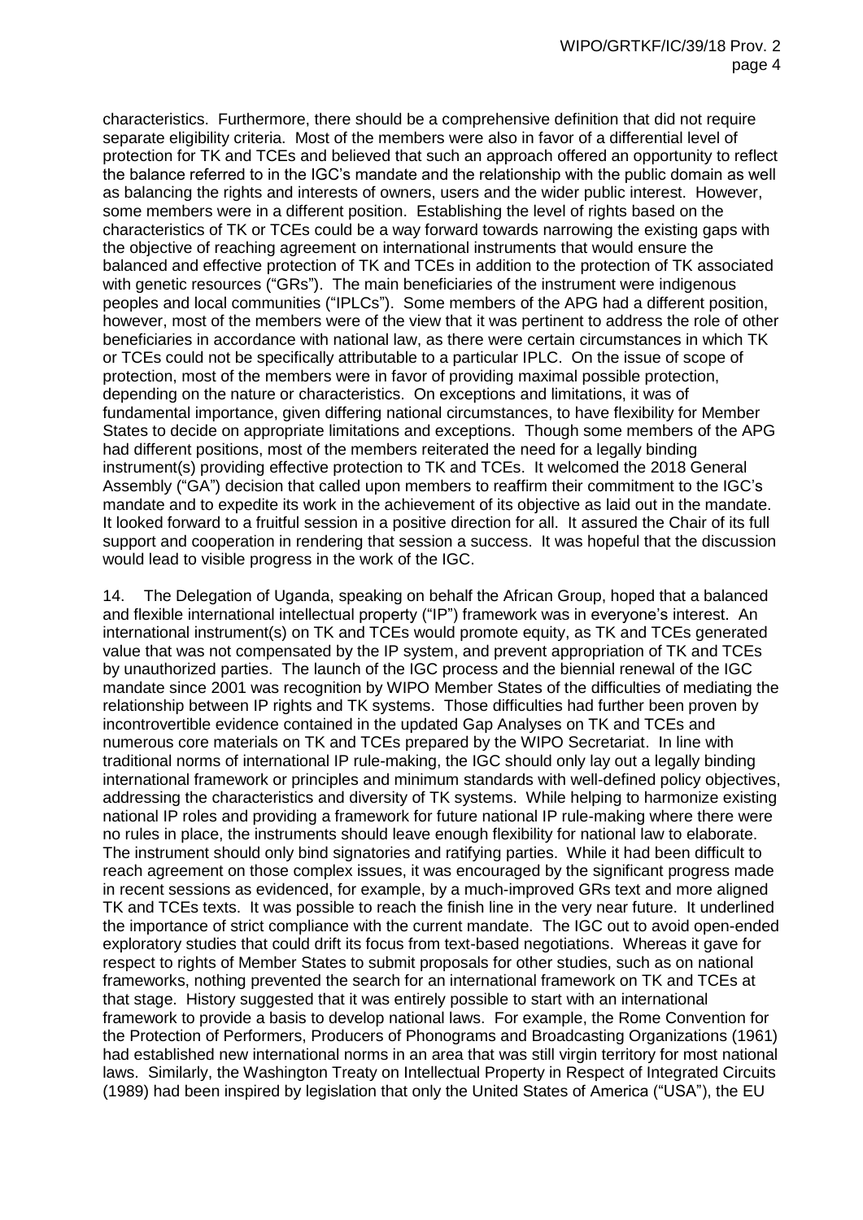characteristics. Furthermore, there should be a comprehensive definition that did not require separate eligibility criteria. Most of the members were also in favor of a differential level of protection for TK and TCEs and believed that such an approach offered an opportunity to reflect the balance referred to in the IGC's mandate and the relationship with the public domain as well as balancing the rights and interests of owners, users and the wider public interest. However, some members were in a different position. Establishing the level of rights based on the characteristics of TK or TCEs could be a way forward towards narrowing the existing gaps with the objective of reaching agreement on international instruments that would ensure the balanced and effective protection of TK and TCEs in addition to the protection of TK associated with genetic resources ("GRs"). The main beneficiaries of the instrument were indigenous peoples and local communities ("IPLCs"). Some members of the APG had a different position, however, most of the members were of the view that it was pertinent to address the role of other beneficiaries in accordance with national law, as there were certain circumstances in which TK or TCEs could not be specifically attributable to a particular IPLC. On the issue of scope of protection, most of the members were in favor of providing maximal possible protection, depending on the nature or characteristics. On exceptions and limitations, it was of fundamental importance, given differing national circumstances, to have flexibility for Member States to decide on appropriate limitations and exceptions. Though some members of the APG had different positions, most of the members reiterated the need for a legally binding instrument(s) providing effective protection to TK and TCEs. It welcomed the 2018 General Assembly ("GA") decision that called upon members to reaffirm their commitment to the IGC's mandate and to expedite its work in the achievement of its objective as laid out in the mandate. It looked forward to a fruitful session in a positive direction for all. It assured the Chair of its full support and cooperation in rendering that session a success. It was hopeful that the discussion would lead to visible progress in the work of the IGC.

14. The Delegation of Uganda, speaking on behalf the African Group, hoped that a balanced and flexible international intellectual property ("IP") framework was in everyone's interest. An international instrument(s) on TK and TCEs would promote equity, as TK and TCEs generated value that was not compensated by the IP system, and prevent appropriation of TK and TCEs by unauthorized parties. The launch of the IGC process and the biennial renewal of the IGC mandate since 2001 was recognition by WIPO Member States of the difficulties of mediating the relationship between IP rights and TK systems. Those difficulties had further been proven by incontrovertible evidence contained in the updated Gap Analyses on TK and TCEs and numerous core materials on TK and TCEs prepared by the WIPO Secretariat. In line with traditional norms of international IP rule-making, the IGC should only lay out a legally binding international framework or principles and minimum standards with well-defined policy objectives, addressing the characteristics and diversity of TK systems. While helping to harmonize existing national IP roles and providing a framework for future national IP rule-making where there were no rules in place, the instruments should leave enough flexibility for national law to elaborate. The instrument should only bind signatories and ratifying parties. While it had been difficult to reach agreement on those complex issues, it was encouraged by the significant progress made in recent sessions as evidenced, for example, by a much-improved GRs text and more aligned TK and TCEs texts. It was possible to reach the finish line in the very near future. It underlined the importance of strict compliance with the current mandate. The IGC out to avoid open-ended exploratory studies that could drift its focus from text-based negotiations. Whereas it gave for respect to rights of Member States to submit proposals for other studies, such as on national frameworks, nothing prevented the search for an international framework on TK and TCEs at that stage. History suggested that it was entirely possible to start with an international framework to provide a basis to develop national laws. For example, the Rome Convention for the Protection of Performers, Producers of Phonograms and Broadcasting Organizations (1961) had established new international norms in an area that was still virgin territory for most national laws. Similarly, the Washington Treaty on Intellectual Property in Respect of Integrated Circuits (1989) had been inspired by legislation that only the United States of America ("USA"), the EU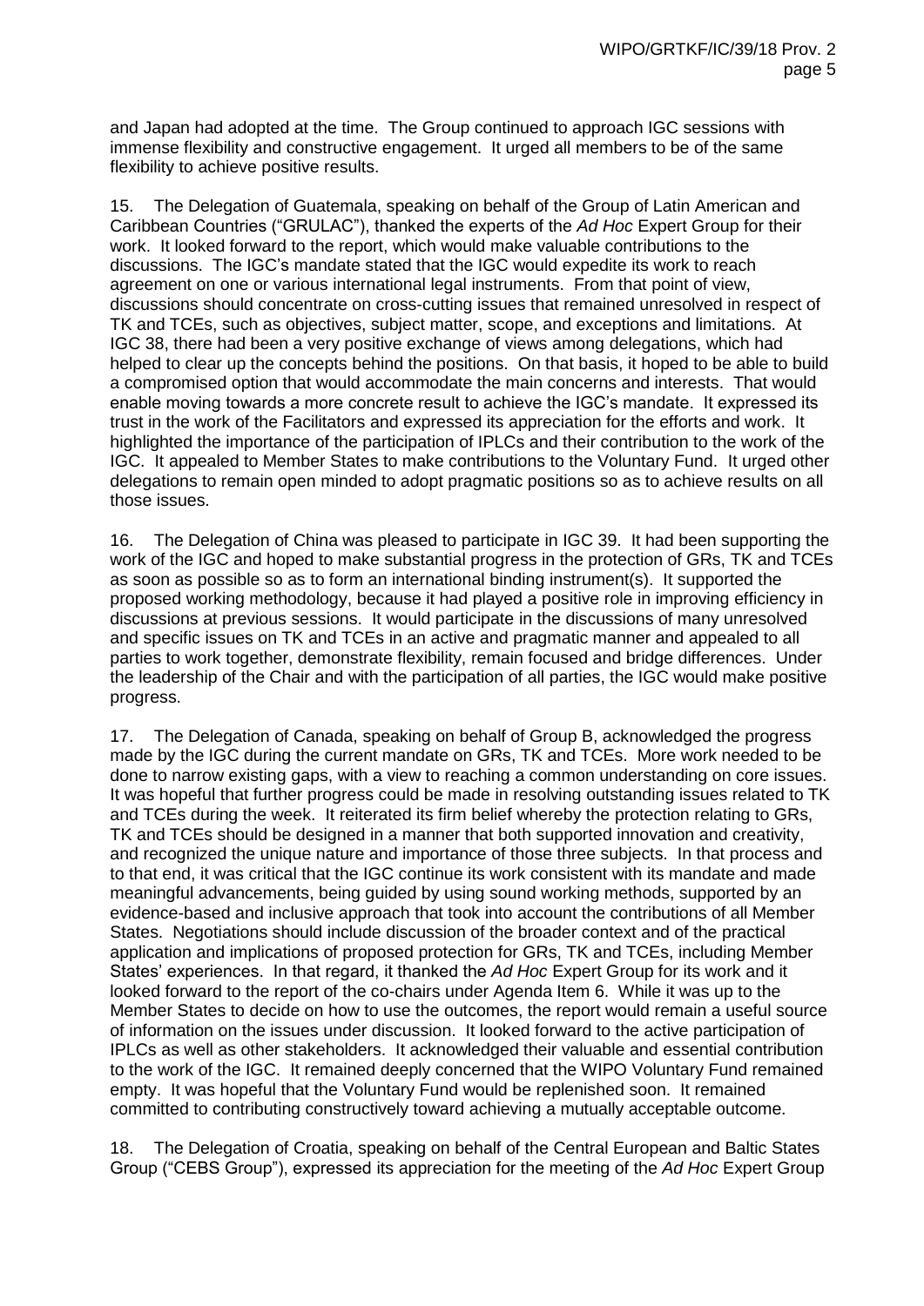and Japan had adopted at the time. The Group continued to approach IGC sessions with immense flexibility and constructive engagement. It urged all members to be of the same flexibility to achieve positive results.

15. The Delegation of Guatemala, speaking on behalf of the Group of Latin American and Caribbean Countries ("GRULAC"), thanked the experts of the *Ad Hoc* Expert Group for their work. It looked forward to the report, which would make valuable contributions to the discussions. The IGC's mandate stated that the IGC would expedite its work to reach agreement on one or various international legal instruments. From that point of view, discussions should concentrate on cross-cutting issues that remained unresolved in respect of TK and TCEs, such as objectives, subject matter, scope, and exceptions and limitations. At IGC 38, there had been a very positive exchange of views among delegations, which had helped to clear up the concepts behind the positions. On that basis, it hoped to be able to build a compromised option that would accommodate the main concerns and interests. That would enable moving towards a more concrete result to achieve the IGC's mandate. It expressed its trust in the work of the Facilitators and expressed its appreciation for the efforts and work. It highlighted the importance of the participation of IPLCs and their contribution to the work of the IGC. It appealed to Member States to make contributions to the Voluntary Fund. It urged other delegations to remain open minded to adopt pragmatic positions so as to achieve results on all those issues.

16. The Delegation of China was pleased to participate in IGC 39. It had been supporting the work of the IGC and hoped to make substantial progress in the protection of GRs, TK and TCEs as soon as possible so as to form an international binding instrument(s). It supported the proposed working methodology, because it had played a positive role in improving efficiency in discussions at previous sessions. It would participate in the discussions of many unresolved and specific issues on TK and TCEs in an active and pragmatic manner and appealed to all parties to work together, demonstrate flexibility, remain focused and bridge differences. Under the leadership of the Chair and with the participation of all parties, the IGC would make positive progress.

17. The Delegation of Canada, speaking on behalf of Group B, acknowledged the progress made by the IGC during the current mandate on GRs, TK and TCEs. More work needed to be done to narrow existing gaps, with a view to reaching a common understanding on core issues. It was hopeful that further progress could be made in resolving outstanding issues related to TK and TCEs during the week. It reiterated its firm belief whereby the protection relating to GRs, TK and TCEs should be designed in a manner that both supported innovation and creativity, and recognized the unique nature and importance of those three subjects. In that process and to that end, it was critical that the IGC continue its work consistent with its mandate and made meaningful advancements, being guided by using sound working methods, supported by an evidence-based and inclusive approach that took into account the contributions of all Member States. Negotiations should include discussion of the broader context and of the practical application and implications of proposed protection for GRs, TK and TCEs, including Member States' experiences. In that regard, it thanked the *Ad Hoc* Expert Group for its work and it looked forward to the report of the co-chairs under Agenda Item 6. While it was up to the Member States to decide on how to use the outcomes, the report would remain a useful source of information on the issues under discussion. It looked forward to the active participation of IPLCs as well as other stakeholders. It acknowledged their valuable and essential contribution to the work of the IGC. It remained deeply concerned that the WIPO Voluntary Fund remained empty. It was hopeful that the Voluntary Fund would be replenished soon. It remained committed to contributing constructively toward achieving a mutually acceptable outcome.

18. The Delegation of Croatia, speaking on behalf of the Central European and Baltic States Group ("CEBS Group"), expressed its appreciation for the meeting of the *Ad Hoc* Expert Group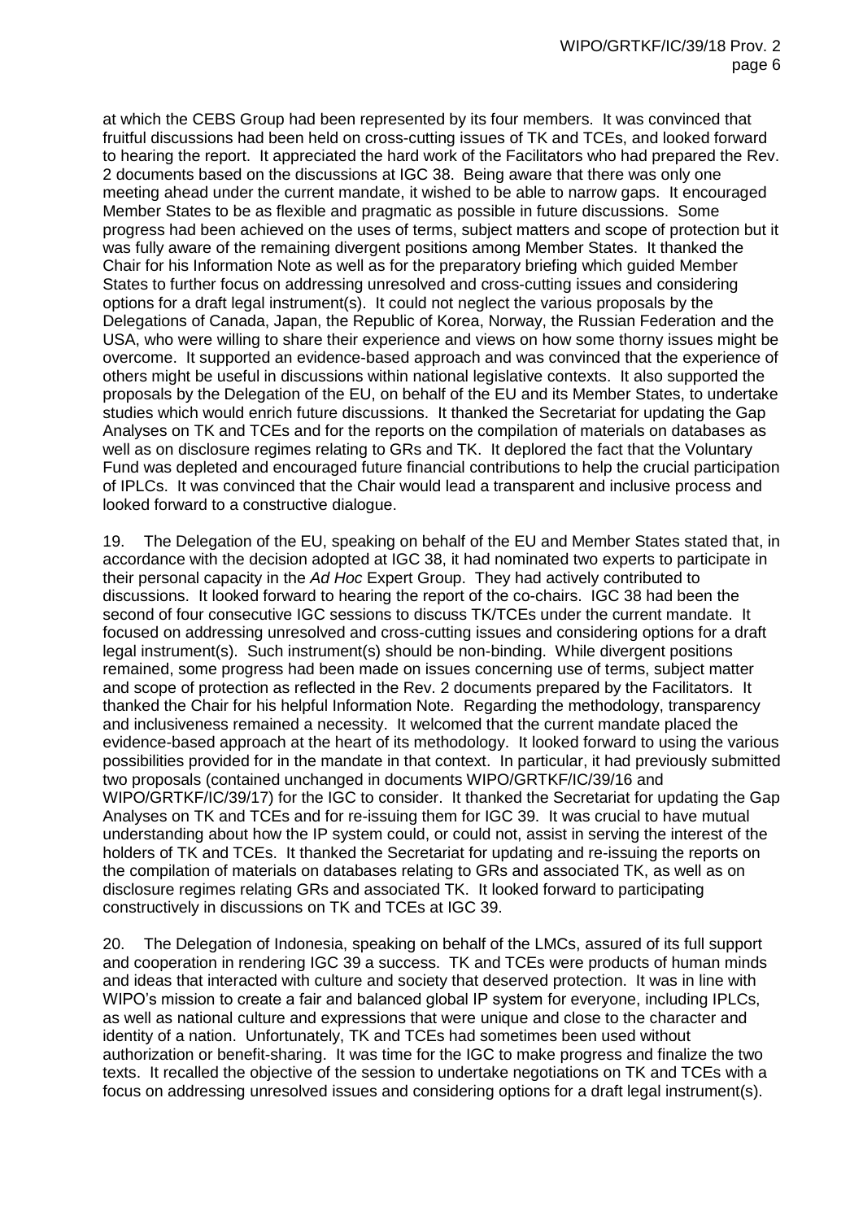at which the CEBS Group had been represented by its four members. It was convinced that fruitful discussions had been held on cross-cutting issues of TK and TCEs, and looked forward to hearing the report. It appreciated the hard work of the Facilitators who had prepared the Rev. 2 documents based on the discussions at IGC 38. Being aware that there was only one meeting ahead under the current mandate, it wished to be able to narrow gaps. It encouraged Member States to be as flexible and pragmatic as possible in future discussions. Some progress had been achieved on the uses of terms, subject matters and scope of protection but it was fully aware of the remaining divergent positions among Member States. It thanked the Chair for his Information Note as well as for the preparatory briefing which guided Member States to further focus on addressing unresolved and cross-cutting issues and considering options for a draft legal instrument(s). It could not neglect the various proposals by the Delegations of Canada, Japan, the Republic of Korea, Norway, the Russian Federation and the USA, who were willing to share their experience and views on how some thorny issues might be overcome. It supported an evidence-based approach and was convinced that the experience of others might be useful in discussions within national legislative contexts. It also supported the proposals by the Delegation of the EU, on behalf of the EU and its Member States, to undertake studies which would enrich future discussions. It thanked the Secretariat for updating the Gap Analyses on TK and TCEs and for the reports on the compilation of materials on databases as well as on disclosure regimes relating to GRs and TK. It deplored the fact that the Voluntary Fund was depleted and encouraged future financial contributions to help the crucial participation of IPLCs. It was convinced that the Chair would lead a transparent and inclusive process and looked forward to a constructive dialogue.

19. The Delegation of the EU, speaking on behalf of the EU and Member States stated that, in accordance with the decision adopted at IGC 38, it had nominated two experts to participate in their personal capacity in the *Ad Hoc* Expert Group. They had actively contributed to discussions. It looked forward to hearing the report of the co-chairs. IGC 38 had been the second of four consecutive IGC sessions to discuss TK/TCEs under the current mandate. It focused on addressing unresolved and cross-cutting issues and considering options for a draft legal instrument(s). Such instrument(s) should be non-binding. While divergent positions remained, some progress had been made on issues concerning use of terms, subject matter and scope of protection as reflected in the Rev. 2 documents prepared by the Facilitators. It thanked the Chair for his helpful Information Note. Regarding the methodology, transparency and inclusiveness remained a necessity. It welcomed that the current mandate placed the evidence-based approach at the heart of its methodology. It looked forward to using the various possibilities provided for in the mandate in that context. In particular, it had previously submitted two proposals (contained unchanged in documents WIPO/GRTKF/IC/39/16 and WIPO/GRTKF/IC/39/17) for the IGC to consider. It thanked the Secretariat for updating the Gap Analyses on TK and TCEs and for re-issuing them for IGC 39. It was crucial to have mutual understanding about how the IP system could, or could not, assist in serving the interest of the holders of TK and TCEs. It thanked the Secretariat for updating and re-issuing the reports on the compilation of materials on databases relating to GRs and associated TK, as well as on disclosure regimes relating GRs and associated TK. It looked forward to participating constructively in discussions on TK and TCEs at IGC 39.

20. The Delegation of Indonesia, speaking on behalf of the LMCs, assured of its full support and cooperation in rendering IGC 39 a success. TK and TCEs were products of human minds and ideas that interacted with culture and society that deserved protection. It was in line with WIPO's mission to create a fair and balanced global IP system for everyone, including IPLCs, as well as national culture and expressions that were unique and close to the character and identity of a nation. Unfortunately, TK and TCEs had sometimes been used without authorization or benefit-sharing. It was time for the IGC to make progress and finalize the two texts. It recalled the objective of the session to undertake negotiations on TK and TCEs with a focus on addressing unresolved issues and considering options for a draft legal instrument(s).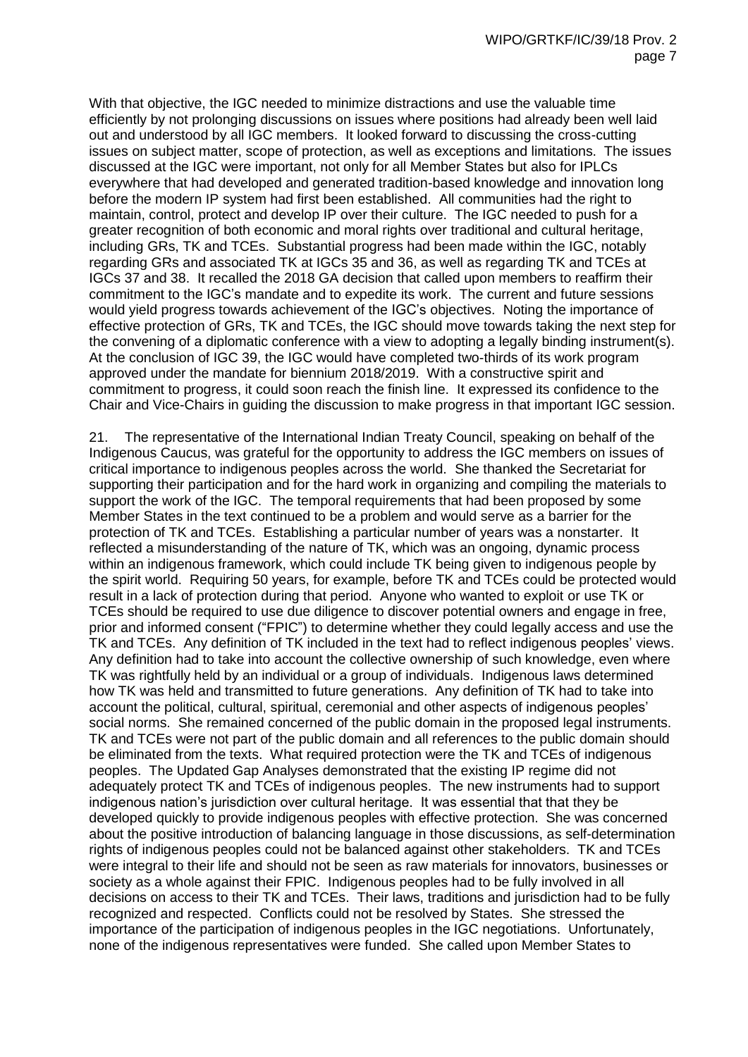With that objective, the IGC needed to minimize distractions and use the valuable time efficiently by not prolonging discussions on issues where positions had already been well laid out and understood by all IGC members. It looked forward to discussing the cross-cutting issues on subject matter, scope of protection, as well as exceptions and limitations. The issues discussed at the IGC were important, not only for all Member States but also for IPLCs everywhere that had developed and generated tradition-based knowledge and innovation long before the modern IP system had first been established. All communities had the right to maintain, control, protect and develop IP over their culture. The IGC needed to push for a greater recognition of both economic and moral rights over traditional and cultural heritage, including GRs, TK and TCEs. Substantial progress had been made within the IGC, notably regarding GRs and associated TK at IGCs 35 and 36, as well as regarding TK and TCEs at IGCs 37 and 38. It recalled the 2018 GA decision that called upon members to reaffirm their commitment to the IGC's mandate and to expedite its work. The current and future sessions would yield progress towards achievement of the IGC's objectives. Noting the importance of effective protection of GRs, TK and TCEs, the IGC should move towards taking the next step for the convening of a diplomatic conference with a view to adopting a legally binding instrument(s). At the conclusion of IGC 39, the IGC would have completed two-thirds of its work program approved under the mandate for biennium 2018/2019. With a constructive spirit and commitment to progress, it could soon reach the finish line. It expressed its confidence to the Chair and Vice-Chairs in guiding the discussion to make progress in that important IGC session.

21. The representative of the International Indian Treaty Council, speaking on behalf of the Indigenous Caucus, was grateful for the opportunity to address the IGC members on issues of critical importance to indigenous peoples across the world. She thanked the Secretariat for supporting their participation and for the hard work in organizing and compiling the materials to support the work of the IGC. The temporal requirements that had been proposed by some Member States in the text continued to be a problem and would serve as a barrier for the protection of TK and TCEs. Establishing a particular number of years was a nonstarter. It reflected a misunderstanding of the nature of TK, which was an ongoing, dynamic process within an indigenous framework, which could include TK being given to indigenous people by the spirit world. Requiring 50 years, for example, before TK and TCEs could be protected would result in a lack of protection during that period. Anyone who wanted to exploit or use TK or TCEs should be required to use due diligence to discover potential owners and engage in free, prior and informed consent ("FPIC") to determine whether they could legally access and use the TK and TCEs. Any definition of TK included in the text had to reflect indigenous peoples' views. Any definition had to take into account the collective ownership of such knowledge, even where TK was rightfully held by an individual or a group of individuals. Indigenous laws determined how TK was held and transmitted to future generations. Any definition of TK had to take into account the political, cultural, spiritual, ceremonial and other aspects of indigenous peoples' social norms. She remained concerned of the public domain in the proposed legal instruments. TK and TCEs were not part of the public domain and all references to the public domain should be eliminated from the texts. What required protection were the TK and TCEs of indigenous peoples. The Updated Gap Analyses demonstrated that the existing IP regime did not adequately protect TK and TCEs of indigenous peoples. The new instruments had to support indigenous nation's jurisdiction over cultural heritage. It was essential that that they be developed quickly to provide indigenous peoples with effective protection. She was concerned about the positive introduction of balancing language in those discussions, as self-determination rights of indigenous peoples could not be balanced against other stakeholders. TK and TCEs were integral to their life and should not be seen as raw materials for innovators, businesses or society as a whole against their FPIC. Indigenous peoples had to be fully involved in all decisions on access to their TK and TCEs. Their laws, traditions and jurisdiction had to be fully recognized and respected. Conflicts could not be resolved by States. She stressed the importance of the participation of indigenous peoples in the IGC negotiations. Unfortunately, none of the indigenous representatives were funded. She called upon Member States to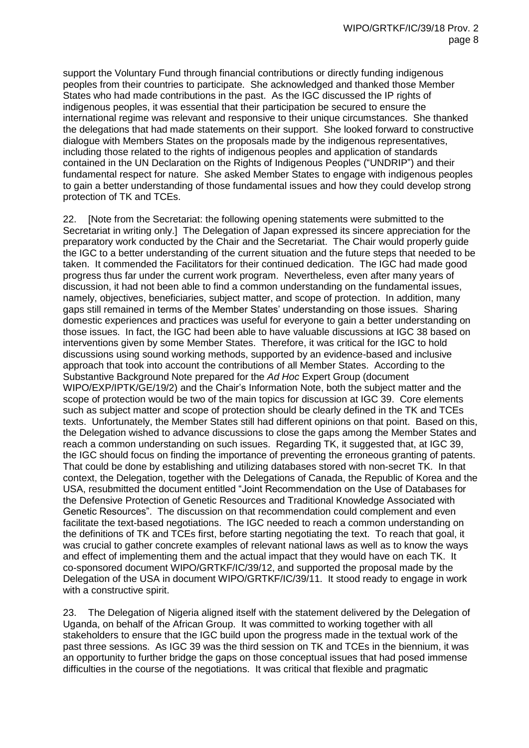support the Voluntary Fund through financial contributions or directly funding indigenous peoples from their countries to participate. She acknowledged and thanked those Member States who had made contributions in the past. As the IGC discussed the IP rights of indigenous peoples, it was essential that their participation be secured to ensure the international regime was relevant and responsive to their unique circumstances. She thanked the delegations that had made statements on their support. She looked forward to constructive dialogue with Members States on the proposals made by the indigenous representatives, including those related to the rights of indigenous peoples and application of standards contained in the UN Declaration on the Rights of Indigenous Peoples ("UNDRIP") and their fundamental respect for nature. She asked Member States to engage with indigenous peoples to gain a better understanding of those fundamental issues and how they could develop strong protection of TK and TCEs.

22. [Note from the Secretariat: the following opening statements were submitted to the Secretariat in writing only.] The Delegation of Japan expressed its sincere appreciation for the preparatory work conducted by the Chair and the Secretariat. The Chair would properly guide the IGC to a better understanding of the current situation and the future steps that needed to be taken. It commended the Facilitators for their continued dedication. The IGC had made good progress thus far under the current work program. Nevertheless, even after many years of discussion, it had not been able to find a common understanding on the fundamental issues, namely, objectives, beneficiaries, subject matter, and scope of protection. In addition, many gaps still remained in terms of the Member States' understanding on those issues. Sharing domestic experiences and practices was useful for everyone to gain a better understanding on those issues. In fact, the IGC had been able to have valuable discussions at IGC 38 based on interventions given by some Member States. Therefore, it was critical for the IGC to hold discussions using sound working methods, supported by an evidence-based and inclusive approach that took into account the contributions of all Member States. According to the Substantive Background Note prepared for the *Ad Hoc* Expert Group (document WIPO/EXP/IPTK/GE/19/2) and the Chair's Information Note, both the subject matter and the scope of protection would be two of the main topics for discussion at IGC 39. Core elements such as subject matter and scope of protection should be clearly defined in the TK and TCEs texts. Unfortunately, the Member States still had different opinions on that point. Based on this, the Delegation wished to advance discussions to close the gaps among the Member States and reach a common understanding on such issues. Regarding TK, it suggested that, at IGC 39, the IGC should focus on finding the importance of preventing the erroneous granting of patents. That could be done by establishing and utilizing databases stored with non-secret TK. In that context, the Delegation, together with the Delegations of Canada, the Republic of Korea and the USA, resubmitted the document entitled "Joint Recommendation on the Use of Databases for the Defensive Protection of Genetic Resources and Traditional Knowledge Associated with Genetic Resources". The discussion on that recommendation could complement and even facilitate the text-based negotiations. The IGC needed to reach a common understanding on the definitions of TK and TCEs first, before starting negotiating the text. To reach that goal, it was crucial to gather concrete examples of relevant national laws as well as to know the ways and effect of implementing them and the actual impact that they would have on each TK. It co-sponsored document WIPO/GRTKF/IC/39/12, and supported the proposal made by the Delegation of the USA in document WIPO/GRTKF/IC/39/11. It stood ready to engage in work with a constructive spirit.

23. The Delegation of Nigeria aligned itself with the statement delivered by the Delegation of Uganda, on behalf of the African Group. It was committed to working together with all stakeholders to ensure that the IGC build upon the progress made in the textual work of the past three sessions. As IGC 39 was the third session on TK and TCEs in the biennium, it was an opportunity to further bridge the gaps on those conceptual issues that had posed immense difficulties in the course of the negotiations. It was critical that flexible and pragmatic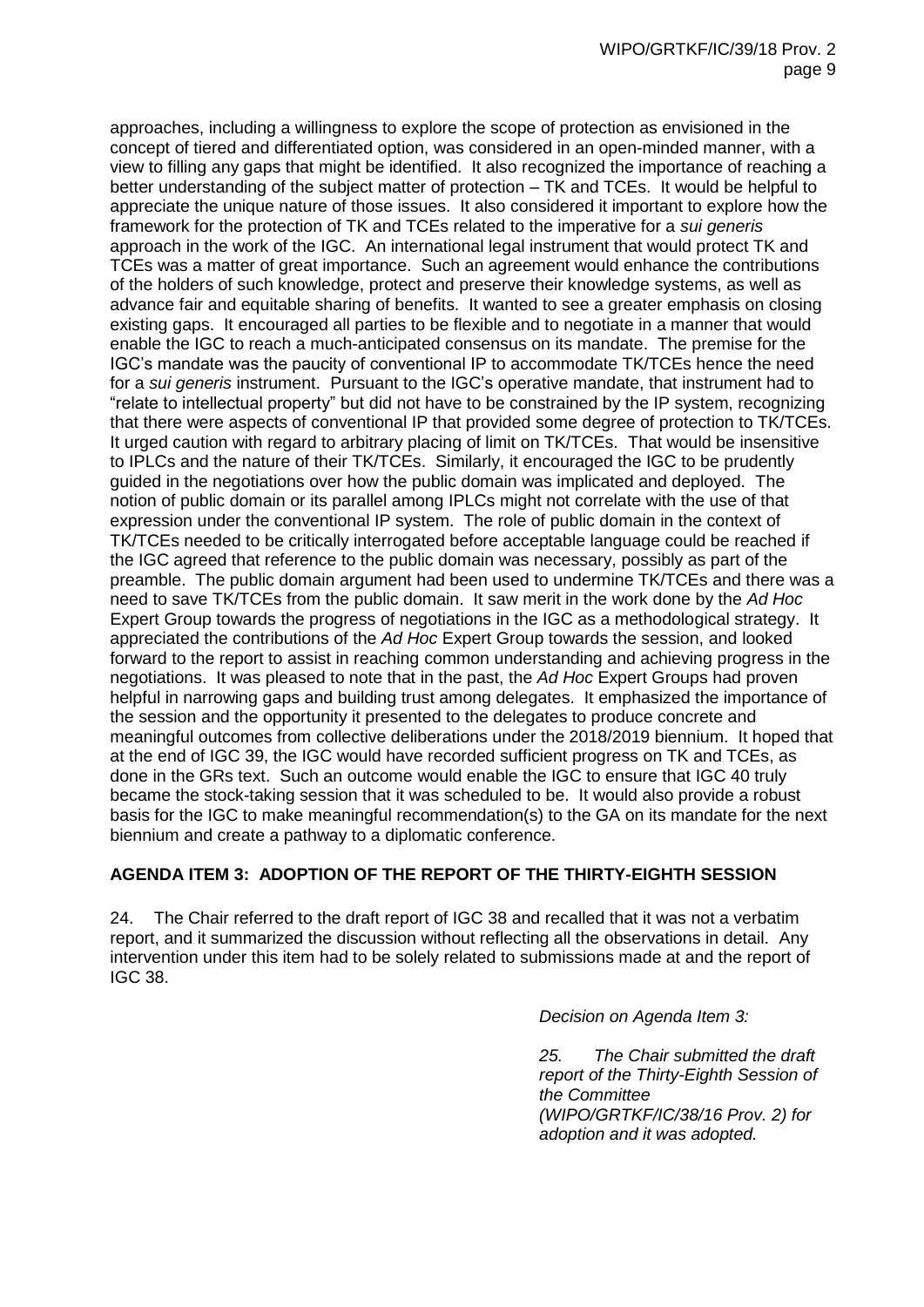approaches, including a willingness to explore the scope of protection as envisioned in the concept of tiered and differentiated option, was considered in an open-minded manner, with a view to filling any gaps that might be identified. It also recognized the importance of reaching a better understanding of the subject matter of protection – TK and TCEs. It would be helpful to appreciate the unique nature of those issues. It also considered it important to explore how the framework for the protection of TK and TCEs related to the imperative for a *sui generis* approach in the work of the IGC. An international legal instrument that would protect TK and TCEs was a matter of great importance. Such an agreement would enhance the contributions of the holders of such knowledge, protect and preserve their knowledge systems, as well as advance fair and equitable sharing of benefits. It wanted to see a greater emphasis on closing existing gaps. It encouraged all parties to be flexible and to negotiate in a manner that would enable the IGC to reach a much-anticipated consensus on its mandate. The premise for the IGC's mandate was the paucity of conventional IP to accommodate TK/TCEs hence the need for a *sui generis* instrument. Pursuant to the IGC's operative mandate, that instrument had to "relate to intellectual property" but did not have to be constrained by the IP system, recognizing that there were aspects of conventional IP that provided some degree of protection to TK/TCEs. It urged caution with regard to arbitrary placing of limit on TK/TCEs. That would be insensitive to IPLCs and the nature of their TK/TCEs. Similarly, it encouraged the IGC to be prudently guided in the negotiations over how the public domain was implicated and deployed. The notion of public domain or its parallel among IPLCs might not correlate with the use of that expression under the conventional IP system. The role of public domain in the context of TK/TCEs needed to be critically interrogated before acceptable language could be reached if the IGC agreed that reference to the public domain was necessary, possibly as part of the preamble. The public domain argument had been used to undermine TK/TCEs and there was a need to save TK/TCEs from the public domain. It saw merit in the work done by the *Ad Hoc* Expert Group towards the progress of negotiations in the IGC as a methodological strategy. It appreciated the contributions of the *Ad Hoc* Expert Group towards the session, and looked forward to the report to assist in reaching common understanding and achieving progress in the negotiations. It was pleased to note that in the past, the *Ad Hoc* Expert Groups had proven helpful in narrowing gaps and building trust among delegates. It emphasized the importance of the session and the opportunity it presented to the delegates to produce concrete and meaningful outcomes from collective deliberations under the 2018/2019 biennium. It hoped that at the end of IGC 39, the IGC would have recorded sufficient progress on TK and TCEs, as done in the GRs text. Such an outcome would enable the IGC to ensure that IGC 40 truly became the stock-taking session that it was scheduled to be. It would also provide a robust basis for the IGC to make meaningful recommendation(s) to the GA on its mandate for the next biennium and create a pathway to a diplomatic conference.

## AGENDA ITEM 3: ADOPTION OF THE REPORT OF THE THIRTY-EIGHTH SESSION

24. The Chair referred to the draft report of IGC 38 and recalled that it was not a verbatim report, and it summarized the discussion without reflecting all the observations in detail. Any intervention under this item had to be solely related to submissions made at and the report of IGC 38.

*Decision on Agenda Item 3:*

*25. The Chair submitted the draft report of the Thirty-Eighth Session of the Committee (WIPO/GRTKF/IC/38/16 Prov. 2) for adoption and it was adopted.*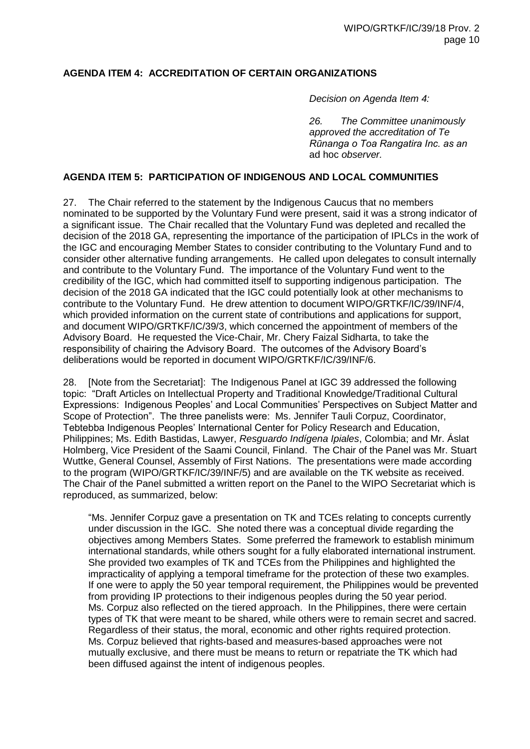**AGENDA ITEM 4: ACCREDITATION OF CERTAIN ORGANIZATIONS**

*Decision on Agenda Item 4:*

*26. The Committee unanimously approved the accreditation of Te Rūnanga o Toa Rangatira Inc. as an* ad hoc *observer.*

**AGENDA ITEM 5: PARTICIPATION OF INDIGENOUS AND LOCAL COMMUNITIES**

27. The Chair referred to the statement by the Indigenous Caucus that no members nominated to be supported by the Voluntary Fund were present, said it was a strong indicator of a significant issue. The Chair recalled that the Voluntary Fund was depleted and recalled the decision of the 2018 GA, representing the importance of the participation of IPLCs in the work of the IGC and encouraging Member States to consider contributing to the Voluntary Fund and to consider other alternative funding arrangements. He called upon delegates to consult internally and contribute to the Voluntary Fund. The importance of the Voluntary Fund went to the credibility of the IGC, which had committed itself to supporting indigenous participation. The decision of the 2018 GA indicated that the IGC could potentially look at other mechanisms to contribute to the Voluntary Fund. He drew attention to document WIPO/GRTKF/IC/39/INF/4, which provided information on the current state of contributions and applications for support, and document WIPO/GRTKF/IC/39/3, which concerned the appointment of members of the Advisory Board. He requested the Vice-Chair, Mr. Chery Faizal Sidharta, to take the responsibility of chairing the Advisory Board. The outcomes of the Advisory Board's deliberations would be reported in document WIPO/GRTKF/IC/39/INF/6.

28. [Note from the Secretariat]: The Indigenous Panel at IGC 39 addressed the following topic: "Draft Articles on Intellectual Property and Traditional Knowledge/Traditional Cultural Expressions: Indigenous Peoples' and Local Communities' Perspectives on Subject Matter and Scope of Protection". The three panelists were: Ms. Jennifer Tauli Corpuz, Coordinator, Tebtebba Indigenous Peoples' International Center for Policy Research and Education, Philippines; Ms. Edith Bastidas, Lawyer, *Resguardo Indígena Ipiales*, Colombia; and Mr. Áslat Holmberg, Vice President of the Saami Council, Finland. The Chair of the Panel was Mr. Stuart Wuttke, General Counsel, Assembly of First Nations. The presentations were made according to the program (WIPO/GRTKF/IC/39/INF/5) and are available on the TK website as received. The Chair of the Panel submitted a written report on the Panel to the WIPO Secretariat which is reproduced, as summarized, below:

> "Ms. Jennifer Corpuz gave a presentation on TK and TCEs relating to concepts currently under discussion in the IGC. She noted there was a conceptual divide regarding the objectives among Members States. Some preferred the framework to establish minimum international standards, while others sought for a fully elaborated international instrument. She provided two examples of TK and TCEs from the Philippines and highlighted the impracticality of applying a temporal timeframe for the protection of these two examples. If one were to apply the 50 year temporal requirement, the Philippines would be prevented from providing IP protections to their indigenous peoples during the 50 year period. Ms. Corpuz also reflected on the tiered approach. In the Philippines, there were certain types of TK that were meant to be shared, while others were to remain secret and sacred. Regardless of their status, the moral, economic and other rights required protection. Ms. Corpuz believed that rights-based and measures-based approaches were not mutually exclusive, and there must be means to return or repatriate the TK which had been diffused against the intent of indigenous peoples.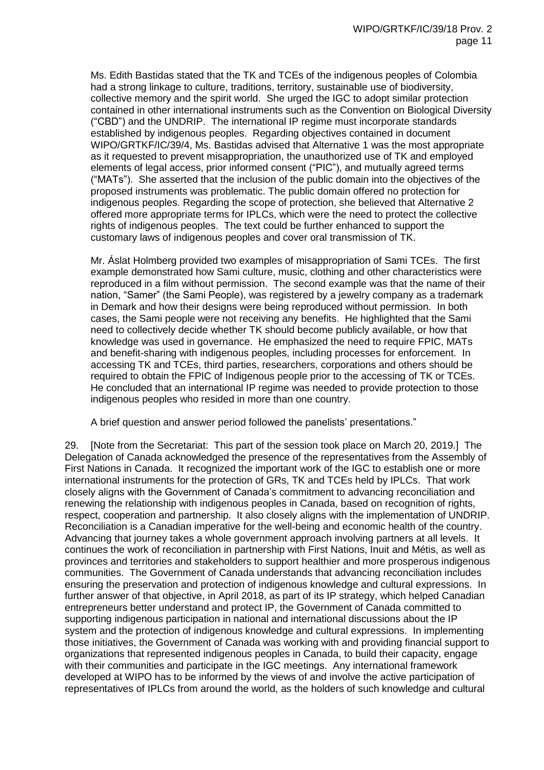Ms. Edith Bastidas stated that the TK and TCEs of the indigenous peoples of Colombia had a strong linkage to culture, traditions, territory, sustainable use of biodiversity, collective memory and the spirit world. She urged the IGC to adopt similar protection contained in other international instruments such as the Convention on Biological Diversity ("CBD") and the UNDRIP. The international IP regime must incorporate standards established by indigenous peoples. Regarding objectives contained in document WIPO/GRTKF/IC/39/4, Ms. Bastidas advised that Alternative 1 was the most appropriate as it requested to prevent misappropriation, the unauthorized use of TK and employed elements of legal access, prior informed consent ("PIC"), and mutually agreed terms ("MATs"). She asserted that the inclusion of the public domain into the objectives of the proposed instruments was problematic. The public domain offered no protection for indigenous peoples. Regarding the scope of protection, she believed that Alternative 2 offered more appropriate terms for IPLCs, which were the need to protect the collective rights of indigenous peoples. The text could be further enhanced to support the customary laws of indigenous peoples and cover oral transmission of TK.

Mr. Áslat Holmberg provided two examples of misappropriation of Sami TCEs. The first example demonstrated how Sami culture, music, clothing and other characteristics were reproduced in a film without permission. The second example was that the name of their nation, "Samer" (the Sami People), was registered by a jewelry company as a trademark in Demark and how their designs were being reproduced without permission. In both cases, the Sami people were not receiving any benefits. He highlighted that the Sami need to collectively decide whether TK should become publicly available, or how that knowledge was used in governance. He emphasized the need to require FPIC, MATs and benefit-sharing with indigenous peoples, including processes for enforcement. In accessing TK and TCEs, third parties, researchers, corporations and others should be required to obtain the FPIC of Indigenous people prior to the accessing of TK or TCEs. He concluded that an international IP regime was needed to provide protection to those indigenous peoples who resided in more than one country.

A brief question and answer period followed the panelists' presentations."

29. [Note from the Secretariat: This part of the session took place on March 20, 2019.] The Delegation of Canada acknowledged the presence of the representatives from the Assembly of First Nations in Canada. It recognized the important work of the IGC to establish one or more international instruments for the protection of GRs, TK and TCEs held by IPLCs. That work closely aligns with the Government of Canada's commitment to advancing reconciliation and renewing the relationship with indigenous peoples in Canada, based on recognition of rights, respect, cooperation and partnership. It also closely aligns with the implementation of UNDRIP. Reconciliation is a Canadian imperative for the well-being and economic health of the country. Advancing that journey takes a whole government approach involving partners at all levels. It continues the work of reconciliation in partnership with First Nations, Inuit and Métis, as well as provinces and territories and stakeholders to support healthier and more prosperous indigenous communities. The Government of Canada understands that advancing reconciliation includes ensuring the preservation and protection of indigenous knowledge and cultural expressions. In further answer of that objective, in April 2018, as part of its IP strategy, which helped Canadian entrepreneurs better understand and protect IP, the Government of Canada committed to supporting indigenous participation in national and international discussions about the IP system and the protection of indigenous knowledge and cultural expressions. In implementing those initiatives, the Government of Canada was working with and providing financial support to organizations that represented indigenous peoples in Canada, to build their capacity, engage with their communities and participate in the IGC meetings. Any international framework developed at WIPO has to be informed by the views of and involve the active participation of representatives of IPLCs from around the world, as the holders of such knowledge and cultural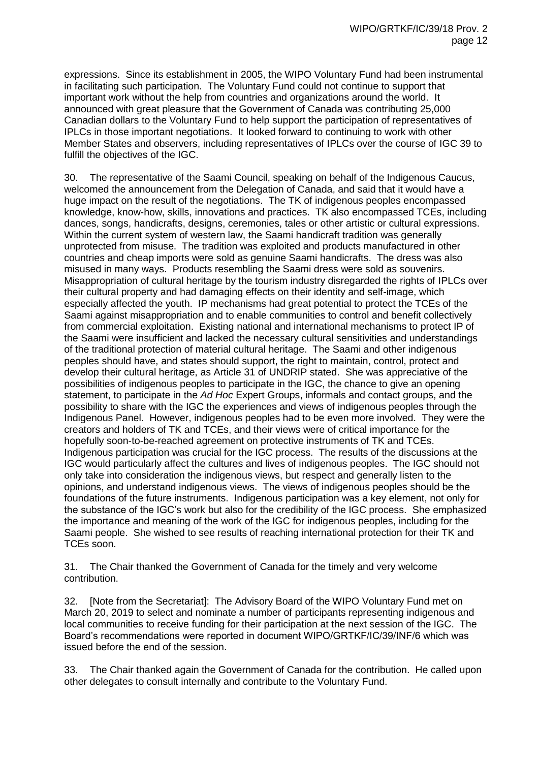expressions. Since its establishment in 2005, the WIPO Voluntary Fund had been instrumental in facilitating such participation. The Voluntary Fund could not continue to support that important work without the help from countries and organizations around the world. It announced with great pleasure that the Government of Canada was contributing 25,000 Canadian dollars to the Voluntary Fund to help support the participation of representatives of IPLCs in those important negotiations. It looked forward to continuing to work with other Member States and observers, including representatives of IPLCs over the course of IGC 39 to fulfill the objectives of the IGC.

30. The representative of the Saami Council, speaking on behalf of the Indigenous Caucus, welcomed the announcement from the Delegation of Canada, and said that it would have a huge impact on the result of the negotiations. The TK of indigenous peoples encompassed knowledge, know-how, skills, innovations and practices. TK also encompassed TCEs, including dances, songs, handicrafts, designs, ceremonies, tales or other artistic or cultural expressions. Within the current system of western law, the Saami handicraft tradition was generally unprotected from misuse. The tradition was exploited and products manufactured in other countries and cheap imports were sold as genuine Saami handicrafts. The dress was also misused in many ways. Products resembling the Saami dress were sold as souvenirs. Misappropriation of cultural heritage by the tourism industry disregarded the rights of IPLCs over their cultural property and had damaging effects on their identity and self-image, which especially affected the youth. IP mechanisms had great potential to protect the TCEs of the Saami against misappropriation and to enable communities to control and benefit collectively from commercial exploitation. Existing national and international mechanisms to protect IP of the Saami were insufficient and lacked the necessary cultural sensitivities and understandings of the traditional protection of material cultural heritage. The Saami and other indigenous peoples should have, and states should support, the right to maintain, control, protect and develop their cultural heritage, as Article 31 of UNDRIP stated. She was appreciative of the possibilities of indigenous peoples to participate in the IGC, the chance to give an opening statement, to participate in the *Ad Hoc* Expert Groups, informals and contact groups, and the possibility to share with the IGC the experiences and views of indigenous peoples through the Indigenous Panel. However, indigenous peoples had to be even more involved. They were the creators and holders of TK and TCEs, and their views were of critical importance for the hopefully soon-to-be-reached agreement on protective instruments of TK and TCEs. Indigenous participation was crucial for the IGC process. The results of the discussions at the IGC would particularly affect the cultures and lives of indigenous peoples. The IGC should not only take into consideration the indigenous views, but respect and generally listen to the opinions, and understand indigenous views. The views of indigenous peoples should be the foundations of the future instruments. Indigenous participation was a key element, not only for the substance of the IGC's work but also for the credibility of the IGC process. She emphasized the importance and meaning of the work of the IGC for indigenous peoples, including for the Saami people. She wished to see results of reaching international protection for their TK and TCEs soon.

31. The Chair thanked the Government of Canada for the timely and very welcome contribution.

32. [Note from the Secretariat]: The Advisory Board of the WIPO Voluntary Fund met on March 20, 2019 to select and nominate a number of participants representing indigenous and local communities to receive funding for their participation at the next session of the IGC. The Board's recommendations were reported in document WIPO/GRTKF/IC/39/INF/6 which was issued before the end of the session.

33. The Chair thanked again the Government of Canada for the contribution. He called upon other delegates to consult internally and contribute to the Voluntary Fund.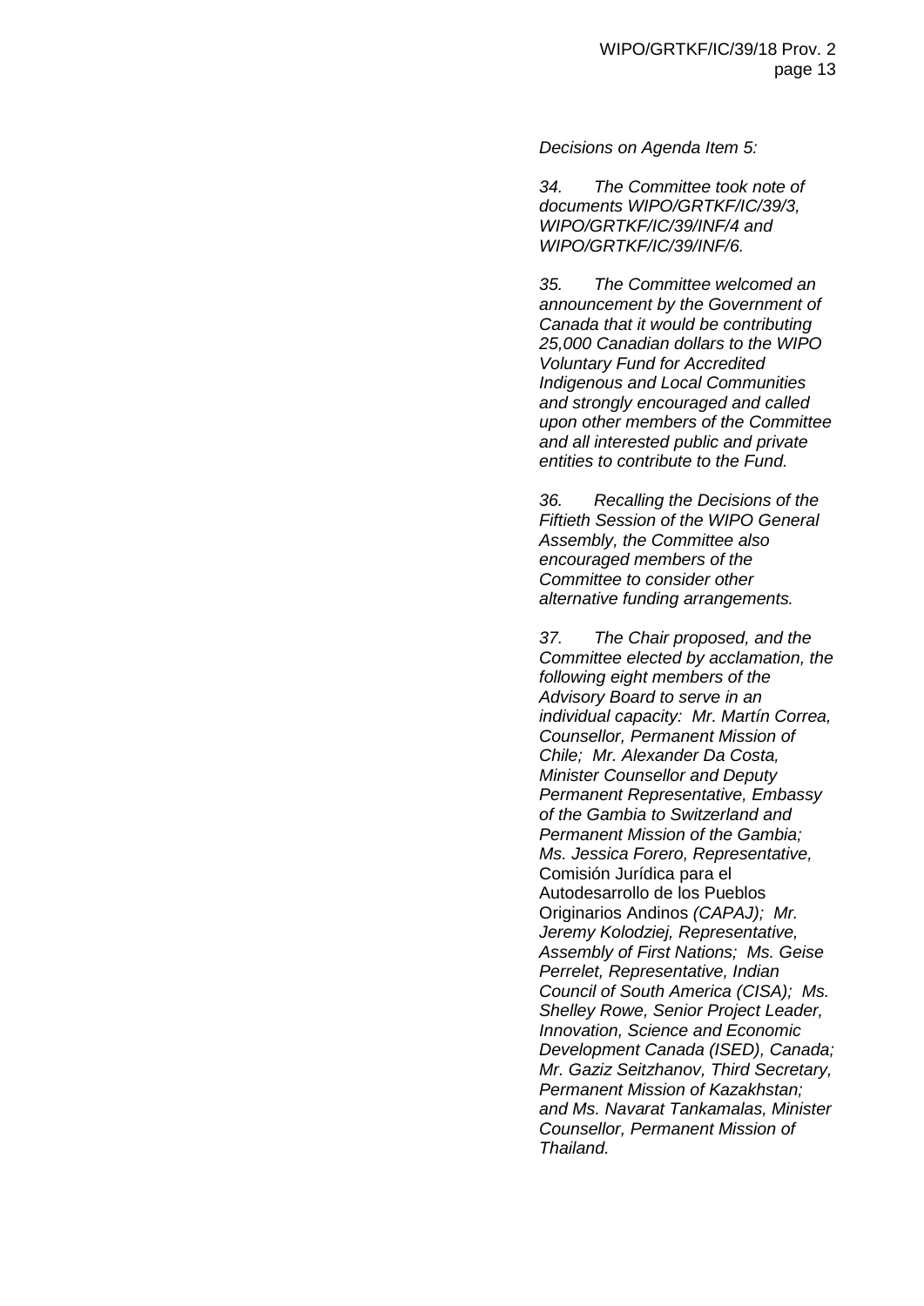*Decisions on Agenda Item 5:*

*34. The Committee took note of documents WIPO/GRTKF/IC/39/3, WIPO/GRTKF/IC/39/INF/4 and WIPO/GRTKF/IC/39/INF/6.*

*35. The Committee welcomed an announcement by the Government of Canada that it would be contributing 25,000 Canadian dollars to the WIPO Voluntary Fund for Accredited Indigenous and Local Communities and strongly encouraged and called upon other members of the Committee and all interested public and private entities to contribute to the Fund.*

*36. Recalling the Decisions of the Fiftieth Session of the WIPO General Assembly, the Committee also encouraged members of the Committee to consider other alternative funding arrangements.*

*37. The Chair proposed, and the Committee elected by acclamation, the following eight members of the Advisory Board to serve in an individual capacity: Mr. Martín Correa, Counsellor, Permanent Mission of Chile; Mr. Alexander Da Costa, Minister Counsellor and Deputy Permanent Representative, Embassy of the Gambia to Switzerland and Permanent Mission of the Gambia; Ms. Jessica Forero, Representative,* Comisión Jurídica para el Autodesarrollo de los Pueblos Originarios Andinos *(CAPAJ); Mr. Jeremy Kolodziej, Representative, Assembly of First Nations; Ms. Geise Perrelet, Representative, Indian Council of South America (CISA); Ms. Shelley Rowe, Senior Project Leader, Innovation, Science and Economic Development Canada (ISED), Canada; Mr. Gaziz Seitzhanov, Third Secretary, Permanent Mission of Kazakhstan; and Ms. Navarat Tankamalas, Minister Counsellor, Permanent Mission of Thailand.*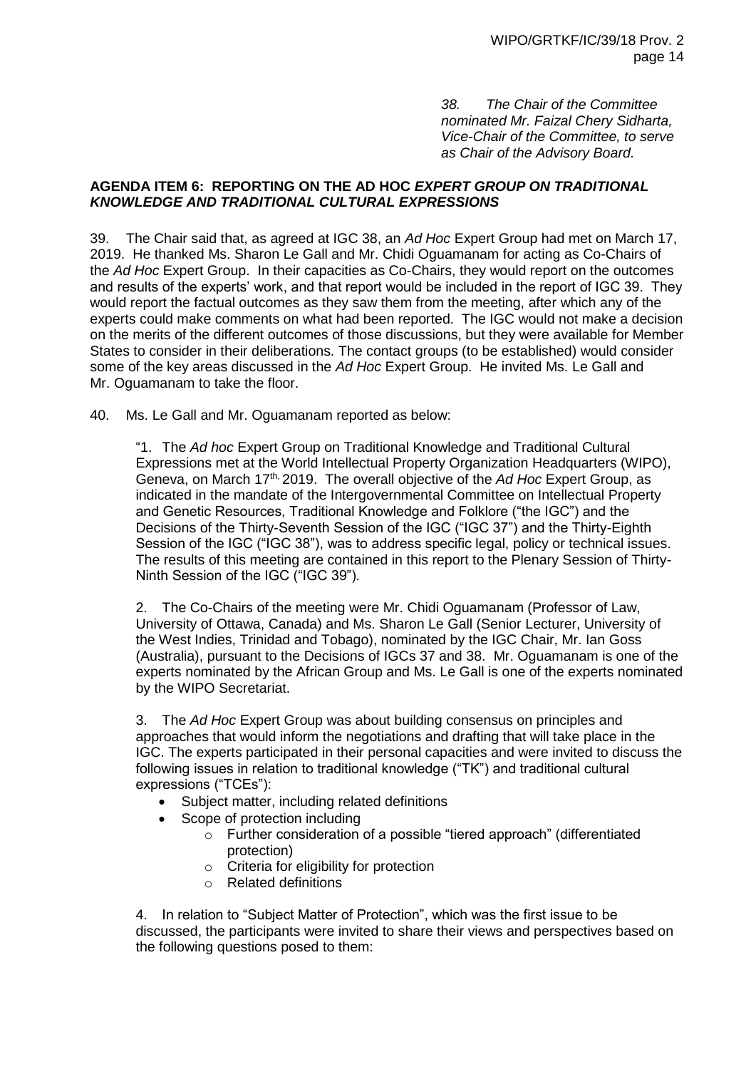*38. The Chair of the Committee nominated Mr. Faizal Chery Sidharta, Vice-Chair of the Committee, to serve as Chair of the Advisory Board.*

**AGENDA ITEM 6: REPORTING ON THE AD HOC *EXPERT GROUP ON TRADITIONAL KNOWLEDGE AND TRADITIONAL CULTURAL EXPRESSIONS***

39. The Chair said that, as agreed at IGC 38, an *Ad Hoc* Expert Group had met on March 17, 2019. He thanked Ms. Sharon Le Gall and Mr. Chidi Oguamanam for acting as Co-Chairs of the *Ad Hoc* Expert Group. In their capacities as Co-Chairs, they would report on the outcomes and results of the experts' work, and that report would be included in the report of IGC 39. They would report the factual outcomes as they saw them from the meeting, after which any of the experts could make comments on what had been reported. The IGC would not make a decision on the merits of the different outcomes of those discussions, but they were available for Member States to consider in their deliberations. The contact groups (to be established) would consider some of the key areas discussed in the *Ad Hoc* Expert Group. He invited Ms. Le Gall and Mr. Oguamanam to take the floor.

40. Ms. Le Gall and Mr. Oguamanam reported as below:

"1. The *Ad hoc* Expert Group on Traditional Knowledge and Traditional Cultural Expressions met at the World Intellectual Property Organization Headquarters (WIPO), Geneva, on March 17th, 2019. The overall objective of the *Ad Hoc* Expert Group, as indicated in the mandate of the Intergovernmental Committee on Intellectual Property and Genetic Resources, Traditional Knowledge and Folklore ("the IGC") and the Decisions of the Thirty-Seventh Session of the IGC ("IGC 37") and the Thirty-Eighth Session of the IGC ("IGC 38"), was to address specific legal, policy or technical issues. The results of this meeting are contained in this report to the Plenary Session of Thirty-Ninth Session of the IGC ("IGC 39").

2. The Co-Chairs of the meeting were Mr. Chidi Oguamanam (Professor of Law, University of Ottawa, Canada) and Ms. Sharon Le Gall (Senior Lecturer, University of the West Indies, Trinidad and Tobago), nominated by the IGC Chair, Mr. Ian Goss (Australia), pursuant to the Decisions of IGCs 37 and 38. Mr. Oguamanam is one of the experts nominated by the African Group and Ms. Le Gall is one of the experts nominated by the WIPO Secretariat.

3. The *Ad Hoc* Expert Group was about building consensus on principles and approaches that would inform the negotiations and drafting that will take place in the IGC. The experts participated in their personal capacities and were invited to discuss the following issues in relation to traditional knowledge ("TK") and traditional cultural expressions ("TCEs"):

- Subject matter, including related definitions
- Scope of protection including
  - Further consideration of a possible "tiered approach" (differentiated protection)
  - Criteria for eligibility for protection
  - Related definitions

4. In relation to "Subject Matter of Protection", which was the first issue to be discussed, the participants were invited to share their views and perspectives based on the following questions posed to them: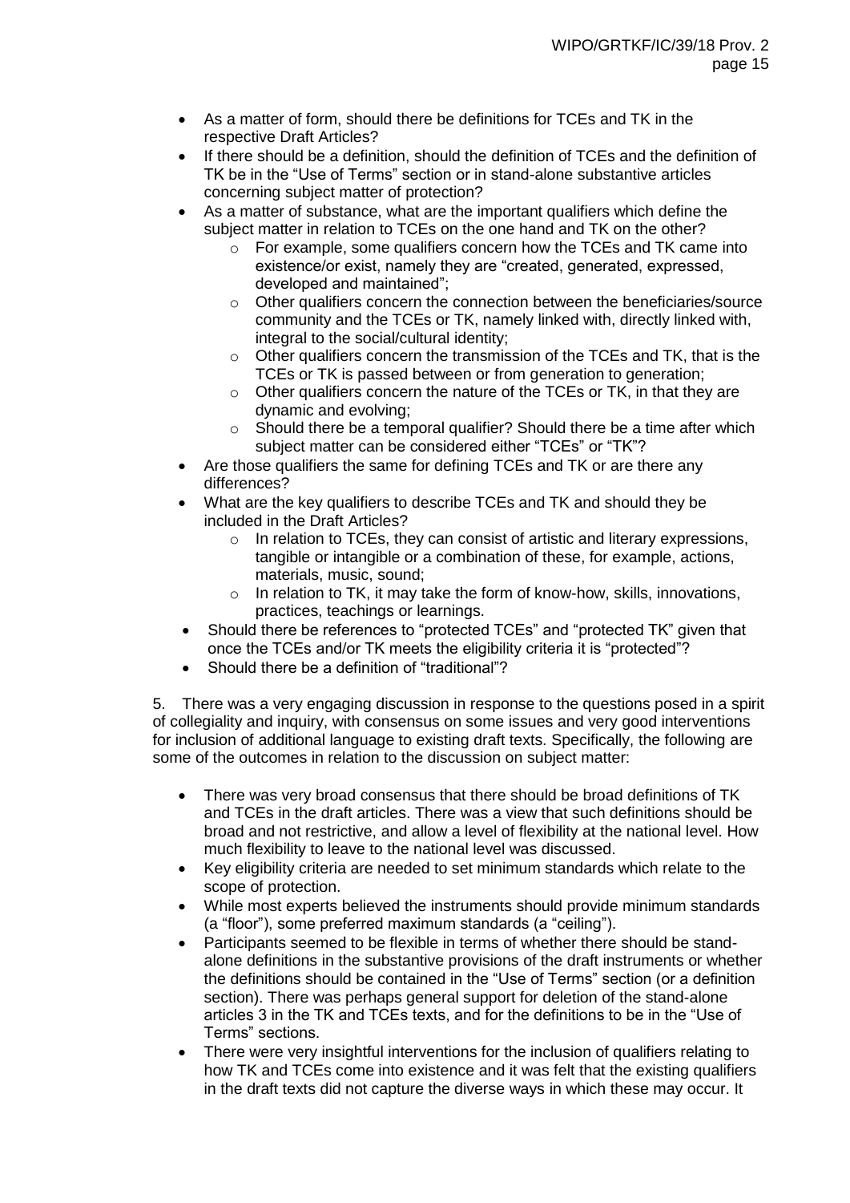- As a matter of form, should there be definitions for TCEs and TK in the respective Draft Articles?
- If there should be a definition, should the definition of TCEs and the definition of TK be in the "Use of Terms" section or in stand-alone substantive articles concerning subject matter of protection?
- As a matter of substance, what are the important qualifiers which define the subject matter in relation to TCEs on the one hand and TK on the other?
  - For example, some qualifiers concern how the TCEs and TK came into existence/or exist, namely they are "created, generated, expressed, developed and maintained";
  - Other qualifiers concern the connection between the beneficiaries/source community and the TCEs or TK, namely linked with, directly linked with, integral to the social/cultural identity;
  - Other qualifiers concern the transmission of the TCEs and TK, that is the TCEs or TK is passed between or from generation to generation;
  - Other qualifiers concern the nature of the TCEs or TK, in that they are dynamic and evolving;
  - Should there be a temporal qualifier? Should there be a time after which subject matter can be considered either "TCEs" or "TK"?
- Are those qualifiers the same for defining TCEs and TK or are there any differences?
- What are the key qualifiers to describe TCEs and TK and should they be included in the Draft Articles?
  - In relation to TCEs, they can consist of artistic and literary expressions, tangible or intangible or a combination of these, for example, actions, materials, music, sound;
  - In relation to TK, it may take the form of know-how, skills, innovations, practices, teachings or learnings.
- Should there be references to "protected TCEs" and "protected TK" given that once the TCEs and/or TK meets the eligibility criteria it is "protected"?
- Should there be a definition of "traditional"?

5. There was a very engaging discussion in response to the questions posed in a spirit of collegiality and inquiry, with consensus on some issues and very good interventions for inclusion of additional language to existing draft texts. Specifically, the following are some of the outcomes in relation to the discussion on subject matter:

- There was very broad consensus that there should be broad definitions of TK and TCEs in the draft articles. There was a view that such definitions should be broad and not restrictive, and allow a level of flexibility at the national level. How much flexibility to leave to the national level was discussed.
- Key eligibility criteria are needed to set minimum standards which relate to the scope of protection.
- While most experts believed the instruments should provide minimum standards (a "floor"), some preferred maximum standards (a "ceiling").
- Participants seemed to be flexible in terms of whether there should be stand-alone definitions in the substantive provisions of the draft instruments or whether the definitions should be contained in the "Use of Terms" section (or a definition section). There was perhaps general support for deletion of the stand-alone articles 3 in the TK and TCEs texts, and for the definitions to be in the "Use of Terms" sections.
- There were very insightful interventions for the inclusion of qualifiers relating to how TK and TCEs come into existence and it was felt that the existing qualifiers in the draft texts did not capture the diverse ways in which these may occur. It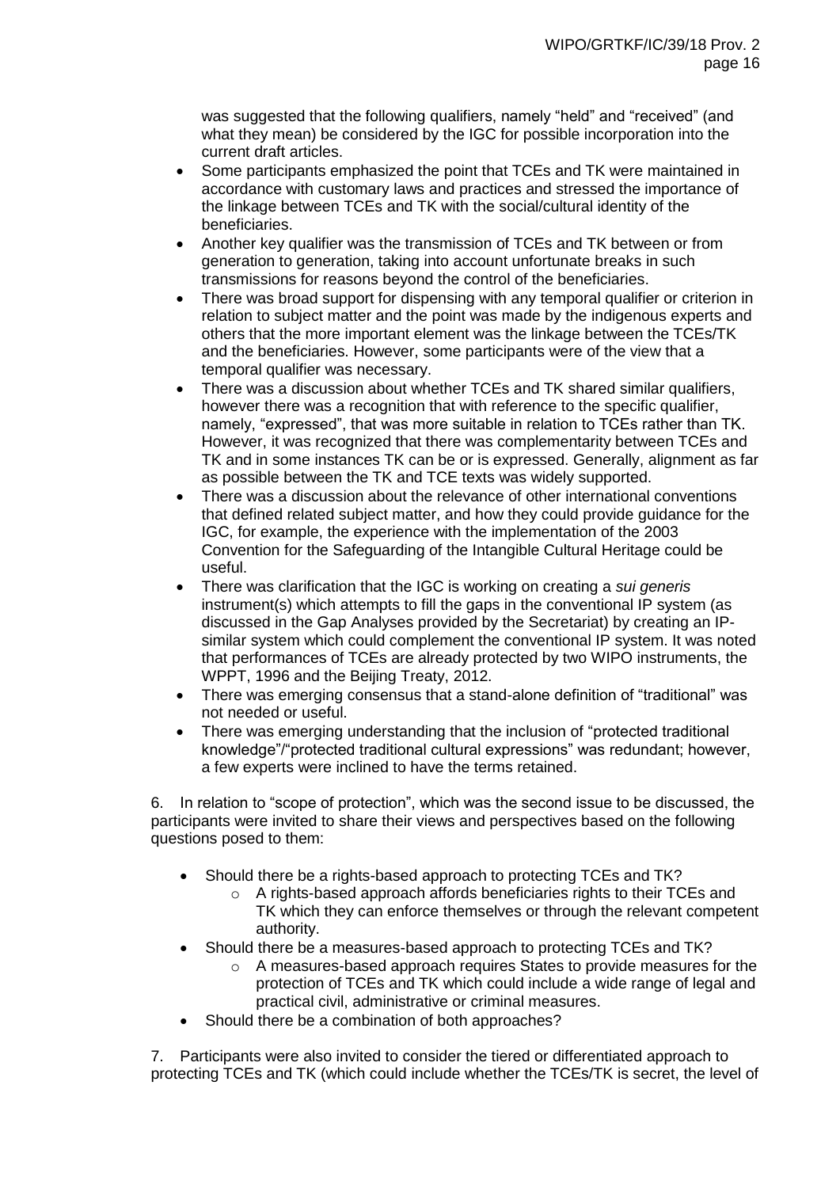was suggested that the following qualifiers, namely "held" and "received" (and what they mean) be considered by the IGC for possible incorporation into the current draft articles.

- Some participants emphasized the point that TCEs and TK were maintained in accordance with customary laws and practices and stressed the importance of the linkage between TCEs and TK with the social/cultural identity of the beneficiaries.
- Another key qualifier was the transmission of TCEs and TK between or from generation to generation, taking into account unfortunate breaks in such transmissions for reasons beyond the control of the beneficiaries.
- There was broad support for dispensing with any temporal qualifier or criterion in relation to subject matter and the point was made by the indigenous experts and others that the more important element was the linkage between the TCEs/TK and the beneficiaries. However, some participants were of the view that a temporal qualifier was necessary.
- There was a discussion about whether TCEs and TK shared similar qualifiers, however there was a recognition that with reference to the specific qualifier, namely, "expressed", that was more suitable in relation to TCEs rather than TK. However, it was recognized that there was complementarity between TCEs and TK and in some instances TK can be or is expressed. Generally, alignment as far as possible between the TK and TCE texts was widely supported.
- There was a discussion about the relevance of other international conventions that defined related subject matter, and how they could provide guidance for the IGC, for example, the experience with the implementation of the 2003 Convention for the Safeguarding of the Intangible Cultural Heritage could be useful.
- There was clarification that the IGC is working on creating a *sui generis* instrument(s) which attempts to fill the gaps in the conventional IP system (as discussed in the Gap Analyses provided by the Secretariat) by creating an IP-similar system which could complement the conventional IP system. It was noted that performances of TCEs are already protected by two WIPO instruments, the WPPT, 1996 and the Beijing Treaty, 2012.
- There was emerging consensus that a stand-alone definition of "traditional" was not needed or useful.
- There was emerging understanding that the inclusion of "protected traditional knowledge"/"protected traditional cultural expressions" was redundant; however, a few experts were inclined to have the terms retained.

6. In relation to "scope of protection", which was the second issue to be discussed, the participants were invited to share their views and perspectives based on the following questions posed to them:

- Should there be a rights-based approach to protecting TCEs and TK?
  - A rights-based approach affords beneficiaries rights to their TCEs and TK which they can enforce themselves or through the relevant competent authority.
- Should there be a measures-based approach to protecting TCEs and TK?
  - A measures-based approach requires States to provide measures for the protection of TCEs and TK which could include a wide range of legal and practical civil, administrative or criminal measures.
- Should there be a combination of both approaches?

7. Participants were also invited to consider the tiered or differentiated approach to protecting TCEs and TK (which could include whether the TCEs/TK is secret, the level of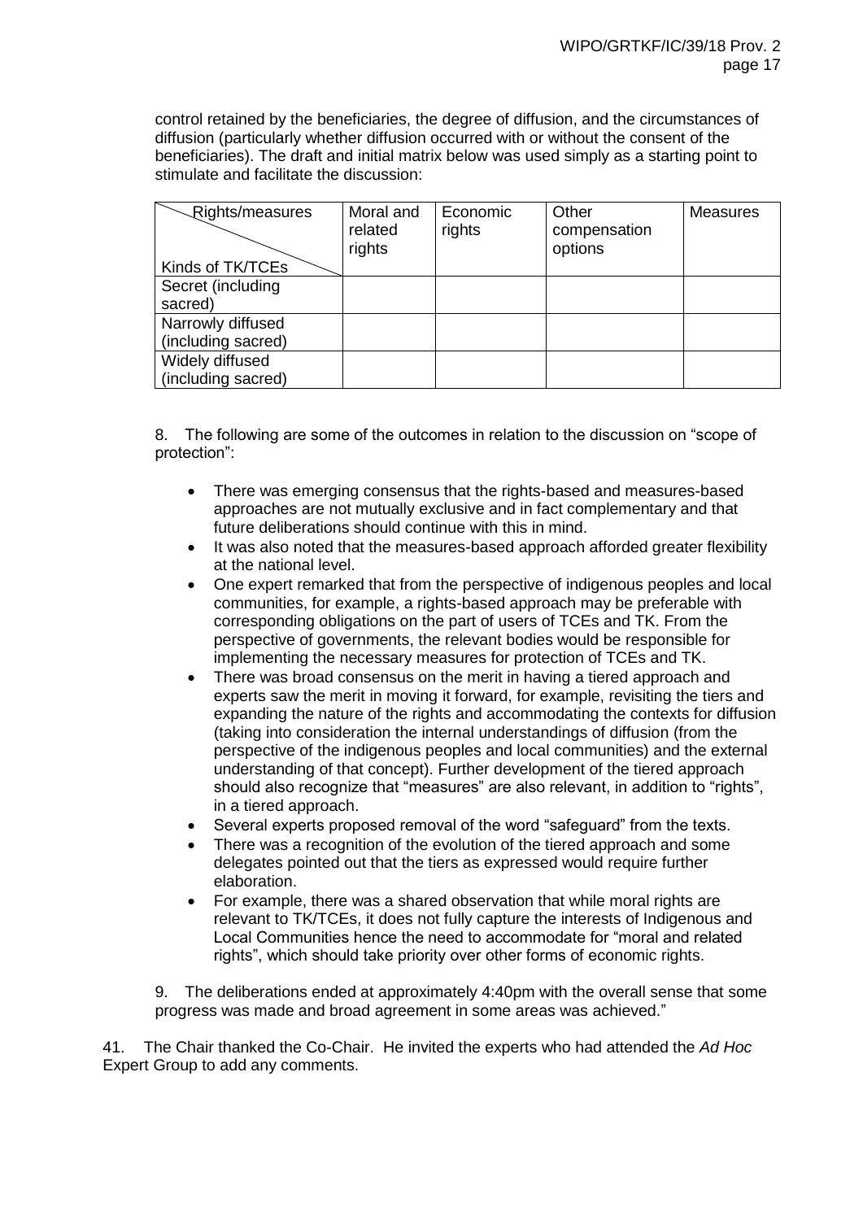control retained by the beneficiaries, the degree of diffusion, and the circumstances of diffusion (particularly whether diffusion occurred with or without the consent of the beneficiaries). The draft and initial matrix below was used simply as a starting point to stimulate and facilitate the discussion:

| Rights/measures<br><br>Kinds of TK/TCEs | Moral and related rights | Economic rights | Other compensation options | Measures |
|---|---|---|---|---|
| Secret (including sacred) | | | | |
| Narrowly diffused (including sacred) | | | | |
| Widely diffused (including sacred) | | | | |

8. The following are some of the outcomes in relation to the discussion on "scope of protection":

- There was emerging consensus that the rights-based and measures-based approaches are not mutually exclusive and in fact complementary and that future deliberations should continue with this in mind.
- It was also noted that the measures-based approach afforded greater flexibility at the national level.
- One expert remarked that from the perspective of indigenous peoples and local communities, for example, a rights-based approach may be preferable with corresponding obligations on the part of users of TCEs and TK. From the perspective of governments, the relevant bodies would be responsible for implementing the necessary measures for protection of TCEs and TK.
- There was broad consensus on the merit in having a tiered approach and experts saw the merit in moving it forward, for example, revisiting the tiers and expanding the nature of the rights and accommodating the contexts for diffusion (taking into consideration the internal understandings of diffusion (from the perspective of the indigenous peoples and local communities) and the external understanding of that concept). Further development of the tiered approach should also recognize that "measures" are also relevant, in addition to "rights", in a tiered approach.
- Several experts proposed removal of the word "safeguard" from the texts.
- There was a recognition of the evolution of the tiered approach and some delegates pointed out that the tiers as expressed would require further elaboration.
- For example, there was a shared observation that while moral rights are relevant to TK/TCEs, it does not fully capture the interests of Indigenous and Local Communities hence the need to accommodate for "moral and related rights", which should take priority over other forms of economic rights.

9. The deliberations ended at approximately 4:40pm with the overall sense that some progress was made and broad agreement in some areas was achieved."

41. The Chair thanked the Co-Chair. He invited the experts who had attended the *Ad Hoc* Expert Group to add any comments.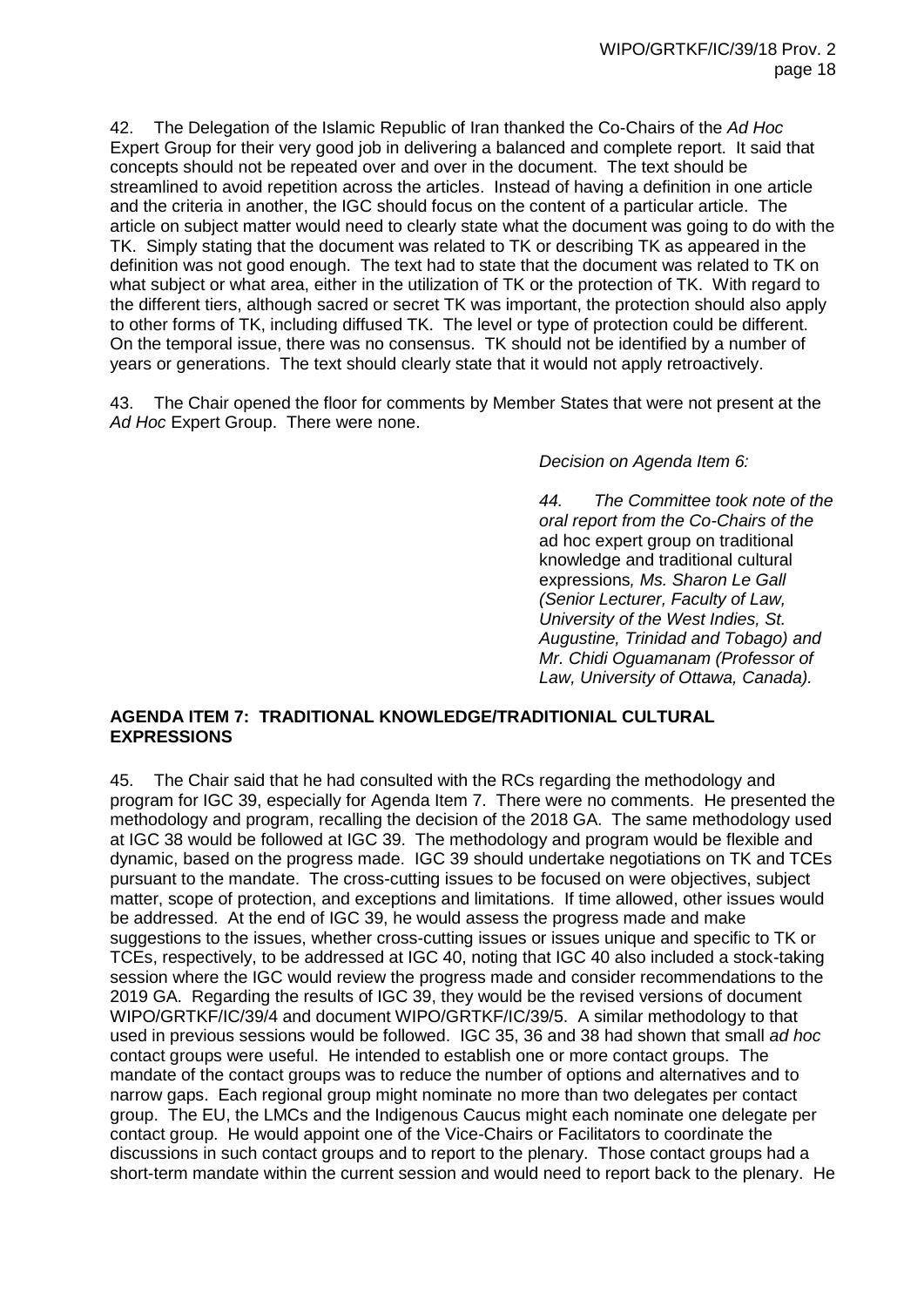42. The Delegation of the Islamic Republic of Iran thanked the Co-Chairs of the *Ad Hoc* Expert Group for their very good job in delivering a balanced and complete report. It said that concepts should not be repeated over and over in the document. The text should be streamlined to avoid repetition across the articles. Instead of having a definition in one article and the criteria in another, the IGC should focus on the content of a particular article. The article on subject matter would need to clearly state what the document was going to do with the TK. Simply stating that the document was related to TK or describing TK as appeared in the definition was not good enough. The text had to state that the document was related to TK on what subject or what area, either in the utilization of TK or the protection of TK. With regard to the different tiers, although sacred or secret TK was important, the protection should also apply to other forms of TK, including diffused TK. The level or type of protection could be different. On the temporal issue, there was no consensus. TK should not be identified by a number of years or generations. The text should clearly state that it would not apply retroactively.

43. The Chair opened the floor for comments by Member States that were not present at the *Ad Hoc* Expert Group. There were none.

*Decision on Agenda Item 6:*

*44. The Committee took note of the oral report from the Co-Chairs of the* ad hoc expert group on traditional knowledge and traditional cultural expressions*, Ms. Sharon Le Gall (Senior Lecturer, Faculty of Law, University of the West Indies, St. Augustine, Trinidad and Tobago) and Mr. Chidi Oguamanam (Professor of Law, University of Ottawa, Canada).*

## AGENDA ITEM 7: TRADITIONAL KNOWLEDGE/TRADITIONIAL CULTURAL EXPRESSIONS

45. The Chair said that he had consulted with the RCs regarding the methodology and program for IGC 39, especially for Agenda Item 7. There were no comments. He presented the methodology and program, recalling the decision of the 2018 GA. The same methodology used at IGC 38 would be followed at IGC 39. The methodology and program would be flexible and dynamic, based on the progress made. IGC 39 should undertake negotiations on TK and TCEs pursuant to the mandate. The cross-cutting issues to be focused on were objectives, subject matter, scope of protection, and exceptions and limitations. If time allowed, other issues would be addressed. At the end of IGC 39, he would assess the progress made and make suggestions to the issues, whether cross-cutting issues or issues unique and specific to TK or TCEs, respectively, to be addressed at IGC 40, noting that IGC 40 also included a stock-taking session where the IGC would review the progress made and consider recommendations to the 2019 GA. Regarding the results of IGC 39, they would be the revised versions of document WIPO/GRTKF/IC/39/4 and document WIPO/GRTKF/IC/39/5. A similar methodology to that used in previous sessions would be followed. IGC 35, 36 and 38 had shown that small *ad hoc* contact groups were useful. He intended to establish one or more contact groups. The mandate of the contact groups was to reduce the number of options and alternatives and to narrow gaps. Each regional group might nominate no more than two delegates per contact group. The EU, the LMCs and the Indigenous Caucus might each nominate one delegate per contact group. He would appoint one of the Vice-Chairs or Facilitators to coordinate the discussions in such contact groups and to report to the plenary. Those contact groups had a short-term mandate within the current session and would need to report back to the plenary. He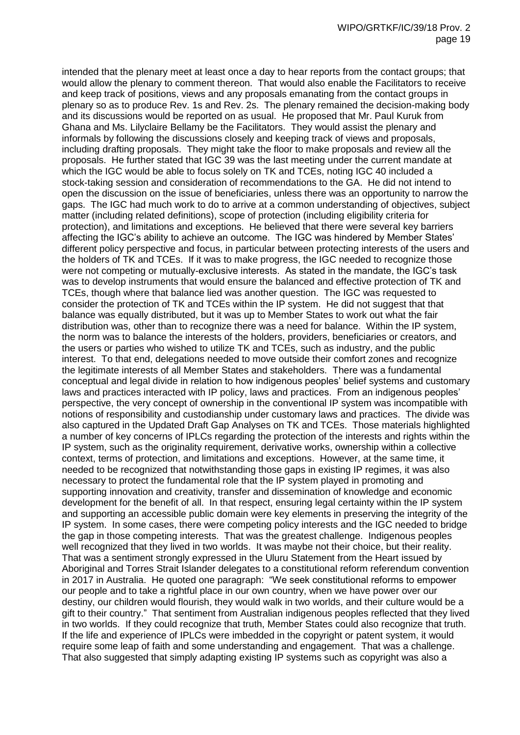intended that the plenary meet at least once a day to hear reports from the contact groups; that would allow the plenary to comment thereon. That would also enable the Facilitators to receive and keep track of positions, views and any proposals emanating from the contact groups in plenary so as to produce Rev. 1s and Rev. 2s. The plenary remained the decision-making body and its discussions would be reported on as usual. He proposed that Mr. Paul Kuruk from Ghana and Ms. Lilyclaire Bellamy be the Facilitators. They would assist the plenary and informals by following the discussions closely and keeping track of views and proposals, including drafting proposals. They might take the floor to make proposals and review all the proposals. He further stated that IGC 39 was the last meeting under the current mandate at which the IGC would be able to focus solely on TK and TCEs, noting IGC 40 included a stock-taking session and consideration of recommendations to the GA. He did not intend to open the discussion on the issue of beneficiaries, unless there was an opportunity to narrow the gaps. The IGC had much work to do to arrive at a common understanding of objectives, subject matter (including related definitions), scope of protection (including eligibility criteria for protection), and limitations and exceptions. He believed that there were several key barriers affecting the IGC's ability to achieve an outcome. The IGC was hindered by Member States' different policy perspective and focus, in particular between protecting interests of the users and the holders of TK and TCEs. If it was to make progress, the IGC needed to recognize those were not competing or mutually-exclusive interests. As stated in the mandate, the IGC's task was to develop instruments that would ensure the balanced and effective protection of TK and TCEs, though where that balance lied was another question. The IGC was requested to consider the protection of TK and TCEs within the IP system. He did not suggest that that balance was equally distributed, but it was up to Member States to work out what the fair distribution was, other than to recognize there was a need for balance. Within the IP system, the norm was to balance the interests of the holders, providers, beneficiaries or creators, and the users or parties who wished to utilize TK and TCEs, such as industry, and the public interest. To that end, delegations needed to move outside their comfort zones and recognize the legitimate interests of all Member States and stakeholders. There was a fundamental conceptual and legal divide in relation to how indigenous peoples' belief systems and customary laws and practices interacted with IP policy, laws and practices. From an indigenous peoples' perspective, the very concept of ownership in the conventional IP system was incompatible with notions of responsibility and custodianship under customary laws and practices. The divide was also captured in the Updated Draft Gap Analyses on TK and TCEs. Those materials highlighted a number of key concerns of IPLCs regarding the protection of the interests and rights within the IP system, such as the originality requirement, derivative works, ownership within a collective context, terms of protection, and limitations and exceptions. However, at the same time, it needed to be recognized that notwithstanding those gaps in existing IP regimes, it was also necessary to protect the fundamental role that the IP system played in promoting and supporting innovation and creativity, transfer and dissemination of knowledge and economic development for the benefit of all. In that respect, ensuring legal certainty within the IP system and supporting an accessible public domain were key elements in preserving the integrity of the IP system. In some cases, there were competing policy interests and the IGC needed to bridge the gap in those competing interests. That was the greatest challenge. Indigenous peoples well recognized that they lived in two worlds. It was maybe not their choice, but their reality. That was a sentiment strongly expressed in the Uluru Statement from the Heart issued by Aboriginal and Torres Strait Islander delegates to a constitutional reform referendum convention in 2017 in Australia. He quoted one paragraph: "We seek constitutional reforms to empower our people and to take a rightful place in our own country, when we have power over our destiny, our children would flourish, they would walk in two worlds, and their culture would be a gift to their country." That sentiment from Australian indigenous peoples reflected that they lived in two worlds. If they could recognize that truth, Member States could also recognize that truth. If the life and experience of IPLCs were imbedded in the copyright or patent system, it would require some leap of faith and some understanding and engagement. That was a challenge. That also suggested that simply adapting existing IP systems such as copyright was also a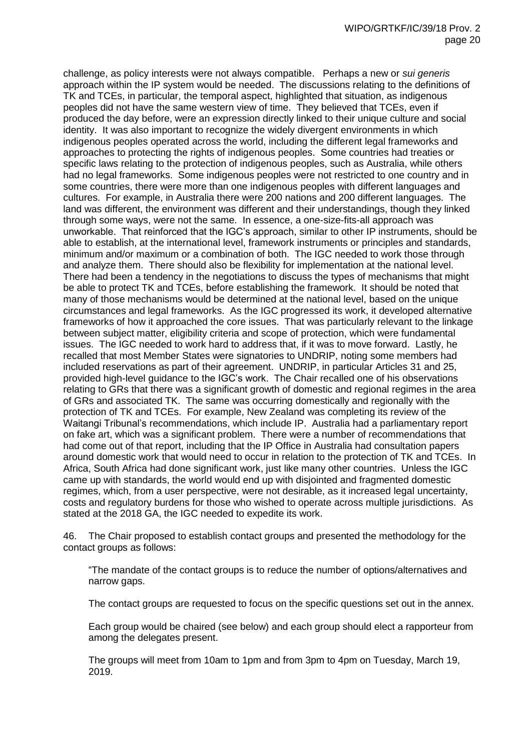challenge, as policy interests were not always compatible. Perhaps a new or *sui generis* approach within the IP system would be needed. The discussions relating to the definitions of TK and TCEs, in particular, the temporal aspect, highlighted that situation, as indigenous peoples did not have the same western view of time. They believed that TCEs, even if produced the day before, were an expression directly linked to their unique culture and social identity. It was also important to recognize the widely divergent environments in which indigenous peoples operated across the world, including the different legal frameworks and approaches to protecting the rights of indigenous peoples. Some countries had treaties or specific laws relating to the protection of indigenous peoples, such as Australia, while others had no legal frameworks. Some indigenous peoples were not restricted to one country and in some countries, there were more than one indigenous peoples with different languages and cultures. For example, in Australia there were 200 nations and 200 different languages. The land was different, the environment was different and their understandings, though they linked through some ways, were not the same. In essence, a one-size-fits-all approach was unworkable. That reinforced that the IGC's approach, similar to other IP instruments, should be able to establish, at the international level, framework instruments or principles and standards, minimum and/or maximum or a combination of both. The IGC needed to work those through and analyze them. There should also be flexibility for implementation at the national level. There had been a tendency in the negotiations to discuss the types of mechanisms that might be able to protect TK and TCEs, before establishing the framework. It should be noted that many of those mechanisms would be determined at the national level, based on the unique circumstances and legal frameworks. As the IGC progressed its work, it developed alternative frameworks of how it approached the core issues. That was particularly relevant to the linkage between subject matter, eligibility criteria and scope of protection, which were fundamental issues. The IGC needed to work hard to address that, if it was to move forward. Lastly, he recalled that most Member States were signatories to UNDRIP, noting some members had included reservations as part of their agreement. UNDRIP, in particular Articles 31 and 25, provided high-level guidance to the IGC's work. The Chair recalled one of his observations relating to GRs that there was a significant growth of domestic and regional regimes in the area of GRs and associated TK. The same was occurring domestically and regionally with the protection of TK and TCEs. For example, New Zealand was completing its review of the Waitangi Tribunal's recommendations, which include IP. Australia had a parliamentary report on fake art, which was a significant problem. There were a number of recommendations that had come out of that report, including that the IP Office in Australia had consultation papers around domestic work that would need to occur in relation to the protection of TK and TCEs. In Africa, South Africa had done significant work, just like many other countries. Unless the IGC came up with standards, the world would end up with disjointed and fragmented domestic regimes, which, from a user perspective, were not desirable, as it increased legal uncertainty, costs and regulatory burdens for those who wished to operate across multiple jurisdictions. As stated at the 2018 GA, the IGC needed to expedite its work.

46. The Chair proposed to establish contact groups and presented the methodology for the contact groups as follows:

> "The mandate of the contact groups is to reduce the number of options/alternatives and narrow gaps.
>
> The contact groups are requested to focus on the specific questions set out in the annex.
>
> Each group would be chaired (see below) and each group should elect a rapporteur from among the delegates present.
>
> The groups will meet from 10am to 1pm and from 3pm to 4pm on Tuesday, March 19, 2019.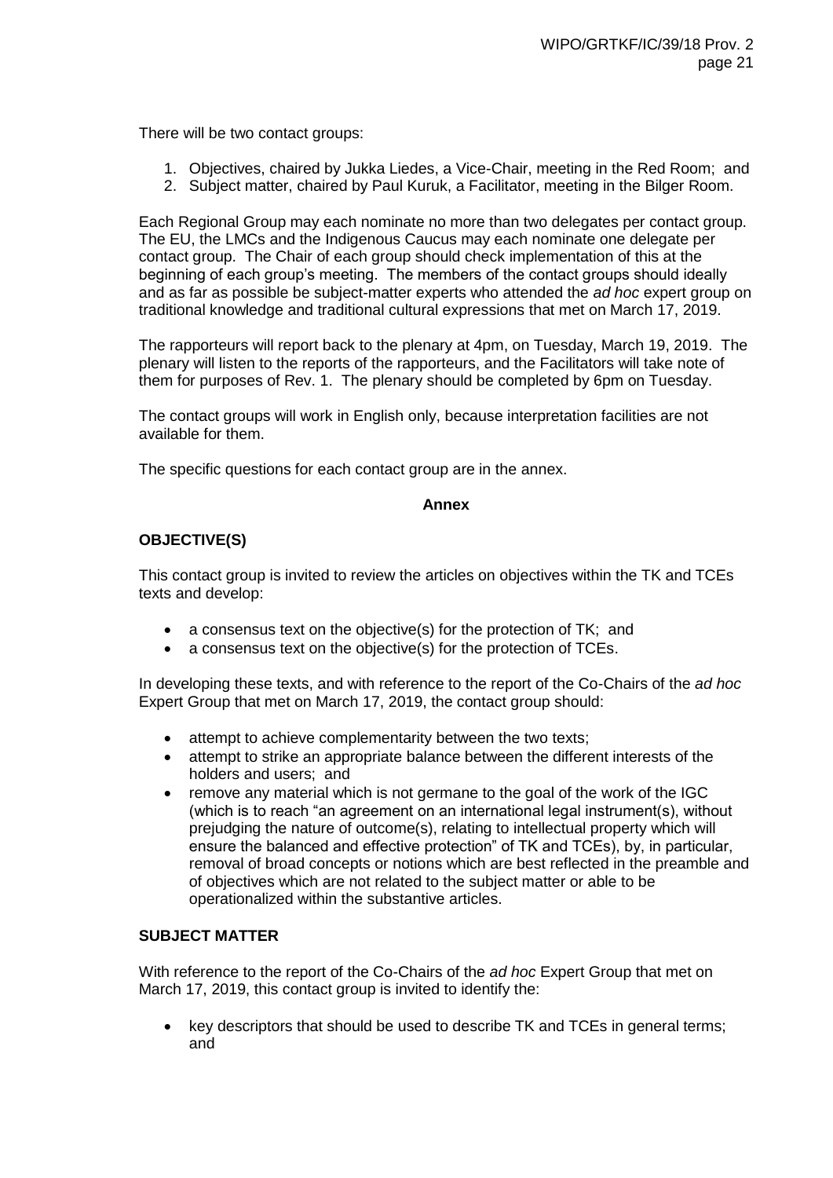There will be two contact groups:

1. Objectives, chaired by Jukka Liedes, a Vice-Chair, meeting in the Red Room; and
2. Subject matter, chaired by Paul Kuruk, a Facilitator, meeting in the Bilger Room.

Each Regional Group may each nominate no more than two delegates per contact group. The EU, the LMCs and the Indigenous Caucus may each nominate one delegate per contact group. The Chair of each group should check implementation of this at the beginning of each group's meeting. The members of the contact groups should ideally and as far as possible be subject-matter experts who attended the *ad hoc* expert group on traditional knowledge and traditional cultural expressions that met on March 17, 2019.

The rapporteurs will report back to the plenary at 4pm, on Tuesday, March 19, 2019. The plenary will listen to the reports of the rapporteurs, and the Facilitators will take note of them for purposes of Rev. 1. The plenary should be completed by 6pm on Tuesday.

The contact groups will work in English only, because interpretation facilities are not available for them.

The specific questions for each contact group are in the annex.

**Annex**

**OBJECTIVE(S)**

This contact group is invited to review the articles on objectives within the TK and TCEs texts and develop:

- a consensus text on the objective(s) for the protection of TK; and
- a consensus text on the objective(s) for the protection of TCEs.

In developing these texts, and with reference to the report of the Co-Chairs of the *ad hoc* Expert Group that met on March 17, 2019, the contact group should:

- attempt to achieve complementarity between the two texts;
- attempt to strike an appropriate balance between the different interests of the holders and users; and
- remove any material which is not germane to the goal of the work of the IGC (which is to reach "an agreement on an international legal instrument(s), without prejudging the nature of outcome(s), relating to intellectual property which will ensure the balanced and effective protection" of TK and TCEs), by, in particular, removal of broad concepts or notions which are best reflected in the preamble and of objectives which are not related to the subject matter or able to be operationalized within the substantive articles.

**SUBJECT MATTER**

With reference to the report of the Co-Chairs of the *ad hoc* Expert Group that met on March 17, 2019, this contact group is invited to identify the:

- key descriptors that should be used to describe TK and TCEs in general terms; and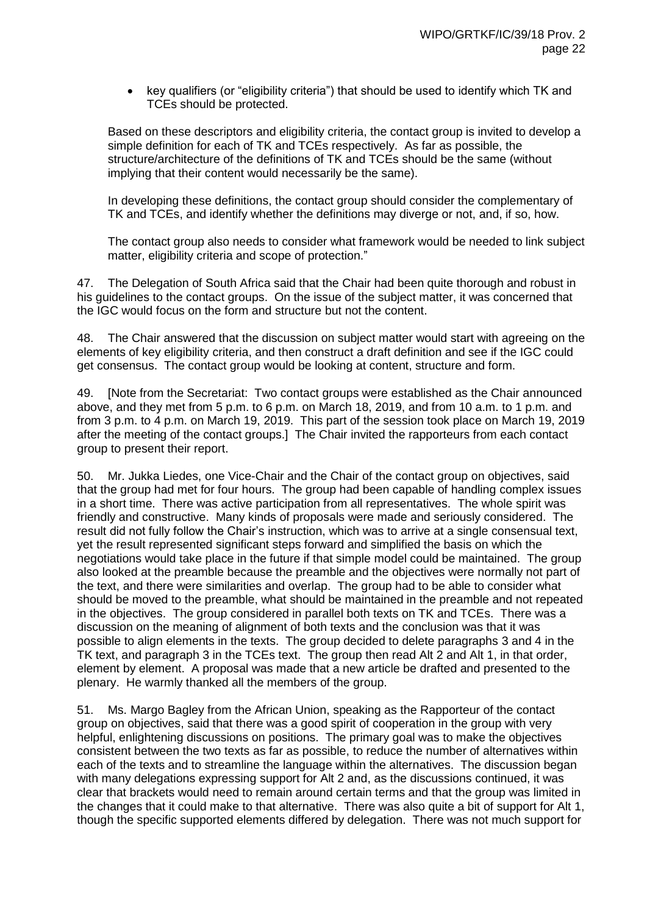- key qualifiers (or "eligibility criteria") that should be used to identify which TK and TCEs should be protected.

Based on these descriptors and eligibility criteria, the contact group is invited to develop a simple definition for each of TK and TCEs respectively. As far as possible, the structure/architecture of the definitions of TK and TCEs should be the same (without implying that their content would necessarily be the same).

In developing these definitions, the contact group should consider the complementary of TK and TCEs, and identify whether the definitions may diverge or not, and, if so, how.

The contact group also needs to consider what framework would be needed to link subject matter, eligibility criteria and scope of protection."

47. The Delegation of South Africa said that the Chair had been quite thorough and robust in his guidelines to the contact groups. On the issue of the subject matter, it was concerned that the IGC would focus on the form and structure but not the content.

48. The Chair answered that the discussion on subject matter would start with agreeing on the elements of key eligibility criteria, and then construct a draft definition and see if the IGC could get consensus. The contact group would be looking at content, structure and form.

49. [Note from the Secretariat: Two contact groups were established as the Chair announced above, and they met from 5 p.m. to 6 p.m. on March 18, 2019, and from 10 a.m. to 1 p.m. and from 3 p.m. to 4 p.m. on March 19, 2019. This part of the session took place on March 19, 2019 after the meeting of the contact groups.] The Chair invited the rapporteurs from each contact group to present their report.

50. Mr. Jukka Liedes, one Vice-Chair and the Chair of the contact group on objectives, said that the group had met for four hours. The group had been capable of handling complex issues in a short time. There was active participation from all representatives. The whole spirit was friendly and constructive. Many kinds of proposals were made and seriously considered. The result did not fully follow the Chair's instruction, which was to arrive at a single consensual text, yet the result represented significant steps forward and simplified the basis on which the negotiations would take place in the future if that simple model could be maintained. The group also looked at the preamble because the preamble and the objectives were normally not part of the text, and there were similarities and overlap. The group had to be able to consider what should be moved to the preamble, what should be maintained in the preamble and not repeated in the objectives. The group considered in parallel both texts on TK and TCEs. There was a discussion on the meaning of alignment of both texts and the conclusion was that it was possible to align elements in the texts. The group decided to delete paragraphs 3 and 4 in the TK text, and paragraph 3 in the TCEs text. The group then read Alt 2 and Alt 1, in that order, element by element. A proposal was made that a new article be drafted and presented to the plenary. He warmly thanked all the members of the group.

51. Ms. Margo Bagley from the African Union, speaking as the Rapporteur of the contact group on objectives, said that there was a good spirit of cooperation in the group with very helpful, enlightening discussions on positions. The primary goal was to make the objectives consistent between the two texts as far as possible, to reduce the number of alternatives within each of the texts and to streamline the language within the alternatives. The discussion began with many delegations expressing support for Alt 2 and, as the discussions continued, it was clear that brackets would need to remain around certain terms and that the group was limited in the changes that it could make to that alternative. There was also quite a bit of support for Alt 1, though the specific supported elements differed by delegation. There was not much support for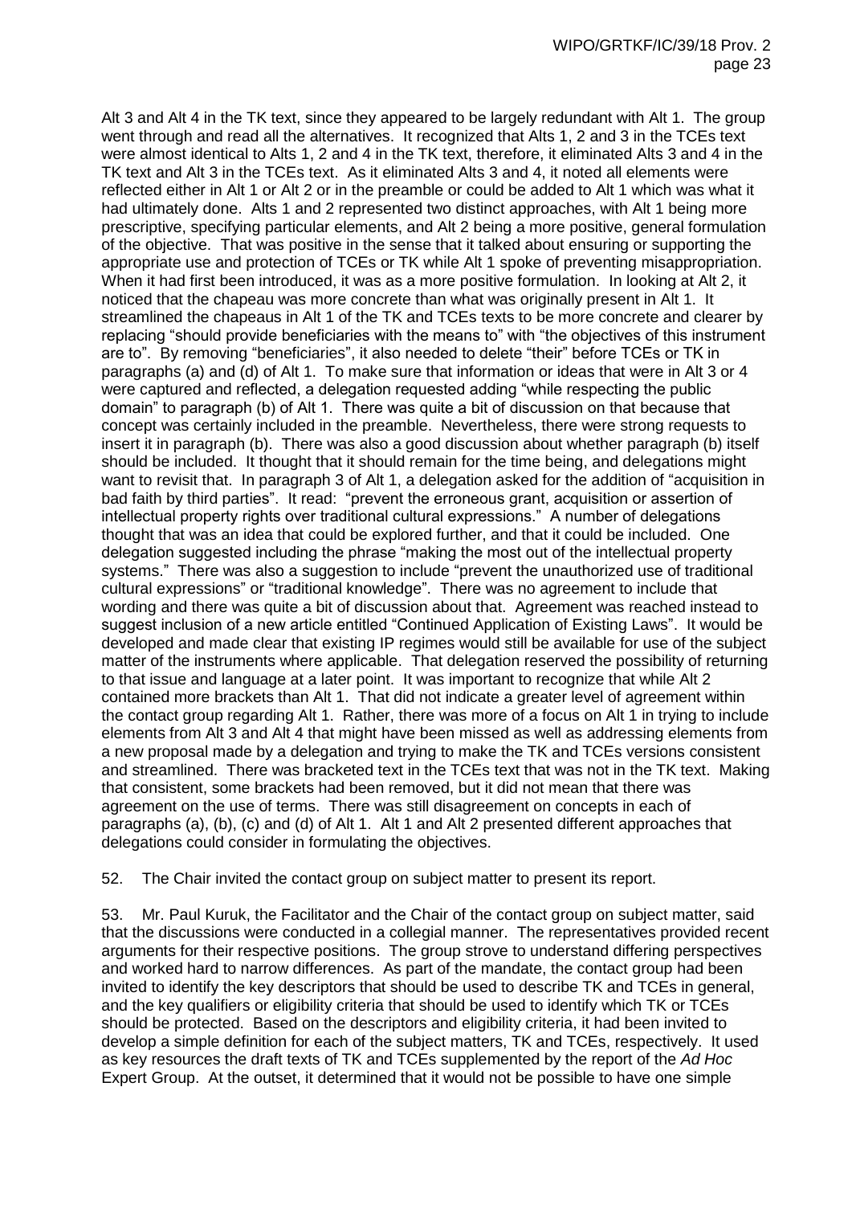Alt 3 and Alt 4 in the TK text, since they appeared to be largely redundant with Alt 1. The group went through and read all the alternatives. It recognized that Alts 1, 2 and 3 in the TCEs text were almost identical to Alts 1, 2 and 4 in the TK text, therefore, it eliminated Alts 3 and 4 in the TK text and Alt 3 in the TCEs text. As it eliminated Alts 3 and 4, it noted all elements were reflected either in Alt 1 or Alt 2 or in the preamble or could be added to Alt 1 which was what it had ultimately done. Alts 1 and 2 represented two distinct approaches, with Alt 1 being more prescriptive, specifying particular elements, and Alt 2 being a more positive, general formulation of the objective. That was positive in the sense that it talked about ensuring or supporting the appropriate use and protection of TCEs or TK while Alt 1 spoke of preventing misappropriation. When it had first been introduced, it was as a more positive formulation. In looking at Alt 2, it noticed that the chapeau was more concrete than what was originally present in Alt 1. It streamlined the chapeaus in Alt 1 of the TK and TCEs texts to be more concrete and clearer by replacing "should provide beneficiaries with the means to" with "the objectives of this instrument are to". By removing "beneficiaries", it also needed to delete "their" before TCEs or TK in paragraphs (a) and (d) of Alt 1. To make sure that information or ideas that were in Alt 3 or 4 were captured and reflected, a delegation requested adding "while respecting the public domain" to paragraph (b) of Alt 1. There was quite a bit of discussion on that because that concept was certainly included in the preamble. Nevertheless, there were strong requests to insert it in paragraph (b). There was also a good discussion about whether paragraph (b) itself should be included. It thought that it should remain for the time being, and delegations might want to revisit that. In paragraph 3 of Alt 1, a delegation asked for the addition of "acquisition in bad faith by third parties". It read: "prevent the erroneous grant, acquisition or assertion of intellectual property rights over traditional cultural expressions." A number of delegations thought that was an idea that could be explored further, and that it could be included. One delegation suggested including the phrase "making the most out of the intellectual property systems." There was also a suggestion to include "prevent the unauthorized use of traditional cultural expressions" or "traditional knowledge". There was no agreement to include that wording and there was quite a bit of discussion about that. Agreement was reached instead to suggest inclusion of a new article entitled "Continued Application of Existing Laws". It would be developed and made clear that existing IP regimes would still be available for use of the subject matter of the instruments where applicable. That delegation reserved the possibility of returning to that issue and language at a later point. It was important to recognize that while Alt 2 contained more brackets than Alt 1. That did not indicate a greater level of agreement within the contact group regarding Alt 1. Rather, there was more of a focus on Alt 1 in trying to include elements from Alt 3 and Alt 4 that might have been missed as well as addressing elements from a new proposal made by a delegation and trying to make the TK and TCEs versions consistent and streamlined. There was bracketed text in the TCEs text that was not in the TK text. Making that consistent, some brackets had been removed, but it did not mean that there was agreement on the use of terms. There was still disagreement on concepts in each of paragraphs (a), (b), (c) and (d) of Alt 1. Alt 1 and Alt 2 presented different approaches that delegations could consider in formulating the objectives.

52. The Chair invited the contact group on subject matter to present its report.

53. Mr. Paul Kuruk, the Facilitator and the Chair of the contact group on subject matter, said that the discussions were conducted in a collegial manner. The representatives provided recent arguments for their respective positions. The group strove to understand differing perspectives and worked hard to narrow differences. As part of the mandate, the contact group had been invited to identify the key descriptors that should be used to describe TK and TCEs in general, and the key qualifiers or eligibility criteria that should be used to identify which TK or TCEs should be protected. Based on the descriptors and eligibility criteria, it had been invited to develop a simple definition for each of the subject matters, TK and TCEs, respectively. It used as key resources the draft texts of TK and TCEs supplemented by the report of the *Ad Hoc* Expert Group. At the outset, it determined that it would not be possible to have one simple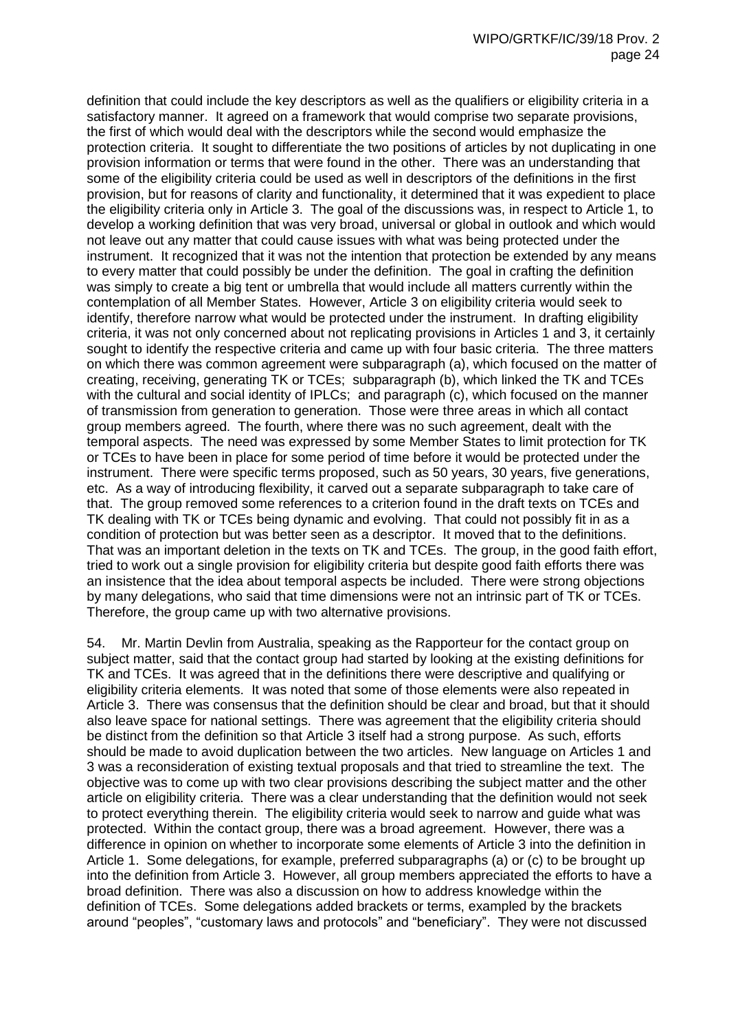definition that could include the key descriptors as well as the qualifiers or eligibility criteria in a satisfactory manner. It agreed on a framework that would comprise two separate provisions, the first of which would deal with the descriptors while the second would emphasize the protection criteria. It sought to differentiate the two positions of articles by not duplicating in one provision information or terms that were found in the other. There was an understanding that some of the eligibility criteria could be used as well in descriptors of the definitions in the first provision, but for reasons of clarity and functionality, it determined that it was expedient to place the eligibility criteria only in Article 3. The goal of the discussions was, in respect to Article 1, to develop a working definition that was very broad, universal or global in outlook and which would not leave out any matter that could cause issues with what was being protected under the instrument. It recognized that it was not the intention that protection be extended by any means to every matter that could possibly be under the definition. The goal in crafting the definition was simply to create a big tent or umbrella that would include all matters currently within the contemplation of all Member States. However, Article 3 on eligibility criteria would seek to identify, therefore narrow what would be protected under the instrument. In drafting eligibility criteria, it was not only concerned about not replicating provisions in Articles 1 and 3, it certainly sought to identify the respective criteria and came up with four basic criteria. The three matters on which there was common agreement were subparagraph (a), which focused on the matter of creating, receiving, generating TK or TCEs; subparagraph (b), which linked the TK and TCEs with the cultural and social identity of IPLCs; and paragraph (c), which focused on the manner of transmission from generation to generation. Those were three areas in which all contact group members agreed. The fourth, where there was no such agreement, dealt with the temporal aspects. The need was expressed by some Member States to limit protection for TK or TCEs to have been in place for some period of time before it would be protected under the instrument. There were specific terms proposed, such as 50 years, 30 years, five generations, etc. As a way of introducing flexibility, it carved out a separate subparagraph to take care of that. The group removed some references to a criterion found in the draft texts on TCEs and TK dealing with TK or TCEs being dynamic and evolving. That could not possibly fit in as a condition of protection but was better seen as a descriptor. It moved that to the definitions. That was an important deletion in the texts on TK and TCEs. The group, in the good faith effort, tried to work out a single provision for eligibility criteria but despite good faith efforts there was an insistence that the idea about temporal aspects be included. There were strong objections by many delegations, who said that time dimensions were not an intrinsic part of TK or TCEs. Therefore, the group came up with two alternative provisions.

54. Mr. Martin Devlin from Australia, speaking as the Rapporteur for the contact group on subject matter, said that the contact group had started by looking at the existing definitions for TK and TCEs. It was agreed that in the definitions there were descriptive and qualifying or eligibility criteria elements. It was noted that some of those elements were also repeated in Article 3. There was consensus that the definition should be clear and broad, but that it should also leave space for national settings. There was agreement that the eligibility criteria should be distinct from the definition so that Article 3 itself had a strong purpose. As such, efforts should be made to avoid duplication between the two articles. New language on Articles 1 and 3 was a reconsideration of existing textual proposals and that tried to streamline the text. The objective was to come up with two clear provisions describing the subject matter and the other article on eligibility criteria. There was a clear understanding that the definition would not seek to protect everything therein. The eligibility criteria would seek to narrow and guide what was protected. Within the contact group, there was a broad agreement. However, there was a difference in opinion on whether to incorporate some elements of Article 3 into the definition in Article 1. Some delegations, for example, preferred subparagraphs (a) or (c) to be brought up into the definition from Article 3. However, all group members appreciated the efforts to have a broad definition. There was also a discussion on how to address knowledge within the definition of TCEs. Some delegations added brackets or terms, exampled by the brackets around "peoples", "customary laws and protocols" and "beneficiary". They were not discussed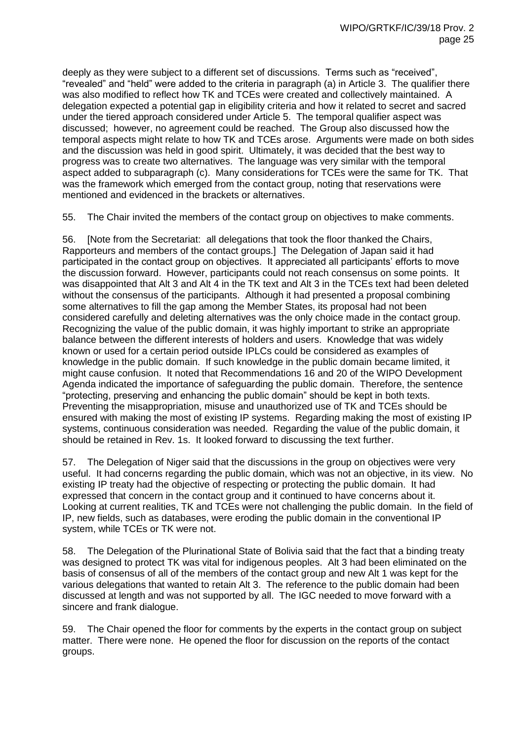deeply as they were subject to a different set of discussions. Terms such as "received", "revealed" and "held" were added to the criteria in paragraph (a) in Article 3. The qualifier there was also modified to reflect how TK and TCEs were created and collectively maintained. A delegation expected a potential gap in eligibility criteria and how it related to secret and sacred under the tiered approach considered under Article 5. The temporal qualifier aspect was discussed; however, no agreement could be reached. The Group also discussed how the temporal aspects might relate to how TK and TCEs arose. Arguments were made on both sides and the discussion was held in good spirit. Ultimately, it was decided that the best way to progress was to create two alternatives. The language was very similar with the temporal aspect added to subparagraph (c). Many considerations for TCEs were the same for TK. That was the framework which emerged from the contact group, noting that reservations were mentioned and evidenced in the brackets or alternatives.

55. The Chair invited the members of the contact group on objectives to make comments.

56. [Note from the Secretariat: all delegations that took the floor thanked the Chairs, Rapporteurs and members of the contact groups.] The Delegation of Japan said it had participated in the contact group on objectives. It appreciated all participants' efforts to move the discussion forward. However, participants could not reach consensus on some points. It was disappointed that Alt 3 and Alt 4 in the TK text and Alt 3 in the TCEs text had been deleted without the consensus of the participants. Although it had presented a proposal combining some alternatives to fill the gap among the Member States, its proposal had not been considered carefully and deleting alternatives was the only choice made in the contact group. Recognizing the value of the public domain, it was highly important to strike an appropriate balance between the different interests of holders and users. Knowledge that was widely known or used for a certain period outside IPLCs could be considered as examples of knowledge in the public domain. If such knowledge in the public domain became limited, it might cause confusion. It noted that Recommendations 16 and 20 of the WIPO Development Agenda indicated the importance of safeguarding the public domain. Therefore, the sentence "protecting, preserving and enhancing the public domain" should be kept in both texts. Preventing the misappropriation, misuse and unauthorized use of TK and TCEs should be ensured with making the most of existing IP systems. Regarding making the most of existing IP systems, continuous consideration was needed. Regarding the value of the public domain, it should be retained in Rev. 1s. It looked forward to discussing the text further.

57. The Delegation of Niger said that the discussions in the group on objectives were very useful. It had concerns regarding the public domain, which was not an objective, in its view. No existing IP treaty had the objective of respecting or protecting the public domain. It had expressed that concern in the contact group and it continued to have concerns about it. Looking at current realities, TK and TCEs were not challenging the public domain. In the field of IP, new fields, such as databases, were eroding the public domain in the conventional IP system, while TCEs or TK were not.

58. The Delegation of the Plurinational State of Bolivia said that the fact that a binding treaty was designed to protect TK was vital for indigenous peoples. Alt 3 had been eliminated on the basis of consensus of all of the members of the contact group and new Alt 1 was kept for the various delegations that wanted to retain Alt 3. The reference to the public domain had been discussed at length and was not supported by all. The IGC needed to move forward with a sincere and frank dialogue.

59. The Chair opened the floor for comments by the experts in the contact group on subject matter. There were none. He opened the floor for discussion on the reports of the contact groups.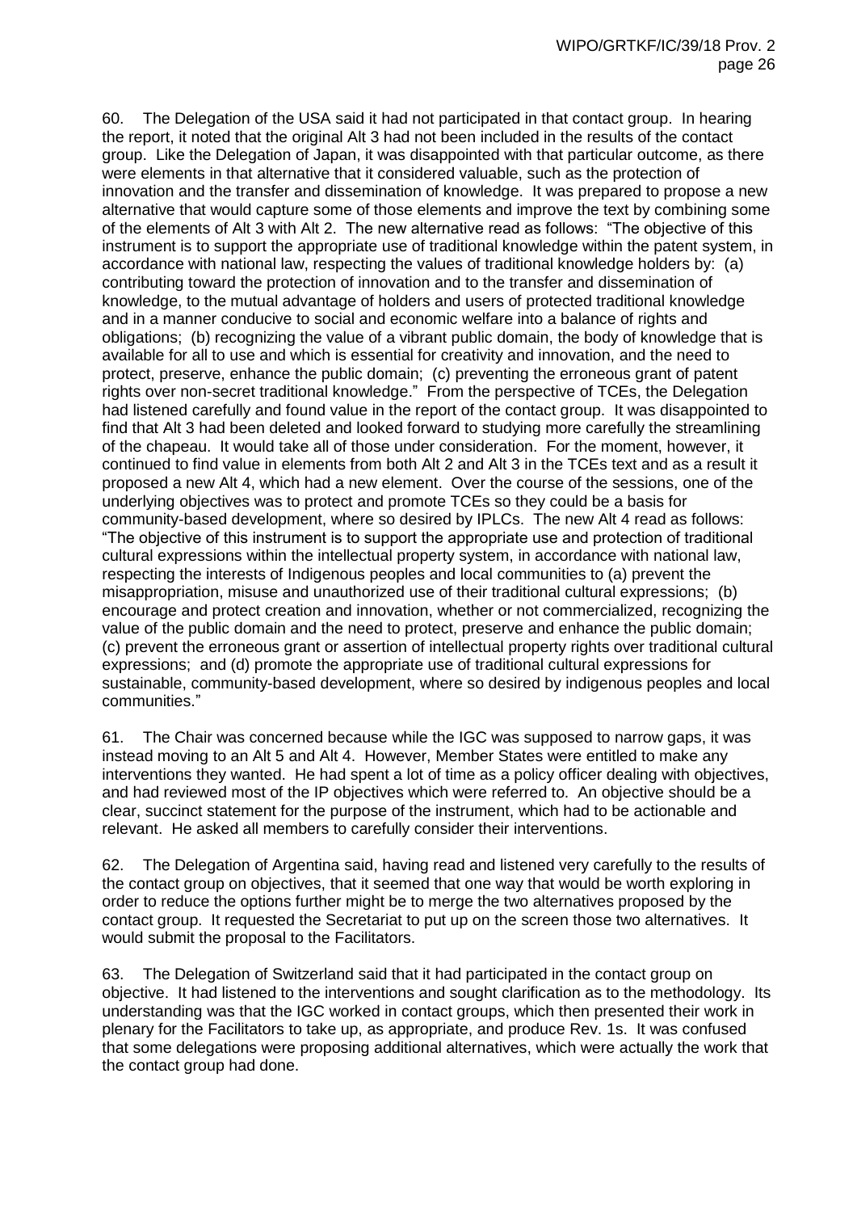60. The Delegation of the USA said it had not participated in that contact group. In hearing the report, it noted that the original Alt 3 had not been included in the results of the contact group. Like the Delegation of Japan, it was disappointed with that particular outcome, as there were elements in that alternative that it considered valuable, such as the protection of innovation and the transfer and dissemination of knowledge. It was prepared to propose a new alternative that would capture some of those elements and improve the text by combining some of the elements of Alt 3 with Alt 2. The new alternative read as follows: "The objective of this instrument is to support the appropriate use of traditional knowledge within the patent system, in accordance with national law, respecting the values of traditional knowledge holders by: (a) contributing toward the protection of innovation and to the transfer and dissemination of knowledge, to the mutual advantage of holders and users of protected traditional knowledge and in a manner conducive to social and economic welfare into a balance of rights and obligations; (b) recognizing the value of a vibrant public domain, the body of knowledge that is available for all to use and which is essential for creativity and innovation, and the need to protect, preserve, enhance the public domain; (c) preventing the erroneous grant of patent rights over non-secret traditional knowledge." From the perspective of TCEs, the Delegation had listened carefully and found value in the report of the contact group. It was disappointed to find that Alt 3 had been deleted and looked forward to studying more carefully the streamlining of the chapeau. It would take all of those under consideration. For the moment, however, it continued to find value in elements from both Alt 2 and Alt 3 in the TCEs text and as a result it proposed a new Alt 4, which had a new element. Over the course of the sessions, one of the underlying objectives was to protect and promote TCEs so they could be a basis for community-based development, where so desired by IPLCs. The new Alt 4 read as follows: "The objective of this instrument is to support the appropriate use and protection of traditional cultural expressions within the intellectual property system, in accordance with national law, respecting the interests of Indigenous peoples and local communities to (a) prevent the misappropriation, misuse and unauthorized use of their traditional cultural expressions; (b) encourage and protect creation and innovation, whether or not commercialized, recognizing the value of the public domain and the need to protect, preserve and enhance the public domain; (c) prevent the erroneous grant or assertion of intellectual property rights over traditional cultural expressions; and (d) promote the appropriate use of traditional cultural expressions for sustainable, community-based development, where so desired by indigenous peoples and local communities."

61. The Chair was concerned because while the IGC was supposed to narrow gaps, it was instead moving to an Alt 5 and Alt 4. However, Member States were entitled to make any interventions they wanted. He had spent a lot of time as a policy officer dealing with objectives, and had reviewed most of the IP objectives which were referred to. An objective should be a clear, succinct statement for the purpose of the instrument, which had to be actionable and relevant. He asked all members to carefully consider their interventions.

62. The Delegation of Argentina said, having read and listened very carefully to the results of the contact group on objectives, that it seemed that one way that would be worth exploring in order to reduce the options further might be to merge the two alternatives proposed by the contact group. It requested the Secretariat to put up on the screen those two alternatives. It would submit the proposal to the Facilitators.

63. The Delegation of Switzerland said that it had participated in the contact group on objective. It had listened to the interventions and sought clarification as to the methodology. Its understanding was that the IGC worked in contact groups, which then presented their work in plenary for the Facilitators to take up, as appropriate, and produce Rev. 1s. It was confused that some delegations were proposing additional alternatives, which were actually the work that the contact group had done.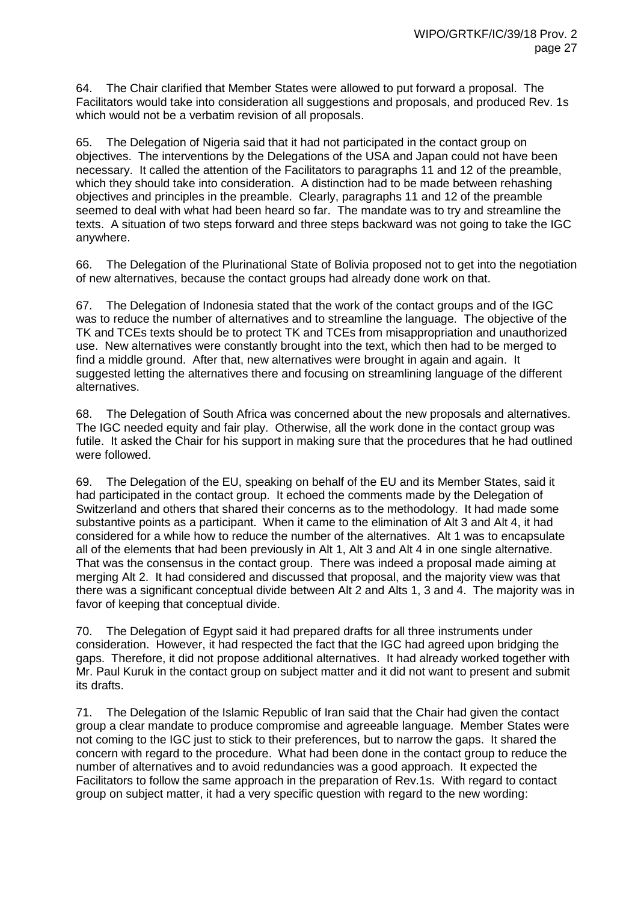64. The Chair clarified that Member States were allowed to put forward a proposal. The Facilitators would take into consideration all suggestions and proposals, and produced Rev. 1s which would not be a verbatim revision of all proposals.

65. The Delegation of Nigeria said that it had not participated in the contact group on objectives. The interventions by the Delegations of the USA and Japan could not have been necessary. It called the attention of the Facilitators to paragraphs 11 and 12 of the preamble, which they should take into consideration. A distinction had to be made between rehashing objectives and principles in the preamble. Clearly, paragraphs 11 and 12 of the preamble seemed to deal with what had been heard so far. The mandate was to try and streamline the texts. A situation of two steps forward and three steps backward was not going to take the IGC anywhere.

66. The Delegation of the Plurinational State of Bolivia proposed not to get into the negotiation of new alternatives, because the contact groups had already done work on that.

67. The Delegation of Indonesia stated that the work of the contact groups and of the IGC was to reduce the number of alternatives and to streamline the language. The objective of the TK and TCEs texts should be to protect TK and TCEs from misappropriation and unauthorized use. New alternatives were constantly brought into the text, which then had to be merged to find a middle ground. After that, new alternatives were brought in again and again. It suggested letting the alternatives there and focusing on streamlining language of the different alternatives.

68. The Delegation of South Africa was concerned about the new proposals and alternatives. The IGC needed equity and fair play. Otherwise, all the work done in the contact group was futile. It asked the Chair for his support in making sure that the procedures that he had outlined were followed.

69. The Delegation of the EU, speaking on behalf of the EU and its Member States, said it had participated in the contact group. It echoed the comments made by the Delegation of Switzerland and others that shared their concerns as to the methodology. It had made some substantive points as a participant. When it came to the elimination of Alt 3 and Alt 4, it had considered for a while how to reduce the number of the alternatives. Alt 1 was to encapsulate all of the elements that had been previously in Alt 1, Alt 3 and Alt 4 in one single alternative. That was the consensus in the contact group. There was indeed a proposal made aiming at merging Alt 2. It had considered and discussed that proposal, and the majority view was that there was a significant conceptual divide between Alt 2 and Alts 1, 3 and 4. The majority was in favor of keeping that conceptual divide.

70. The Delegation of Egypt said it had prepared drafts for all three instruments under consideration. However, it had respected the fact that the IGC had agreed upon bridging the gaps. Therefore, it did not propose additional alternatives. It had already worked together with Mr. Paul Kuruk in the contact group on subject matter and it did not want to present and submit its drafts.

71. The Delegation of the Islamic Republic of Iran said that the Chair had given the contact group a clear mandate to produce compromise and agreeable language. Member States were not coming to the IGC just to stick to their preferences, but to narrow the gaps. It shared the concern with regard to the procedure. What had been done in the contact group to reduce the number of alternatives and to avoid redundancies was a good approach. It expected the Facilitators to follow the same approach in the preparation of Rev.1s. With regard to contact group on subject matter, it had a very specific question with regard to the new wording: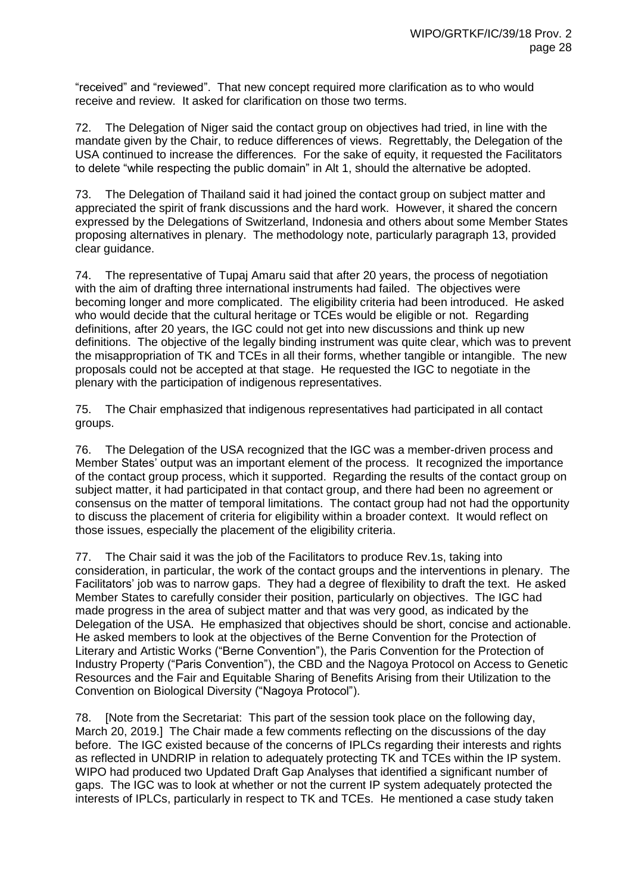"received" and "reviewed". That new concept required more clarification as to who would receive and review. It asked for clarification on those two terms.

72. The Delegation of Niger said the contact group on objectives had tried, in line with the mandate given by the Chair, to reduce differences of views. Regrettably, the Delegation of the USA continued to increase the differences. For the sake of equity, it requested the Facilitators to delete "while respecting the public domain" in Alt 1, should the alternative be adopted.

73. The Delegation of Thailand said it had joined the contact group on subject matter and appreciated the spirit of frank discussions and the hard work. However, it shared the concern expressed by the Delegations of Switzerland, Indonesia and others about some Member States proposing alternatives in plenary. The methodology note, particularly paragraph 13, provided clear guidance.

74. The representative of Tupaj Amaru said that after 20 years, the process of negotiation with the aim of drafting three international instruments had failed. The objectives were becoming longer and more complicated. The eligibility criteria had been introduced. He asked who would decide that the cultural heritage or TCEs would be eligible or not. Regarding definitions, after 20 years, the IGC could not get into new discussions and think up new definitions. The objective of the legally binding instrument was quite clear, which was to prevent the misappropriation of TK and TCEs in all their forms, whether tangible or intangible. The new proposals could not be accepted at that stage. He requested the IGC to negotiate in the plenary with the participation of indigenous representatives.

75. The Chair emphasized that indigenous representatives had participated in all contact groups.

76. The Delegation of the USA recognized that the IGC was a member-driven process and Member States' output was an important element of the process. It recognized the importance of the contact group process, which it supported. Regarding the results of the contact group on subject matter, it had participated in that contact group, and there had been no agreement or consensus on the matter of temporal limitations. The contact group had not had the opportunity to discuss the placement of criteria for eligibility within a broader context. It would reflect on those issues, especially the placement of the eligibility criteria.

77. The Chair said it was the job of the Facilitators to produce Rev.1s, taking into consideration, in particular, the work of the contact groups and the interventions in plenary. The Facilitators' job was to narrow gaps. They had a degree of flexibility to draft the text. He asked Member States to carefully consider their position, particularly on objectives. The IGC had made progress in the area of subject matter and that was very good, as indicated by the Delegation of the USA. He emphasized that objectives should be short, concise and actionable. He asked members to look at the objectives of the Berne Convention for the Protection of Literary and Artistic Works ("Berne Convention"), the Paris Convention for the Protection of Industry Property ("Paris Convention"), the CBD and the Nagoya Protocol on Access to Genetic Resources and the Fair and Equitable Sharing of Benefits Arising from their Utilization to the Convention on Biological Diversity ("Nagoya Protocol").

78. [Note from the Secretariat: This part of the session took place on the following day, March 20, 2019.] The Chair made a few comments reflecting on the discussions of the day before. The IGC existed because of the concerns of IPLCs regarding their interests and rights as reflected in UNDRIP in relation to adequately protecting TK and TCEs within the IP system. WIPO had produced two Updated Draft Gap Analyses that identified a significant number of gaps. The IGC was to look at whether or not the current IP system adequately protected the interests of IPLCs, particularly in respect to TK and TCEs. He mentioned a case study taken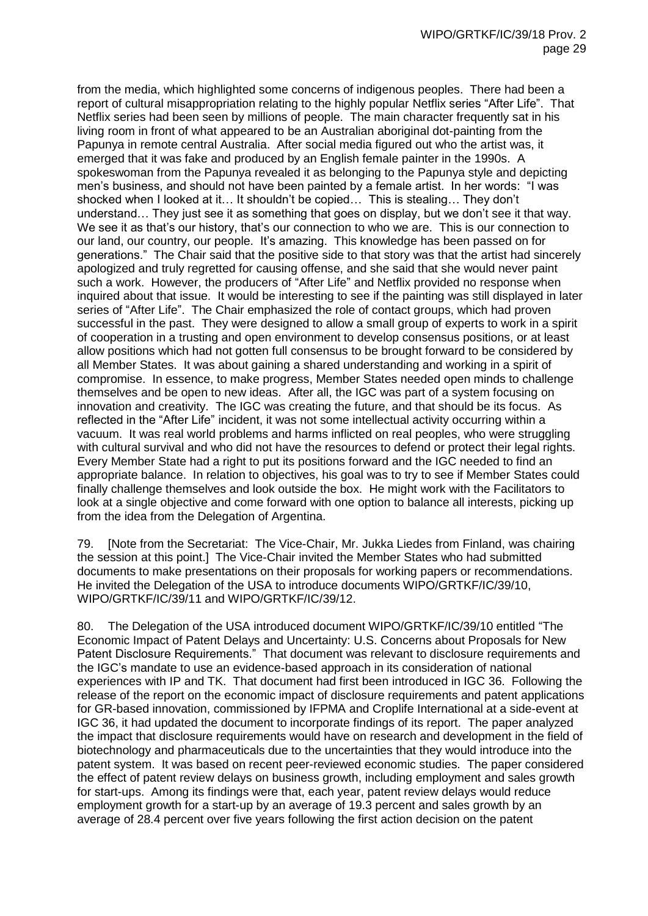from the media, which highlighted some concerns of indigenous peoples. There had been a report of cultural misappropriation relating to the highly popular Netflix series "After Life". That Netflix series had been seen by millions of people. The main character frequently sat in his living room in front of what appeared to be an Australian aboriginal dot-painting from the Papunya in remote central Australia. After social media figured out who the artist was, it emerged that it was fake and produced by an English female painter in the 1990s. A spokeswoman from the Papunya revealed it as belonging to the Papunya style and depicting men's business, and should not have been painted by a female artist. In her words: "I was shocked when I looked at it… It shouldn't be copied… This is stealing… They don't understand… They just see it as something that goes on display, but we don't see it that way. We see it as that's our history, that's our connection to who we are. This is our connection to our land, our country, our people. It's amazing. This knowledge has been passed on for generations." The Chair said that the positive side to that story was that the artist had sincerely apologized and truly regretted for causing offense, and she said that she would never paint such a work. However, the producers of "After Life" and Netflix provided no response when inquired about that issue. It would be interesting to see if the painting was still displayed in later series of "After Life". The Chair emphasized the role of contact groups, which had proven successful in the past. They were designed to allow a small group of experts to work in a spirit of cooperation in a trusting and open environment to develop consensus positions, or at least allow positions which had not gotten full consensus to be brought forward to be considered by all Member States. It was about gaining a shared understanding and working in a spirit of compromise. In essence, to make progress, Member States needed open minds to challenge themselves and be open to new ideas. After all, the IGC was part of a system focusing on innovation and creativity. The IGC was creating the future, and that should be its focus. As reflected in the "After Life" incident, it was not some intellectual activity occurring within a vacuum. It was real world problems and harms inflicted on real peoples, who were struggling with cultural survival and who did not have the resources to defend or protect their legal rights. Every Member State had a right to put its positions forward and the IGC needed to find an appropriate balance. In relation to objectives, his goal was to try to see if Member States could finally challenge themselves and look outside the box. He might work with the Facilitators to look at a single objective and come forward with one option to balance all interests, picking up from the idea from the Delegation of Argentina.

79. [Note from the Secretariat: The Vice-Chair, Mr. Jukka Liedes from Finland, was chairing the session at this point.] The Vice-Chair invited the Member States who had submitted documents to make presentations on their proposals for working papers or recommendations. He invited the Delegation of the USA to introduce documents WIPO/GRTKF/IC/39/10, WIPO/GRTKF/IC/39/11 and WIPO/GRTKF/IC/39/12.

80. The Delegation of the USA introduced document WIPO/GRTKF/IC/39/10 entitled "The Economic Impact of Patent Delays and Uncertainty: U.S. Concerns about Proposals for New Patent Disclosure Requirements." That document was relevant to disclosure requirements and the IGC's mandate to use an evidence-based approach in its consideration of national experiences with IP and TK. That document had first been introduced in IGC 36. Following the release of the report on the economic impact of disclosure requirements and patent applications for GR-based innovation, commissioned by IFPMA and Croplife International at a side-event at IGC 36, it had updated the document to incorporate findings of its report. The paper analyzed the impact that disclosure requirements would have on research and development in the field of biotechnology and pharmaceuticals due to the uncertainties that they would introduce into the patent system. It was based on recent peer-reviewed economic studies. The paper considered the effect of patent review delays on business growth, including employment and sales growth for start-ups. Among its findings were that, each year, patent review delays would reduce employment growth for a start-up by an average of 19.3 percent and sales growth by an average of 28.4 percent over five years following the first action decision on the patent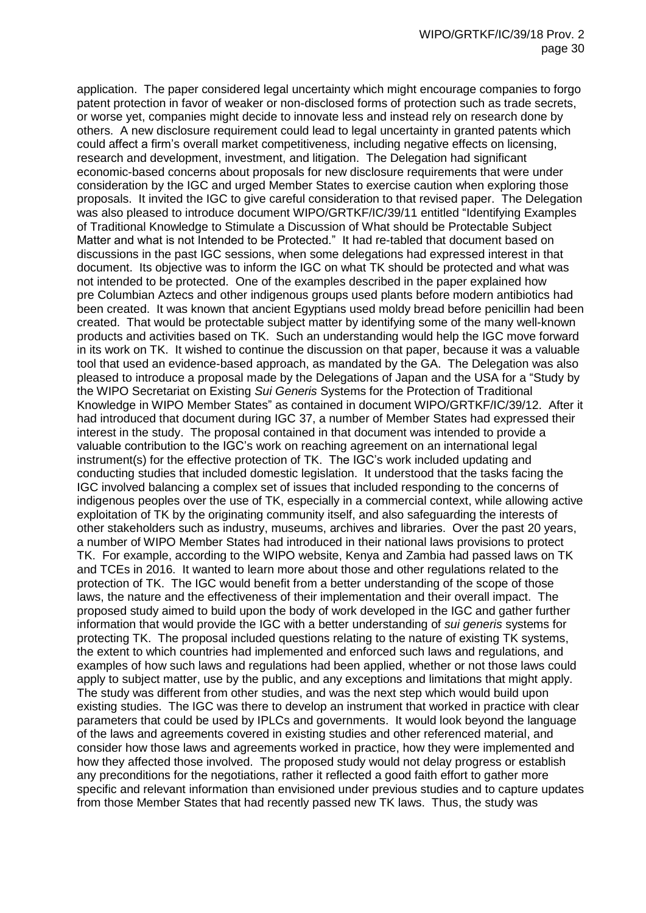application. The paper considered legal uncertainty which might encourage companies to forgo patent protection in favor of weaker or non-disclosed forms of protection such as trade secrets, or worse yet, companies might decide to innovate less and instead rely on research done by others. A new disclosure requirement could lead to legal uncertainty in granted patents which could affect a firm's overall market competitiveness, including negative effects on licensing, research and development, investment, and litigation. The Delegation had significant economic-based concerns about proposals for new disclosure requirements that were under consideration by the IGC and urged Member States to exercise caution when exploring those proposals. It invited the IGC to give careful consideration to that revised paper. The Delegation was also pleased to introduce document WIPO/GRTKF/IC/39/11 entitled "Identifying Examples of Traditional Knowledge to Stimulate a Discussion of What should be Protectable Subject Matter and what is not Intended to be Protected." It had re-tabled that document based on discussions in the past IGC sessions, when some delegations had expressed interest in that document. Its objective was to inform the IGC on what TK should be protected and what was not intended to be protected. One of the examples described in the paper explained how pre Columbian Aztecs and other indigenous groups used plants before modern antibiotics had been created. It was known that ancient Egyptians used moldy bread before penicillin had been created. That would be protectable subject matter by identifying some of the many well-known products and activities based on TK. Such an understanding would help the IGC move forward in its work on TK. It wished to continue the discussion on that paper, because it was a valuable tool that used an evidence-based approach, as mandated by the GA. The Delegation was also pleased to introduce a proposal made by the Delegations of Japan and the USA for a "Study by the WIPO Secretariat on Existing *Sui Generis* Systems for the Protection of Traditional Knowledge in WIPO Member States" as contained in document WIPO/GRTKF/IC/39/12. After it had introduced that document during IGC 37, a number of Member States had expressed their interest in the study. The proposal contained in that document was intended to provide a valuable contribution to the IGC's work on reaching agreement on an international legal instrument(s) for the effective protection of TK. The IGC's work included updating and conducting studies that included domestic legislation. It understood that the tasks facing the IGC involved balancing a complex set of issues that included responding to the concerns of indigenous peoples over the use of TK, especially in a commercial context, while allowing active exploitation of TK by the originating community itself, and also safeguarding the interests of other stakeholders such as industry, museums, archives and libraries. Over the past 20 years, a number of WIPO Member States had introduced in their national laws provisions to protect TK. For example, according to the WIPO website, Kenya and Zambia had passed laws on TK and TCEs in 2016. It wanted to learn more about those and other regulations related to the protection of TK. The IGC would benefit from a better understanding of the scope of those laws, the nature and the effectiveness of their implementation and their overall impact. The proposed study aimed to build upon the body of work developed in the IGC and gather further information that would provide the IGC with a better understanding of *sui generis* systems for protecting TK. The proposal included questions relating to the nature of existing TK systems, the extent to which countries had implemented and enforced such laws and regulations, and examples of how such laws and regulations had been applied, whether or not those laws could apply to subject matter, use by the public, and any exceptions and limitations that might apply. The study was different from other studies, and was the next step which would build upon existing studies. The IGC was there to develop an instrument that worked in practice with clear parameters that could be used by IPLCs and governments. It would look beyond the language of the laws and agreements covered in existing studies and other referenced material, and consider how those laws and agreements worked in practice, how they were implemented and how they affected those involved. The proposed study would not delay progress or establish any preconditions for the negotiations, rather it reflected a good faith effort to gather more specific and relevant information than envisioned under previous studies and to capture updates from those Member States that had recently passed new TK laws. Thus, the study was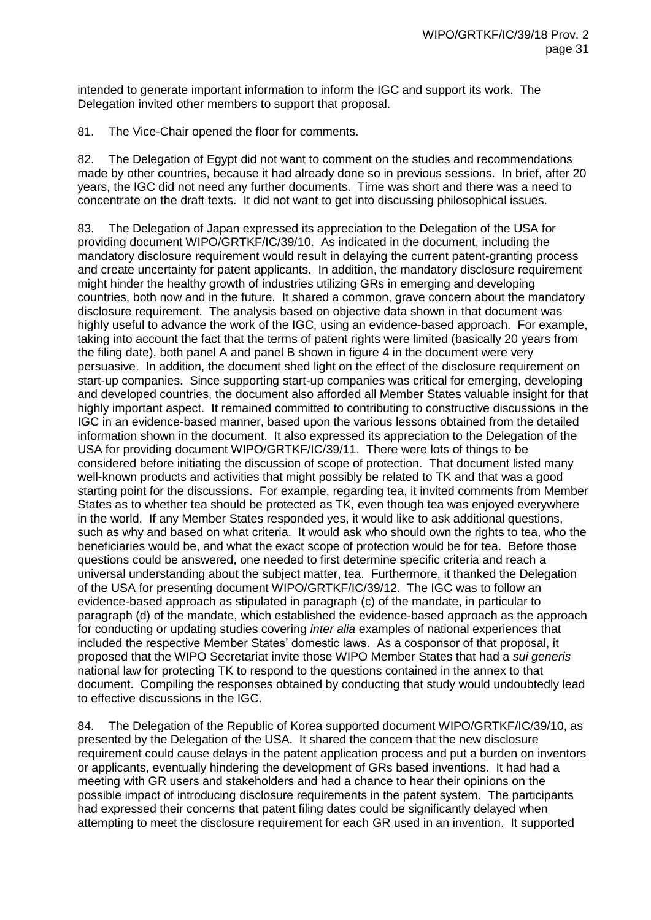intended to generate important information to inform the IGC and support its work. The Delegation invited other members to support that proposal.

81. The Vice-Chair opened the floor for comments.

82. The Delegation of Egypt did not want to comment on the studies and recommendations made by other countries, because it had already done so in previous sessions. In brief, after 20 years, the IGC did not need any further documents. Time was short and there was a need to concentrate on the draft texts. It did not want to get into discussing philosophical issues.

83. The Delegation of Japan expressed its appreciation to the Delegation of the USA for providing document WIPO/GRTKF/IC/39/10. As indicated in the document, including the mandatory disclosure requirement would result in delaying the current patent-granting process and create uncertainty for patent applicants. In addition, the mandatory disclosure requirement might hinder the healthy growth of industries utilizing GRs in emerging and developing countries, both now and in the future. It shared a common, grave concern about the mandatory disclosure requirement. The analysis based on objective data shown in that document was highly useful to advance the work of the IGC, using an evidence-based approach. For example, taking into account the fact that the terms of patent rights were limited (basically 20 years from the filing date), both panel A and panel B shown in figure 4 in the document were very persuasive. In addition, the document shed light on the effect of the disclosure requirement on start-up companies. Since supporting start-up companies was critical for emerging, developing and developed countries, the document also afforded all Member States valuable insight for that highly important aspect. It remained committed to contributing to constructive discussions in the IGC in an evidence-based manner, based upon the various lessons obtained from the detailed information shown in the document. It also expressed its appreciation to the Delegation of the USA for providing document WIPO/GRTKF/IC/39/11. There were lots of things to be considered before initiating the discussion of scope of protection. That document listed many well-known products and activities that might possibly be related to TK and that was a good starting point for the discussions. For example, regarding tea, it invited comments from Member States as to whether tea should be protected as TK, even though tea was enjoyed everywhere in the world. If any Member States responded yes, it would like to ask additional questions, such as why and based on what criteria. It would ask who should own the rights to tea, who the beneficiaries would be, and what the exact scope of protection would be for tea. Before those questions could be answered, one needed to first determine specific criteria and reach a universal understanding about the subject matter, tea. Furthermore, it thanked the Delegation of the USA for presenting document WIPO/GRTKF/IC/39/12. The IGC was to follow an evidence-based approach as stipulated in paragraph (c) of the mandate, in particular to paragraph (d) of the mandate, which established the evidence-based approach as the approach for conducting or updating studies covering *inter alia* examples of national experiences that included the respective Member States' domestic laws. As a cosponsor of that proposal, it proposed that the WIPO Secretariat invite those WIPO Member States that had a *sui generis* national law for protecting TK to respond to the questions contained in the annex to that document. Compiling the responses obtained by conducting that study would undoubtedly lead to effective discussions in the IGC.

84. The Delegation of the Republic of Korea supported document WIPO/GRTKF/IC/39/10, as presented by the Delegation of the USA. It shared the concern that the new disclosure requirement could cause delays in the patent application process and put a burden on inventors or applicants, eventually hindering the development of GRs based inventions. It had had a meeting with GR users and stakeholders and had a chance to hear their opinions on the possible impact of introducing disclosure requirements in the patent system. The participants had expressed their concerns that patent filing dates could be significantly delayed when attempting to meet the disclosure requirement for each GR used in an invention. It supported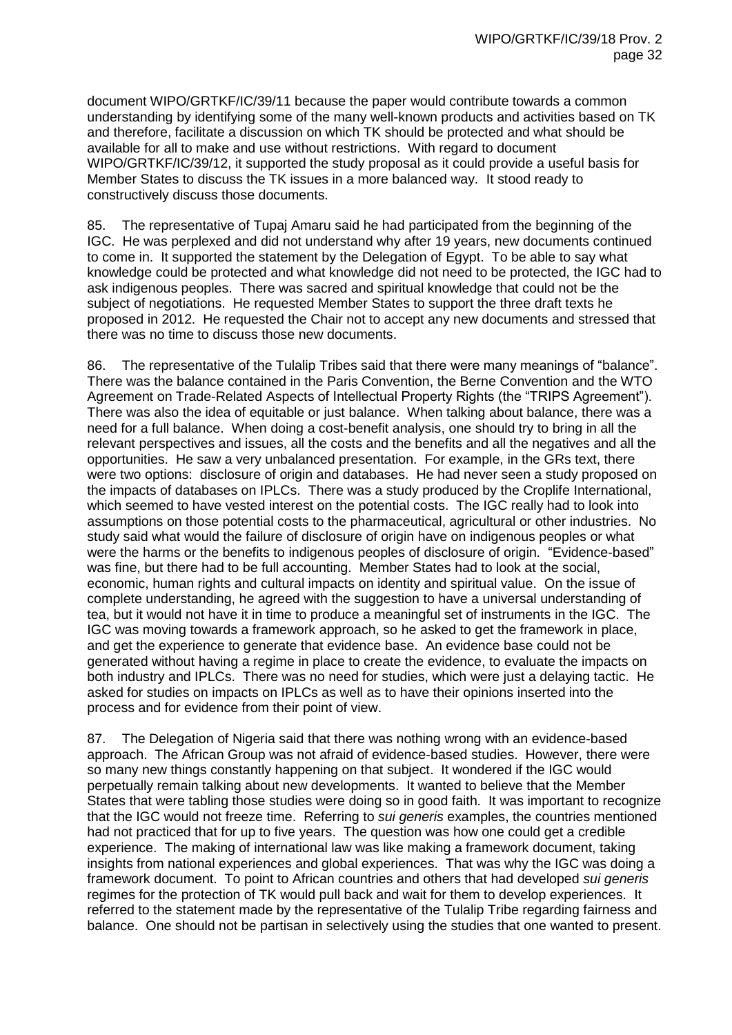document WIPO/GRTKF/IC/39/11 because the paper would contribute towards a common understanding by identifying some of the many well-known products and activities based on TK and therefore, facilitate a discussion on which TK should be protected and what should be available for all to make and use without restrictions. With regard to document WIPO/GRTKF/IC/39/12, it supported the study proposal as it could provide a useful basis for Member States to discuss the TK issues in a more balanced way. It stood ready to constructively discuss those documents.

85. The representative of Tupaj Amaru said he had participated from the beginning of the IGC. He was perplexed and did not understand why after 19 years, new documents continued to come in. It supported the statement by the Delegation of Egypt. To be able to say what knowledge could be protected and what knowledge did not need to be protected, the IGC had to ask indigenous peoples. There was sacred and spiritual knowledge that could not be the subject of negotiations. He requested Member States to support the three draft texts he proposed in 2012. He requested the Chair not to accept any new documents and stressed that there was no time to discuss those new documents.

86. The representative of the Tulalip Tribes said that there were many meanings of "balance". There was the balance contained in the Paris Convention, the Berne Convention and the WTO Agreement on Trade-Related Aspects of Intellectual Property Rights (the "TRIPS Agreement"). There was also the idea of equitable or just balance. When talking about balance, there was a need for a full balance. When doing a cost-benefit analysis, one should try to bring in all the relevant perspectives and issues, all the costs and the benefits and all the negatives and all the opportunities. He saw a very unbalanced presentation. For example, in the GRs text, there were two options: disclosure of origin and databases. He had never seen a study proposed on the impacts of databases on IPLCs. There was a study produced by the Croplife International, which seemed to have vested interest on the potential costs. The IGC really had to look into assumptions on those potential costs to the pharmaceutical, agricultural or other industries. No study said what would the failure of disclosure of origin have on indigenous peoples or what were the harms or the benefits to indigenous peoples of disclosure of origin. "Evidence-based" was fine, but there had to be full accounting. Member States had to look at the social, economic, human rights and cultural impacts on identity and spiritual value. On the issue of complete understanding, he agreed with the suggestion to have a universal understanding of tea, but it would not have it in time to produce a meaningful set of instruments in the IGC. The IGC was moving towards a framework approach, so he asked to get the framework in place, and get the experience to generate that evidence base. An evidence base could not be generated without having a regime in place to create the evidence, to evaluate the impacts on both industry and IPLCs. There was no need for studies, which were just a delaying tactic. He asked for studies on impacts on IPLCs as well as to have their opinions inserted into the process and for evidence from their point of view.

87. The Delegation of Nigeria said that there was nothing wrong with an evidence-based approach. The African Group was not afraid of evidence-based studies. However, there were so many new things constantly happening on that subject. It wondered if the IGC would perpetually remain talking about new developments. It wanted to believe that the Member States that were tabling those studies were doing so in good faith. It was important to recognize that the IGC would not freeze time. Referring to *sui generis* examples, the countries mentioned had not practiced that for up to five years. The question was how one could get a credible experience. The making of international law was like making a framework document, taking insights from national experiences and global experiences. That was why the IGC was doing a framework document. To point to African countries and others that had developed *sui generis* regimes for the protection of TK would pull back and wait for them to develop experiences. It referred to the statement made by the representative of the Tulalip Tribe regarding fairness and balance. One should not be partisan in selectively using the studies that one wanted to present.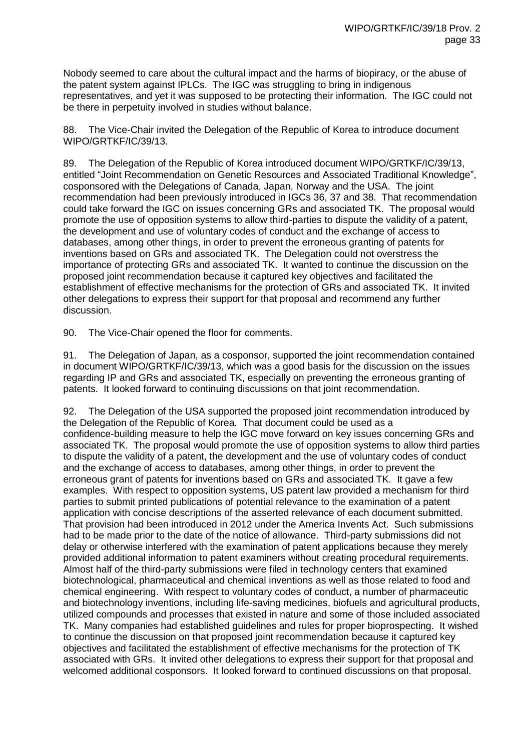Nobody seemed to care about the cultural impact and the harms of biopiracy, or the abuse of the patent system against IPLCs. The IGC was struggling to bring in indigenous representatives, and yet it was supposed to be protecting their information. The IGC could not be there in perpetuity involved in studies without balance.

88. The Vice-Chair invited the Delegation of the Republic of Korea to introduce document WIPO/GRTKF/IC/39/13.

89. The Delegation of the Republic of Korea introduced document WIPO/GRTKF/IC/39/13, entitled "Joint Recommendation on Genetic Resources and Associated Traditional Knowledge", cosponsored with the Delegations of Canada, Japan, Norway and the USA. The joint recommendation had been previously introduced in IGCs 36, 37 and 38. That recommendation could take forward the IGC on issues concerning GRs and associated TK. The proposal would promote the use of opposition systems to allow third-parties to dispute the validity of a patent, the development and use of voluntary codes of conduct and the exchange of access to databases, among other things, in order to prevent the erroneous granting of patents for inventions based on GRs and associated TK. The Delegation could not overstress the importance of protecting GRs and associated TK. It wanted to continue the discussion on the proposed joint recommendation because it captured key objectives and facilitated the establishment of effective mechanisms for the protection of GRs and associated TK. It invited other delegations to express their support for that proposal and recommend any further discussion.

90. The Vice-Chair opened the floor for comments.

91. The Delegation of Japan, as a cosponsor, supported the joint recommendation contained in document WIPO/GRTKF/IC/39/13, which was a good basis for the discussion on the issues regarding IP and GRs and associated TK, especially on preventing the erroneous granting of patents. It looked forward to continuing discussions on that joint recommendation.

92. The Delegation of the USA supported the proposed joint recommendation introduced by the Delegation of the Republic of Korea. That document could be used as a confidence-building measure to help the IGC move forward on key issues concerning GRs and associated TK. The proposal would promote the use of opposition systems to allow third parties to dispute the validity of a patent, the development and the use of voluntary codes of conduct and the exchange of access to databases, among other things, in order to prevent the erroneous grant of patents for inventions based on GRs and associated TK. It gave a few examples. With respect to opposition systems, US patent law provided a mechanism for third parties to submit printed publications of potential relevance to the examination of a patent application with concise descriptions of the asserted relevance of each document submitted. That provision had been introduced in 2012 under the America Invents Act. Such submissions had to be made prior to the date of the notice of allowance. Third-party submissions did not delay or otherwise interfered with the examination of patent applications because they merely provided additional information to patent examiners without creating procedural requirements. Almost half of the third-party submissions were filed in technology centers that examined biotechnological, pharmaceutical and chemical inventions as well as those related to food and chemical engineering. With respect to voluntary codes of conduct, a number of pharmaceutic and biotechnology inventions, including life-saving medicines, biofuels and agricultural products, utilized compounds and processes that existed in nature and some of those included associated TK. Many companies had established guidelines and rules for proper bioprospecting. It wished to continue the discussion on that proposed joint recommendation because it captured key objectives and facilitated the establishment of effective mechanisms for the protection of TK associated with GRs. It invited other delegations to express their support for that proposal and welcomed additional cosponsors. It looked forward to continued discussions on that proposal.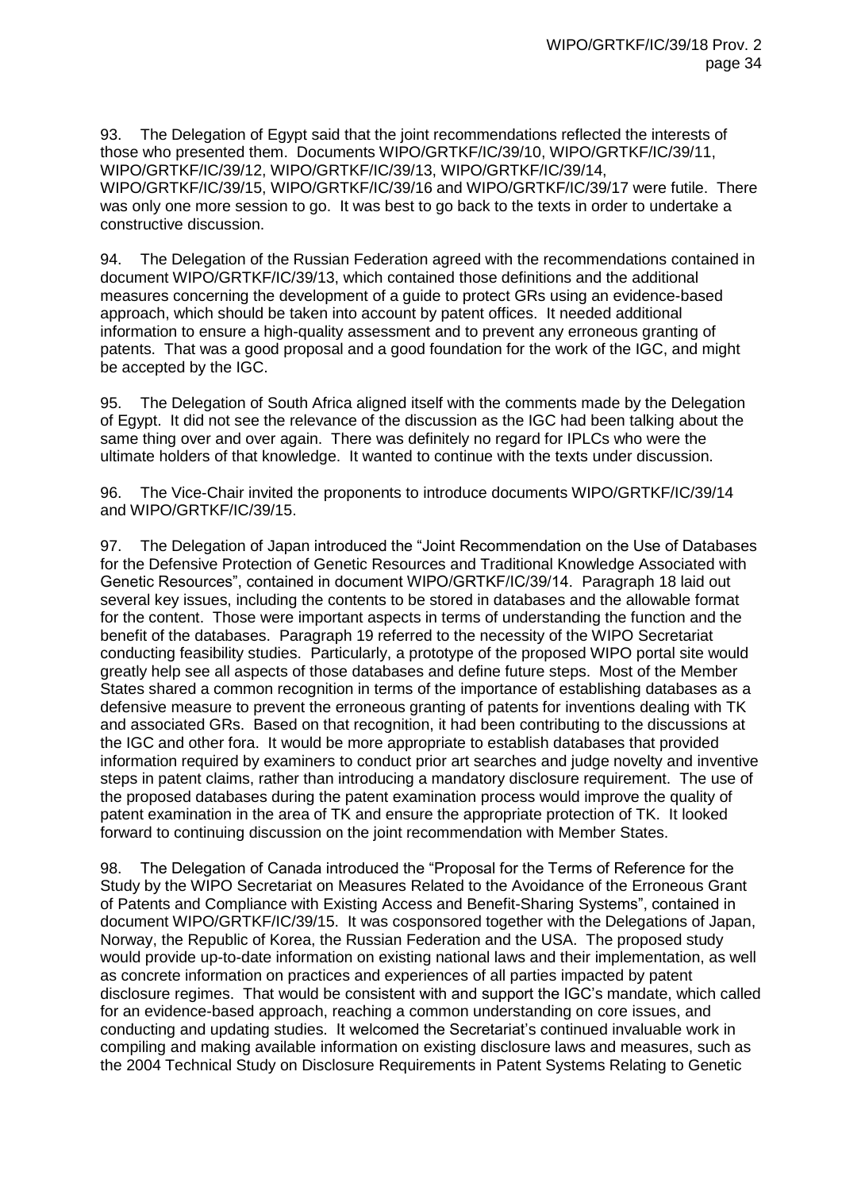93. The Delegation of Egypt said that the joint recommendations reflected the interests of those who presented them. Documents WIPO/GRTKF/IC/39/10, WIPO/GRTKF/IC/39/11, WIPO/GRTKF/IC/39/12, WIPO/GRTKF/IC/39/13, WIPO/GRTKF/IC/39/14, WIPO/GRTKF/IC/39/15, WIPO/GRTKF/IC/39/16 and WIPO/GRTKF/IC/39/17 were futile. There was only one more session to go. It was best to go back to the texts in order to undertake a constructive discussion.

94. The Delegation of the Russian Federation agreed with the recommendations contained in document WIPO/GRTKF/IC/39/13, which contained those definitions and the additional measures concerning the development of a guide to protect GRs using an evidence-based approach, which should be taken into account by patent offices. It needed additional information to ensure a high-quality assessment and to prevent any erroneous granting of patents. That was a good proposal and a good foundation for the work of the IGC, and might be accepted by the IGC.

95. The Delegation of South Africa aligned itself with the comments made by the Delegation of Egypt. It did not see the relevance of the discussion as the IGC had been talking about the same thing over and over again. There was definitely no regard for IPLCs who were the ultimate holders of that knowledge. It wanted to continue with the texts under discussion.

96. The Vice-Chair invited the proponents to introduce documents WIPO/GRTKF/IC/39/14 and WIPO/GRTKF/IC/39/15.

97. The Delegation of Japan introduced the "Joint Recommendation on the Use of Databases for the Defensive Protection of Genetic Resources and Traditional Knowledge Associated with Genetic Resources", contained in document WIPO/GRTKF/IC/39/14. Paragraph 18 laid out several key issues, including the contents to be stored in databases and the allowable format for the content. Those were important aspects in terms of understanding the function and the benefit of the databases. Paragraph 19 referred to the necessity of the WIPO Secretariat conducting feasibility studies. Particularly, a prototype of the proposed WIPO portal site would greatly help see all aspects of those databases and define future steps. Most of the Member States shared a common recognition in terms of the importance of establishing databases as a defensive measure to prevent the erroneous granting of patents for inventions dealing with TK and associated GRs. Based on that recognition, it had been contributing to the discussions at the IGC and other fora. It would be more appropriate to establish databases that provided information required by examiners to conduct prior art searches and judge novelty and inventive steps in patent claims, rather than introducing a mandatory disclosure requirement. The use of the proposed databases during the patent examination process would improve the quality of patent examination in the area of TK and ensure the appropriate protection of TK. It looked forward to continuing discussion on the joint recommendation with Member States.

98. The Delegation of Canada introduced the "Proposal for the Terms of Reference for the Study by the WIPO Secretariat on Measures Related to the Avoidance of the Erroneous Grant of Patents and Compliance with Existing Access and Benefit-Sharing Systems", contained in document WIPO/GRTKF/IC/39/15. It was cosponsored together with the Delegations of Japan, Norway, the Republic of Korea, the Russian Federation and the USA. The proposed study would provide up-to-date information on existing national laws and their implementation, as well as concrete information on practices and experiences of all parties impacted by patent disclosure regimes. That would be consistent with and support the IGC's mandate, which called for an evidence-based approach, reaching a common understanding on core issues, and conducting and updating studies. It welcomed the Secretariat's continued invaluable work in compiling and making available information on existing disclosure laws and measures, such as the 2004 Technical Study on Disclosure Requirements in Patent Systems Relating to Genetic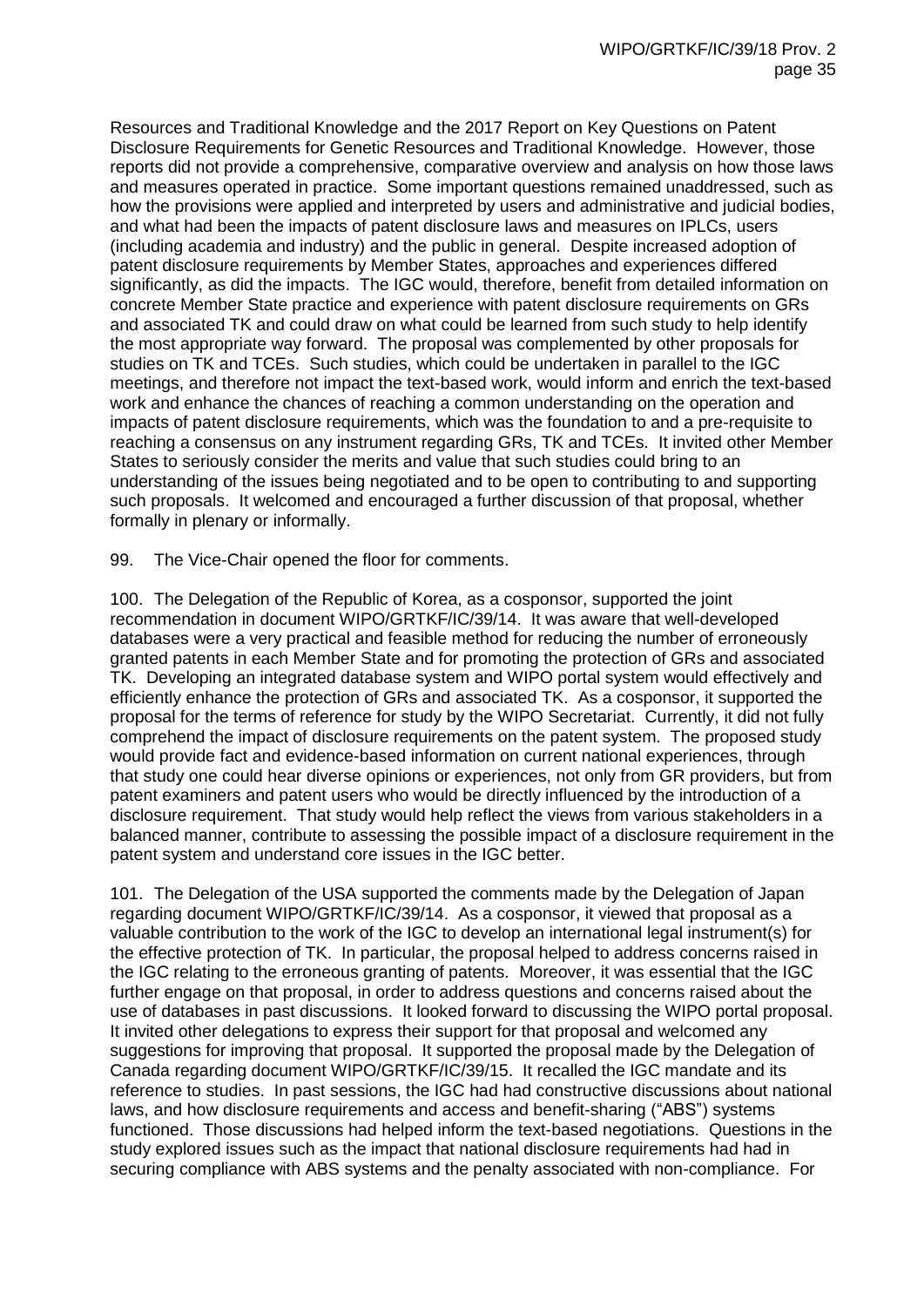Resources and Traditional Knowledge and the 2017 Report on Key Questions on Patent Disclosure Requirements for Genetic Resources and Traditional Knowledge. However, those reports did not provide a comprehensive, comparative overview and analysis on how those laws and measures operated in practice. Some important questions remained unaddressed, such as how the provisions were applied and interpreted by users and administrative and judicial bodies, and what had been the impacts of patent disclosure laws and measures on IPLCs, users (including academia and industry) and the public in general. Despite increased adoption of patent disclosure requirements by Member States, approaches and experiences differed significantly, as did the impacts. The IGC would, therefore, benefit from detailed information on concrete Member State practice and experience with patent disclosure requirements on GRs and associated TK and could draw on what could be learned from such study to help identify the most appropriate way forward. The proposal was complemented by other proposals for studies on TK and TCEs. Such studies, which could be undertaken in parallel to the IGC meetings, and therefore not impact the text-based work, would inform and enrich the text-based work and enhance the chances of reaching a common understanding on the operation and impacts of patent disclosure requirements, which was the foundation to and a pre-requisite to reaching a consensus on any instrument regarding GRs, TK and TCEs. It invited other Member States to seriously consider the merits and value that such studies could bring to an understanding of the issues being negotiated and to be open to contributing to and supporting such proposals. It welcomed and encouraged a further discussion of that proposal, whether formally in plenary or informally.

99. The Vice-Chair opened the floor for comments.

100. The Delegation of the Republic of Korea, as a cosponsor, supported the joint recommendation in document WIPO/GRTKF/IC/39/14. It was aware that well-developed databases were a very practical and feasible method for reducing the number of erroneously granted patents in each Member State and for promoting the protection of GRs and associated TK. Developing an integrated database system and WIPO portal system would effectively and efficiently enhance the protection of GRs and associated TK. As a cosponsor, it supported the proposal for the terms of reference for study by the WIPO Secretariat. Currently, it did not fully comprehend the impact of disclosure requirements on the patent system. The proposed study would provide fact and evidence-based information on current national experiences, through that study one could hear diverse opinions or experiences, not only from GR providers, but from patent examiners and patent users who would be directly influenced by the introduction of a disclosure requirement. That study would help reflect the views from various stakeholders in a balanced manner, contribute to assessing the possible impact of a disclosure requirement in the patent system and understand core issues in the IGC better.

101. The Delegation of the USA supported the comments made by the Delegation of Japan regarding document WIPO/GRTKF/IC/39/14. As a cosponsor, it viewed that proposal as a valuable contribution to the work of the IGC to develop an international legal instrument(s) for the effective protection of TK. In particular, the proposal helped to address concerns raised in the IGC relating to the erroneous granting of patents. Moreover, it was essential that the IGC further engage on that proposal, in order to address questions and concerns raised about the use of databases in past discussions. It looked forward to discussing the WIPO portal proposal. It invited other delegations to express their support for that proposal and welcomed any suggestions for improving that proposal. It supported the proposal made by the Delegation of Canada regarding document WIPO/GRTKF/IC/39/15. It recalled the IGC mandate and its reference to studies. In past sessions, the IGC had had constructive discussions about national laws, and how disclosure requirements and access and benefit-sharing ("ABS") systems functioned. Those discussions had helped inform the text-based negotiations. Questions in the study explored issues such as the impact that national disclosure requirements had had in securing compliance with ABS systems and the penalty associated with non-compliance. For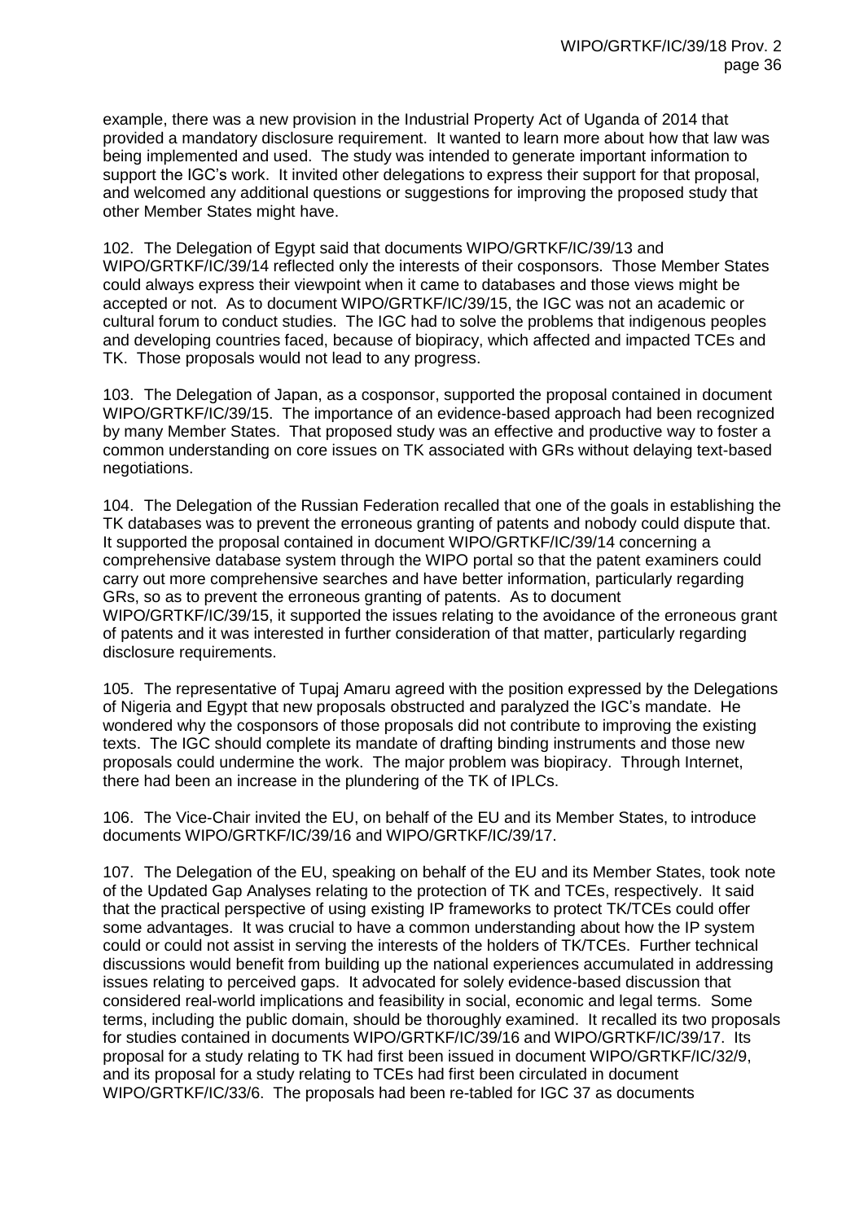example, there was a new provision in the Industrial Property Act of Uganda of 2014 that provided a mandatory disclosure requirement. It wanted to learn more about how that law was being implemented and used. The study was intended to generate important information to support the IGC's work. It invited other delegations to express their support for that proposal, and welcomed any additional questions or suggestions for improving the proposed study that other Member States might have.

102. The Delegation of Egypt said that documents WIPO/GRTKF/IC/39/13 and WIPO/GRTKF/IC/39/14 reflected only the interests of their cosponsors. Those Member States could always express their viewpoint when it came to databases and those views might be accepted or not. As to document WIPO/GRTKF/IC/39/15, the IGC was not an academic or cultural forum to conduct studies. The IGC had to solve the problems that indigenous peoples and developing countries faced, because of biopiracy, which affected and impacted TCEs and TK. Those proposals would not lead to any progress.

103. The Delegation of Japan, as a cosponsor, supported the proposal contained in document WIPO/GRTKF/IC/39/15. The importance of an evidence-based approach had been recognized by many Member States. That proposed study was an effective and productive way to foster a common understanding on core issues on TK associated with GRs without delaying text-based negotiations.

104. The Delegation of the Russian Federation recalled that one of the goals in establishing the TK databases was to prevent the erroneous granting of patents and nobody could dispute that. It supported the proposal contained in document WIPO/GRTKF/IC/39/14 concerning a comprehensive database system through the WIPO portal so that the patent examiners could carry out more comprehensive searches and have better information, particularly regarding GRs, so as to prevent the erroneous granting of patents. As to document WIPO/GRTKF/IC/39/15, it supported the issues relating to the avoidance of the erroneous grant of patents and it was interested in further consideration of that matter, particularly regarding disclosure requirements.

105. The representative of Tupaj Amaru agreed with the position expressed by the Delegations of Nigeria and Egypt that new proposals obstructed and paralyzed the IGC's mandate. He wondered why the cosponsors of those proposals did not contribute to improving the existing texts. The IGC should complete its mandate of drafting binding instruments and those new proposals could undermine the work. The major problem was biopiracy. Through Internet, there had been an increase in the plundering of the TK of IPLCs.

106. The Vice-Chair invited the EU, on behalf of the EU and its Member States, to introduce documents WIPO/GRTKF/IC/39/16 and WIPO/GRTKF/IC/39/17.

107. The Delegation of the EU, speaking on behalf of the EU and its Member States, took note of the Updated Gap Analyses relating to the protection of TK and TCEs, respectively. It said that the practical perspective of using existing IP frameworks to protect TK/TCEs could offer some advantages. It was crucial to have a common understanding about how the IP system could or could not assist in serving the interests of the holders of TK/TCEs. Further technical discussions would benefit from building up the national experiences accumulated in addressing issues relating to perceived gaps. It advocated for solely evidence-based discussion that considered real-world implications and feasibility in social, economic and legal terms. Some terms, including the public domain, should be thoroughly examined. It recalled its two proposals for studies contained in documents WIPO/GRTKF/IC/39/16 and WIPO/GRTKF/IC/39/17. Its proposal for a study relating to TK had first been issued in document WIPO/GRTKF/IC/32/9, and its proposal for a study relating to TCEs had first been circulated in document WIPO/GRTKF/IC/33/6. The proposals had been re-tabled for IGC 37 as documents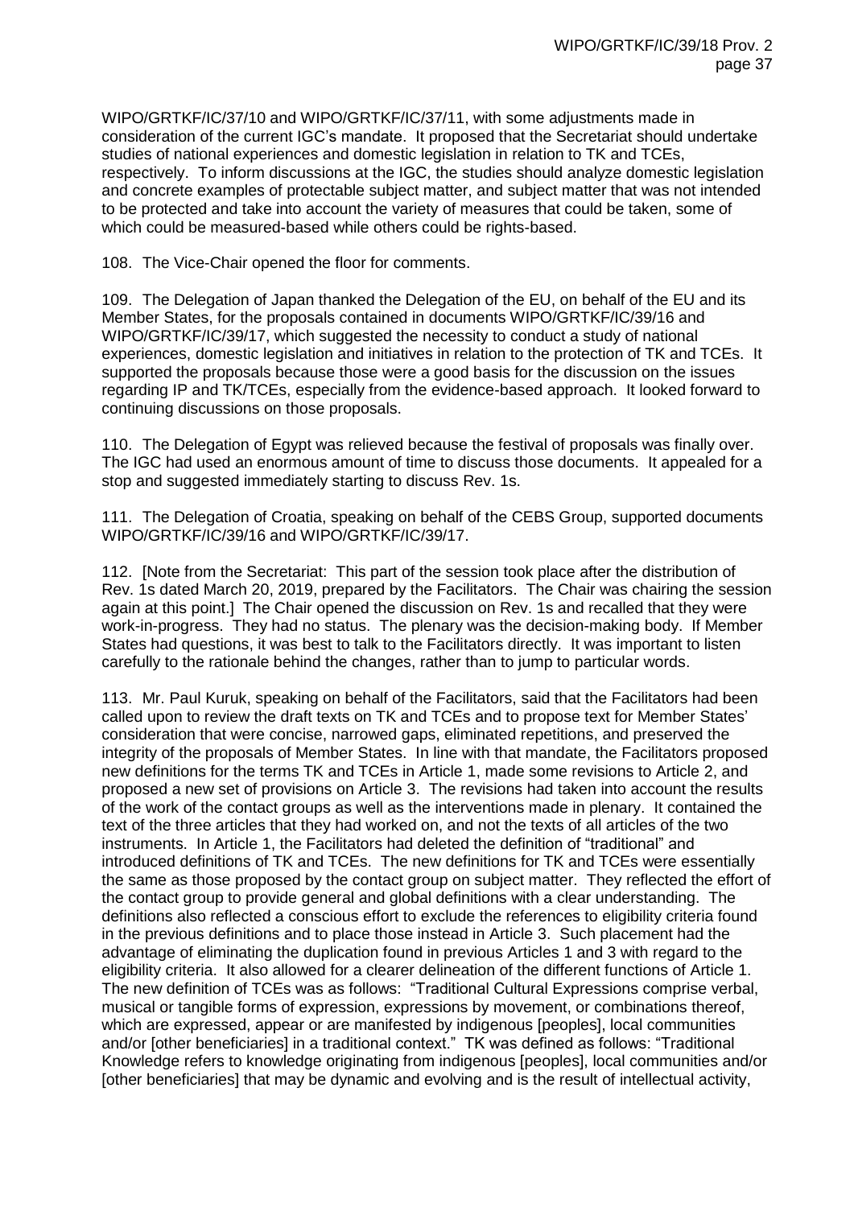WIPO/GRTKF/IC/37/10 and WIPO/GRTKF/IC/37/11, with some adjustments made in consideration of the current IGC's mandate. It proposed that the Secretariat should undertake studies of national experiences and domestic legislation in relation to TK and TCEs, respectively. To inform discussions at the IGC, the studies should analyze domestic legislation and concrete examples of protectable subject matter, and subject matter that was not intended to be protected and take into account the variety of measures that could be taken, some of which could be measured-based while others could be rights-based.

108. The Vice-Chair opened the floor for comments.

109. The Delegation of Japan thanked the Delegation of the EU, on behalf of the EU and its Member States, for the proposals contained in documents WIPO/GRTKF/IC/39/16 and WIPO/GRTKF/IC/39/17, which suggested the necessity to conduct a study of national experiences, domestic legislation and initiatives in relation to the protection of TK and TCEs. It supported the proposals because those were a good basis for the discussion on the issues regarding IP and TK/TCEs, especially from the evidence-based approach. It looked forward to continuing discussions on those proposals.

110. The Delegation of Egypt was relieved because the festival of proposals was finally over. The IGC had used an enormous amount of time to discuss those documents. It appealed for a stop and suggested immediately starting to discuss Rev. 1s.

111. The Delegation of Croatia, speaking on behalf of the CEBS Group, supported documents WIPO/GRTKF/IC/39/16 and WIPO/GRTKF/IC/39/17.

112. [Note from the Secretariat: This part of the session took place after the distribution of Rev. 1s dated March 20, 2019, prepared by the Facilitators. The Chair was chairing the session again at this point.] The Chair opened the discussion on Rev. 1s and recalled that they were work-in-progress. They had no status. The plenary was the decision-making body. If Member States had questions, it was best to talk to the Facilitators directly. It was important to listen carefully to the rationale behind the changes, rather than to jump to particular words.

113. Mr. Paul Kuruk, speaking on behalf of the Facilitators, said that the Facilitators had been called upon to review the draft texts on TK and TCEs and to propose text for Member States' consideration that were concise, narrowed gaps, eliminated repetitions, and preserved the integrity of the proposals of Member States. In line with that mandate, the Facilitators proposed new definitions for the terms TK and TCEs in Article 1, made some revisions to Article 2, and proposed a new set of provisions on Article 3. The revisions had taken into account the results of the work of the contact groups as well as the interventions made in plenary. It contained the text of the three articles that they had worked on, and not the texts of all articles of the two instruments. In Article 1, the Facilitators had deleted the definition of "traditional" and introduced definitions of TK and TCEs. The new definitions for TK and TCEs were essentially the same as those proposed by the contact group on subject matter. They reflected the effort of the contact group to provide general and global definitions with a clear understanding. The definitions also reflected a conscious effort to exclude the references to eligibility criteria found in the previous definitions and to place those instead in Article 3. Such placement had the advantage of eliminating the duplication found in previous Articles 1 and 3 with regard to the eligibility criteria. It also allowed for a clearer delineation of the different functions of Article 1. The new definition of TCEs was as follows: "Traditional Cultural Expressions comprise verbal, musical or tangible forms of expression, expressions by movement, or combinations thereof, which are expressed, appear or are manifested by indigenous [peoples], local communities and/or [other beneficiaries] in a traditional context." TK was defined as follows: "Traditional Knowledge refers to knowledge originating from indigenous [peoples], local communities and/or [other beneficiaries] that may be dynamic and evolving and is the result of intellectual activity,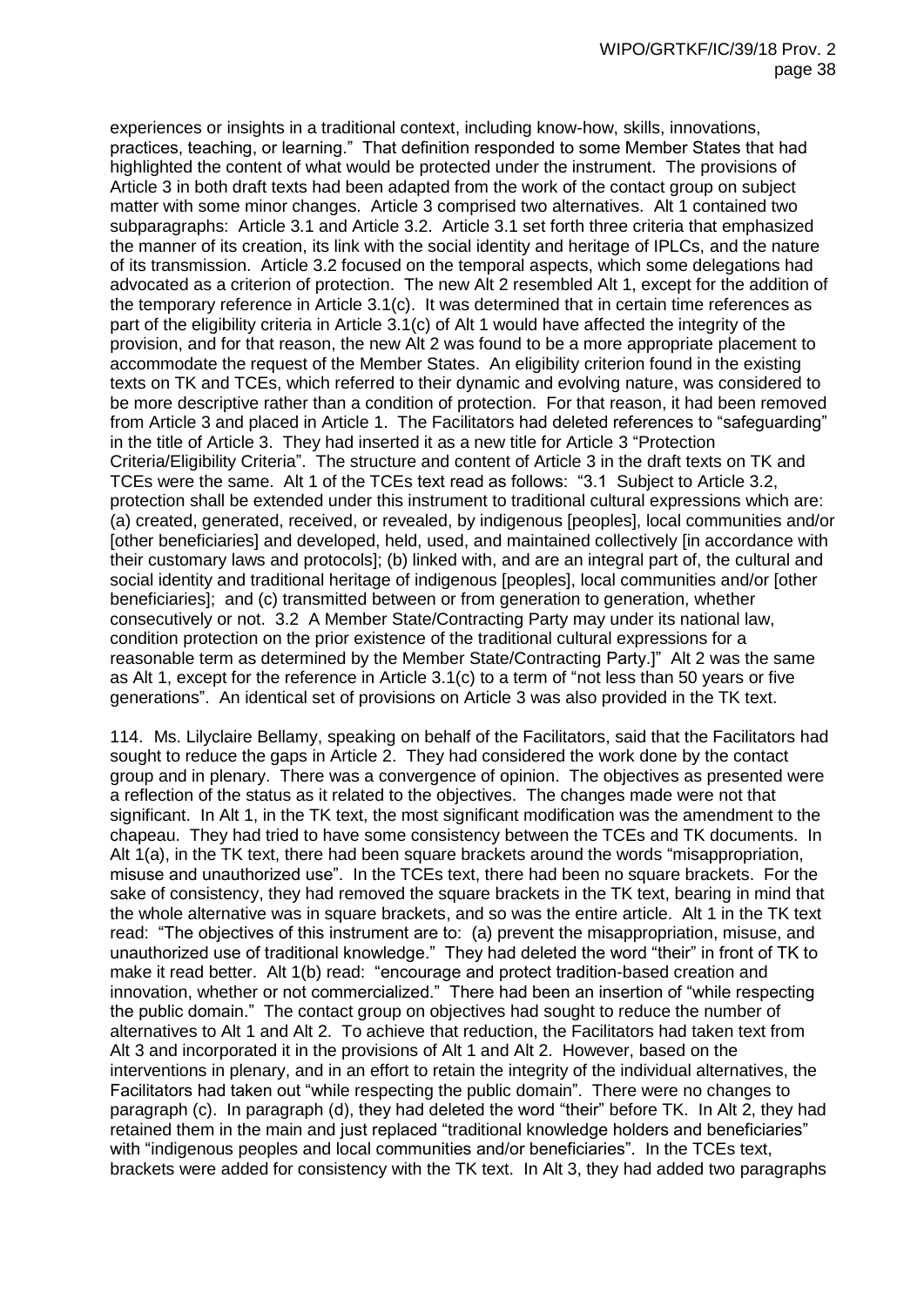experiences or insights in a traditional context, including know-how, skills, innovations, practices, teaching, or learning."  That definition responded to some Member States that had highlighted the content of what would be protected under the instrument.  The provisions of Article 3 in both draft texts had been adapted from the work of the contact group on subject matter with some minor changes.  Article 3 comprised two alternatives.  Alt 1 contained two subparagraphs:  Article 3.1 and Article 3.2.  Article 3.1 set forth three criteria that emphasized the manner of its creation, its link with the social identity and heritage of IPLCs, and the nature of its transmission.  Article 3.2 focused on the temporal aspects, which some delegations had advocated as a criterion of protection.  The new Alt 2 resembled Alt 1, except for the addition of the temporary reference in Article 3.1(c).  It was determined that in certain time references as part of the eligibility criteria in Article 3.1(c) of Alt 1 would have affected the integrity of the provision, and for that reason, the new Alt 2 was found to be a more appropriate placement to accommodate the request of the Member States.  An eligibility criterion found in the existing texts on TK and TCEs, which referred to their dynamic and evolving nature, was considered to be more descriptive rather than a condition of protection.  For that reason, it had been removed from Article 3 and placed in Article 1.  The Facilitators had deleted references to "safeguarding" in the title of Article 3.  They had inserted it as a new title for Article 3 "Protection Criteria/Eligibility Criteria".  The structure and content of Article 3 in the draft texts on TK and TCEs were the same.  Alt 1 of the TCEs text read as follows:  "3.1  Subject to Article 3.2, protection shall be extended under this instrument to traditional cultural expressions which are: (a) created, generated, received, or revealed, by indigenous [peoples], local communities and/or [other beneficiaries] and developed, held, used, and maintained collectively [in accordance with their customary laws and protocols]; (b) linked with, and are an integral part of, the cultural and social identity and traditional heritage of indigenous [peoples], local communities and/or [other beneficiaries];  and (c) transmitted between or from generation to generation, whether consecutively or not.  3.2  A Member State/Contracting Party may under its national law, condition protection on the prior existence of the traditional cultural expressions for a reasonable term as determined by the Member State/Contracting Party.]"  Alt 2 was the same as Alt 1, except for the reference in Article 3.1(c) to a term of "not less than 50 years or five generations".  An identical set of provisions on Article 3 was also provided in the TK text.

114. Ms. Lilyclaire Bellamy, speaking on behalf of the Facilitators, said that the Facilitators had sought to reduce the gaps in Article 2.  They had considered the work done by the contact group and in plenary.  There was a convergence of opinion.  The objectives as presented were a reflection of the status as it related to the objectives.  The changes made were not that significant.  In Alt 1, in the TK text, the most significant modification was the amendment to the chapeau.  They had tried to have some consistency between the TCEs and TK documents.  In Alt 1(a), in the TK text, there had been square brackets around the words "misappropriation, misuse and unauthorized use".  In the TCEs text, there had been no square brackets.  For the sake of consistency, they had removed the square brackets in the TK text, bearing in mind that the whole alternative was in square brackets, and so was the entire article.  Alt 1 in the TK text read:  "The objectives of this instrument are to:  (a) prevent the misappropriation, misuse, and unauthorized use of traditional knowledge."  They had deleted the word "their" in front of TK to make it read better.  Alt 1(b) read:  "encourage and protect tradition-based creation and innovation, whether or not commercialized."  There had been an insertion of "while respecting the public domain."  The contact group on objectives had sought to reduce the number of alternatives to Alt 1 and Alt 2.  To achieve that reduction, the Facilitators had taken text from Alt 3 and incorporated it in the provisions of Alt 1 and Alt 2.  However, based on the interventions in plenary, and in an effort to retain the integrity of the individual alternatives, the Facilitators had taken out "while respecting the public domain".  There were no changes to paragraph (c).  In paragraph (d), they had deleted the word "their" before TK.  In Alt 2, they had retained them in the main and just replaced "traditional knowledge holders and beneficiaries" with "indigenous peoples and local communities and/or beneficiaries".  In the TCEs text, brackets were added for consistency with the TK text.  In Alt 3, they had added two paragraphs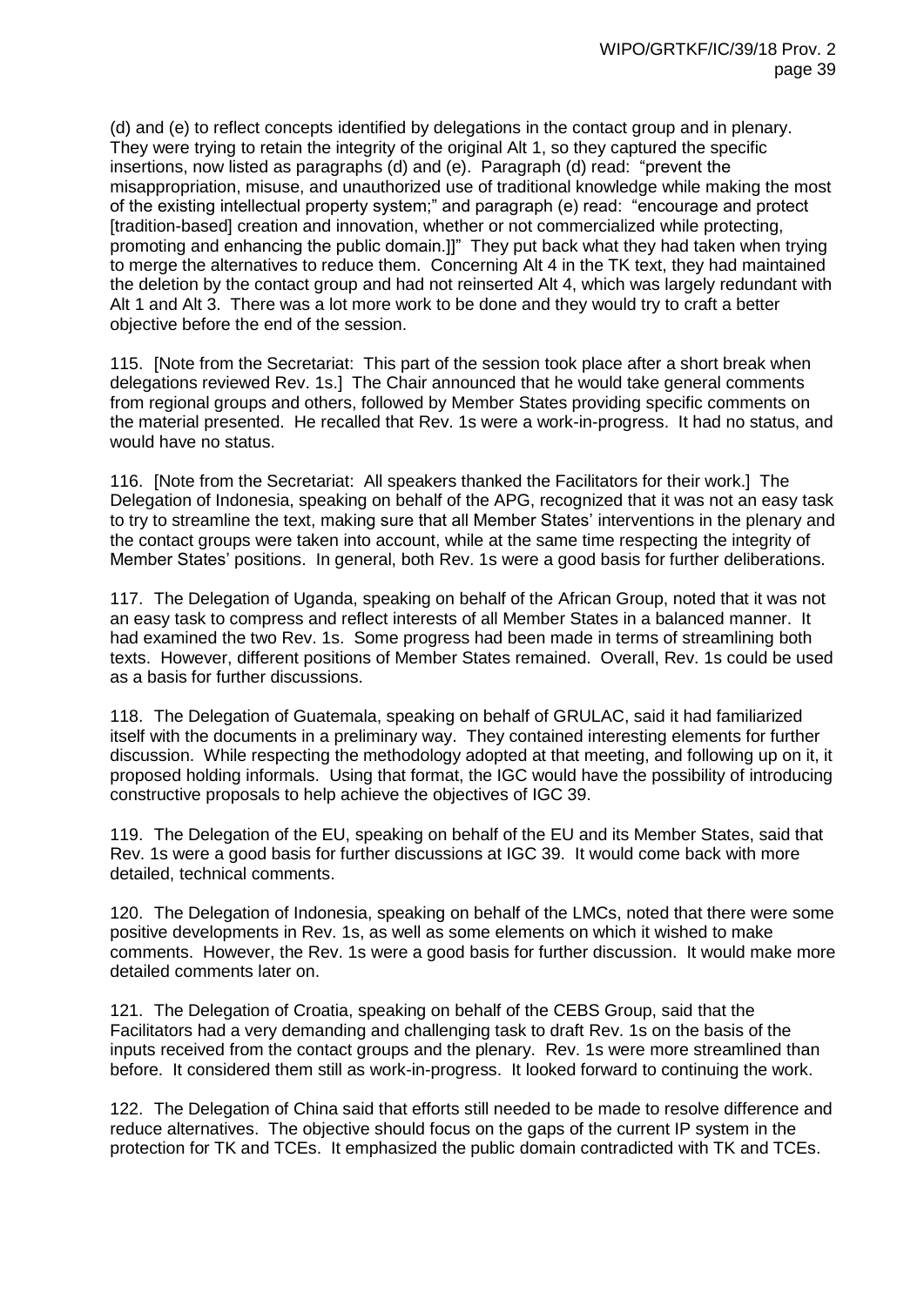(d) and (e) to reflect concepts identified by delegations in the contact group and in plenary. They were trying to retain the integrity of the original Alt 1, so they captured the specific insertions, now listed as paragraphs (d) and (e). Paragraph (d) read: "prevent the misappropriation, misuse, and unauthorized use of traditional knowledge while making the most of the existing intellectual property system;" and paragraph (e) read: "encourage and protect [tradition-based] creation and innovation, whether or not commercialized while protecting, promoting and enhancing the public domain.]]" They put back what they had taken when trying to merge the alternatives to reduce them. Concerning Alt 4 in the TK text, they had maintained the deletion by the contact group and had not reinserted Alt 4, which was largely redundant with Alt 1 and Alt 3. There was a lot more work to be done and they would try to craft a better objective before the end of the session.

115. [Note from the Secretariat: This part of the session took place after a short break when delegations reviewed Rev. 1s.] The Chair announced that he would take general comments from regional groups and others, followed by Member States providing specific comments on the material presented. He recalled that Rev. 1s were a work-in-progress. It had no status, and would have no status.

116. [Note from the Secretariat: All speakers thanked the Facilitators for their work.] The Delegation of Indonesia, speaking on behalf of the APG, recognized that it was not an easy task to try to streamline the text, making sure that all Member States' interventions in the plenary and the contact groups were taken into account, while at the same time respecting the integrity of Member States' positions. In general, both Rev. 1s were a good basis for further deliberations.

117. The Delegation of Uganda, speaking on behalf of the African Group, noted that it was not an easy task to compress and reflect interests of all Member States in a balanced manner. It had examined the two Rev. 1s. Some progress had been made in terms of streamlining both texts. However, different positions of Member States remained. Overall, Rev. 1s could be used as a basis for further discussions.

118. The Delegation of Guatemala, speaking on behalf of GRULAC, said it had familiarized itself with the documents in a preliminary way. They contained interesting elements for further discussion. While respecting the methodology adopted at that meeting, and following up on it, it proposed holding informals. Using that format, the IGC would have the possibility of introducing constructive proposals to help achieve the objectives of IGC 39.

119. The Delegation of the EU, speaking on behalf of the EU and its Member States, said that Rev. 1s were a good basis for further discussions at IGC 39. It would come back with more detailed, technical comments.

120. The Delegation of Indonesia, speaking on behalf of the LMCs, noted that there were some positive developments in Rev. 1s, as well as some elements on which it wished to make comments. However, the Rev. 1s were a good basis for further discussion. It would make more detailed comments later on.

121. The Delegation of Croatia, speaking on behalf of the CEBS Group, said that the Facilitators had a very demanding and challenging task to draft Rev. 1s on the basis of the inputs received from the contact groups and the plenary. Rev. 1s were more streamlined than before. It considered them still as work-in-progress. It looked forward to continuing the work.

122. The Delegation of China said that efforts still needed to be made to resolve difference and reduce alternatives. The objective should focus on the gaps of the current IP system in the protection for TK and TCEs. It emphasized the public domain contradicted with TK and TCEs.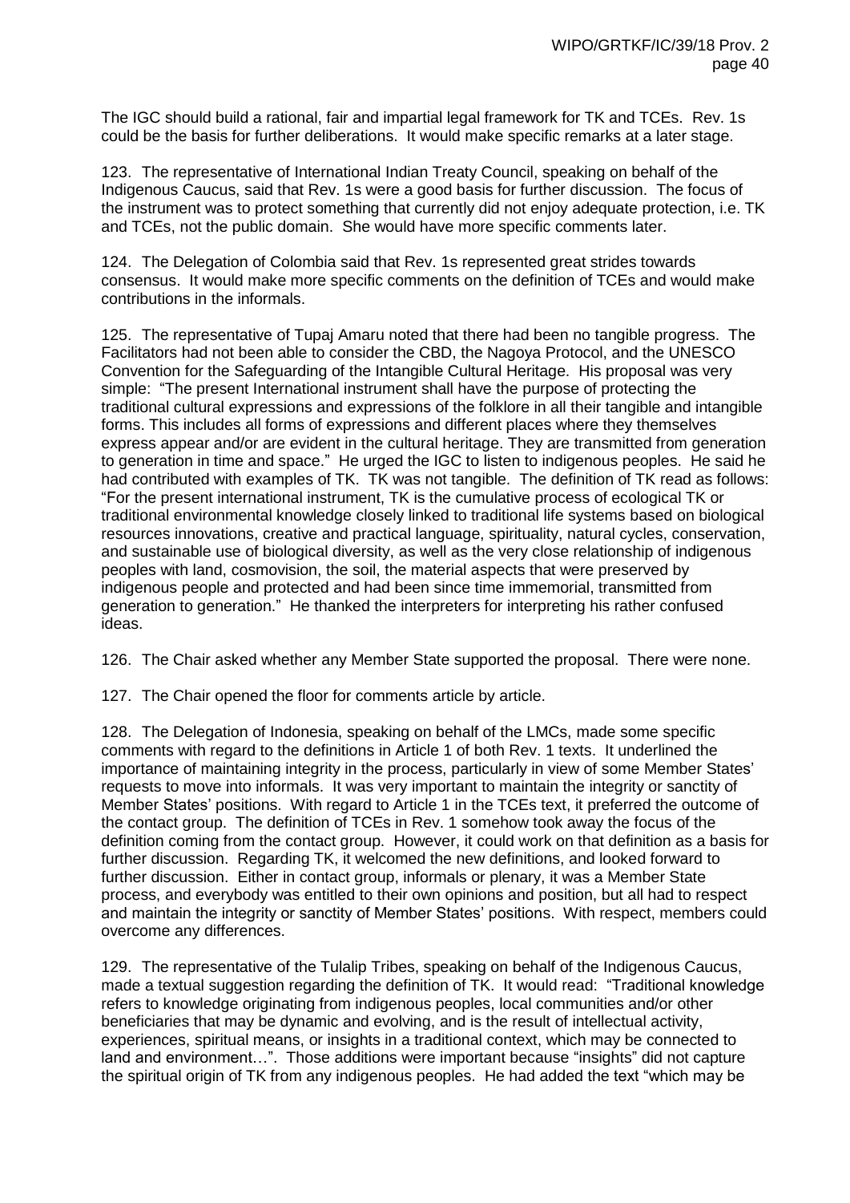The IGC should build a rational, fair and impartial legal framework for TK and TCEs. Rev. 1s could be the basis for further deliberations. It would make specific remarks at a later stage.

123. The representative of International Indian Treaty Council, speaking on behalf of the Indigenous Caucus, said that Rev. 1s were a good basis for further discussion. The focus of the instrument was to protect something that currently did not enjoy adequate protection, i.e. TK and TCEs, not the public domain. She would have more specific comments later.

124. The Delegation of Colombia said that Rev. 1s represented great strides towards consensus. It would make more specific comments on the definition of TCEs and would make contributions in the informals.

125. The representative of Tupaj Amaru noted that there had been no tangible progress. The Facilitators had not been able to consider the CBD, the Nagoya Protocol, and the UNESCO Convention for the Safeguarding of the Intangible Cultural Heritage. His proposal was very simple: "The present International instrument shall have the purpose of protecting the traditional cultural expressions and expressions of the folklore in all their tangible and intangible forms. This includes all forms of expressions and different places where they themselves express appear and/or are evident in the cultural heritage. They are transmitted from generation to generation in time and space." He urged the IGC to listen to indigenous peoples. He said he had contributed with examples of TK. TK was not tangible. The definition of TK read as follows: "For the present international instrument, TK is the cumulative process of ecological TK or traditional environmental knowledge closely linked to traditional life systems based on biological resources innovations, creative and practical language, spirituality, natural cycles, conservation, and sustainable use of biological diversity, as well as the very close relationship of indigenous peoples with land, cosmovision, the soil, the material aspects that were preserved by indigenous people and protected and had been since time immemorial, transmitted from generation to generation." He thanked the interpreters for interpreting his rather confused ideas.

126. The Chair asked whether any Member State supported the proposal. There were none.

127. The Chair opened the floor for comments article by article.

128. The Delegation of Indonesia, speaking on behalf of the LMCs, made some specific comments with regard to the definitions in Article 1 of both Rev. 1 texts. It underlined the importance of maintaining integrity in the process, particularly in view of some Member States' requests to move into informals. It was very important to maintain the integrity or sanctity of Member States' positions. With regard to Article 1 in the TCEs text, it preferred the outcome of the contact group. The definition of TCEs in Rev. 1 somehow took away the focus of the definition coming from the contact group. However, it could work on that definition as a basis for further discussion. Regarding TK, it welcomed the new definitions, and looked forward to further discussion. Either in contact group, informals or plenary, it was a Member State process, and everybody was entitled to their own opinions and position, but all had to respect and maintain the integrity or sanctity of Member States' positions. With respect, members could overcome any differences.

129. The representative of the Tulalip Tribes, speaking on behalf of the Indigenous Caucus, made a textual suggestion regarding the definition of TK. It would read: "Traditional knowledge refers to knowledge originating from indigenous peoples, local communities and/or other beneficiaries that may be dynamic and evolving, and is the result of intellectual activity, experiences, spiritual means, or insights in a traditional context, which may be connected to land and environment…". Those additions were important because "insights" did not capture the spiritual origin of TK from any indigenous peoples. He had added the text "which may be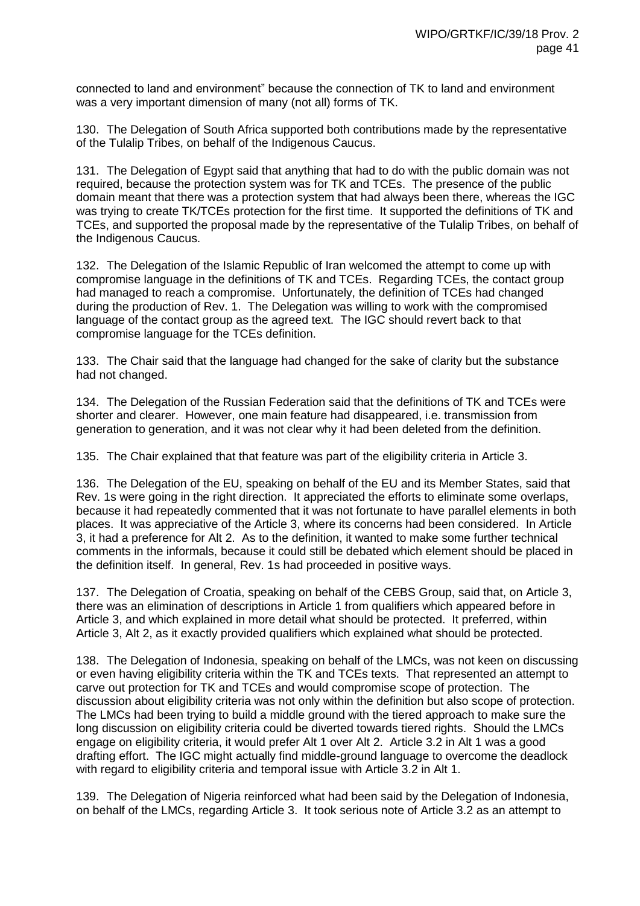connected to land and environment" because the connection of TK to land and environment was a very important dimension of many (not all) forms of TK.

130. The Delegation of South Africa supported both contributions made by the representative of the Tulalip Tribes, on behalf of the Indigenous Caucus.

131. The Delegation of Egypt said that anything that had to do with the public domain was not required, because the protection system was for TK and TCEs. The presence of the public domain meant that there was a protection system that had always been there, whereas the IGC was trying to create TK/TCEs protection for the first time. It supported the definitions of TK and TCEs, and supported the proposal made by the representative of the Tulalip Tribes, on behalf of the Indigenous Caucus.

132. The Delegation of the Islamic Republic of Iran welcomed the attempt to come up with compromise language in the definitions of TK and TCEs. Regarding TCEs, the contact group had managed to reach a compromise. Unfortunately, the definition of TCEs had changed during the production of Rev. 1. The Delegation was willing to work with the compromised language of the contact group as the agreed text. The IGC should revert back to that compromise language for the TCEs definition.

133. The Chair said that the language had changed for the sake of clarity but the substance had not changed.

134. The Delegation of the Russian Federation said that the definitions of TK and TCEs were shorter and clearer. However, one main feature had disappeared, i.e. transmission from generation to generation, and it was not clear why it had been deleted from the definition.

135. The Chair explained that that feature was part of the eligibility criteria in Article 3.

136. The Delegation of the EU, speaking on behalf of the EU and its Member States, said that Rev. 1s were going in the right direction. It appreciated the efforts to eliminate some overlaps, because it had repeatedly commented that it was not fortunate to have parallel elements in both places. It was appreciative of the Article 3, where its concerns had been considered. In Article 3, it had a preference for Alt 2. As to the definition, it wanted to make some further technical comments in the informals, because it could still be debated which element should be placed in the definition itself. In general, Rev. 1s had proceeded in positive ways.

137. The Delegation of Croatia, speaking on behalf of the CEBS Group, said that, on Article 3, there was an elimination of descriptions in Article 1 from qualifiers which appeared before in Article 3, and which explained in more detail what should be protected. It preferred, within Article 3, Alt 2, as it exactly provided qualifiers which explained what should be protected.

138. The Delegation of Indonesia, speaking on behalf of the LMCs, was not keen on discussing or even having eligibility criteria within the TK and TCEs texts. That represented an attempt to carve out protection for TK and TCEs and would compromise scope of protection. The discussion about eligibility criteria was not only within the definition but also scope of protection. The LMCs had been trying to build a middle ground with the tiered approach to make sure the long discussion on eligibility criteria could be diverted towards tiered rights. Should the LMCs engage on eligibility criteria, it would prefer Alt 1 over Alt 2. Article 3.2 in Alt 1 was a good drafting effort. The IGC might actually find middle-ground language to overcome the deadlock with regard to eligibility criteria and temporal issue with Article 3.2 in Alt 1.

139. The Delegation of Nigeria reinforced what had been said by the Delegation of Indonesia, on behalf of the LMCs, regarding Article 3. It took serious note of Article 3.2 as an attempt to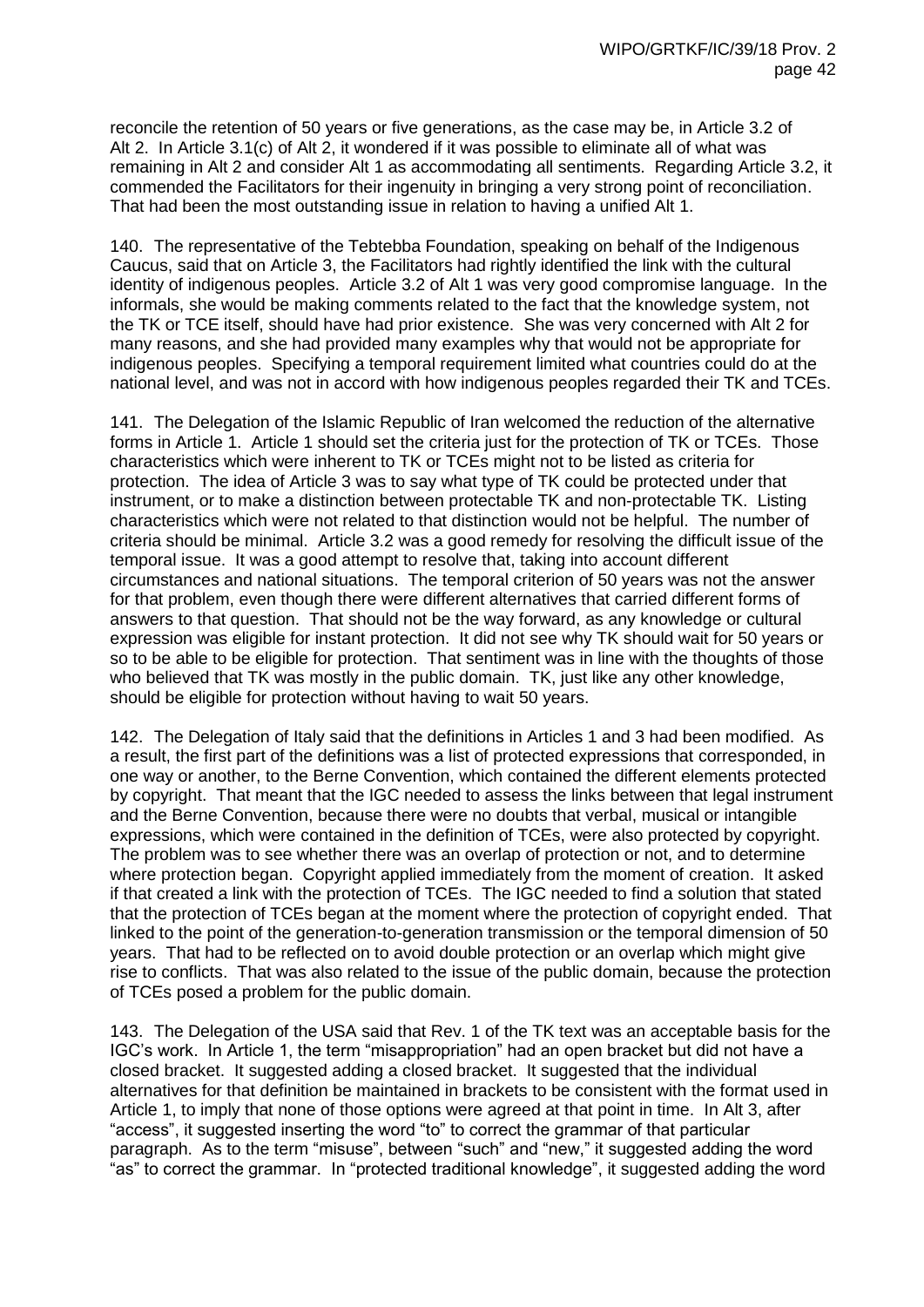reconcile the retention of 50 years or five generations, as the case may be, in Article 3.2 of Alt 2. In Article 3.1(c) of Alt 2, it wondered if it was possible to eliminate all of what was remaining in Alt 2 and consider Alt 1 as accommodating all sentiments. Regarding Article 3.2, it commended the Facilitators for their ingenuity in bringing a very strong point of reconciliation. That had been the most outstanding issue in relation to having a unified Alt 1.

140. The representative of the Tebtebba Foundation, speaking on behalf of the Indigenous Caucus, said that on Article 3, the Facilitators had rightly identified the link with the cultural identity of indigenous peoples. Article 3.2 of Alt 1 was very good compromise language. In the informals, she would be making comments related to the fact that the knowledge system, not the TK or TCE itself, should have had prior existence. She was very concerned with Alt 2 for many reasons, and she had provided many examples why that would not be appropriate for indigenous peoples. Specifying a temporal requirement limited what countries could do at the national level, and was not in accord with how indigenous peoples regarded their TK and TCEs.

141. The Delegation of the Islamic Republic of Iran welcomed the reduction of the alternative forms in Article 1. Article 1 should set the criteria just for the protection of TK or TCEs. Those characteristics which were inherent to TK or TCEs might not to be listed as criteria for protection. The idea of Article 3 was to say what type of TK could be protected under that instrument, or to make a distinction between protectable TK and non-protectable TK. Listing characteristics which were not related to that distinction would not be helpful. The number of criteria should be minimal. Article 3.2 was a good remedy for resolving the difficult issue of the temporal issue. It was a good attempt to resolve that, taking into account different circumstances and national situations. The temporal criterion of 50 years was not the answer for that problem, even though there were different alternatives that carried different forms of answers to that question. That should not be the way forward, as any knowledge or cultural expression was eligible for instant protection. It did not see why TK should wait for 50 years or so to be able to be eligible for protection. That sentiment was in line with the thoughts of those who believed that TK was mostly in the public domain. TK, just like any other knowledge, should be eligible for protection without having to wait 50 years.

142. The Delegation of Italy said that the definitions in Articles 1 and 3 had been modified. As a result, the first part of the definitions was a list of protected expressions that corresponded, in one way or another, to the Berne Convention, which contained the different elements protected by copyright. That meant that the IGC needed to assess the links between that legal instrument and the Berne Convention, because there were no doubts that verbal, musical or intangible expressions, which were contained in the definition of TCEs, were also protected by copyright. The problem was to see whether there was an overlap of protection or not, and to determine where protection began. Copyright applied immediately from the moment of creation. It asked if that created a link with the protection of TCEs. The IGC needed to find a solution that stated that the protection of TCEs began at the moment where the protection of copyright ended. That linked to the point of the generation-to-generation transmission or the temporal dimension of 50 years. That had to be reflected on to avoid double protection or an overlap which might give rise to conflicts. That was also related to the issue of the public domain, because the protection of TCEs posed a problem for the public domain.

143. The Delegation of the USA said that Rev. 1 of the TK text was an acceptable basis for the IGC's work. In Article 1, the term "misappropriation" had an open bracket but did not have a closed bracket. It suggested adding a closed bracket. It suggested that the individual alternatives for that definition be maintained in brackets to be consistent with the format used in Article 1, to imply that none of those options were agreed at that point in time. In Alt 3, after "access", it suggested inserting the word "to" to correct the grammar of that particular paragraph. As to the term "misuse", between "such" and "new," it suggested adding the word "as" to correct the grammar. In "protected traditional knowledge", it suggested adding the word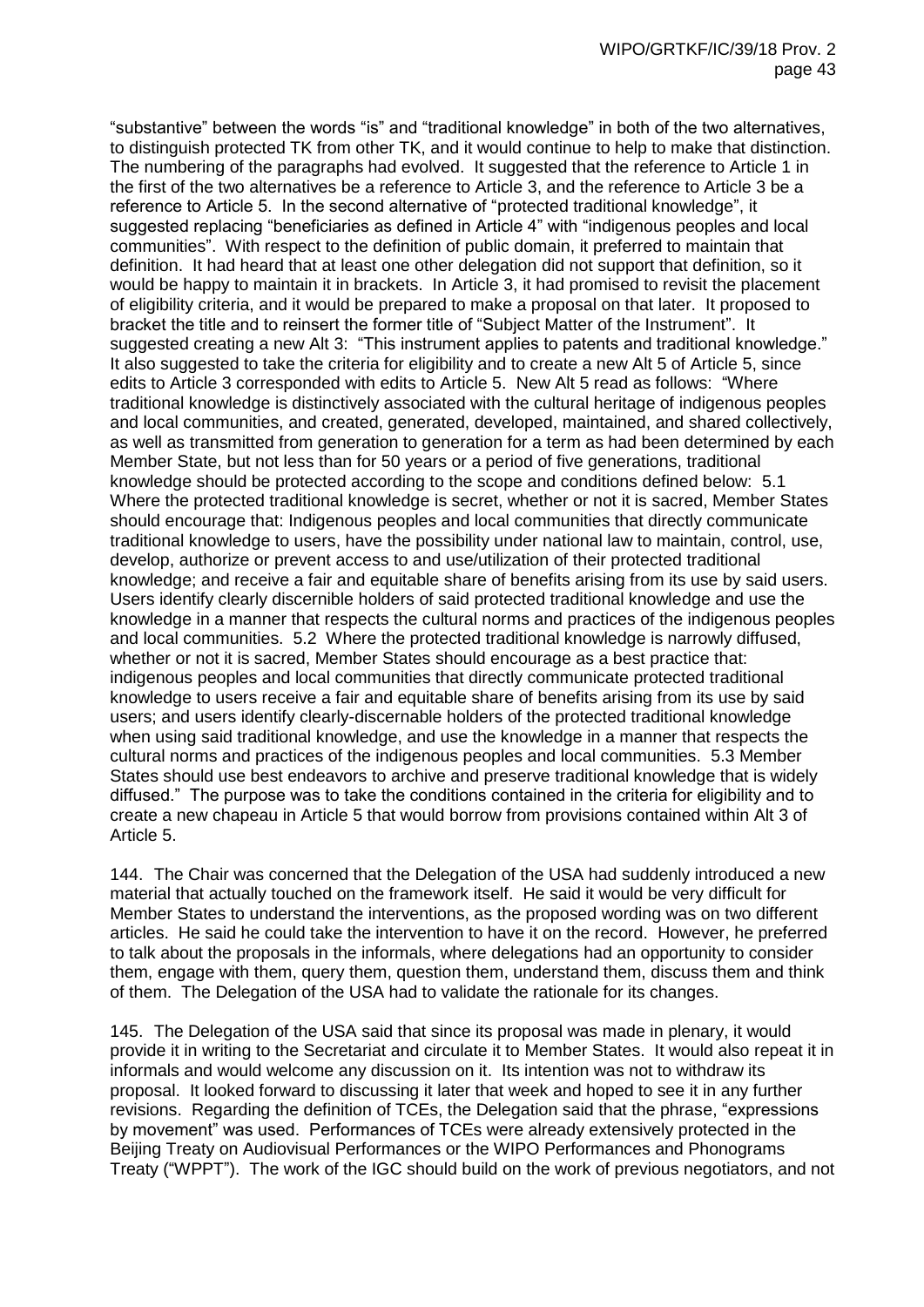"substantive" between the words "is" and "traditional knowledge" in both of the two alternatives, to distinguish protected TK from other TK, and it would continue to help to make that distinction. The numbering of the paragraphs had evolved. It suggested that the reference to Article 1 in the first of the two alternatives be a reference to Article 3, and the reference to Article 3 be a reference to Article 5. In the second alternative of "protected traditional knowledge", it suggested replacing "beneficiaries as defined in Article 4" with "indigenous peoples and local communities". With respect to the definition of public domain, it preferred to maintain that definition. It had heard that at least one other delegation did not support that definition, so it would be happy to maintain it in brackets. In Article 3, it had promised to revisit the placement of eligibility criteria, and it would be prepared to make a proposal on that later. It proposed to bracket the title and to reinsert the former title of "Subject Matter of the Instrument". It suggested creating a new Alt 3: "This instrument applies to patents and traditional knowledge." It also suggested to take the criteria for eligibility and to create a new Alt 5 of Article 5, since edits to Article 3 corresponded with edits to Article 5. New Alt 5 read as follows: "Where traditional knowledge is distinctively associated with the cultural heritage of indigenous peoples and local communities, and created, generated, developed, maintained, and shared collectively, as well as transmitted from generation to generation for a term as had been determined by each Member State, but not less than for 50 years or a period of five generations, traditional knowledge should be protected according to the scope and conditions defined below: 5.1 Where the protected traditional knowledge is secret, whether or not it is sacred, Member States should encourage that: Indigenous peoples and local communities that directly communicate traditional knowledge to users, have the possibility under national law to maintain, control, use, develop, authorize or prevent access to and use/utilization of their protected traditional knowledge; and receive a fair and equitable share of benefits arising from its use by said users. Users identify clearly discernible holders of said protected traditional knowledge and use the knowledge in a manner that respects the cultural norms and practices of the indigenous peoples and local communities. 5.2 Where the protected traditional knowledge is narrowly diffused, whether or not it is sacred, Member States should encourage as a best practice that: indigenous peoples and local communities that directly communicate protected traditional knowledge to users receive a fair and equitable share of benefits arising from its use by said users; and users identify clearly-discernable holders of the protected traditional knowledge when using said traditional knowledge, and use the knowledge in a manner that respects the cultural norms and practices of the indigenous peoples and local communities. 5.3 Member States should use best endeavors to archive and preserve traditional knowledge that is widely diffused." The purpose was to take the conditions contained in the criteria for eligibility and to create a new chapeau in Article 5 that would borrow from provisions contained within Alt 3 of Article 5.

144. The Chair was concerned that the Delegation of the USA had suddenly introduced a new material that actually touched on the framework itself. He said it would be very difficult for Member States to understand the interventions, as the proposed wording was on two different articles. He said he could take the intervention to have it on the record. However, he preferred to talk about the proposals in the informals, where delegations had an opportunity to consider them, engage with them, query them, question them, understand them, discuss them and think of them. The Delegation of the USA had to validate the rationale for its changes.

145. The Delegation of the USA said that since its proposal was made in plenary, it would provide it in writing to the Secretariat and circulate it to Member States. It would also repeat it in informals and would welcome any discussion on it. Its intention was not to withdraw its proposal. It looked forward to discussing it later that week and hoped to see it in any further revisions. Regarding the definition of TCEs, the Delegation said that the phrase, "expressions by movement" was used. Performances of TCEs were already extensively protected in the Beijing Treaty on Audiovisual Performances or the WIPO Performances and Phonograms Treaty ("WPPT"). The work of the IGC should build on the work of previous negotiators, and not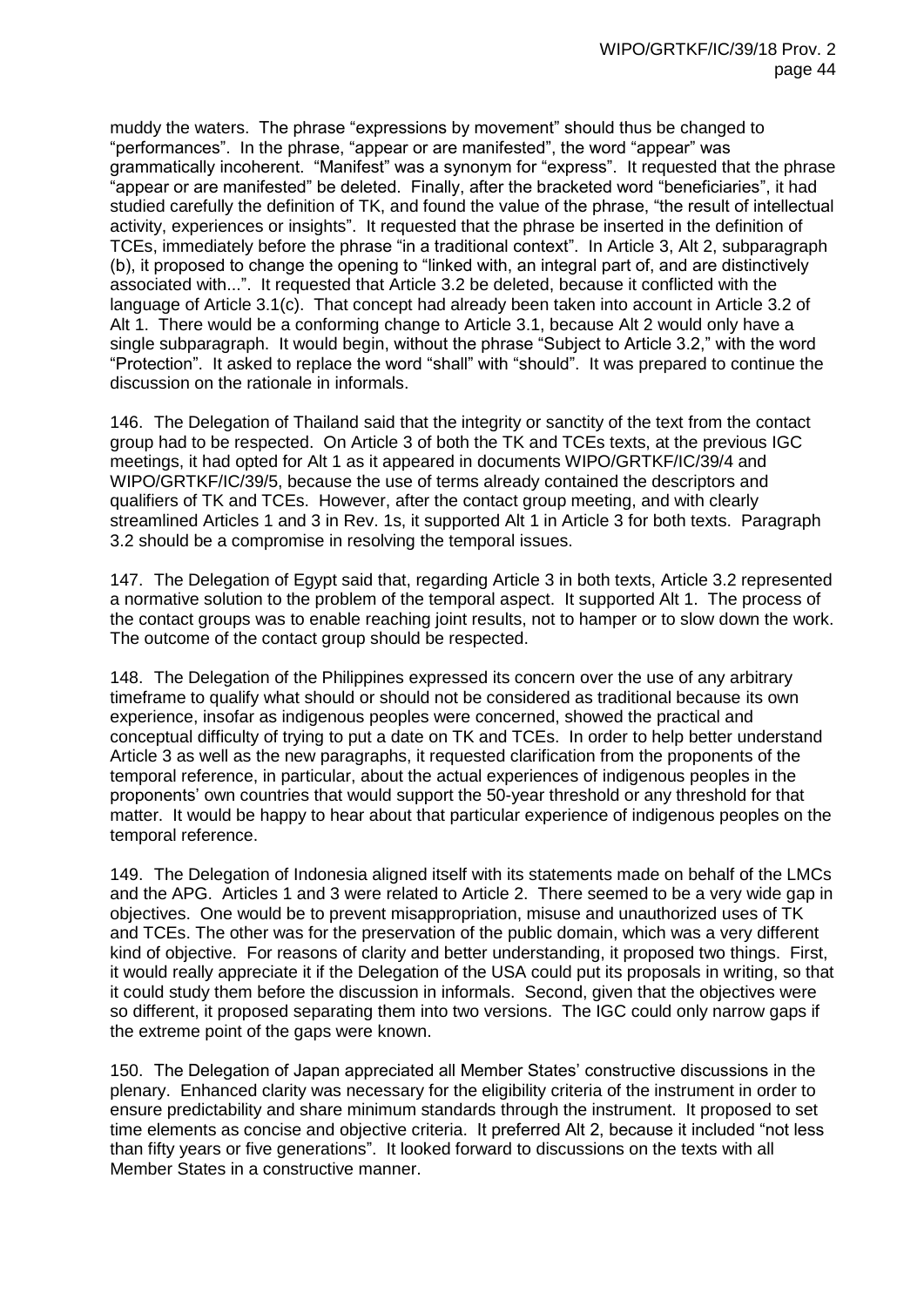muddy the waters. The phrase "expressions by movement" should thus be changed to "performances". In the phrase, "appear or are manifested", the word "appear" was grammatically incoherent. "Manifest" was a synonym for "express". It requested that the phrase "appear or are manifested" be deleted. Finally, after the bracketed word "beneficiaries", it had studied carefully the definition of TK, and found the value of the phrase, "the result of intellectual activity, experiences or insights". It requested that the phrase be inserted in the definition of TCEs, immediately before the phrase "in a traditional context". In Article 3, Alt 2, subparagraph (b), it proposed to change the opening to "linked with, an integral part of, and are distinctively associated with...". It requested that Article 3.2 be deleted, because it conflicted with the language of Article 3.1(c). That concept had already been taken into account in Article 3.2 of Alt 1. There would be a conforming change to Article 3.1, because Alt 2 would only have a single subparagraph. It would begin, without the phrase "Subject to Article 3.2," with the word "Protection". It asked to replace the word "shall" with "should". It was prepared to continue the discussion on the rationale in informals.

146. The Delegation of Thailand said that the integrity or sanctity of the text from the contact group had to be respected. On Article 3 of both the TK and TCEs texts, at the previous IGC meetings, it had opted for Alt 1 as it appeared in documents WIPO/GRTKF/IC/39/4 and WIPO/GRTKF/IC/39/5, because the use of terms already contained the descriptors and qualifiers of TK and TCEs. However, after the contact group meeting, and with clearly streamlined Articles 1 and 3 in Rev. 1s, it supported Alt 1 in Article 3 for both texts. Paragraph 3.2 should be a compromise in resolving the temporal issues.

147. The Delegation of Egypt said that, regarding Article 3 in both texts, Article 3.2 represented a normative solution to the problem of the temporal aspect. It supported Alt 1. The process of the contact groups was to enable reaching joint results, not to hamper or to slow down the work. The outcome of the contact group should be respected.

148. The Delegation of the Philippines expressed its concern over the use of any arbitrary timeframe to qualify what should or should not be considered as traditional because its own experience, insofar as indigenous peoples were concerned, showed the practical and conceptual difficulty of trying to put a date on TK and TCEs. In order to help better understand Article 3 as well as the new paragraphs, it requested clarification from the proponents of the temporal reference, in particular, about the actual experiences of indigenous peoples in the proponents' own countries that would support the 50-year threshold or any threshold for that matter. It would be happy to hear about that particular experience of indigenous peoples on the temporal reference.

149. The Delegation of Indonesia aligned itself with its statements made on behalf of the LMCs and the APG. Articles 1 and 3 were related to Article 2. There seemed to be a very wide gap in objectives. One would be to prevent misappropriation, misuse and unauthorized uses of TK and TCEs. The other was for the preservation of the public domain, which was a very different kind of objective. For reasons of clarity and better understanding, it proposed two things. First, it would really appreciate it if the Delegation of the USA could put its proposals in writing, so that it could study them before the discussion in informals. Second, given that the objectives were so different, it proposed separating them into two versions. The IGC could only narrow gaps if the extreme point of the gaps were known.

150. The Delegation of Japan appreciated all Member States' constructive discussions in the plenary. Enhanced clarity was necessary for the eligibility criteria of the instrument in order to ensure predictability and share minimum standards through the instrument. It proposed to set time elements as concise and objective criteria. It preferred Alt 2, because it included "not less than fifty years or five generations". It looked forward to discussions on the texts with all Member States in a constructive manner.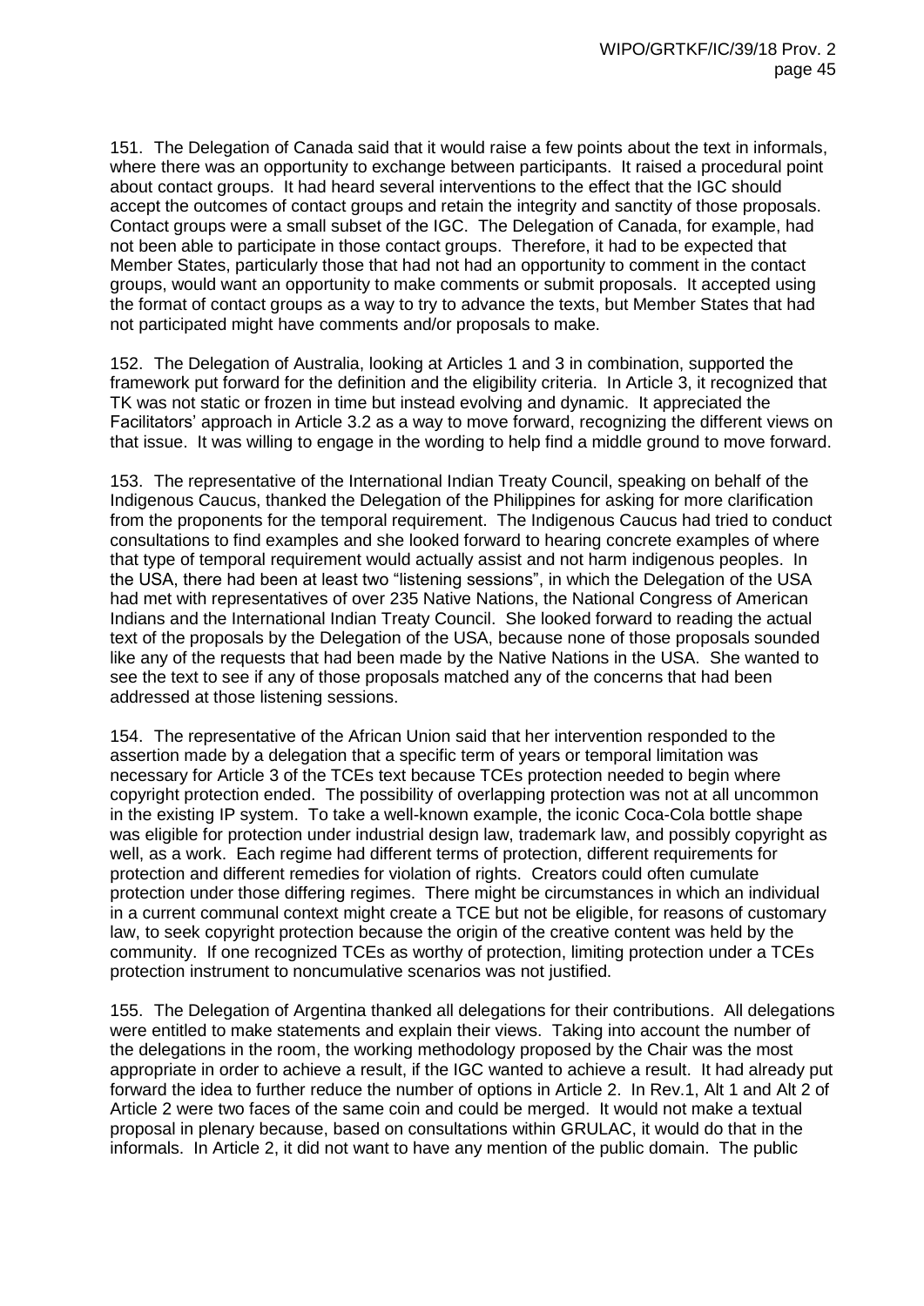151. The Delegation of Canada said that it would raise a few points about the text in informals, where there was an opportunity to exchange between participants. It raised a procedural point about contact groups. It had heard several interventions to the effect that the IGC should accept the outcomes of contact groups and retain the integrity and sanctity of those proposals. Contact groups were a small subset of the IGC. The Delegation of Canada, for example, had not been able to participate in those contact groups. Therefore, it had to be expected that Member States, particularly those that had not had an opportunity to comment in the contact groups, would want an opportunity to make comments or submit proposals. It accepted using the format of contact groups as a way to try to advance the texts, but Member States that had not participated might have comments and/or proposals to make.

152. The Delegation of Australia, looking at Articles 1 and 3 in combination, supported the framework put forward for the definition and the eligibility criteria. In Article 3, it recognized that TK was not static or frozen in time but instead evolving and dynamic. It appreciated the Facilitators' approach in Article 3.2 as a way to move forward, recognizing the different views on that issue. It was willing to engage in the wording to help find a middle ground to move forward.

153. The representative of the International Indian Treaty Council, speaking on behalf of the Indigenous Caucus, thanked the Delegation of the Philippines for asking for more clarification from the proponents for the temporal requirement. The Indigenous Caucus had tried to conduct consultations to find examples and she looked forward to hearing concrete examples of where that type of temporal requirement would actually assist and not harm indigenous peoples. In the USA, there had been at least two "listening sessions", in which the Delegation of the USA had met with representatives of over 235 Native Nations, the National Congress of American Indians and the International Indian Treaty Council. She looked forward to reading the actual text of the proposals by the Delegation of the USA, because none of those proposals sounded like any of the requests that had been made by the Native Nations in the USA. She wanted to see the text to see if any of those proposals matched any of the concerns that had been addressed at those listening sessions.

154. The representative of the African Union said that her intervention responded to the assertion made by a delegation that a specific term of years or temporal limitation was necessary for Article 3 of the TCEs text because TCEs protection needed to begin where copyright protection ended. The possibility of overlapping protection was not at all uncommon in the existing IP system. To take a well-known example, the iconic Coca-Cola bottle shape was eligible for protection under industrial design law, trademark law, and possibly copyright as well, as a work. Each regime had different terms of protection, different requirements for protection and different remedies for violation of rights. Creators could often cumulate protection under those differing regimes. There might be circumstances in which an individual in a current communal context might create a TCE but not be eligible, for reasons of customary law, to seek copyright protection because the origin of the creative content was held by the community. If one recognized TCEs as worthy of protection, limiting protection under a TCEs protection instrument to noncumulative scenarios was not justified.

155. The Delegation of Argentina thanked all delegations for their contributions. All delegations were entitled to make statements and explain their views. Taking into account the number of the delegations in the room, the working methodology proposed by the Chair was the most appropriate in order to achieve a result, if the IGC wanted to achieve a result. It had already put forward the idea to further reduce the number of options in Article 2. In Rev.1, Alt 1 and Alt 2 of Article 2 were two faces of the same coin and could be merged. It would not make a textual proposal in plenary because, based on consultations within GRULAC, it would do that in the informals. In Article 2, it did not want to have any mention of the public domain. The public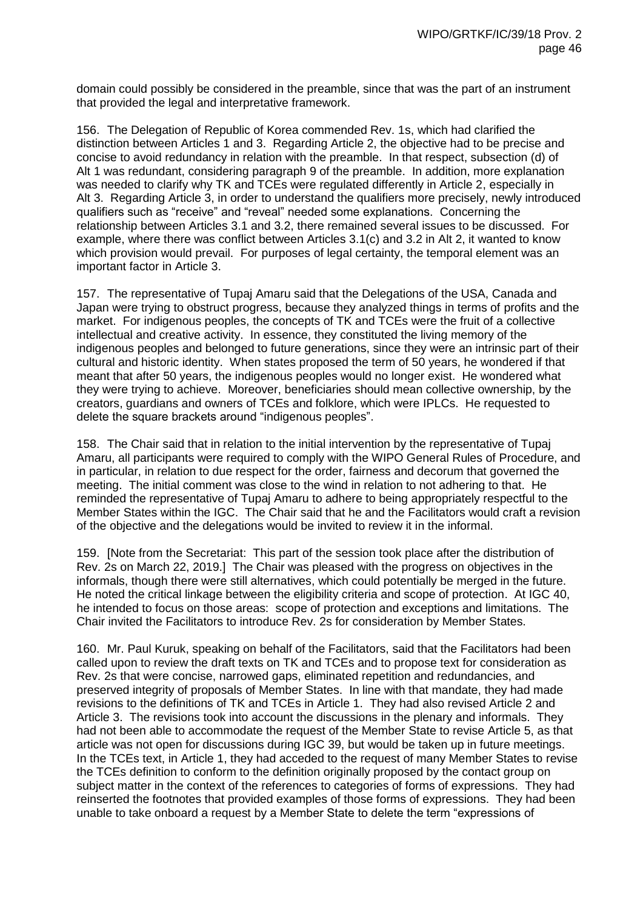domain could possibly be considered in the preamble, since that was the part of an instrument that provided the legal and interpretative framework.

156. The Delegation of Republic of Korea commended Rev. 1s, which had clarified the distinction between Articles 1 and 3. Regarding Article 2, the objective had to be precise and concise to avoid redundancy in relation with the preamble. In that respect, subsection (d) of Alt 1 was redundant, considering paragraph 9 of the preamble. In addition, more explanation was needed to clarify why TK and TCEs were regulated differently in Article 2, especially in Alt 3. Regarding Article 3, in order to understand the qualifiers more precisely, newly introduced qualifiers such as "receive" and "reveal" needed some explanations. Concerning the relationship between Articles 3.1 and 3.2, there remained several issues to be discussed. For example, where there was conflict between Articles 3.1(c) and 3.2 in Alt 2, it wanted to know which provision would prevail. For purposes of legal certainty, the temporal element was an important factor in Article 3.

157. The representative of Tupaj Amaru said that the Delegations of the USA, Canada and Japan were trying to obstruct progress, because they analyzed things in terms of profits and the market. For indigenous peoples, the concepts of TK and TCEs were the fruit of a collective intellectual and creative activity. In essence, they constituted the living memory of the indigenous peoples and belonged to future generations, since they were an intrinsic part of their cultural and historic identity. When states proposed the term of 50 years, he wondered if that meant that after 50 years, the indigenous peoples would no longer exist. He wondered what they were trying to achieve. Moreover, beneficiaries should mean collective ownership, by the creators, guardians and owners of TCEs and folklore, which were IPLCs. He requested to delete the square brackets around "indigenous peoples".

158. The Chair said that in relation to the initial intervention by the representative of Tupaj Amaru, all participants were required to comply with the WIPO General Rules of Procedure, and in particular, in relation to due respect for the order, fairness and decorum that governed the meeting. The initial comment was close to the wind in relation to not adhering to that. He reminded the representative of Tupaj Amaru to adhere to being appropriately respectful to the Member States within the IGC. The Chair said that he and the Facilitators would craft a revision of the objective and the delegations would be invited to review it in the informal.

159. [Note from the Secretariat: This part of the session took place after the distribution of Rev. 2s on March 22, 2019.] The Chair was pleased with the progress on objectives in the informals, though there were still alternatives, which could potentially be merged in the future. He noted the critical linkage between the eligibility criteria and scope of protection. At IGC 40, he intended to focus on those areas: scope of protection and exceptions and limitations. The Chair invited the Facilitators to introduce Rev. 2s for consideration by Member States.

160. Mr. Paul Kuruk, speaking on behalf of the Facilitators, said that the Facilitators had been called upon to review the draft texts on TK and TCEs and to propose text for consideration as Rev. 2s that were concise, narrowed gaps, eliminated repetition and redundancies, and preserved integrity of proposals of Member States. In line with that mandate, they had made revisions to the definitions of TK and TCEs in Article 1. They had also revised Article 2 and Article 3. The revisions took into account the discussions in the plenary and informals. They had not been able to accommodate the request of the Member State to revise Article 5, as that article was not open for discussions during IGC 39, but would be taken up in future meetings. In the TCEs text, in Article 1, they had acceded to the request of many Member States to revise the TCEs definition to conform to the definition originally proposed by the contact group on subject matter in the context of the references to categories of forms of expressions. They had reinserted the footnotes that provided examples of those forms of expressions. They had been unable to take onboard a request by a Member State to delete the term "expressions of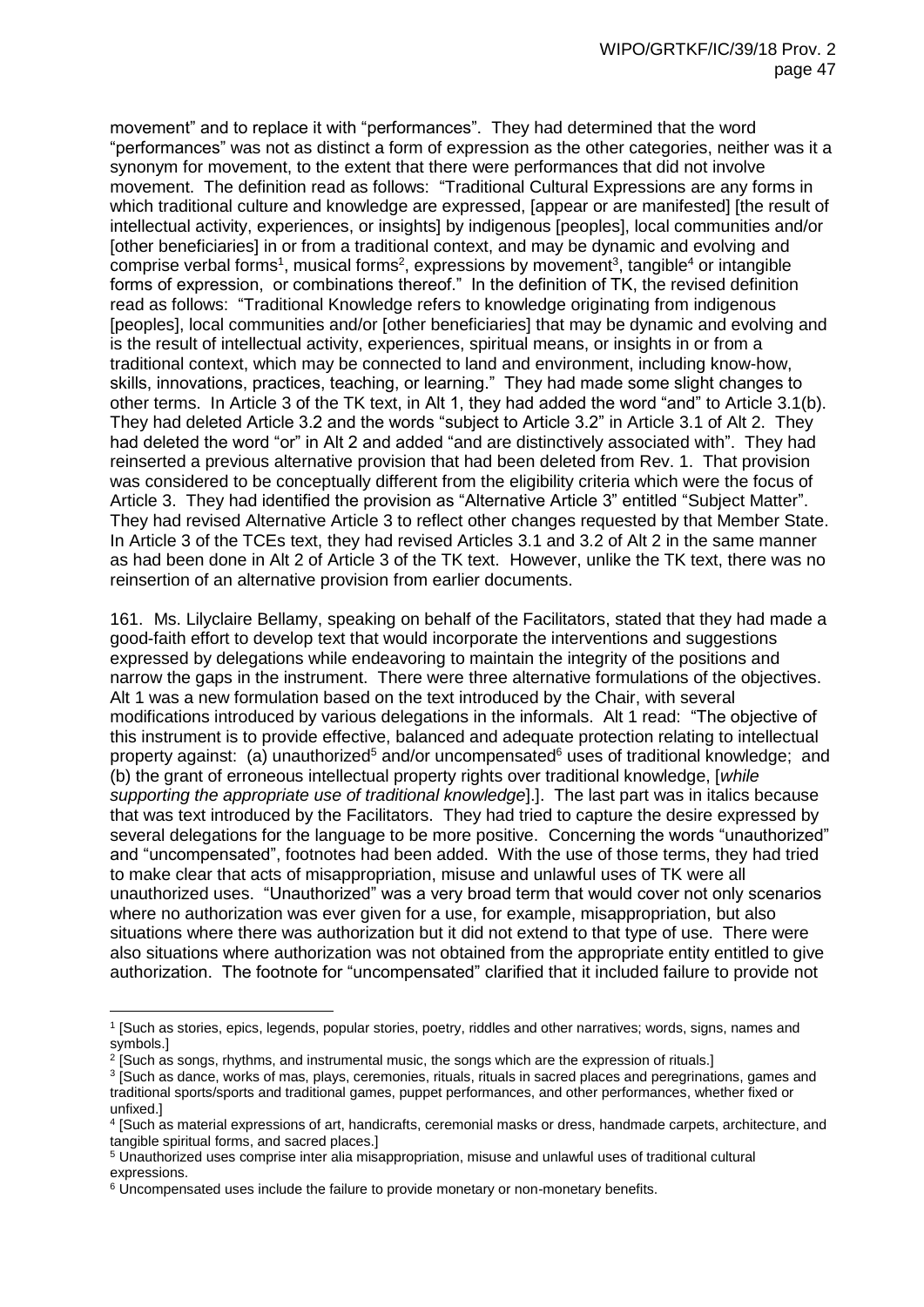movement" and to replace it with "performances". They had determined that the word "performances" was not as distinct a form of expression as the other categories, neither was it a synonym for movement, to the extent that there were performances that did not involve movement. The definition read as follows: "Traditional Cultural Expressions are any forms in which traditional culture and knowledge are expressed, [appear or are manifested] [the result of intellectual activity, experiences, or insights] by indigenous [peoples], local communities and/or [other beneficiaries] in or from a traditional context, and may be dynamic and evolving and comprise verbal forms[1], musical forms[2], expressions by movement[3], tangible[4] or intangible forms of expression, or combinations thereof." In the definition of TK, the revised definition read as follows: "Traditional Knowledge refers to knowledge originating from indigenous [peoples], local communities and/or [other beneficiaries] that may be dynamic and evolving and is the result of intellectual activity, experiences, spiritual means, or insights in or from a traditional context, which may be connected to land and environment, including know-how, skills, innovations, practices, teaching, or learning." They had made some slight changes to other terms. In Article 3 of the TK text, in Alt 1, they had added the word "and" to Article 3.1(b). They had deleted Article 3.2 and the words "subject to Article 3.2" in Article 3.1 of Alt 2. They had deleted the word "or" in Alt 2 and added "and are distinctively associated with". They had reinserted a previous alternative provision that had been deleted from Rev. 1. That provision was considered to be conceptually different from the eligibility criteria which were the focus of Article 3. They had identified the provision as "Alternative Article 3" entitled "Subject Matter". They had revised Alternative Article 3 to reflect other changes requested by that Member State. In Article 3 of the TCEs text, they had revised Articles 3.1 and 3.2 of Alt 2 in the same manner as had been done in Alt 2 of Article 3 of the TK text. However, unlike the TK text, there was no reinsertion of an alternative provision from earlier documents.

161. Ms. Lilyclaire Bellamy, speaking on behalf of the Facilitators, stated that they had made a good-faith effort to develop text that would incorporate the interventions and suggestions expressed by delegations while endeavoring to maintain the integrity of the positions and narrow the gaps in the instrument. There were three alternative formulations of the objectives. Alt 1 was a new formulation based on the text introduced by the Chair, with several modifications introduced by various delegations in the informals. Alt 1 read: "The objective of this instrument is to provide effective, balanced and adequate protection relating to intellectual property against: (a) unauthorized[5] and/or uncompensated[6] uses of traditional knowledge; and (b) the grant of erroneous intellectual property rights over traditional knowledge, [*while supporting the appropriate use of traditional knowledge*].]. The last part was in italics because that was text introduced by the Facilitators. They had tried to capture the desire expressed by several delegations for the language to be more positive. Concerning the words "unauthorized" and "uncompensated", footnotes had been added. With the use of those terms, they had tried to make clear that acts of misappropriation, misuse and unlawful uses of TK were all unauthorized uses. "Unauthorized" was a very broad term that would cover not only scenarios where no authorization was ever given for a use, for example, misappropriation, but also situations where there was authorization but it did not extend to that type of use. There were also situations where authorization was not obtained from the appropriate entity entitled to give authorization. The footnote for "uncompensated" clarified that it included failure to provide not

---

[1] [Such as stories, epics, legends, popular stories, poetry, riddles and other narratives; words, signs, names and symbols.]

[2] [Such as songs, rhythms, and instrumental music, the songs which are the expression of rituals.]

[3] [Such as dance, works of mas, plays, ceremonies, rituals, rituals in sacred places and peregrinations, games and traditional sports/sports and traditional games, puppet performances, and other performances, whether fixed or unfixed.]

[4] [Such as material expressions of art, handicrafts, ceremonial masks or dress, handmade carpets, architecture, and tangible spiritual forms, and sacred places.]

[5] Unauthorized uses comprise inter alia misappropriation, misuse and unlawful uses of traditional cultural expressions.

[6] Uncompensated uses include the failure to provide monetary or non-monetary benefits.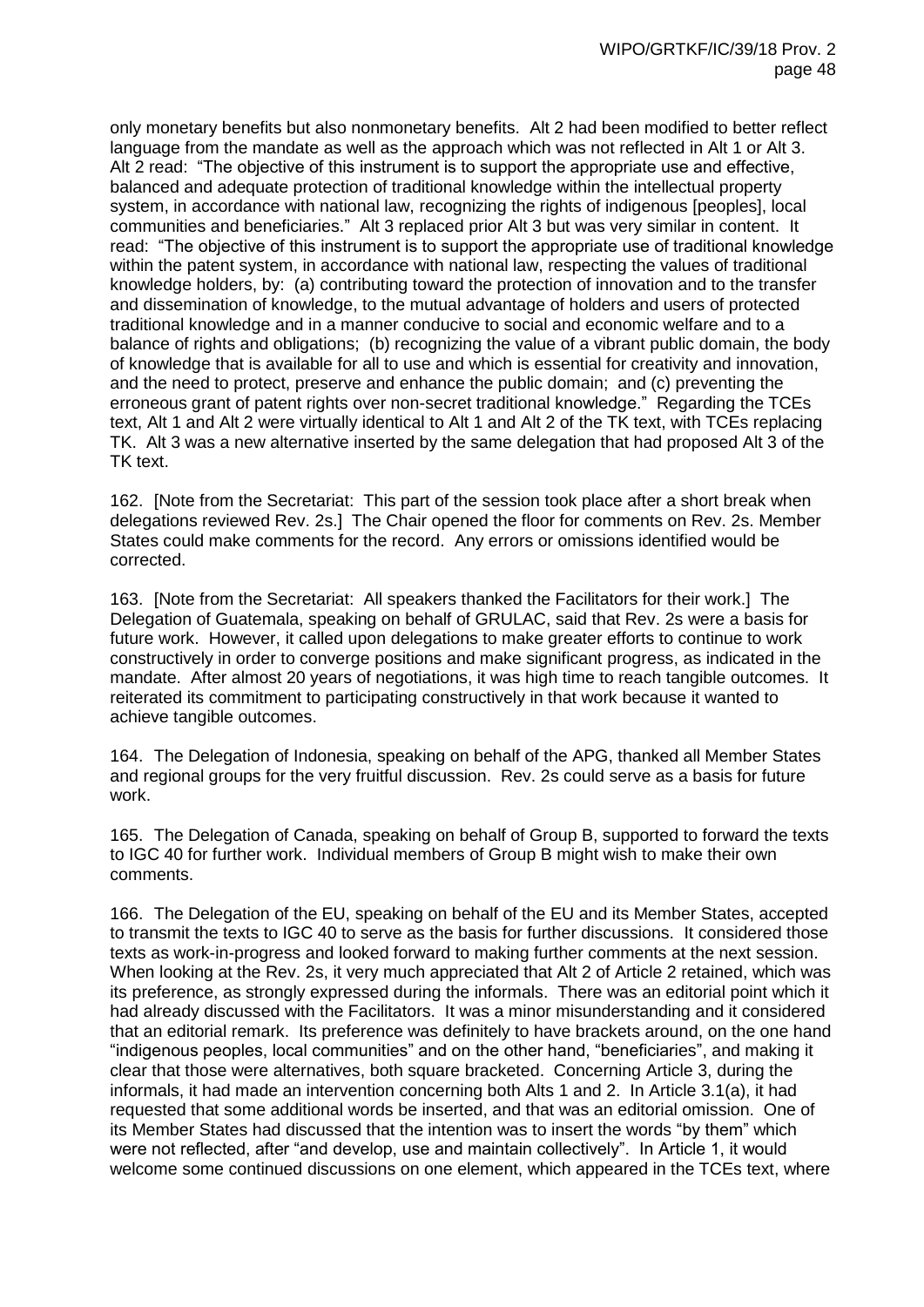only monetary benefits but also nonmonetary benefits. Alt 2 had been modified to better reflect language from the mandate as well as the approach which was not reflected in Alt 1 or Alt 3. Alt 2 read: "The objective of this instrument is to support the appropriate use and effective, balanced and adequate protection of traditional knowledge within the intellectual property system, in accordance with national law, recognizing the rights of indigenous [peoples], local communities and beneficiaries." Alt 3 replaced prior Alt 3 but was very similar in content. It read: "The objective of this instrument is to support the appropriate use of traditional knowledge within the patent system, in accordance with national law, respecting the values of traditional knowledge holders, by: (a) contributing toward the protection of innovation and to the transfer and dissemination of knowledge, to the mutual advantage of holders and users of protected traditional knowledge and in a manner conducive to social and economic welfare and to a balance of rights and obligations; (b) recognizing the value of a vibrant public domain, the body of knowledge that is available for all to use and which is essential for creativity and innovation, and the need to protect, preserve and enhance the public domain; and (c) preventing the erroneous grant of patent rights over non-secret traditional knowledge." Regarding the TCEs text, Alt 1 and Alt 2 were virtually identical to Alt 1 and Alt 2 of the TK text, with TCEs replacing TK. Alt 3 was a new alternative inserted by the same delegation that had proposed Alt 3 of the TK text.

162. [Note from the Secretariat: This part of the session took place after a short break when delegations reviewed Rev. 2s.] The Chair opened the floor for comments on Rev. 2s. Member States could make comments for the record. Any errors or omissions identified would be corrected.

163. [Note from the Secretariat: All speakers thanked the Facilitators for their work.] The Delegation of Guatemala, speaking on behalf of GRULAC, said that Rev. 2s were a basis for future work. However, it called upon delegations to make greater efforts to continue to work constructively in order to converge positions and make significant progress, as indicated in the mandate. After almost 20 years of negotiations, it was high time to reach tangible outcomes. It reiterated its commitment to participating constructively in that work because it wanted to achieve tangible outcomes.

164. The Delegation of Indonesia, speaking on behalf of the APG, thanked all Member States and regional groups for the very fruitful discussion. Rev. 2s could serve as a basis for future work.

165. The Delegation of Canada, speaking on behalf of Group B, supported to forward the texts to IGC 40 for further work. Individual members of Group B might wish to make their own comments.

166. The Delegation of the EU, speaking on behalf of the EU and its Member States, accepted to transmit the texts to IGC 40 to serve as the basis for further discussions. It considered those texts as work-in-progress and looked forward to making further comments at the next session. When looking at the Rev. 2s, it very much appreciated that Alt 2 of Article 2 retained, which was its preference, as strongly expressed during the informals. There was an editorial point which it had already discussed with the Facilitators. It was a minor misunderstanding and it considered that an editorial remark. Its preference was definitely to have brackets around, on the one hand "indigenous peoples, local communities" and on the other hand, "beneficiaries", and making it clear that those were alternatives, both square bracketed. Concerning Article 3, during the informals, it had made an intervention concerning both Alts 1 and 2. In Article 3.1(a), it had requested that some additional words be inserted, and that was an editorial omission. One of its Member States had discussed that the intention was to insert the words "by them" which were not reflected, after "and develop, use and maintain collectively". In Article 1, it would welcome some continued discussions on one element, which appeared in the TCEs text, where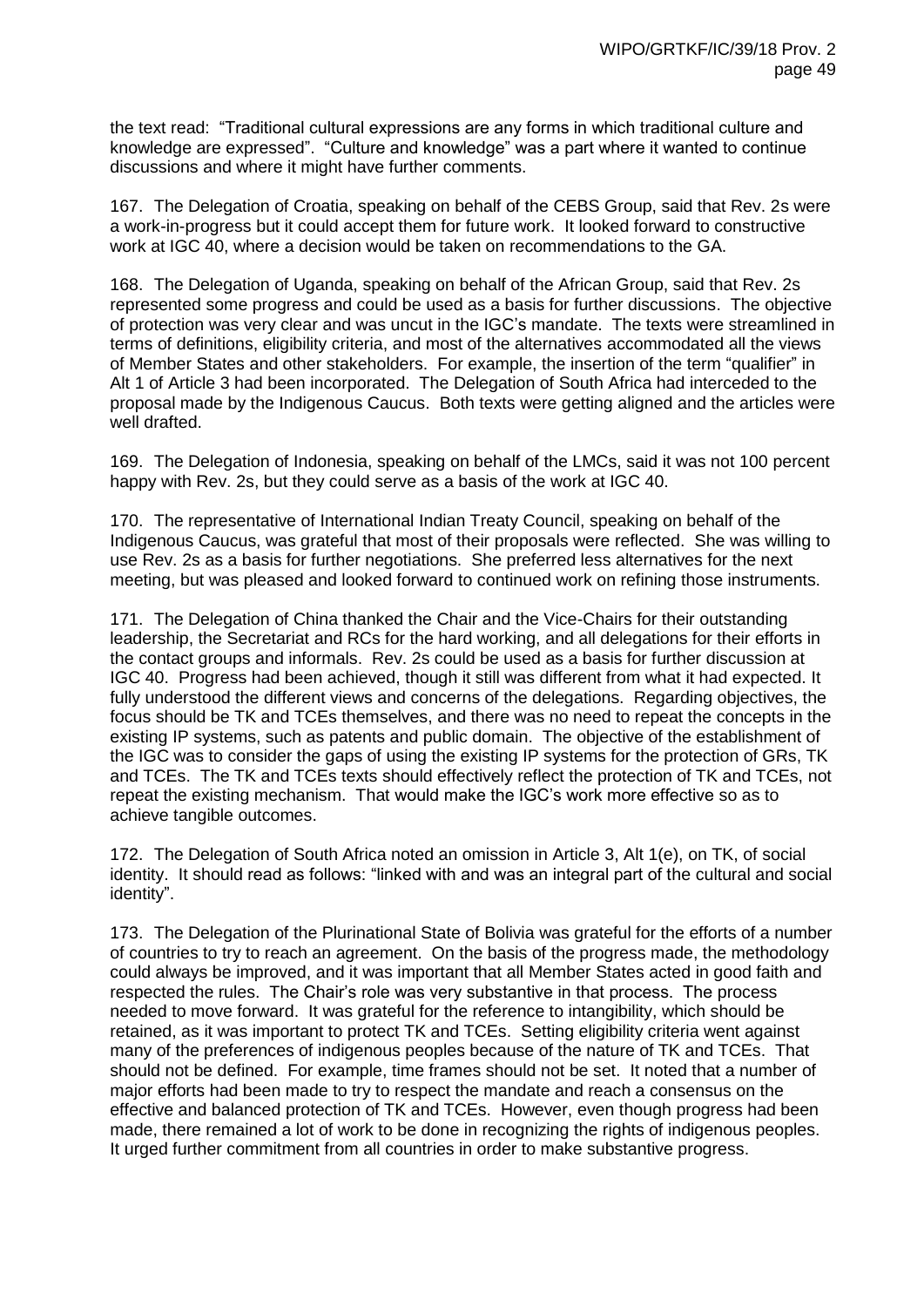the text read: "Traditional cultural expressions are any forms in which traditional culture and knowledge are expressed". "Culture and knowledge" was a part where it wanted to continue discussions and where it might have further comments.

167. The Delegation of Croatia, speaking on behalf of the CEBS Group, said that Rev. 2s were a work-in-progress but it could accept them for future work. It looked forward to constructive work at IGC 40, where a decision would be taken on recommendations to the GA.

168. The Delegation of Uganda, speaking on behalf of the African Group, said that Rev. 2s represented some progress and could be used as a basis for further discussions. The objective of protection was very clear and was uncut in the IGC's mandate. The texts were streamlined in terms of definitions, eligibility criteria, and most of the alternatives accommodated all the views of Member States and other stakeholders. For example, the insertion of the term "qualifier" in Alt 1 of Article 3 had been incorporated. The Delegation of South Africa had interceded to the proposal made by the Indigenous Caucus. Both texts were getting aligned and the articles were well drafted.

169. The Delegation of Indonesia, speaking on behalf of the LMCs, said it was not 100 percent happy with Rev. 2s, but they could serve as a basis of the work at IGC 40.

170. The representative of International Indian Treaty Council, speaking on behalf of the Indigenous Caucus, was grateful that most of their proposals were reflected. She was willing to use Rev. 2s as a basis for further negotiations. She preferred less alternatives for the next meeting, but was pleased and looked forward to continued work on refining those instruments.

171. The Delegation of China thanked the Chair and the Vice-Chairs for their outstanding leadership, the Secretariat and RCs for the hard working, and all delegations for their efforts in the contact groups and informals. Rev. 2s could be used as a basis for further discussion at IGC 40. Progress had been achieved, though it still was different from what it had expected. It fully understood the different views and concerns of the delegations. Regarding objectives, the focus should be TK and TCEs themselves, and there was no need to repeat the concepts in the existing IP systems, such as patents and public domain. The objective of the establishment of the IGC was to consider the gaps of using the existing IP systems for the protection of GRs, TK and TCEs. The TK and TCEs texts should effectively reflect the protection of TK and TCEs, not repeat the existing mechanism. That would make the IGC's work more effective so as to achieve tangible outcomes.

172. The Delegation of South Africa noted an omission in Article 3, Alt 1(e), on TK, of social identity. It should read as follows: "linked with and was an integral part of the cultural and social identity".

173. The Delegation of the Plurinational State of Bolivia was grateful for the efforts of a number of countries to try to reach an agreement. On the basis of the progress made, the methodology could always be improved, and it was important that all Member States acted in good faith and respected the rules. The Chair's role was very substantive in that process. The process needed to move forward. It was grateful for the reference to intangibility, which should be retained, as it was important to protect TK and TCEs. Setting eligibility criteria went against many of the preferences of indigenous peoples because of the nature of TK and TCEs. That should not be defined. For example, time frames should not be set. It noted that a number of major efforts had been made to try to respect the mandate and reach a consensus on the effective and balanced protection of TK and TCEs. However, even though progress had been made, there remained a lot of work to be done in recognizing the rights of indigenous peoples. It urged further commitment from all countries in order to make substantive progress.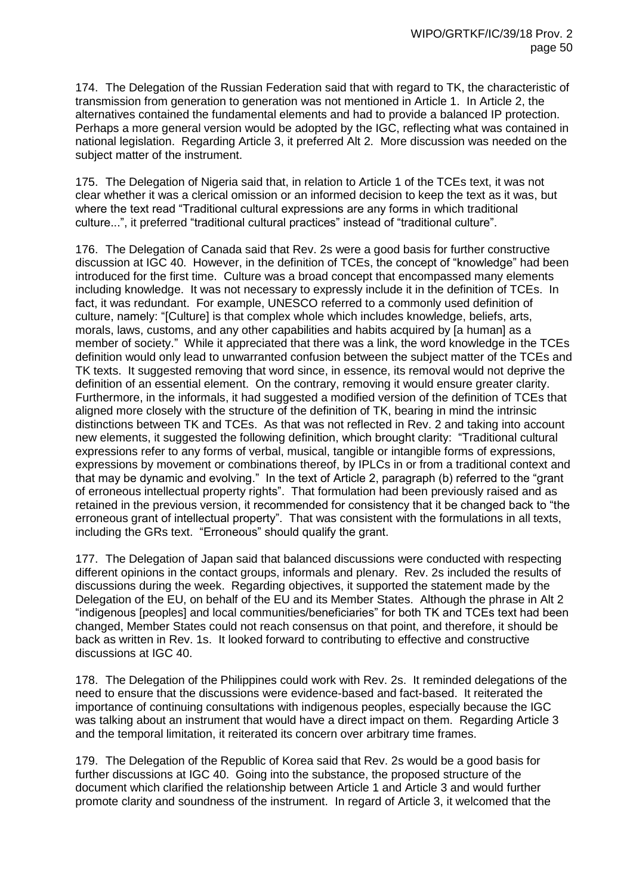174. The Delegation of the Russian Federation said that with regard to TK, the characteristic of transmission from generation to generation was not mentioned in Article 1. In Article 2, the alternatives contained the fundamental elements and had to provide a balanced IP protection. Perhaps a more general version would be adopted by the IGC, reflecting what was contained in national legislation. Regarding Article 3, it preferred Alt 2. More discussion was needed on the subject matter of the instrument.

175. The Delegation of Nigeria said that, in relation to Article 1 of the TCEs text, it was not clear whether it was a clerical omission or an informed decision to keep the text as it was, but where the text read "Traditional cultural expressions are any forms in which traditional culture...", it preferred "traditional cultural practices" instead of "traditional culture".

176. The Delegation of Canada said that Rev. 2s were a good basis for further constructive discussion at IGC 40. However, in the definition of TCEs, the concept of "knowledge" had been introduced for the first time. Culture was a broad concept that encompassed many elements including knowledge. It was not necessary to expressly include it in the definition of TCEs. In fact, it was redundant. For example, UNESCO referred to a commonly used definition of culture, namely: "[Culture] is that complex whole which includes knowledge, beliefs, arts, morals, laws, customs, and any other capabilities and habits acquired by [a human] as a member of society." While it appreciated that there was a link, the word knowledge in the TCEs definition would only lead to unwarranted confusion between the subject matter of the TCEs and TK texts. It suggested removing that word since, in essence, its removal would not deprive the definition of an essential element. On the contrary, removing it would ensure greater clarity. Furthermore, in the informals, it had suggested a modified version of the definition of TCEs that aligned more closely with the structure of the definition of TK, bearing in mind the intrinsic distinctions between TK and TCEs. As that was not reflected in Rev. 2 and taking into account new elements, it suggested the following definition, which brought clarity: "Traditional cultural expressions refer to any forms of verbal, musical, tangible or intangible forms of expressions, expressions by movement or combinations thereof, by IPLCs in or from a traditional context and that may be dynamic and evolving." In the text of Article 2, paragraph (b) referred to the "grant of erroneous intellectual property rights". That formulation had been previously raised and as retained in the previous version, it recommended for consistency that it be changed back to "the erroneous grant of intellectual property". That was consistent with the formulations in all texts, including the GRs text. "Erroneous" should qualify the grant.

177. The Delegation of Japan said that balanced discussions were conducted with respecting different opinions in the contact groups, informals and plenary. Rev. 2s included the results of discussions during the week. Regarding objectives, it supported the statement made by the Delegation of the EU, on behalf of the EU and its Member States. Although the phrase in Alt 2 "indigenous [peoples] and local communities/beneficiaries" for both TK and TCEs text had been changed, Member States could not reach consensus on that point, and therefore, it should be back as written in Rev. 1s. It looked forward to contributing to effective and constructive discussions at IGC 40.

178. The Delegation of the Philippines could work with Rev. 2s. It reminded delegations of the need to ensure that the discussions were evidence-based and fact-based. It reiterated the importance of continuing consultations with indigenous peoples, especially because the IGC was talking about an instrument that would have a direct impact on them. Regarding Article 3 and the temporal limitation, it reiterated its concern over arbitrary time frames.

179. The Delegation of the Republic of Korea said that Rev. 2s would be a good basis for further discussions at IGC 40. Going into the substance, the proposed structure of the document which clarified the relationship between Article 1 and Article 3 and would further promote clarity and soundness of the instrument. In regard of Article 3, it welcomed that the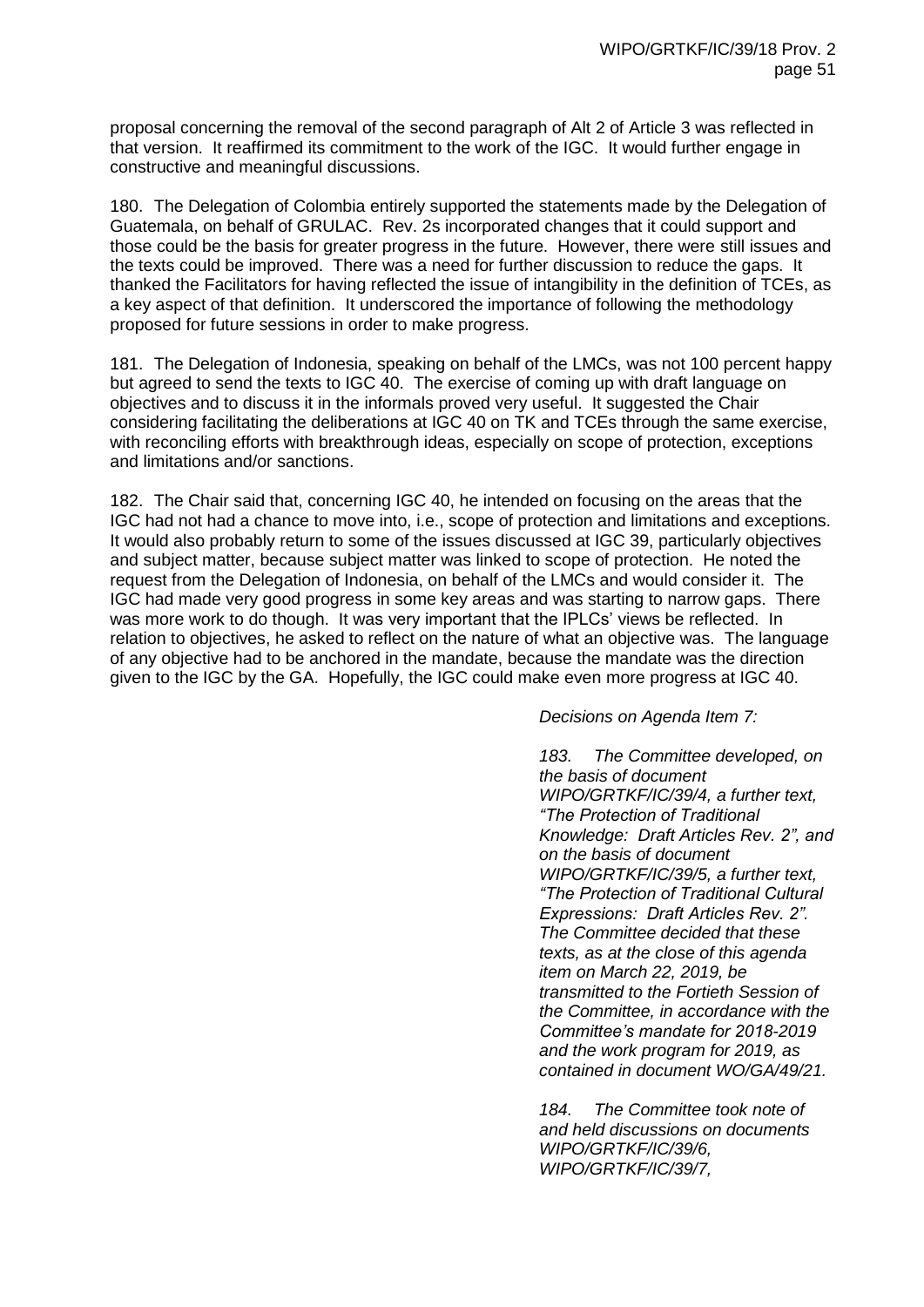proposal concerning the removal of the second paragraph of Alt 2 of Article 3 was reflected in that version. It reaffirmed its commitment to the work of the IGC. It would further engage in constructive and meaningful discussions.

180. The Delegation of Colombia entirely supported the statements made by the Delegation of Guatemala, on behalf of GRULAC. Rev. 2s incorporated changes that it could support and those could be the basis for greater progress in the future. However, there were still issues and the texts could be improved. There was a need for further discussion to reduce the gaps. It thanked the Facilitators for having reflected the issue of intangibility in the definition of TCEs, as a key aspect of that definition. It underscored the importance of following the methodology proposed for future sessions in order to make progress.

181. The Delegation of Indonesia, speaking on behalf of the LMCs, was not 100 percent happy but agreed to send the texts to IGC 40. The exercise of coming up with draft language on objectives and to discuss it in the informals proved very useful. It suggested the Chair considering facilitating the deliberations at IGC 40 on TK and TCEs through the same exercise, with reconciling efforts with breakthrough ideas, especially on scope of protection, exceptions and limitations and/or sanctions.

182. The Chair said that, concerning IGC 40, he intended on focusing on the areas that the IGC had not had a chance to move into, i.e., scope of protection and limitations and exceptions. It would also probably return to some of the issues discussed at IGC 39, particularly objectives and subject matter, because subject matter was linked to scope of protection. He noted the request from the Delegation of Indonesia, on behalf of the LMCs and would consider it. The IGC had made very good progress in some key areas and was starting to narrow gaps. There was more work to do though. It was very important that the IPLCs' views be reflected. In relation to objectives, he asked to reflect on the nature of what an objective was. The language of any objective had to be anchored in the mandate, because the mandate was the direction given to the IGC by the GA. Hopefully, the IGC could make even more progress at IGC 40.

*Decisions on Agenda Item 7:*

*183. The Committee developed, on the basis of document WIPO/GRTKF/IC/39/4, a further text, "The Protection of Traditional Knowledge: Draft Articles Rev. 2", and on the basis of document WIPO/GRTKF/IC/39/5, a further text, "The Protection of Traditional Cultural Expressions: Draft Articles Rev. 2". The Committee decided that these texts, as at the close of this agenda item on March 22, 2019, be transmitted to the Fortieth Session of the Committee, in accordance with the Committee's mandate for 2018-2019 and the work program for 2019, as contained in document WO/GA/49/21.*

*184. The Committee took note of and held discussions on documents WIPO/GRTKF/IC/39/6, WIPO/GRTKF/IC/39/7,*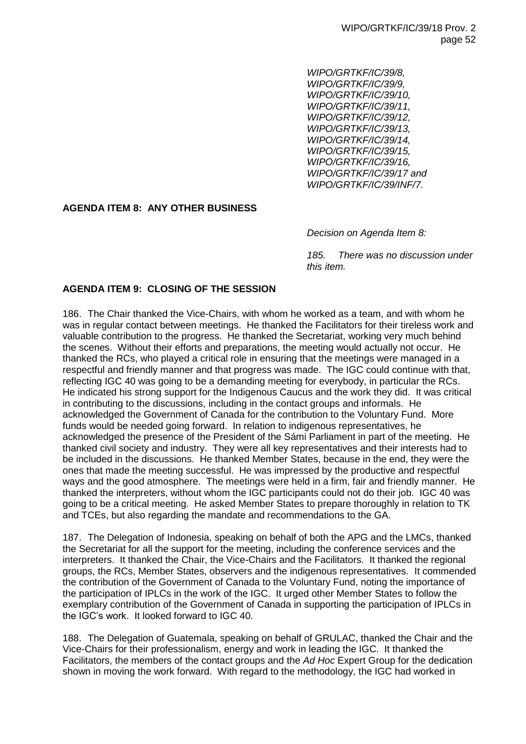*WIPO/GRTKF/IC/39/8, WIPO/GRTKF/IC/39/9, WIPO/GRTKF/IC/39/10, WIPO/GRTKF/IC/39/11, WIPO/GRTKF/IC/39/12, WIPO/GRTKF/IC/39/13, WIPO/GRTKF/IC/39/14, WIPO/GRTKF/IC/39/15, WIPO/GRTKF/IC/39/16, WIPO/GRTKF/IC/39/17 and WIPO/GRTKF/IC/39/INF/7.*

**AGENDA ITEM 8: ANY OTHER BUSINESS**

*Decision on Agenda Item 8:*

*185. There was no discussion under this item.*

**AGENDA ITEM 9: CLOSING OF THE SESSION**

186. The Chair thanked the Vice-Chairs, with whom he worked as a team, and with whom he was in regular contact between meetings. He thanked the Facilitators for their tireless work and valuable contribution to the progress. He thanked the Secretariat, working very much behind the scenes. Without their efforts and preparations, the meeting would actually not occur. He thanked the RCs, who played a critical role in ensuring that the meetings were managed in a respectful and friendly manner and that progress was made. The IGC could continue with that, reflecting IGC 40 was going to be a demanding meeting for everybody, in particular the RCs. He indicated his strong support for the Indigenous Caucus and the work they did. It was critical in contributing to the discussions, including in the contact groups and informals. He acknowledged the Government of Canada for the contribution to the Voluntary Fund. More funds would be needed going forward. In relation to indigenous representatives, he acknowledged the presence of the President of the Sámi Parliament in part of the meeting. He thanked civil society and industry. They were all key representatives and their interests had to be included in the discussions. He thanked Member States, because in the end, they were the ones that made the meeting successful. He was impressed by the productive and respectful ways and the good atmosphere. The meetings were held in a firm, fair and friendly manner. He thanked the interpreters, without whom the IGC participants could not do their job. IGC 40 was going to be a critical meeting. He asked Member States to prepare thoroughly in relation to TK and TCEs, but also regarding the mandate and recommendations to the GA.

187. The Delegation of Indonesia, speaking on behalf of both the APG and the LMCs, thanked the Secretariat for all the support for the meeting, including the conference services and the interpreters. It thanked the Chair, the Vice-Chairs and the Facilitators. It thanked the regional groups, the RCs, Member States, observers and the indigenous representatives. It commended the contribution of the Government of Canada to the Voluntary Fund, noting the importance of the participation of IPLCs in the work of the IGC. It urged other Member States to follow the exemplary contribution of the Government of Canada in supporting the participation of IPLCs in the IGC's work. It looked forward to IGC 40.

188. The Delegation of Guatemala, speaking on behalf of GRULAC, thanked the Chair and the Vice-Chairs for their professionalism, energy and work in leading the IGC. It thanked the Facilitators, the members of the contact groups and the *Ad Hoc* Expert Group for the dedication shown in moving the work forward. With regard to the methodology, the IGC had worked in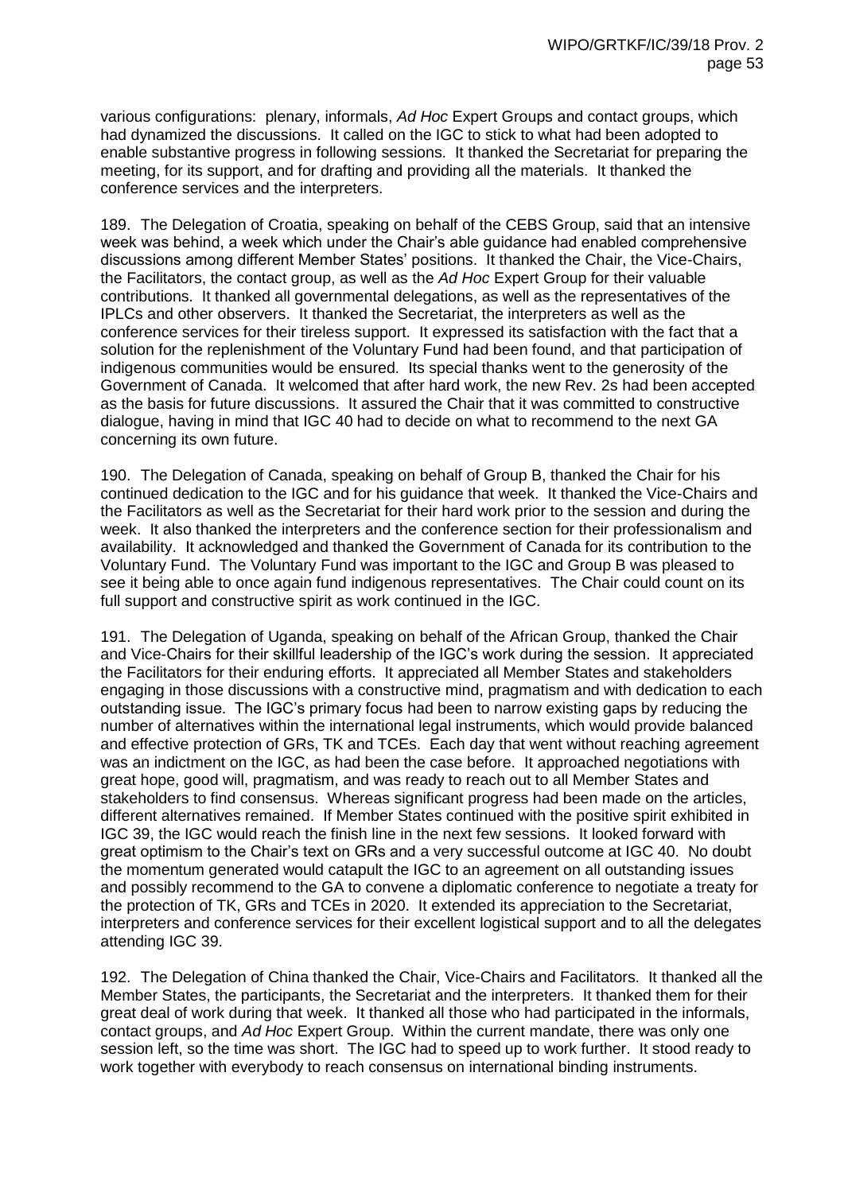various configurations: plenary, informals, *Ad Hoc* Expert Groups and contact groups, which had dynamized the discussions. It called on the IGC to stick to what had been adopted to enable substantive progress in following sessions. It thanked the Secretariat for preparing the meeting, for its support, and for drafting and providing all the materials. It thanked the conference services and the interpreters.

189. The Delegation of Croatia, speaking on behalf of the CEBS Group, said that an intensive week was behind, a week which under the Chair's able guidance had enabled comprehensive discussions among different Member States' positions. It thanked the Chair, the Vice-Chairs, the Facilitators, the contact group, as well as the *Ad Hoc* Expert Group for their valuable contributions. It thanked all governmental delegations, as well as the representatives of the IPLCs and other observers. It thanked the Secretariat, the interpreters as well as the conference services for their tireless support. It expressed its satisfaction with the fact that a solution for the replenishment of the Voluntary Fund had been found, and that participation of indigenous communities would be ensured. Its special thanks went to the generosity of the Government of Canada. It welcomed that after hard work, the new Rev. 2s had been accepted as the basis for future discussions. It assured the Chair that it was committed to constructive dialogue, having in mind that IGC 40 had to decide on what to recommend to the next GA concerning its own future.

190. The Delegation of Canada, speaking on behalf of Group B, thanked the Chair for his continued dedication to the IGC and for his guidance that week. It thanked the Vice-Chairs and the Facilitators as well as the Secretariat for their hard work prior to the session and during the week. It also thanked the interpreters and the conference section for their professionalism and availability. It acknowledged and thanked the Government of Canada for its contribution to the Voluntary Fund. The Voluntary Fund was important to the IGC and Group B was pleased to see it being able to once again fund indigenous representatives. The Chair could count on its full support and constructive spirit as work continued in the IGC.

191. The Delegation of Uganda, speaking on behalf of the African Group, thanked the Chair and Vice-Chairs for their skillful leadership of the IGC's work during the session. It appreciated the Facilitators for their enduring efforts. It appreciated all Member States and stakeholders engaging in those discussions with a constructive mind, pragmatism and with dedication to each outstanding issue. The IGC's primary focus had been to narrow existing gaps by reducing the number of alternatives within the international legal instruments, which would provide balanced and effective protection of GRs, TK and TCEs. Each day that went without reaching agreement was an indictment on the IGC, as had been the case before. It approached negotiations with great hope, good will, pragmatism, and was ready to reach out to all Member States and stakeholders to find consensus. Whereas significant progress had been made on the articles, different alternatives remained. If Member States continued with the positive spirit exhibited in IGC 39, the IGC would reach the finish line in the next few sessions. It looked forward with great optimism to the Chair's text on GRs and a very successful outcome at IGC 40. No doubt the momentum generated would catapult the IGC to an agreement on all outstanding issues and possibly recommend to the GA to convene a diplomatic conference to negotiate a treaty for the protection of TK, GRs and TCEs in 2020. It extended its appreciation to the Secretariat, interpreters and conference services for their excellent logistical support and to all the delegates attending IGC 39.

192. The Delegation of China thanked the Chair, Vice-Chairs and Facilitators. It thanked all the Member States, the participants, the Secretariat and the interpreters. It thanked them for their great deal of work during that week. It thanked all those who had participated in the informals, contact groups, and *Ad Hoc* Expert Group. Within the current mandate, there was only one session left, so the time was short. The IGC had to speed up to work further. It stood ready to work together with everybody to reach consensus on international binding instruments.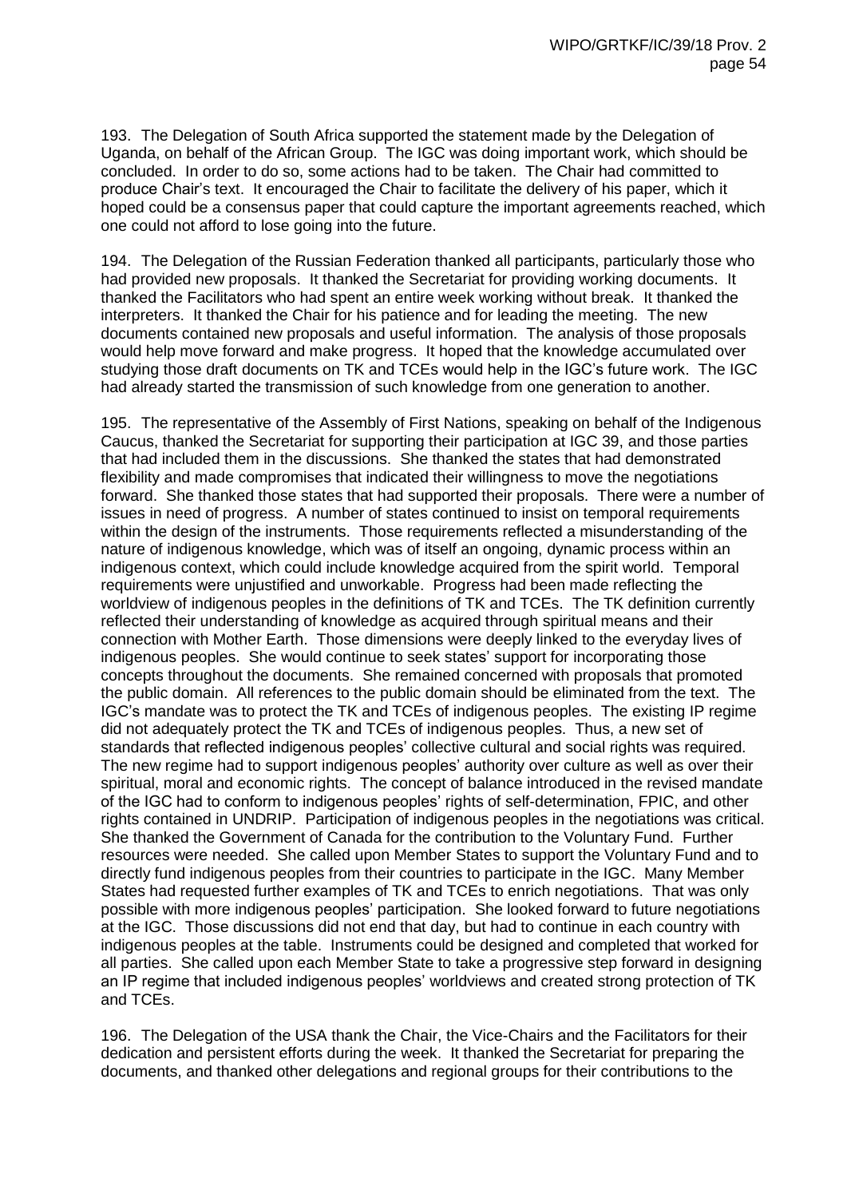193. The Delegation of South Africa supported the statement made by the Delegation of Uganda, on behalf of the African Group. The IGC was doing important work, which should be concluded. In order to do so, some actions had to be taken. The Chair had committed to produce Chair's text. It encouraged the Chair to facilitate the delivery of his paper, which it hoped could be a consensus paper that could capture the important agreements reached, which one could not afford to lose going into the future.

194. The Delegation of the Russian Federation thanked all participants, particularly those who had provided new proposals. It thanked the Secretariat for providing working documents. It thanked the Facilitators who had spent an entire week working without break. It thanked the interpreters. It thanked the Chair for his patience and for leading the meeting. The new documents contained new proposals and useful information. The analysis of those proposals would help move forward and make progress. It hoped that the knowledge accumulated over studying those draft documents on TK and TCEs would help in the IGC's future work. The IGC had already started the transmission of such knowledge from one generation to another.

195. The representative of the Assembly of First Nations, speaking on behalf of the Indigenous Caucus, thanked the Secretariat for supporting their participation at IGC 39, and those parties that had included them in the discussions. She thanked the states that had demonstrated flexibility and made compromises that indicated their willingness to move the negotiations forward. She thanked those states that had supported their proposals. There were a number of issues in need of progress. A number of states continued to insist on temporal requirements within the design of the instruments. Those requirements reflected a misunderstanding of the nature of indigenous knowledge, which was of itself an ongoing, dynamic process within an indigenous context, which could include knowledge acquired from the spirit world. Temporal requirements were unjustified and unworkable. Progress had been made reflecting the worldview of indigenous peoples in the definitions of TK and TCEs. The TK definition currently reflected their understanding of knowledge as acquired through spiritual means and their connection with Mother Earth. Those dimensions were deeply linked to the everyday lives of indigenous peoples. She would continue to seek states' support for incorporating those concepts throughout the documents. She remained concerned with proposals that promoted the public domain. All references to the public domain should be eliminated from the text. The IGC's mandate was to protect the TK and TCEs of indigenous peoples. The existing IP regime did not adequately protect the TK and TCEs of indigenous peoples. Thus, a new set of standards that reflected indigenous peoples' collective cultural and social rights was required. The new regime had to support indigenous peoples' authority over culture as well as over their spiritual, moral and economic rights. The concept of balance introduced in the revised mandate of the IGC had to conform to indigenous peoples' rights of self-determination, FPIC, and other rights contained in UNDRIP. Participation of indigenous peoples in the negotiations was critical. She thanked the Government of Canada for the contribution to the Voluntary Fund. Further resources were needed. She called upon Member States to support the Voluntary Fund and to directly fund indigenous peoples from their countries to participate in the IGC. Many Member States had requested further examples of TK and TCEs to enrich negotiations. That was only possible with more indigenous peoples' participation. She looked forward to future negotiations at the IGC. Those discussions did not end that day, but had to continue in each country with indigenous peoples at the table. Instruments could be designed and completed that worked for all parties. She called upon each Member State to take a progressive step forward in designing an IP regime that included indigenous peoples' worldviews and created strong protection of TK and TCEs.

196. The Delegation of the USA thank the Chair, the Vice-Chairs and the Facilitators for their dedication and persistent efforts during the week. It thanked the Secretariat for preparing the documents, and thanked other delegations and regional groups for their contributions to the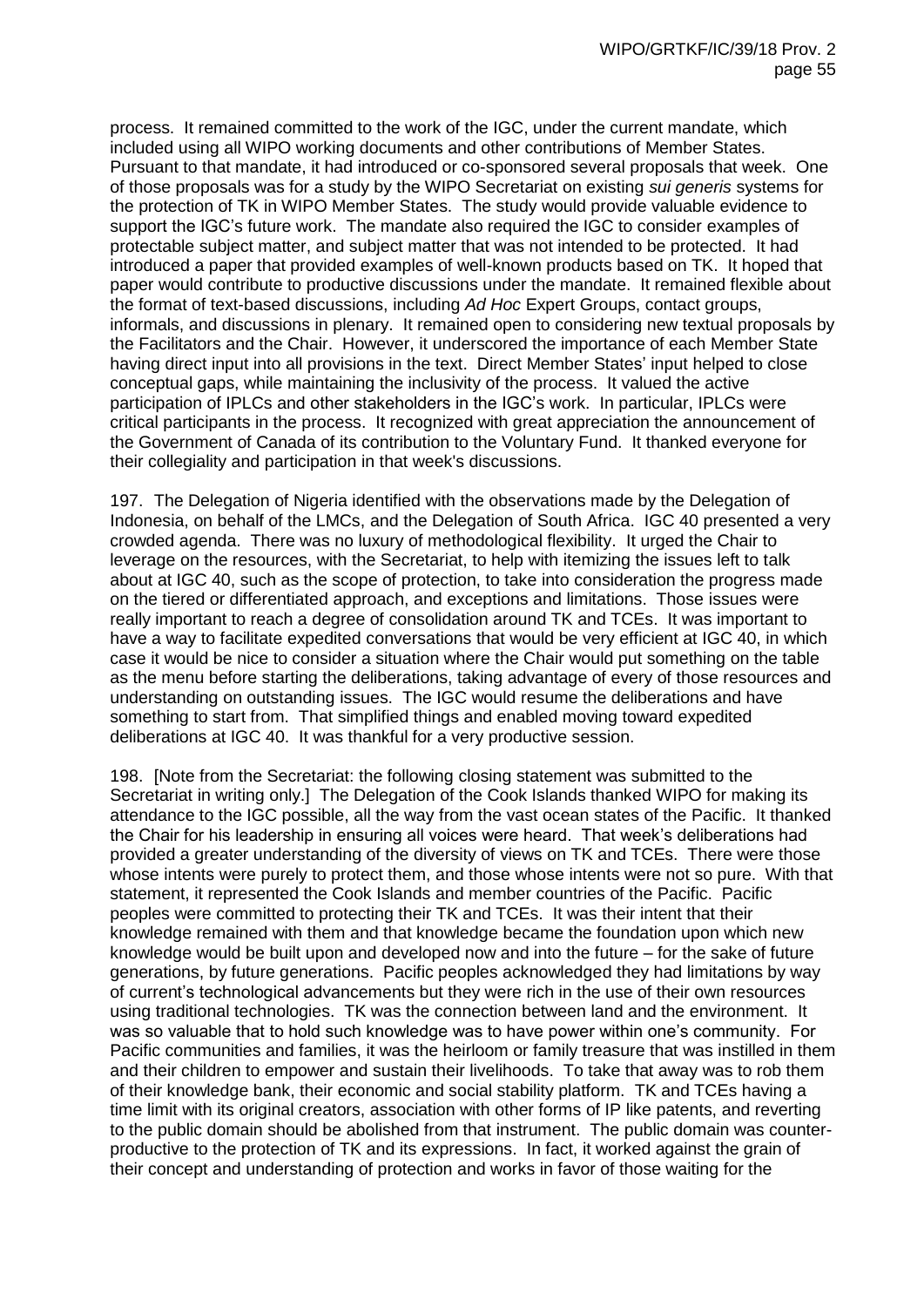process. It remained committed to the work of the IGC, under the current mandate, which included using all WIPO working documents and other contributions of Member States. Pursuant to that mandate, it had introduced or co-sponsored several proposals that week. One of those proposals was for a study by the WIPO Secretariat on existing *sui generis* systems for the protection of TK in WIPO Member States. The study would provide valuable evidence to support the IGC's future work. The mandate also required the IGC to consider examples of protectable subject matter, and subject matter that was not intended to be protected. It had introduced a paper that provided examples of well-known products based on TK. It hoped that paper would contribute to productive discussions under the mandate. It remained flexible about the format of text-based discussions, including *Ad Hoc* Expert Groups, contact groups, informals, and discussions in plenary. It remained open to considering new textual proposals by the Facilitators and the Chair. However, it underscored the importance of each Member State having direct input into all provisions in the text. Direct Member States' input helped to close conceptual gaps, while maintaining the inclusivity of the process. It valued the active participation of IPLCs and other stakeholders in the IGC's work. In particular, IPLCs were critical participants in the process. It recognized with great appreciation the announcement of the Government of Canada of its contribution to the Voluntary Fund. It thanked everyone for their collegiality and participation in that week's discussions.

197. The Delegation of Nigeria identified with the observations made by the Delegation of Indonesia, on behalf of the LMCs, and the Delegation of South Africa. IGC 40 presented a very crowded agenda. There was no luxury of methodological flexibility. It urged the Chair to leverage on the resources, with the Secretariat, to help with itemizing the issues left to talk about at IGC 40, such as the scope of protection, to take into consideration the progress made on the tiered or differentiated approach, and exceptions and limitations. Those issues were really important to reach a degree of consolidation around TK and TCEs. It was important to have a way to facilitate expedited conversations that would be very efficient at IGC 40, in which case it would be nice to consider a situation where the Chair would put something on the table as the menu before starting the deliberations, taking advantage of every of those resources and understanding on outstanding issues. The IGC would resume the deliberations and have something to start from. That simplified things and enabled moving toward expedited deliberations at IGC 40. It was thankful for a very productive session.

198. [Note from the Secretariat: the following closing statement was submitted to the Secretariat in writing only.] The Delegation of the Cook Islands thanked WIPO for making its attendance to the IGC possible, all the way from the vast ocean states of the Pacific. It thanked the Chair for his leadership in ensuring all voices were heard. That week's deliberations had provided a greater understanding of the diversity of views on TK and TCEs. There were those whose intents were purely to protect them, and those whose intents were not so pure. With that statement, it represented the Cook Islands and member countries of the Pacific. Pacific peoples were committed to protecting their TK and TCEs. It was their intent that their knowledge remained with them and that knowledge became the foundation upon which new knowledge would be built upon and developed now and into the future – for the sake of future generations, by future generations. Pacific peoples acknowledged they had limitations by way of current's technological advancements but they were rich in the use of their own resources using traditional technologies. TK was the connection between land and the environment. It was so valuable that to hold such knowledge was to have power within one's community. For Pacific communities and families, it was the heirloom or family treasure that was instilled in them and their children to empower and sustain their livelihoods. To take that away was to rob them of their knowledge bank, their economic and social stability platform. TK and TCEs having a time limit with its original creators, association with other forms of IP like patents, and reverting to the public domain should be abolished from that instrument. The public domain was counter-productive to the protection of TK and its expressions. In fact, it worked against the grain of their concept and understanding of protection and works in favor of those waiting for the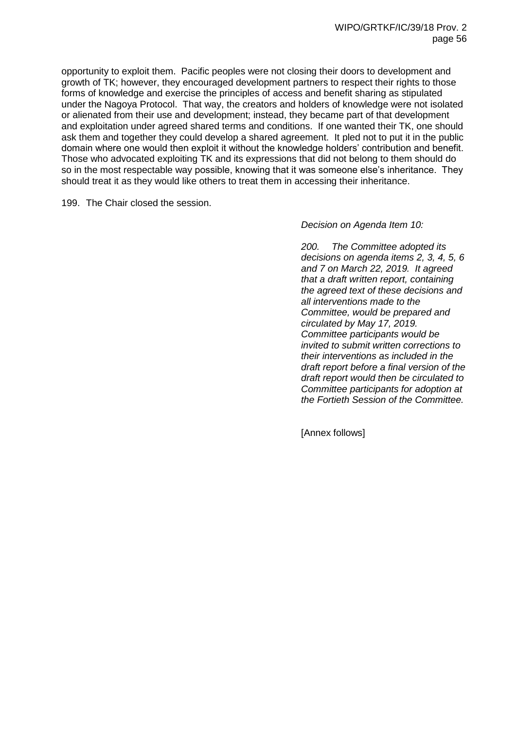opportunity to exploit them. Pacific peoples were not closing their doors to development and growth of TK; however, they encouraged development partners to respect their rights to those forms of knowledge and exercise the principles of access and benefit sharing as stipulated under the Nagoya Protocol. That way, the creators and holders of knowledge were not isolated or alienated from their use and development; instead, they became part of that development and exploitation under agreed shared terms and conditions. If one wanted their TK, one should ask them and together they could develop a shared agreement. It pled not to put it in the public domain where one would then exploit it without the knowledge holders' contribution and benefit. Those who advocated exploiting TK and its expressions that did not belong to them should do so in the most respectable way possible, knowing that it was someone else's inheritance. They should treat it as they would like others to treat them in accessing their inheritance.

199. The Chair closed the session.

*Decision on Agenda Item 10:*

*200. The Committee adopted its decisions on agenda items 2, 3, 4, 5, 6 and 7 on March 22, 2019. It agreed that a draft written report, containing the agreed text of these decisions and all interventions made to the Committee, would be prepared and circulated by May 17, 2019. Committee participants would be invited to submit written corrections to their interventions as included in the draft report before a final version of the draft report would then be circulated to Committee participants for adoption at the Fortieth Session of the Committee.*

[Annex follows]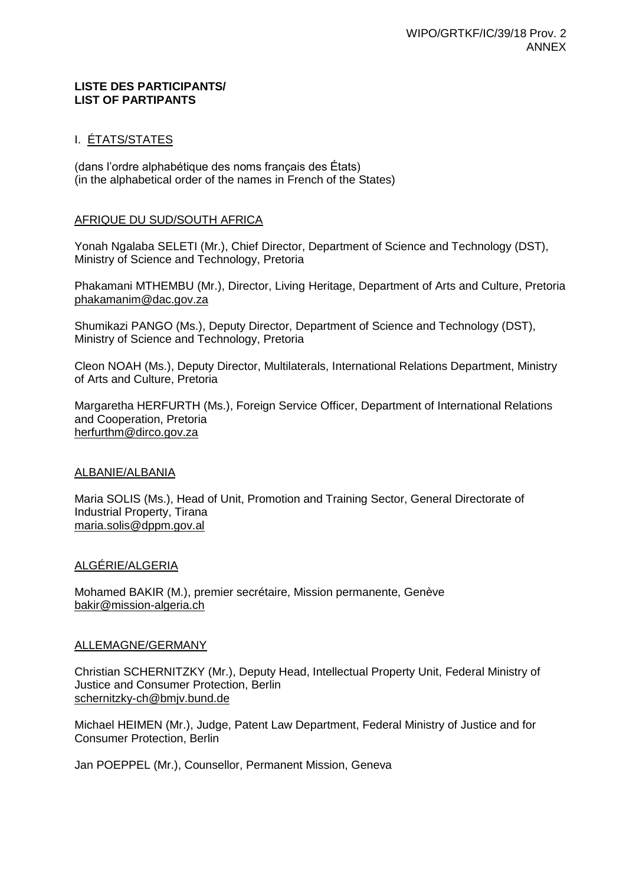**LISTE DES PARTICIPANTS/**
**LIST OF PARTIPANTS**

## I. ÉTATS/STATES

(dans l'ordre alphabétique des noms français des États)
(in the alphabetical order of the names in French of the States)

### AFRIQUE DU SUD/SOUTH AFRICA

Yonah Ngalaba SELETI (Mr.), Chief Director, Department of Science and Technology (DST), Ministry of Science and Technology, Pretoria

Phakamani MTHEMBU (Mr.), Director, Living Heritage, Department of Arts and Culture, Pretoria
phakamanim@dac.gov.za

Shumikazi PANGO (Ms.), Deputy Director, Department of Science and Technology (DST), Ministry of Science and Technology, Pretoria

Cleon NOAH (Ms.), Deputy Director, Multilaterals, International Relations Department, Ministry of Arts and Culture, Pretoria

Margaretha HERFURTH (Ms.), Foreign Service Officer, Department of International Relations and Cooperation, Pretoria
herfurthm@dirco.gov.za

### ALBANIE/ALBANIA

Maria SOLIS (Ms.), Head of Unit, Promotion and Training Sector, General Directorate of Industrial Property, Tirana
maria.solis@dppm.gov.al

### ALGÉRIE/ALGERIA

Mohamed BAKIR (M.), premier secrétaire, Mission permanente, Genève
bakir@mission-algeria.ch

### ALLEMAGNE/GERMANY

Christian SCHERNITZKY (Mr.), Deputy Head, Intellectual Property Unit, Federal Ministry of Justice and Consumer Protection, Berlin
schernitzky-ch@bmjv.bund.de

Michael HEIMEN (Mr.), Judge, Patent Law Department, Federal Ministry of Justice and for Consumer Protection, Berlin

Jan POEPPEL (Mr.), Counsellor, Permanent Mission, Geneva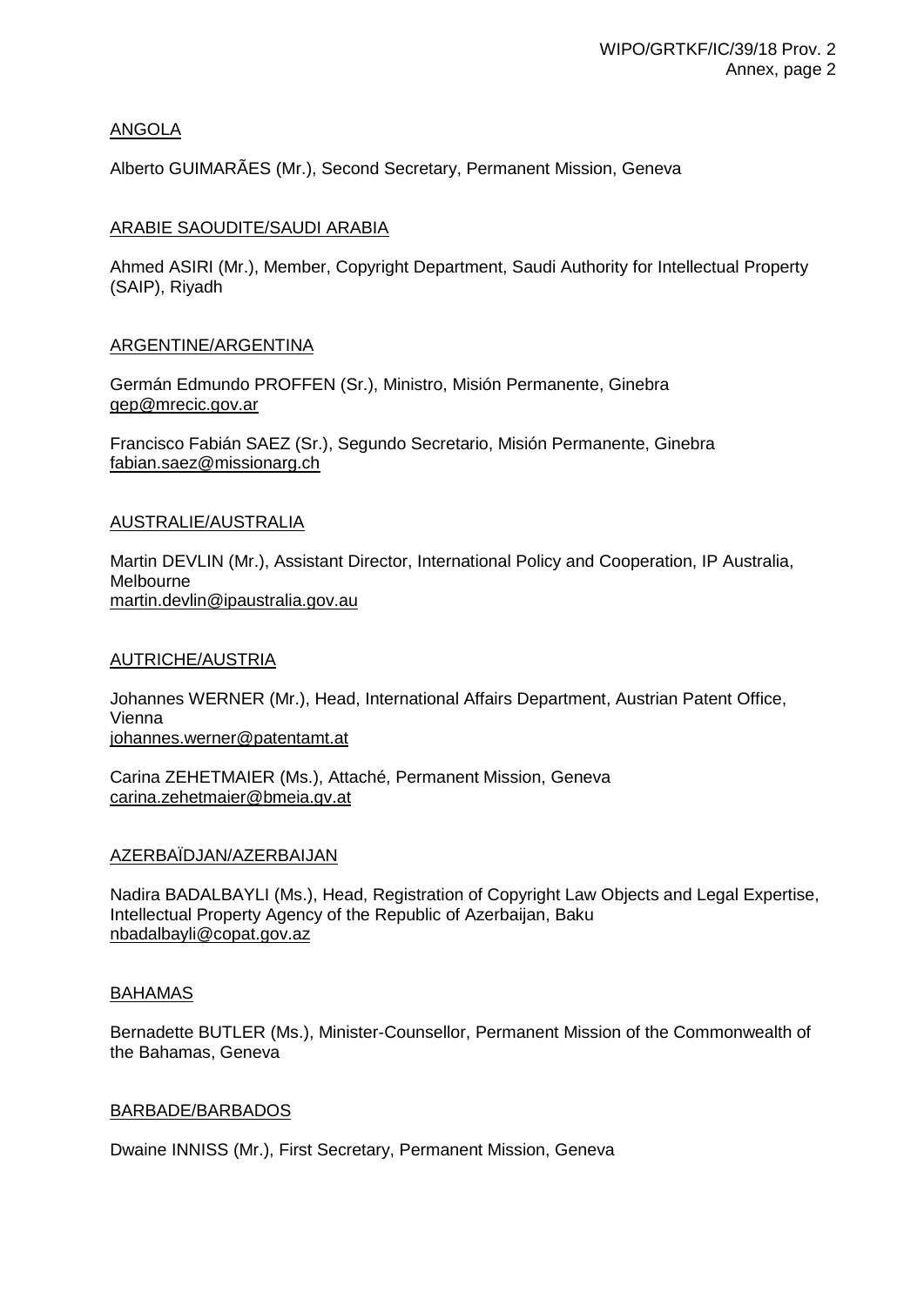ANGOLA

Alberto GUIMARÃES (Mr.), Second Secretary, Permanent Mission, Geneva

ARABIE SAOUDITE/SAUDI ARABIA

Ahmed ASIRI (Mr.), Member, Copyright Department, Saudi Authority for Intellectual Property (SAIP), Riyadh

ARGENTINE/ARGENTINA

Germán Edmundo PROFFEN (Sr.), Ministro, Misión Permanente, Ginebra
gep@mrecic.gov.ar

Francisco Fabián SAEZ (Sr.), Segundo Secretario, Misión Permanente, Ginebra
fabian.saez@missionarg.ch

AUSTRALIE/AUSTRALIA

Martin DEVLIN (Mr.), Assistant Director, International Policy and Cooperation, IP Australia, Melbourne
martin.devlin@ipaustralia.gov.au

AUTRICHE/AUSTRIA

Johannes WERNER (Mr.), Head, International Affairs Department, Austrian Patent Office, Vienna
johannes.werner@patentamt.at

Carina ZEHETMAIER (Ms.), Attaché, Permanent Mission, Geneva
carina.zehetmaier@bmeia.gv.at

AZERBAÏDJAN/AZERBAIJAN

Nadira BADALBAYLI (Ms.), Head, Registration of Copyright Law Objects and Legal Expertise, Intellectual Property Agency of the Republic of Azerbaijan, Baku
nbadalbayli@copat.gov.az

BAHAMAS

Bernadette BUTLER (Ms.), Minister-Counsellor, Permanent Mission of the Commonwealth of the Bahamas, Geneva

BARBADE/BARBADOS

Dwaine INNISS (Mr.), First Secretary, Permanent Mission, Geneva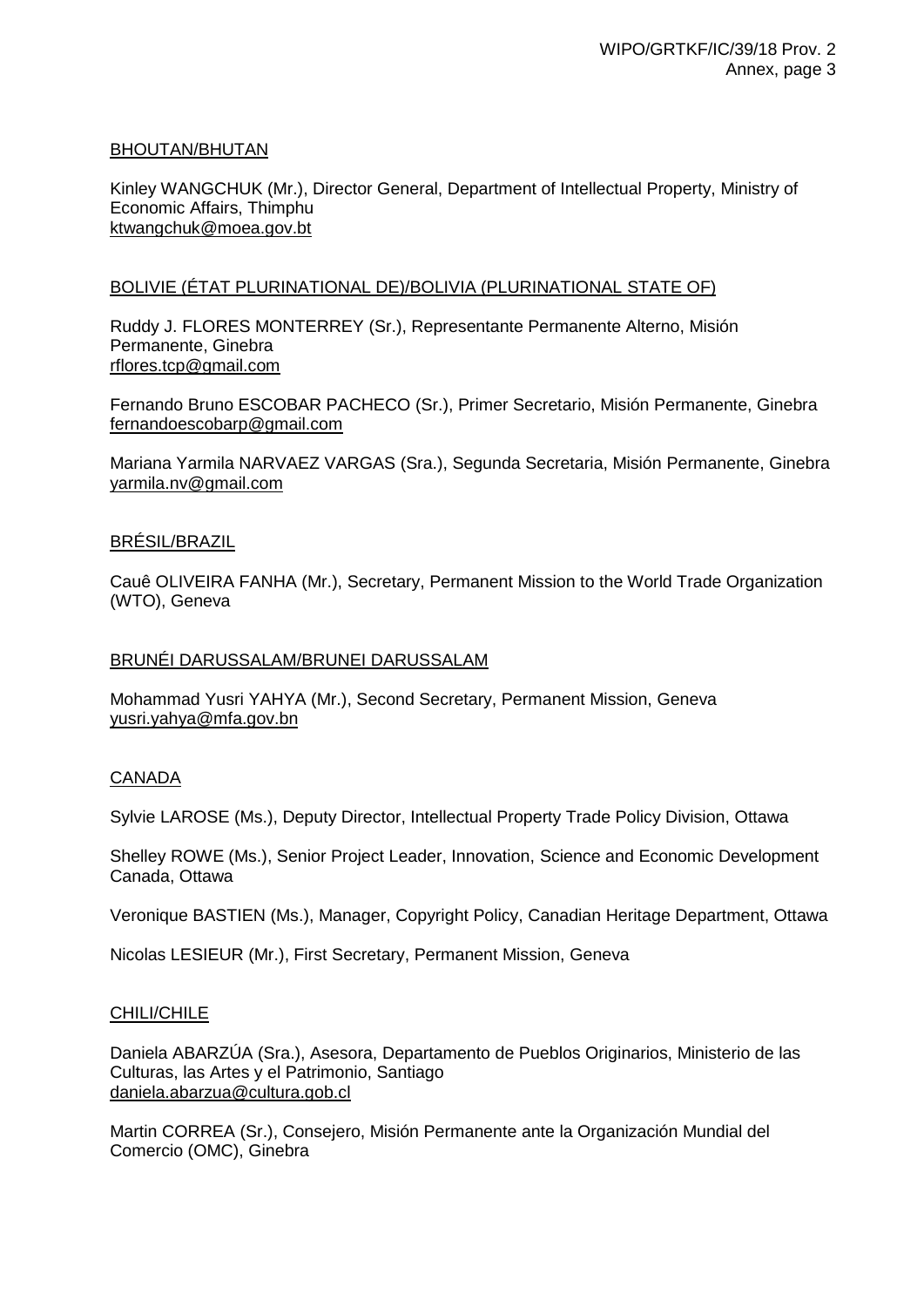BHOUTAN/BHUTAN

Kinley WANGCHUK (Mr.), Director General, Department of Intellectual Property, Ministry of Economic Affairs, Thimphu
ktwangchuk@moea.gov.bt

BOLIVIE (ÉTAT PLURINATIONAL DE)/BOLIVIA (PLURINATIONAL STATE OF)

Ruddy J. FLORES MONTERREY (Sr.), Representante Permanente Alterno, Misión Permanente, Ginebra
rflores.tcp@gmail.com

Fernando Bruno ESCOBAR PACHECO (Sr.), Primer Secretario, Misión Permanente, Ginebra
fernandoescobarp@gmail.com

Mariana Yarmila NARVAEZ VARGAS (Sra.), Segunda Secretaria, Misión Permanente, Ginebra
yarmila.nv@gmail.com

BRÉSIL/BRAZIL

Cauê OLIVEIRA FANHA (Mr.), Secretary, Permanent Mission to the World Trade Organization (WTO), Geneva

BRUNÉI DARUSSALAM/BRUNEI DARUSSALAM

Mohammad Yusri YAHYA (Mr.), Second Secretary, Permanent Mission, Geneva
yusri.yahya@mfa.gov.bn

CANADA

Sylvie LAROSE (Ms.), Deputy Director, Intellectual Property Trade Policy Division, Ottawa

Shelley ROWE (Ms.), Senior Project Leader, Innovation, Science and Economic Development Canada, Ottawa

Veronique BASTIEN (Ms.), Manager, Copyright Policy, Canadian Heritage Department, Ottawa

Nicolas LESIEUR (Mr.), First Secretary, Permanent Mission, Geneva

CHILI/CHILE

Daniela ABARZÚA (Sra.), Asesora, Departamento de Pueblos Originarios, Ministerio de las Culturas, las Artes y el Patrimonio, Santiago
daniela.abarzua@cultura.gob.cl

Martin CORREA (Sr.), Consejero, Misión Permanente ante la Organización Mundial del Comercio (OMC), Ginebra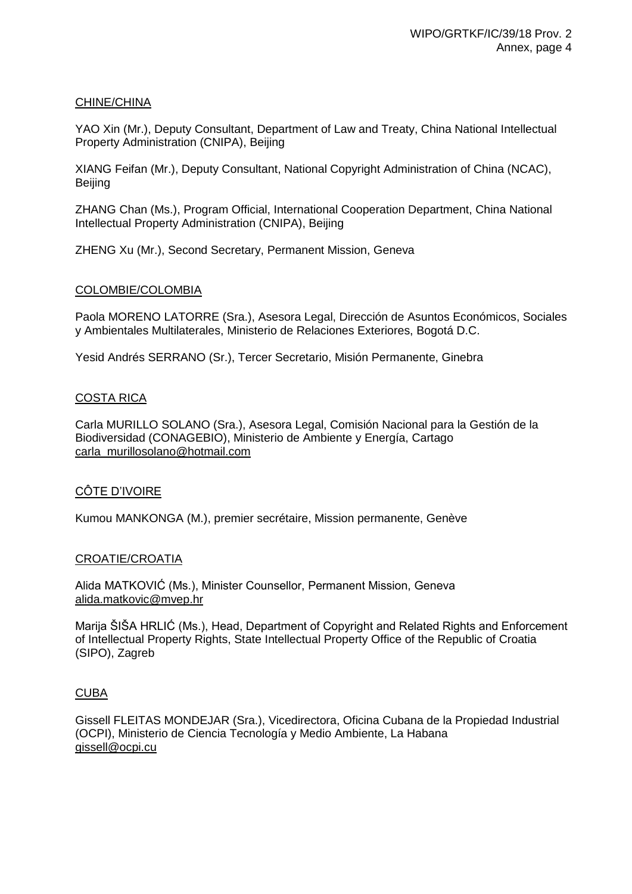CHINE/CHINA

YAO Xin (Mr.), Deputy Consultant, Department of Law and Treaty, China National Intellectual Property Administration (CNIPA), Beijing

XIANG Feifan (Mr.), Deputy Consultant, National Copyright Administration of China (NCAC), Beijing

ZHANG Chan (Ms.), Program Official, International Cooperation Department, China National Intellectual Property Administration (CNIPA), Beijing

ZHENG Xu (Mr.), Second Secretary, Permanent Mission, Geneva

COLOMBIE/COLOMBIA

Paola MORENO LATORRE (Sra.), Asesora Legal, Dirección de Asuntos Económicos, Sociales y Ambientales Multilaterales, Ministerio de Relaciones Exteriores, Bogotá D.C.

Yesid Andrés SERRANO (Sr.), Tercer Secretario, Misión Permanente, Ginebra

COSTA RICA

Carla MURILLO SOLANO (Sra.), Asesora Legal, Comisión Nacional para la Gestión de la Biodiversidad (CONAGEBIO), Ministerio de Ambiente y Energía, Cartago
carla_murillosolano@hotmail.com

CÔTE D'IVOIRE

Kumou MANKONGA (M.), premier secrétaire, Mission permanente, Genève

CROATIE/CROATIA

Alida MATKOVIĆ (Ms.), Minister Counsellor, Permanent Mission, Geneva
alida.matkovic@mvep.hr

Marija ŠIŠA HRLIĆ (Ms.), Head, Department of Copyright and Related Rights and Enforcement of Intellectual Property Rights, State Intellectual Property Office of the Republic of Croatia (SIPO), Zagreb

CUBA

Gissell FLEITAS MONDEJAR (Sra.), Vicedirectora, Oficina Cubana de la Propiedad Industrial (OCPI), Ministerio de Ciencia Tecnología y Medio Ambiente, La Habana
gissell@ocpi.cu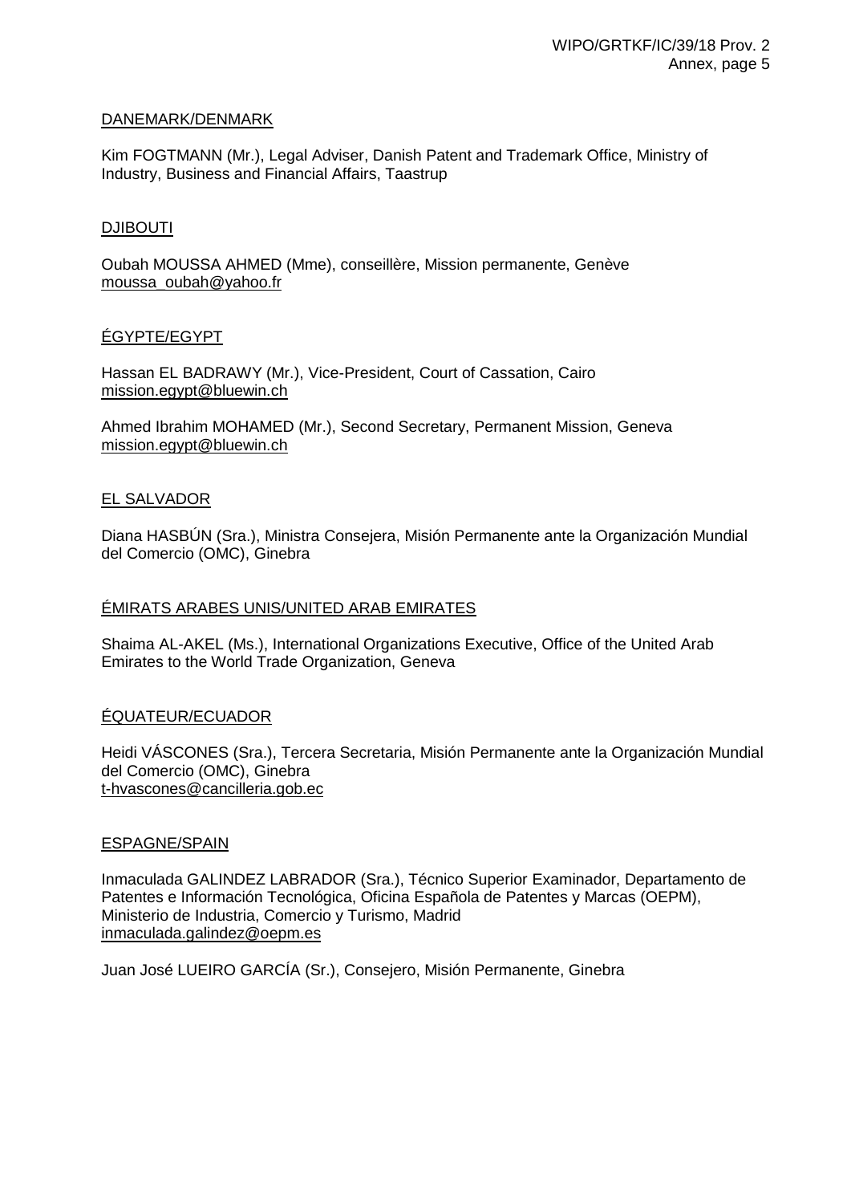DANEMARK/DENMARK

Kim FOGTMANN (Mr.), Legal Adviser, Danish Patent and Trademark Office, Ministry of Industry, Business and Financial Affairs, Taastrup

DJIBOUTI

Oubah MOUSSA AHMED (Mme), conseillère, Mission permanente, Genève
moussa_oubah@yahoo.fr

ÉGYPTE/EGYPT

Hassan EL BADRAWY (Mr.), Vice-President, Court of Cassation, Cairo
mission.egypt@bluewin.ch

Ahmed Ibrahim MOHAMED (Mr.), Second Secretary, Permanent Mission, Geneva
mission.egypt@bluewin.ch

EL SALVADOR

Diana HASBÚN (Sra.), Ministra Consejera, Misión Permanente ante la Organización Mundial del Comercio (OMC), Ginebra

ÉMIRATS ARABES UNIS/UNITED ARAB EMIRATES

Shaima AL-AKEL (Ms.), International Organizations Executive, Office of the United Arab Emirates to the World Trade Organization, Geneva

ÉQUATEUR/ECUADOR

Heidi VÁSCONES (Sra.), Tercera Secretaria, Misión Permanente ante la Organización Mundial del Comercio (OMC), Ginebra
t-hvascones@cancilleria.gob.ec

ESPAGNE/SPAIN

Inmaculada GALINDEZ LABRADOR (Sra.), Técnico Superior Examinador, Departamento de Patentes e Información Tecnológica, Oficina Española de Patentes y Marcas (OEPM), Ministerio de Industria, Comercio y Turismo, Madrid
inmaculada.galindez@oepm.es

Juan José LUEIRO GARCÍA (Sr.), Consejero, Misión Permanente, Ginebra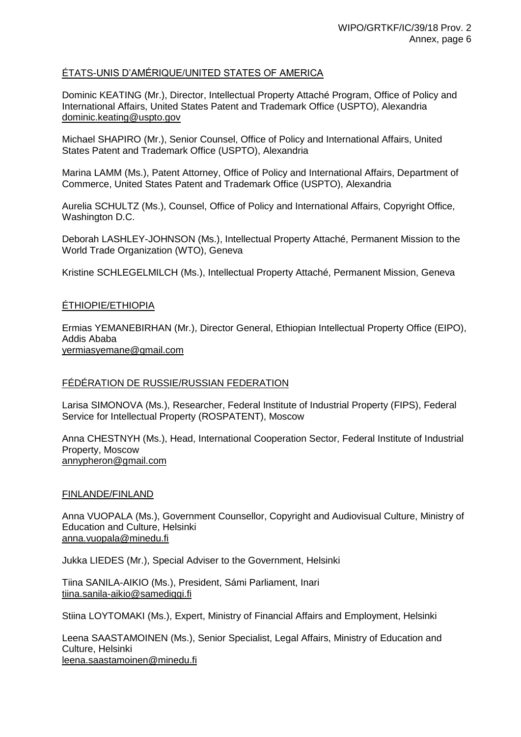ÉTATS-UNIS D'AMÉRIQUE/UNITED STATES OF AMERICA

Dominic KEATING (Mr.), Director, Intellectual Property Attaché Program, Office of Policy and International Affairs, United States Patent and Trademark Office (USPTO), Alexandria
dominic.keating@uspto.gov

Michael SHAPIRO (Mr.), Senior Counsel, Office of Policy and International Affairs, United States Patent and Trademark Office (USPTO), Alexandria

Marina LAMM (Ms.), Patent Attorney, Office of Policy and International Affairs, Department of Commerce, United States Patent and Trademark Office (USPTO), Alexandria

Aurelia SCHULTZ (Ms.), Counsel, Office of Policy and International Affairs, Copyright Office, Washington D.C.

Deborah LASHLEY-JOHNSON (Ms.), Intellectual Property Attaché, Permanent Mission to the World Trade Organization (WTO), Geneva

Kristine SCHLEGELMILCH (Ms.), Intellectual Property Attaché, Permanent Mission, Geneva

ÉTHIOPIE/ETHIOPIA

Ermias YEMANEBIRHAN (Mr.), Director General, Ethiopian Intellectual Property Office (EIPO), Addis Ababa
yermiasyemane@gmail.com

FÉDÉRATION DE RUSSIE/RUSSIAN FEDERATION

Larisa SIMONOVA (Ms.), Researcher, Federal Institute of Industrial Property (FIPS), Federal Service for Intellectual Property (ROSPATENT), Moscow

Anna CHESTNYH (Ms.), Head, International Cooperation Sector, Federal Institute of Industrial Property, Moscow
annypheron@gmail.com

FINLANDE/FINLAND

Anna VUOPALA (Ms.), Government Counsellor, Copyright and Audiovisual Culture, Ministry of Education and Culture, Helsinki
anna.vuopala@minedu.fi

Jukka LIEDES (Mr.), Special Adviser to the Government, Helsinki

Tiina SANILA-AIKIO (Ms.), President, Sámi Parliament, Inari
tiina.sanila-aikio@samediggi.fi

Stiina LOYTOMAKI (Ms.), Expert, Ministry of Financial Affairs and Employment, Helsinki

Leena SAASTAMOINEN (Ms.), Senior Specialist, Legal Affairs, Ministry of Education and Culture, Helsinki
leena.saastamoinen@minedu.fi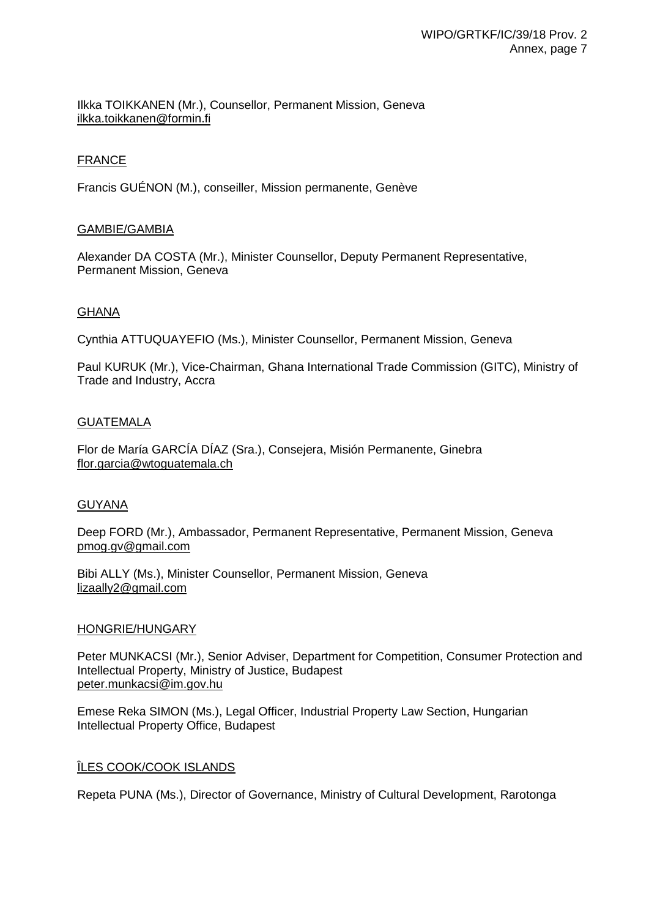Ilkka TOIKKANEN (Mr.), Counsellor, Permanent Mission, Geneva
ilkka.toikkanen@formin.fi

FRANCE

Francis GUÉNON (M.), conseiller, Mission permanente, Genève

GAMBIE/GAMBIA

Alexander DA COSTA (Mr.), Minister Counsellor, Deputy Permanent Representative, Permanent Mission, Geneva

GHANA

Cynthia ATTUQUAYEFIO (Ms.), Minister Counsellor, Permanent Mission, Geneva

Paul KURUK (Mr.), Vice-Chairman, Ghana International Trade Commission (GITC), Ministry of Trade and Industry, Accra

GUATEMALA

Flor de María GARCÍA DÍAZ (Sra.), Consejera, Misión Permanente, Ginebra
flor.garcia@wtoguatemala.ch

GUYANA

Deep FORD (Mr.), Ambassador, Permanent Representative, Permanent Mission, Geneva
pmog.gv@gmail.com

Bibi ALLY (Ms.), Minister Counsellor, Permanent Mission, Geneva
lizaally2@gmail.com

HONGRIE/HUNGARY

Peter MUNKACSI (Mr.), Senior Adviser, Department for Competition, Consumer Protection and Intellectual Property, Ministry of Justice, Budapest
peter.munkacsi@im.gov.hu

Emese Reka SIMON (Ms.), Legal Officer, Industrial Property Law Section, Hungarian Intellectual Property Office, Budapest

ÎLES COOK/COOK ISLANDS

Repeta PUNA (Ms.), Director of Governance, Ministry of Cultural Development, Rarotonga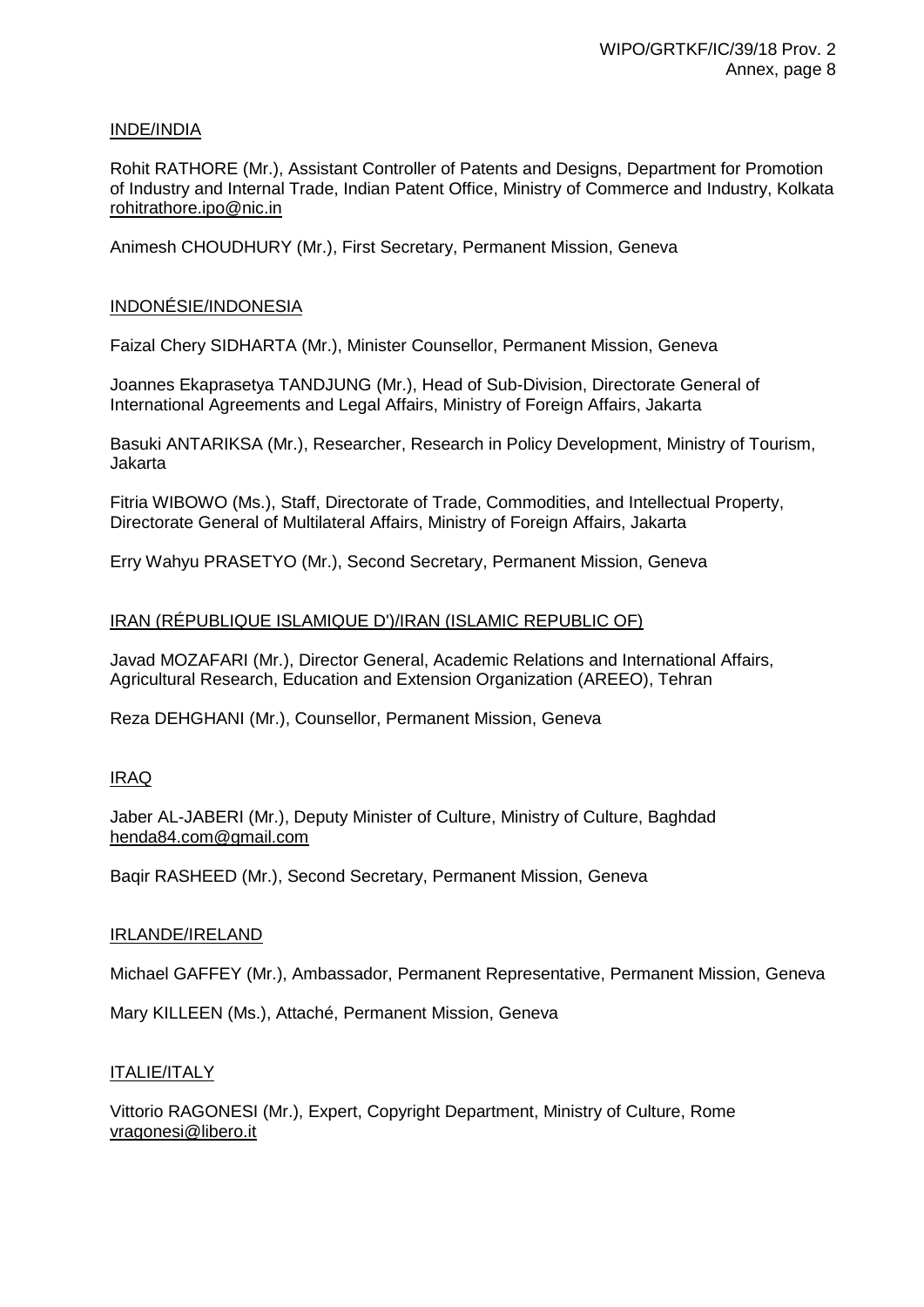INDE/INDIA

Rohit RATHORE (Mr.), Assistant Controller of Patents and Designs, Department for Promotion of Industry and Internal Trade, Indian Patent Office, Ministry of Commerce and Industry, Kolkata
rohitrathore.ipo@nic.in

Animesh CHOUDHURY (Mr.), First Secretary, Permanent Mission, Geneva

INDONÉSIE/INDONESIA

Faizal Chery SIDHARTA (Mr.), Minister Counsellor, Permanent Mission, Geneva

Joannes Ekaprasetya TANDJUNG (Mr.), Head of Sub-Division, Directorate General of International Agreements and Legal Affairs, Ministry of Foreign Affairs, Jakarta

Basuki ANTARIKSA (Mr.), Researcher, Research in Policy Development, Ministry of Tourism, Jakarta

Fitria WIBOWO (Ms.), Staff, Directorate of Trade, Commodities, and Intellectual Property, Directorate General of Multilateral Affairs, Ministry of Foreign Affairs, Jakarta

Erry Wahyu PRASETYO (Mr.), Second Secretary, Permanent Mission, Geneva

IRAN (RÉPUBLIQUE ISLAMIQUE D')/IRAN (ISLAMIC REPUBLIC OF)

Javad MOZAFARI (Mr.), Director General, Academic Relations and International Affairs, Agricultural Research, Education and Extension Organization (AREEO), Tehran

Reza DEHGHANI (Mr.), Counsellor, Permanent Mission, Geneva

IRAQ

Jaber AL-JABERI (Mr.), Deputy Minister of Culture, Ministry of Culture, Baghdad
henda84.com@gmail.com

Baqir RASHEED (Mr.), Second Secretary, Permanent Mission, Geneva

IRLANDE/IRELAND

Michael GAFFEY (Mr.), Ambassador, Permanent Representative, Permanent Mission, Geneva

Mary KILLEEN (Ms.), Attaché, Permanent Mission, Geneva

ITALIE/ITALY

Vittorio RAGONESI (Mr.), Expert, Copyright Department, Ministry of Culture, Rome
vragonesi@libero.it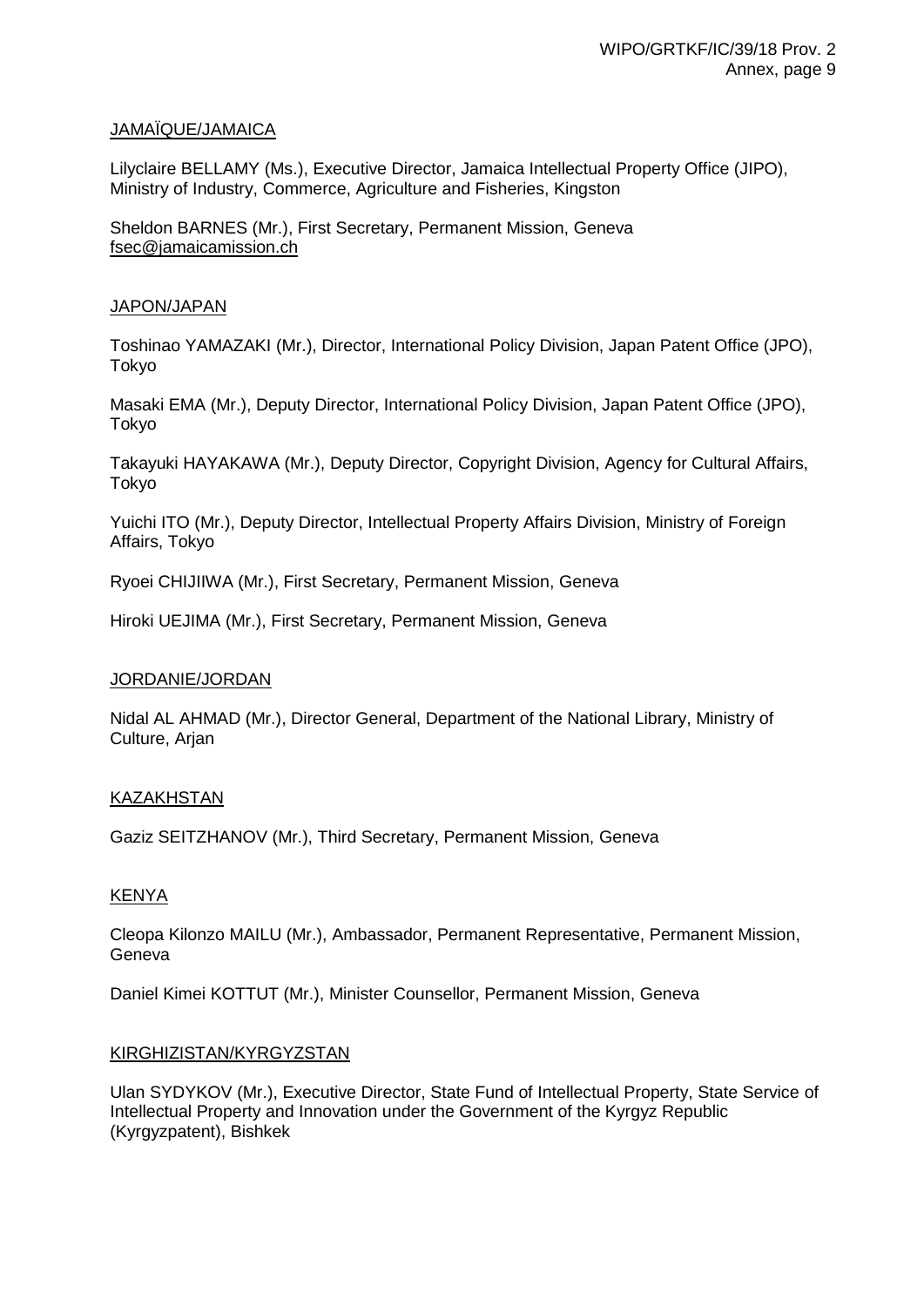JAMAÏQUE/JAMAICA

Lilyclaire BELLAMY (Ms.), Executive Director, Jamaica Intellectual Property Office (JIPO), Ministry of Industry, Commerce, Agriculture and Fisheries, Kingston

Sheldon BARNES (Mr.), First Secretary, Permanent Mission, Geneva
fsec@jamaicamission.ch

JAPON/JAPAN

Toshinao YAMAZAKI (Mr.), Director, International Policy Division, Japan Patent Office (JPO), Tokyo

Masaki EMA (Mr.), Deputy Director, International Policy Division, Japan Patent Office (JPO), Tokyo

Takayuki HAYAKAWA (Mr.), Deputy Director, Copyright Division, Agency for Cultural Affairs, Tokyo

Yuichi ITO (Mr.), Deputy Director, Intellectual Property Affairs Division, Ministry of Foreign Affairs, Tokyo

Ryoei CHIJIIWA (Mr.), First Secretary, Permanent Mission, Geneva

Hiroki UEJIMA (Mr.), First Secretary, Permanent Mission, Geneva

JORDANIE/JORDAN

Nidal AL AHMAD (Mr.), Director General, Department of the National Library, Ministry of Culture, Arjan

KAZAKHSTAN

Gaziz SEITZHANOV (Mr.), Third Secretary, Permanent Mission, Geneva

KENYA

Cleopa Kilonzo MAILU (Mr.), Ambassador, Permanent Representative, Permanent Mission, Geneva

Daniel Kimei KOTTUT (Mr.), Minister Counsellor, Permanent Mission, Geneva

KIRGHIZISTAN/KYRGYZSTAN

Ulan SYDYKOV (Mr.), Executive Director, State Fund of Intellectual Property, State Service of Intellectual Property and Innovation under the Government of the Kyrgyz Republic (Kyrgyzpatent), Bishkek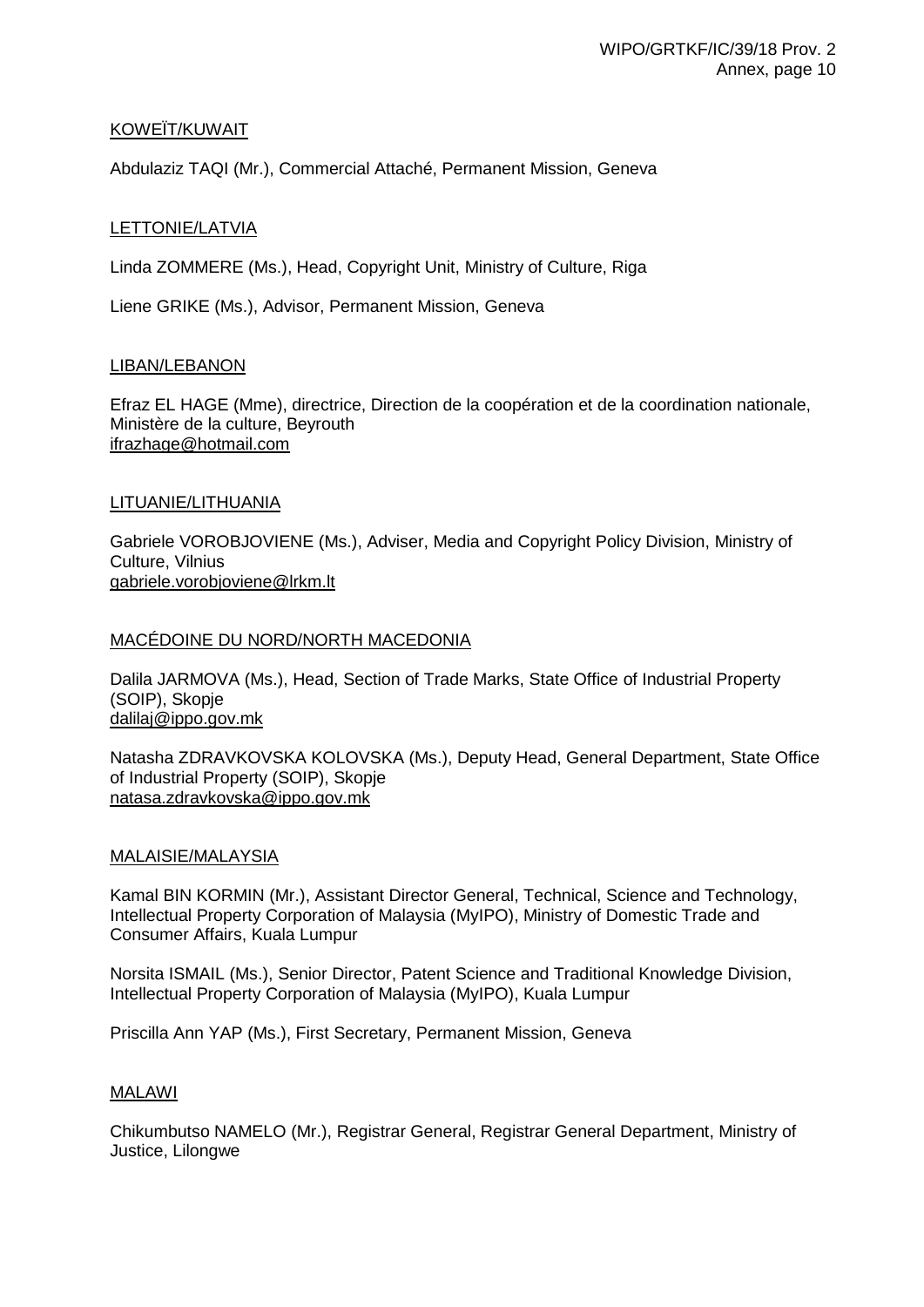KOWEÏT/KUWAIT

Abdulaziz TAQI (Mr.), Commercial Attaché, Permanent Mission, Geneva

LETTONIE/LATVIA

Linda ZOMMERE (Ms.), Head, Copyright Unit, Ministry of Culture, Riga

Liene GRIKE (Ms.), Advisor, Permanent Mission, Geneva

LIBAN/LEBANON

Efraz EL HAGE (Mme), directrice, Direction de la coopération et de la coordination nationale, Ministère de la culture, Beyrouth
ifrazhage@hotmail.com

LITUANIE/LITHUANIA

Gabriele VOROBJOVIENE (Ms.), Adviser, Media and Copyright Policy Division, Ministry of Culture, Vilnius
gabriele.vorobjoviene@lrkm.lt

MACÉDOINE DU NORD/NORTH MACEDONIA

Dalila JARMOVA (Ms.), Head, Section of Trade Marks, State Office of Industrial Property (SOIP), Skopje
dalilaj@ippo.gov.mk

Natasha ZDRAVKOVSKA KOLOVSKA (Ms.), Deputy Head, General Department, State Office of Industrial Property (SOIP), Skopje
natasa.zdravkovska@ippo.gov.mk

MALAISIE/MALAYSIA

Kamal BIN KORMIN (Mr.), Assistant Director General, Technical, Science and Technology, Intellectual Property Corporation of Malaysia (MyIPO), Ministry of Domestic Trade and Consumer Affairs, Kuala Lumpur

Norsita ISMAIL (Ms.), Senior Director, Patent Science and Traditional Knowledge Division, Intellectual Property Corporation of Malaysia (MyIPO), Kuala Lumpur

Priscilla Ann YAP (Ms.), First Secretary, Permanent Mission, Geneva

MALAWI

Chikumbutso NAMELO (Mr.), Registrar General, Registrar General Department, Ministry of Justice, Lilongwe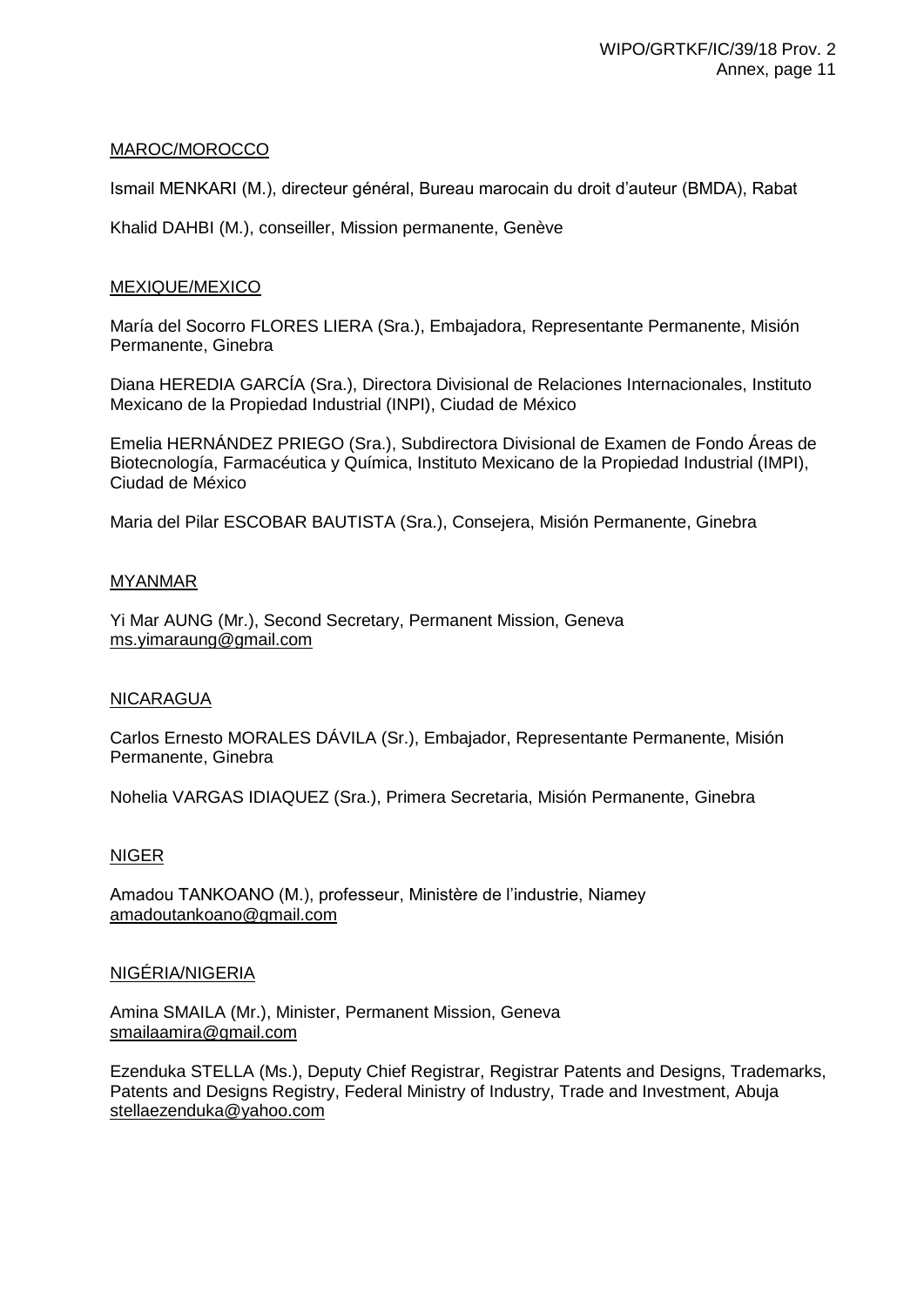MAROC/MOROCCO

Ismail MENKARI (M.), directeur général, Bureau marocain du droit d'auteur (BMDA), Rabat

Khalid DAHBI (M.), conseiller, Mission permanente, Genève

MEXIQUE/MEXICO

María del Socorro FLORES LIERA (Sra.), Embajadora, Representante Permanente, Misión Permanente, Ginebra

Diana HEREDIA GARCÍA (Sra.), Directora Divisional de Relaciones Internacionales, Instituto Mexicano de la Propiedad Industrial (INPI), Ciudad de México

Emelia HERNÁNDEZ PRIEGO (Sra.), Subdirectora Divisional de Examen de Fondo Áreas de Biotecnología, Farmacéutica y Química, Instituto Mexicano de la Propiedad Industrial (IMPI), Ciudad de México

Maria del Pilar ESCOBAR BAUTISTA (Sra.), Consejera, Misión Permanente, Ginebra

MYANMAR

Yi Mar AUNG (Mr.), Second Secretary, Permanent Mission, Geneva
ms.yimaraung@gmail.com

NICARAGUA

Carlos Ernesto MORALES DÁVILA (Sr.), Embajador, Representante Permanente, Misión Permanente, Ginebra

Nohelia VARGAS IDIAQUEZ (Sra.), Primera Secretaria, Misión Permanente, Ginebra

NIGER

Amadou TANKOANO (M.), professeur, Ministère de l'industrie, Niamey
amadoutankoano@gmail.com

NIGÉRIA/NIGERIA

Amina SMAILA (Mr.), Minister, Permanent Mission, Geneva
smailaamira@gmail.com

Ezenduka STELLA (Ms.), Deputy Chief Registrar, Registrar Patents and Designs, Trademarks, Patents and Designs Registry, Federal Ministry of Industry, Trade and Investment, Abuja
stellaezenduka@yahoo.com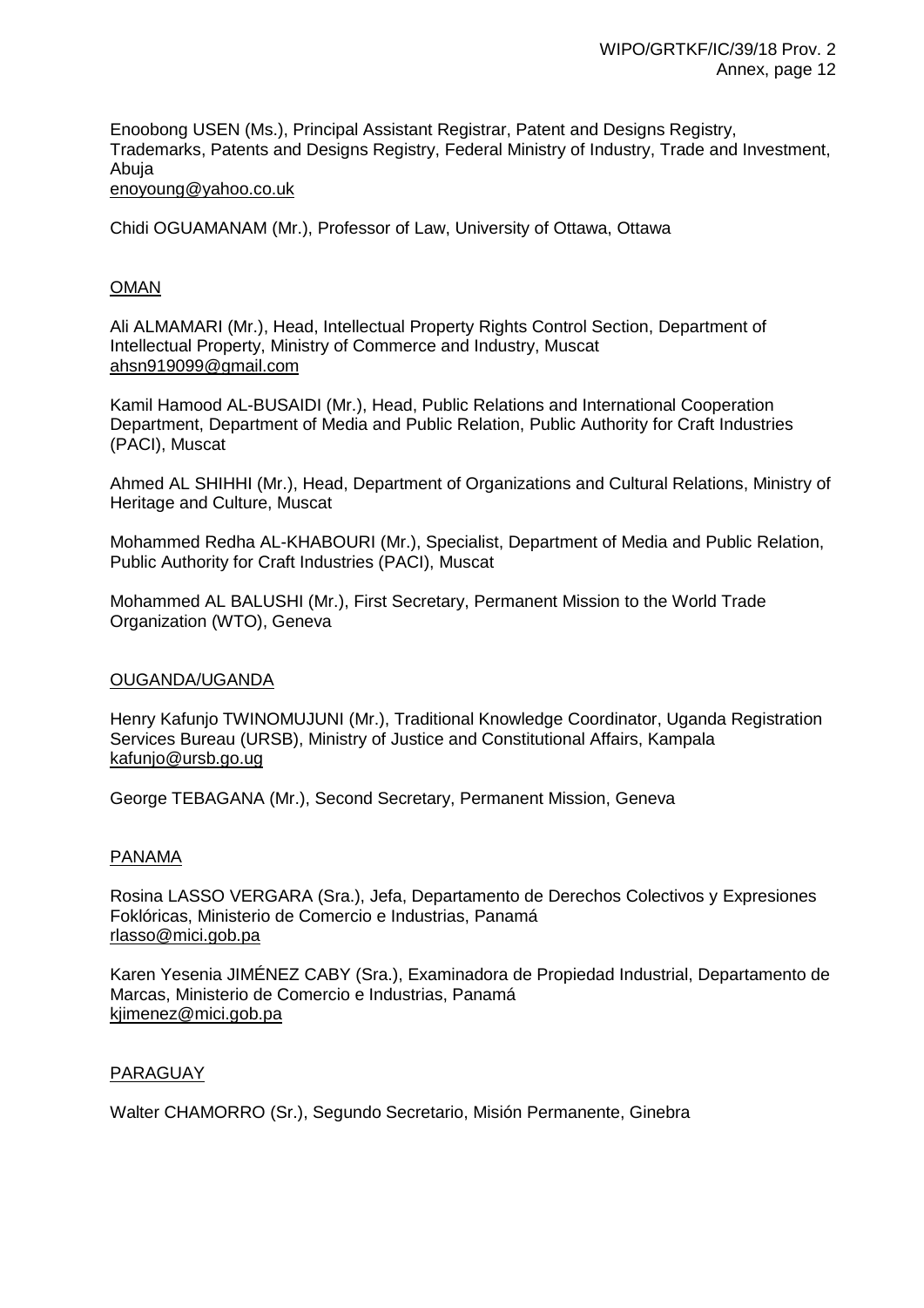Enoobong USEN (Ms.), Principal Assistant Registrar, Patent and Designs Registry, Trademarks, Patents and Designs Registry, Federal Ministry of Industry, Trade and Investment, Abuja
enoyoung@yahoo.co.uk

Chidi OGUAMANAM (Mr.), Professor of Law, University of Ottawa, Ottawa

OMAN

Ali ALMAMARI (Mr.), Head, Intellectual Property Rights Control Section, Department of Intellectual Property, Ministry of Commerce and Industry, Muscat
ahsn919099@gmail.com

Kamil Hamood AL-BUSAIDI (Mr.), Head, Public Relations and International Cooperation Department, Department of Media and Public Relation, Public Authority for Craft Industries (PACI), Muscat

Ahmed AL SHIHHI (Mr.), Head, Department of Organizations and Cultural Relations, Ministry of Heritage and Culture, Muscat

Mohammed Redha AL-KHABOURI (Mr.), Specialist, Department of Media and Public Relation, Public Authority for Craft Industries (PACI), Muscat

Mohammed AL BALUSHI (Mr.), First Secretary, Permanent Mission to the World Trade Organization (WTO), Geneva

OUGANDA/UGANDA

Henry Kafunjo TWINOMUJUNI (Mr.), Traditional Knowledge Coordinator, Uganda Registration Services Bureau (URSB), Ministry of Justice and Constitutional Affairs, Kampala
kafunjo@ursb.go.ug

George TEBAGANA (Mr.), Second Secretary, Permanent Mission, Geneva

PANAMA

Rosina LASSO VERGARA (Sra.), Jefa, Departamento de Derechos Colectivos y Expresiones Foklóricas, Ministerio de Comercio e Industrias, Panamá
rlasso@mici.gob.pa

Karen Yesenia JIMÉNEZ CABY (Sra.), Examinadora de Propiedad Industrial, Departamento de Marcas, Ministerio de Comercio e Industrias, Panamá
kjimenez@mici.gob.pa

PARAGUAY

Walter CHAMORRO (Sr.), Segundo Secretario, Misión Permanente, Ginebra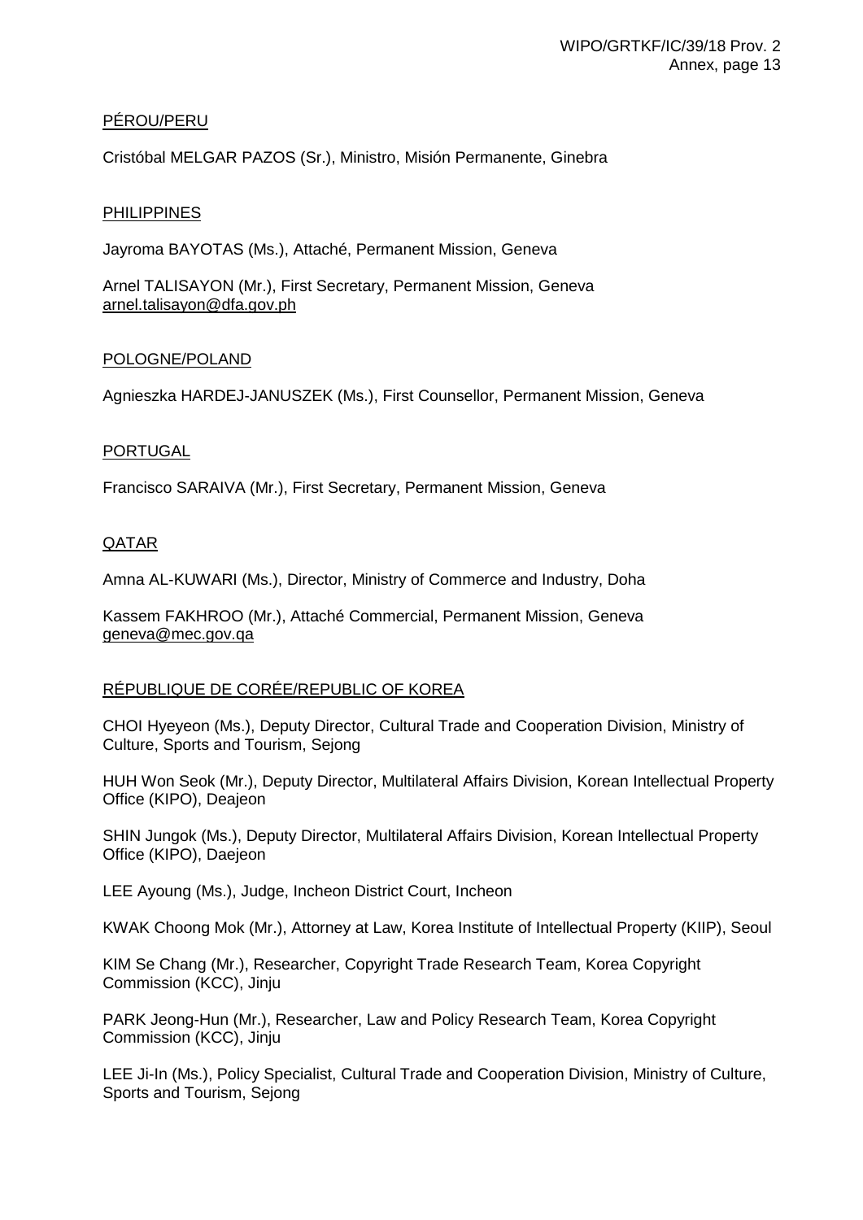PÉROU/PERU

Cristóbal MELGAR PAZOS (Sr.), Ministro, Misión Permanente, Ginebra

PHILIPPINES

Jayroma BAYOTAS (Ms.), Attaché, Permanent Mission, Geneva

Arnel TALISAYON (Mr.), First Secretary, Permanent Mission, Geneva
arnel.talisayon@dfa.gov.ph

POLOGNE/POLAND

Agnieszka HARDEJ-JANUSZEK (Ms.), First Counsellor, Permanent Mission, Geneva

PORTUGAL

Francisco SARAIVA (Mr.), First Secretary, Permanent Mission, Geneva

QATAR

Amna AL-KUWARI (Ms.), Director, Ministry of Commerce and Industry, Doha

Kassem FAKHROO (Mr.), Attaché Commercial, Permanent Mission, Geneva
geneva@mec.gov.qa

RÉPUBLIQUE DE CORÉE/REPUBLIC OF KOREA

CHOI Hyeyeon (Ms.), Deputy Director, Cultural Trade and Cooperation Division, Ministry of Culture, Sports and Tourism, Sejong

HUH Won Seok (Mr.), Deputy Director, Multilateral Affairs Division, Korean Intellectual Property Office (KIPO), Deajeon

SHIN Jungok (Ms.), Deputy Director, Multilateral Affairs Division, Korean Intellectual Property Office (KIPO), Daejeon

LEE Ayoung (Ms.), Judge, Incheon District Court, Incheon

KWAK Choong Mok (Mr.), Attorney at Law, Korea Institute of Intellectual Property (KIIP), Seoul

KIM Se Chang (Mr.), Researcher, Copyright Trade Research Team, Korea Copyright Commission (KCC), Jinju

PARK Jeong-Hun (Mr.), Researcher, Law and Policy Research Team, Korea Copyright Commission (KCC), Jinju

LEE Ji-In (Ms.), Policy Specialist, Cultural Trade and Cooperation Division, Ministry of Culture, Sports and Tourism, Sejong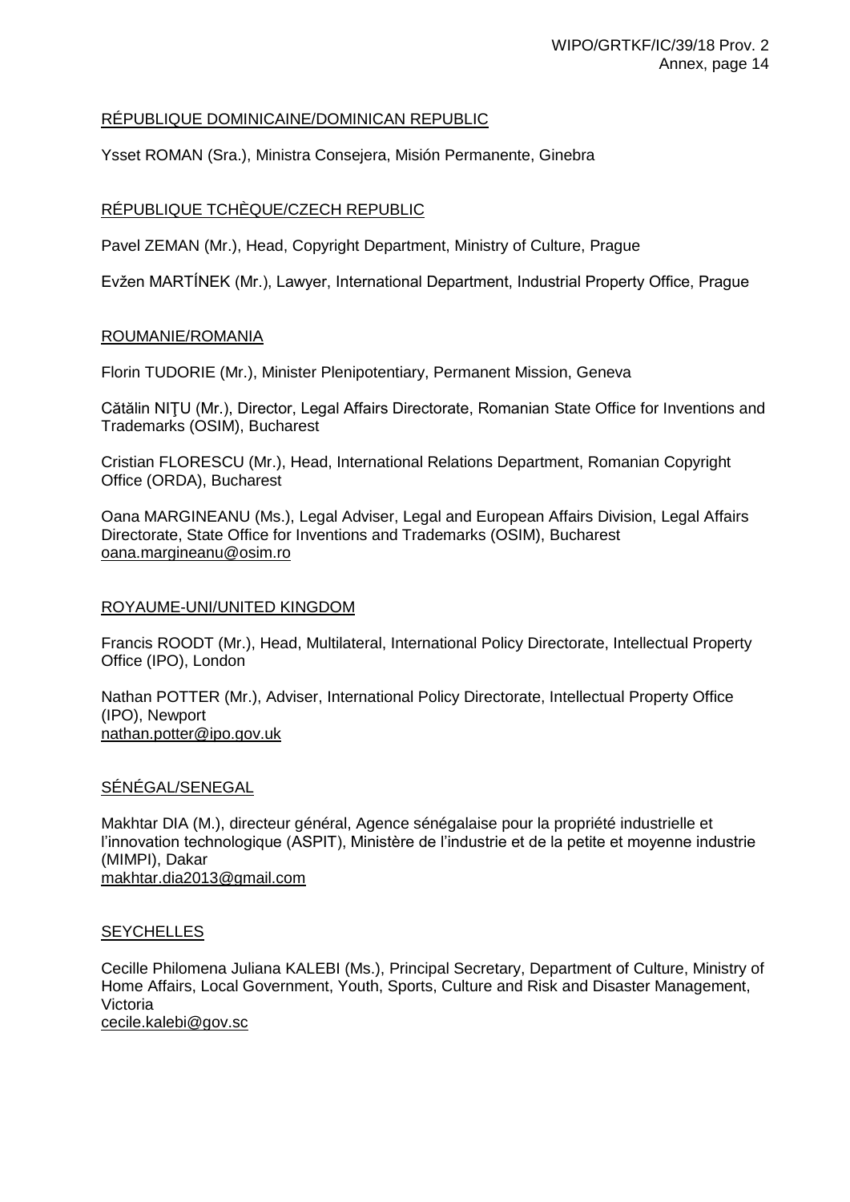RÉPUBLIQUE DOMINICAINE/DOMINICAN REPUBLIC

Ysset ROMAN (Sra.), Ministra Consejera, Misión Permanente, Ginebra

RÉPUBLIQUE TCHÈQUE/CZECH REPUBLIC

Pavel ZEMAN (Mr.), Head, Copyright Department, Ministry of Culture, Prague

Evžen MARTÍNEK (Mr.), Lawyer, International Department, Industrial Property Office, Prague

ROUMANIE/ROMANIA

Florin TUDORIE (Mr.), Minister Plenipotentiary, Permanent Mission, Geneva

Cătălin NIŢU (Mr.), Director, Legal Affairs Directorate, Romanian State Office for Inventions and Trademarks (OSIM), Bucharest

Cristian FLORESCU (Mr.), Head, International Relations Department, Romanian Copyright Office (ORDA), Bucharest

Oana MARGINEANU (Ms.), Legal Adviser, Legal and European Affairs Division, Legal Affairs Directorate, State Office for Inventions and Trademarks (OSIM), Bucharest
oana.margineanu@osim.ro

ROYAUME-UNI/UNITED KINGDOM

Francis ROODT (Mr.), Head, Multilateral, International Policy Directorate, Intellectual Property Office (IPO), London

Nathan POTTER (Mr.), Adviser, International Policy Directorate, Intellectual Property Office (IPO), Newport
nathan.potter@ipo.gov.uk

SÉNÉGAL/SENEGAL

Makhtar DIA (M.), directeur général, Agence sénégalaise pour la propriété industrielle et l'innovation technologique (ASPIT), Ministère de l'industrie et de la petite et moyenne industrie (MIMPI), Dakar
makhtar.dia2013@gmail.com

SEYCHELLES

Cecille Philomena Juliana KALEBI (Ms.), Principal Secretary, Department of Culture, Ministry of Home Affairs, Local Government, Youth, Sports, Culture and Risk and Disaster Management, Victoria
cecile.kalebi@gov.sc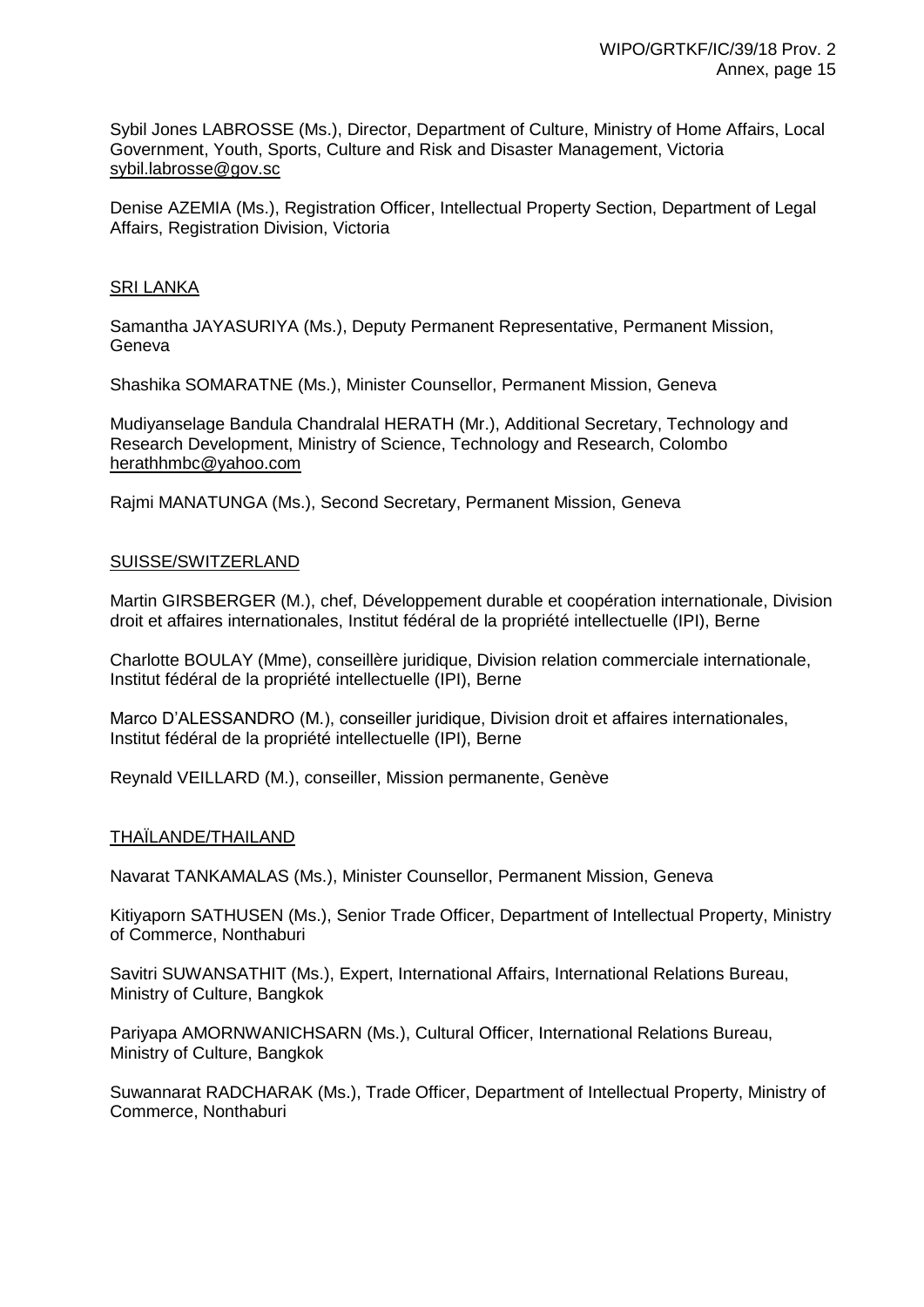Sybil Jones LABROSSE (Ms.), Director, Department of Culture, Ministry of Home Affairs, Local Government, Youth, Sports, Culture and Risk and Disaster Management, Victoria
sybil.labrosse@gov.sc

Denise AZEMIA (Ms.), Registration Officer, Intellectual Property Section, Department of Legal Affairs, Registration Division, Victoria

SRI LANKA

Samantha JAYASURIYA (Ms.), Deputy Permanent Representative, Permanent Mission, Geneva

Shashika SOMARATNE (Ms.), Minister Counsellor, Permanent Mission, Geneva

Mudiyanselage Bandula Chandralal HERATH (Mr.), Additional Secretary, Technology and Research Development, Ministry of Science, Technology and Research, Colombo
herathhmbc@yahoo.com

Rajmi MANATUNGA (Ms.), Second Secretary, Permanent Mission, Geneva

SUISSE/SWITZERLAND

Martin GIRSBERGER (M.), chef, Développement durable et coopération internationale, Division droit et affaires internationales, Institut fédéral de la propriété intellectuelle (IPI), Berne

Charlotte BOULAY (Mme), conseillère juridique, Division relation commerciale internationale, Institut fédéral de la propriété intellectuelle (IPI), Berne

Marco D'ALESSANDRO (M.), conseiller juridique, Division droit et affaires internationales, Institut fédéral de la propriété intellectuelle (IPI), Berne

Reynald VEILLARD (M.), conseiller, Mission permanente, Genève

THAÏLANDE/THAILAND

Navarat TANKAMALAS (Ms.), Minister Counsellor, Permanent Mission, Geneva

Kitiyaporn SATHUSEN (Ms.), Senior Trade Officer, Department of Intellectual Property, Ministry of Commerce, Nonthaburi

Savitri SUWANSATHIT (Ms.), Expert, International Affairs, International Relations Bureau, Ministry of Culture, Bangkok

Pariyapa AMORNWANICHSARN (Ms.), Cultural Officer, International Relations Bureau, Ministry of Culture, Bangkok

Suwannarat RADCHARAK (Ms.), Trade Officer, Department of Intellectual Property, Ministry of Commerce, Nonthaburi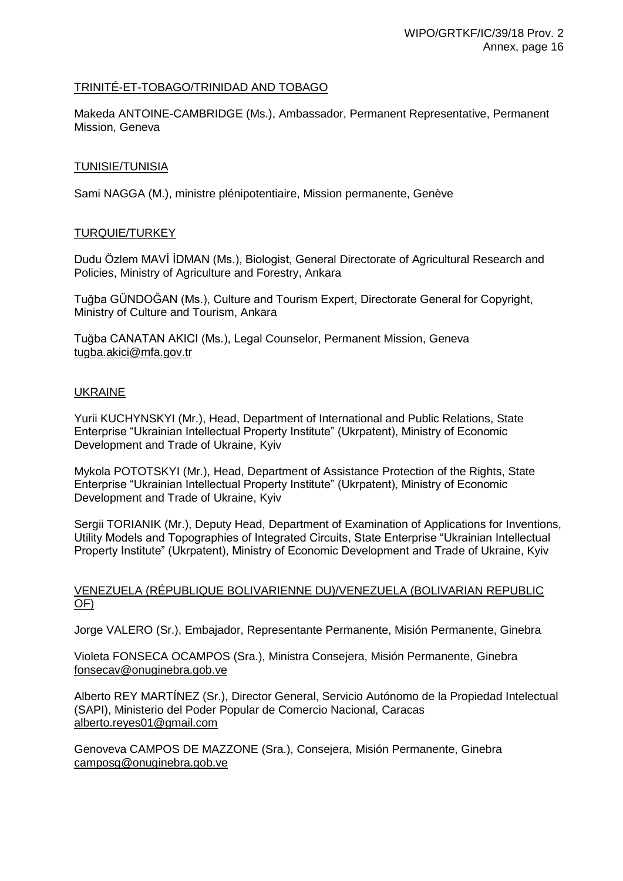TRINITÉ-ET-TOBAGO/TRINIDAD AND TOBAGO

Makeda ANTOINE-CAMBRIDGE (Ms.), Ambassador, Permanent Representative, Permanent Mission, Geneva

TUNISIE/TUNISIA

Sami NAGGA (M.), ministre plénipotentiaire, Mission permanente, Genève

TURQUIE/TURKEY

Dudu Özlem MAVİ İDMAN (Ms.), Biologist, General Directorate of Agricultural Research and Policies, Ministry of Agriculture and Forestry, Ankara

Tuğba GÜNDOĞAN (Ms.), Culture and Tourism Expert, Directorate General for Copyright, Ministry of Culture and Tourism, Ankara

Tuğba CANATAN AKICI (Ms.), Legal Counselor, Permanent Mission, Geneva
tugba.akici@mfa.gov.tr

UKRAINE

Yurii KUCHYNSKYI (Mr.), Head, Department of International and Public Relations, State Enterprise "Ukrainian Intellectual Property Institute" (Ukrpatent), Ministry of Economic Development and Trade of Ukraine, Kyiv

Mykola POTOTSKYI (Mr.), Head, Department of Assistance Protection of the Rights, State Enterprise "Ukrainian Intellectual Property Institute" (Ukrpatent), Ministry of Economic Development and Trade of Ukraine, Kyiv

Sergii TORIANIK (Mr.), Deputy Head, Department of Examination of Applications for Inventions, Utility Models and Topographies of Integrated Circuits, State Enterprise "Ukrainian Intellectual Property Institute" (Ukrpatent), Ministry of Economic Development and Trade of Ukraine, Kyiv

VENEZUELA (RÉPUBLIQUE BOLIVARIENNE DU)/VENEZUELA (BOLIVARIAN REPUBLIC OF)

Jorge VALERO (Sr.), Embajador, Representante Permanente, Misión Permanente, Ginebra

Violeta FONSECA OCAMPOS (Sra.), Ministra Consejera, Misión Permanente, Ginebra
fonsecav@onuginebra.gob.ve

Alberto REY MARTÍNEZ (Sr.), Director General, Servicio Autónomo de la Propiedad Intelectual (SAPI), Ministerio del Poder Popular de Comercio Nacional, Caracas
alberto.reyes01@gmail.com

Genoveva CAMPOS DE MAZZONE (Sra.), Consejera, Misión Permanente, Ginebra
camposg@onuginebra.gob.ve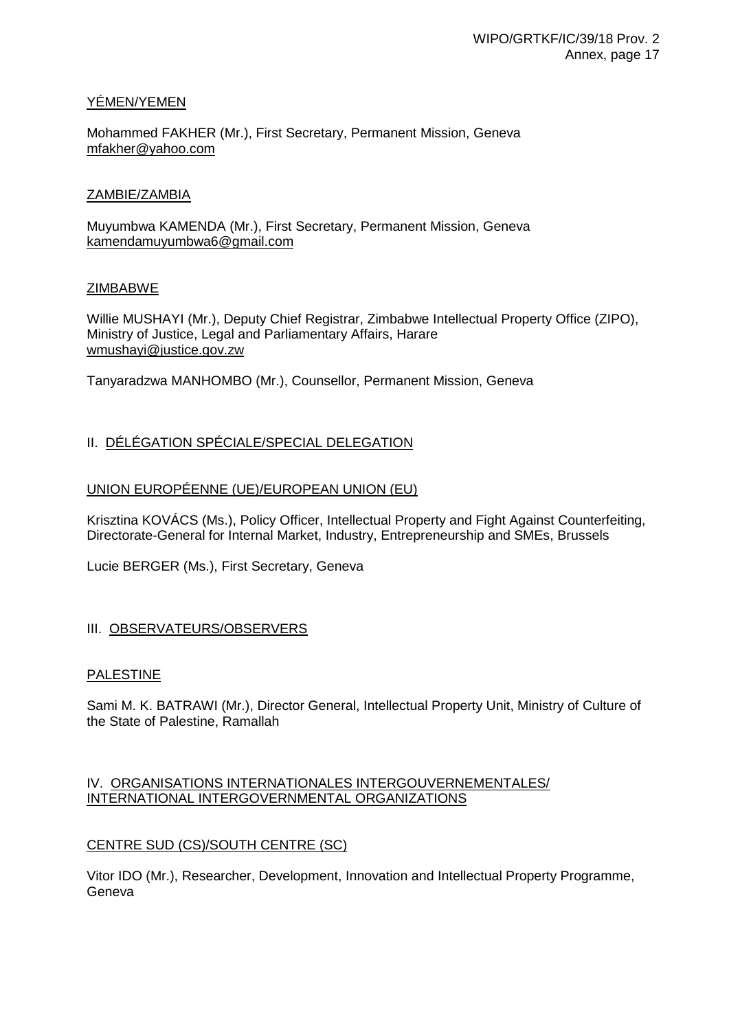YÉMEN/YEMEN

Mohammed FAKHER (Mr.), First Secretary, Permanent Mission, Geneva
mfakher@yahoo.com

ZAMBIE/ZAMBIA

Muyumbwa KAMENDA (Mr.), First Secretary, Permanent Mission, Geneva
kamendamuyumbwa6@gmail.com

ZIMBABWE

Willie MUSHAYI (Mr.), Deputy Chief Registrar, Zimbabwe Intellectual Property Office (ZIPO), Ministry of Justice, Legal and Parliamentary Affairs, Harare
wmushayi@justice.gov.zw

Tanyaradzwa MANHOMBO (Mr.), Counsellor, Permanent Mission, Geneva

## II. DÉLÉGATION SPÉCIALE/SPECIAL DELEGATION

UNION EUROPÉENNE (UE)/EUROPEAN UNION (EU)

Krisztina KOVÁCS (Ms.), Policy Officer, Intellectual Property and Fight Against Counterfeiting, Directorate-General for Internal Market, Industry, Entrepreneurship and SMEs, Brussels

Lucie BERGER (Ms.), First Secretary, Geneva

## III. OBSERVATEURS/OBSERVERS

PALESTINE

Sami M. K. BATRAWI (Mr.), Director General, Intellectual Property Unit, Ministry of Culture of the State of Palestine, Ramallah

## IV. ORGANISATIONS INTERNATIONALES INTERGOUVERNEMENTALES/ INTERNATIONAL INTERGOVERNMENTAL ORGANIZATIONS

CENTRE SUD (CS)/SOUTH CENTRE (SC)

Vitor IDO (Mr.), Researcher, Development, Innovation and Intellectual Property Programme, Geneva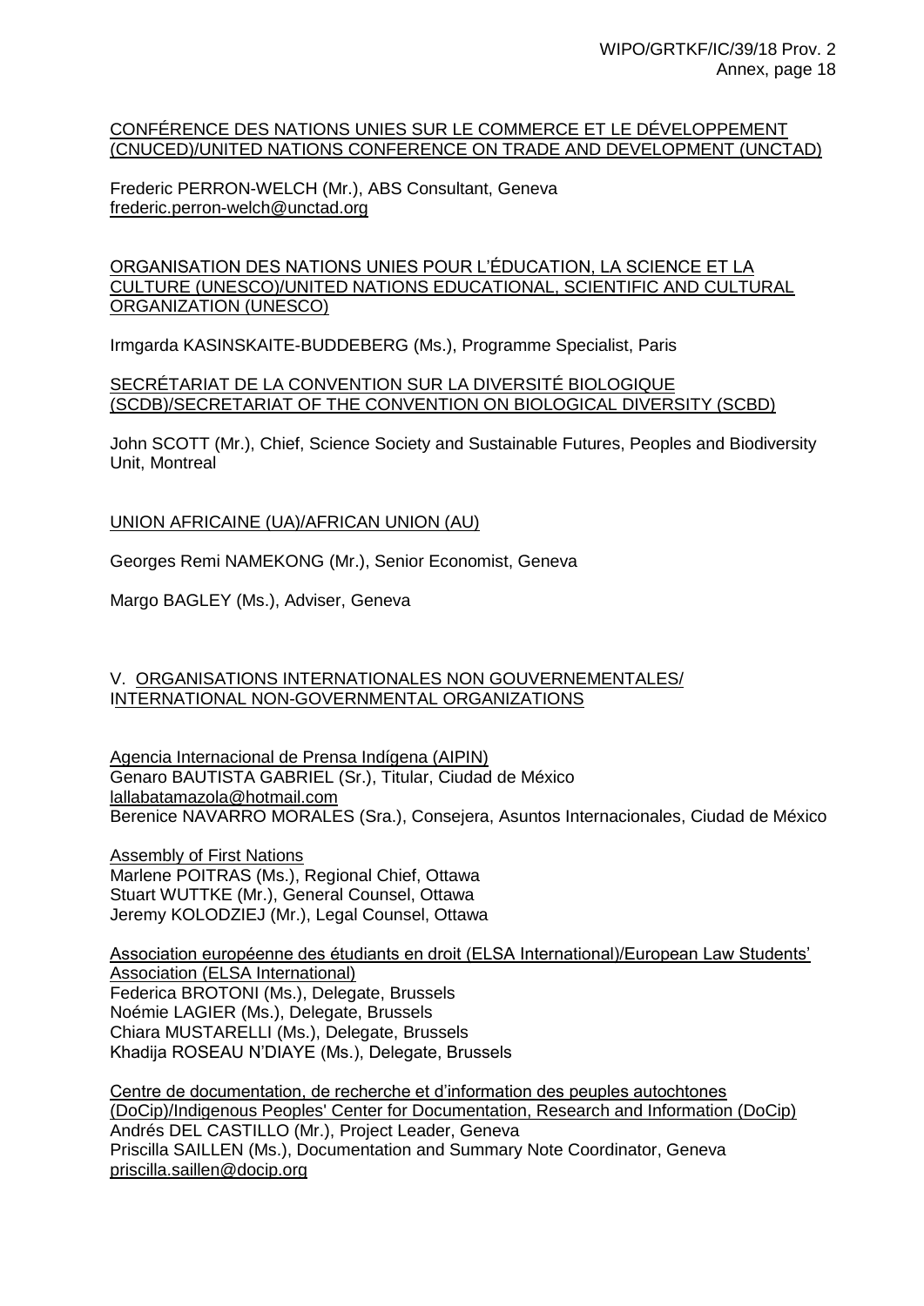CONFÉRENCE DES NATIONS UNIES SUR LE COMMERCE ET LE DÉVELOPPEMENT (CNUCED)/UNITED NATIONS CONFERENCE ON TRADE AND DEVELOPMENT (UNCTAD)

Frederic PERRON-WELCH (Mr.), ABS Consultant, Geneva
frederic.perron-welch@unctad.org

ORGANISATION DES NATIONS UNIES POUR L'ÉDUCATION, LA SCIENCE ET LA CULTURE (UNESCO)/UNITED NATIONS EDUCATIONAL, SCIENTIFIC AND CULTURAL ORGANIZATION (UNESCO)

Irmgarda KASINSKAITE-BUDDEBERG (Ms.), Programme Specialist, Paris

SECRÉTARIAT DE LA CONVENTION SUR LA DIVERSITÉ BIOLOGIQUE (SCDB)/SECRETARIAT OF THE CONVENTION ON BIOLOGICAL DIVERSITY (SCBD)

John SCOTT (Mr.), Chief, Science Society and Sustainable Futures, Peoples and Biodiversity Unit, Montreal

UNION AFRICAINE (UA)/AFRICAN UNION (AU)

Georges Remi NAMEKONG (Mr.), Senior Economist, Geneva

Margo BAGLEY (Ms.), Adviser, Geneva

## V. ORGANISATIONS INTERNATIONALES NON GOUVERNEMENTALES/ INTERNATIONAL NON-GOVERNMENTAL ORGANIZATIONS

Agencia Internacional de Prensa Indígena (AIPIN)
Genaro BAUTISTA GABRIEL (Sr.), Titular, Ciudad de México
lallabatamazola@hotmail.com
Berenice NAVARRO MORALES (Sra.), Consejera, Asuntos Internacionales, Ciudad de México

Assembly of First Nations
Marlene POITRAS (Ms.), Regional Chief, Ottawa
Stuart WUTTKE (Mr.), General Counsel, Ottawa
Jeremy KOLODZIEJ (Mr.), Legal Counsel, Ottawa

Association européenne des étudiants en droit (ELSA International)/European Law Students' Association (ELSA International)
Federica BROTONI (Ms.), Delegate, Brussels
Noémie LAGIER (Ms.), Delegate, Brussels
Chiara MUSTARELLI (Ms.), Delegate, Brussels
Khadija ROSEAU N'DIAYE (Ms.), Delegate, Brussels

Centre de documentation, de recherche et d'information des peuples autochtones (DoCip)/Indigenous Peoples' Center for Documentation, Research and Information (DoCip)
Andrés DEL CASTILLO (Mr.), Project Leader, Geneva
Priscilla SAILLEN (Ms.), Documentation and Summary Note Coordinator, Geneva
priscilla.saillen@docip.org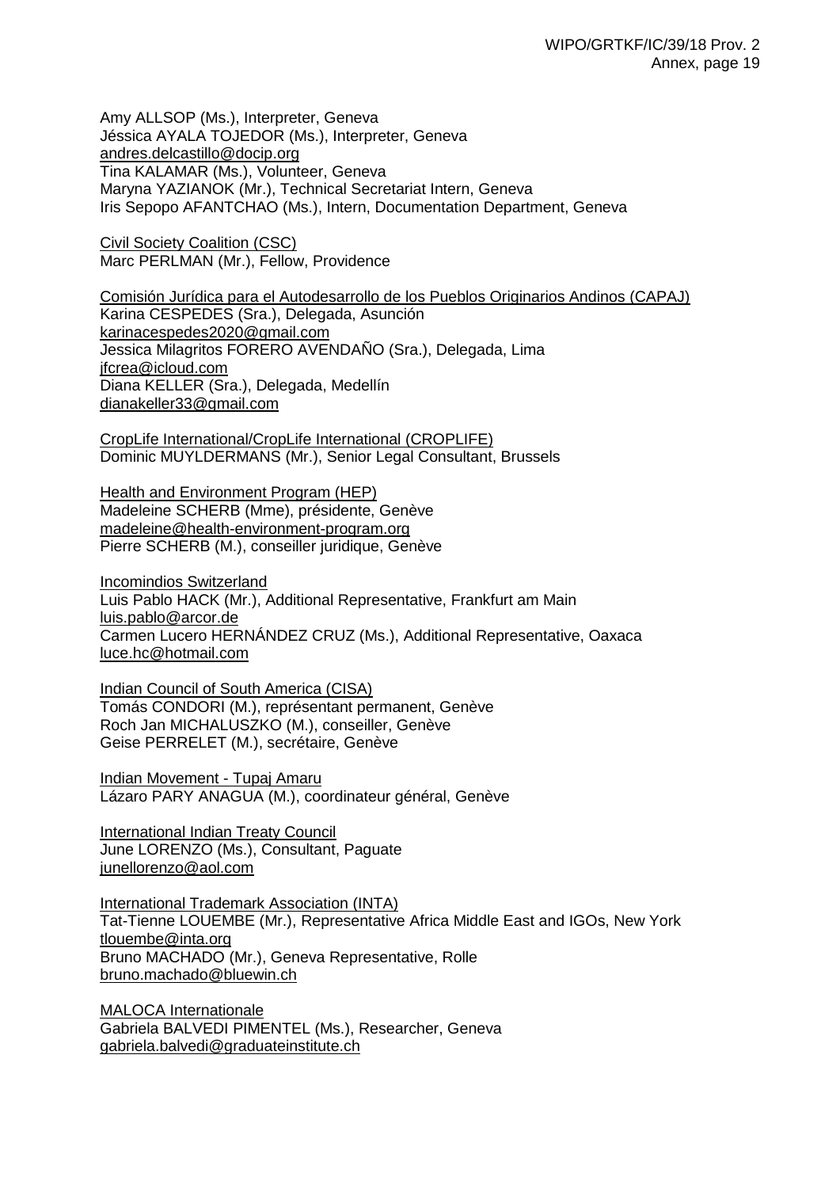Amy ALLSOP (Ms.), Interpreter, Geneva
Jéssica AYALA TOJEDOR (Ms.), Interpreter, Geneva
andres.delcastillo@docip.org
Tina KALAMAR (Ms.), Volunteer, Geneva
Maryna YAZIANOK (Mr.), Technical Secretariat Intern, Geneva
Iris Sepopo AFANTCHAO (Ms.), Intern, Documentation Department, Geneva

Civil Society Coalition (CSC)
Marc PERLMAN (Mr.), Fellow, Providence

Comisión Jurídica para el Autodesarrollo de los Pueblos Originarios Andinos (CAPAJ)
Karina CESPEDES (Sra.), Delegada, Asunción
karinacespedes2020@gmail.com
Jessica Milagritos FORERO AVENDAÑO (Sra.), Delegada, Lima
jfcrea@icloud.com
Diana KELLER (Sra.), Delegada, Medellín
dianakeller33@gmail.com

CropLife International/CropLife International (CROPLIFE)
Dominic MUYLDERMANS (Mr.), Senior Legal Consultant, Brussels

Health and Environment Program (HEP)
Madeleine SCHERB (Mme), présidente, Genève
madeleine@health-environment-program.org
Pierre SCHERB (M.), conseiller juridique, Genève

Incomindios Switzerland
Luis Pablo HACK (Mr.), Additional Representative, Frankfurt am Main
luis.pablo@arcor.de
Carmen Lucero HERNÁNDEZ CRUZ (Ms.), Additional Representative, Oaxaca
luce.hc@hotmail.com

Indian Council of South America (CISA)
Tomás CONDORI (M.), représentant permanent, Genève
Roch Jan MICHALUSZKO (M.), conseiller, Genève
Geise PERRELET (M.), secrétaire, Genève

Indian Movement - Tupaj Amaru
Lázaro PARY ANAGUA (M.), coordinateur général, Genève

International Indian Treaty Council
June LORENZO (Ms.), Consultant, Paguate
junellorenzo@aol.com

International Trademark Association (INTA)
Tat-Tienne LOUEMBE (Mr.), Representative Africa Middle East and IGOs, New York
tlouembe@inta.org
Bruno MACHADO (Mr.), Geneva Representative, Rolle
bruno.machado@bluewin.ch

MALOCA Internationale
Gabriela BALVEDI PIMENTEL (Ms.), Researcher, Geneva
gabriela.balvedi@graduateinstitute.ch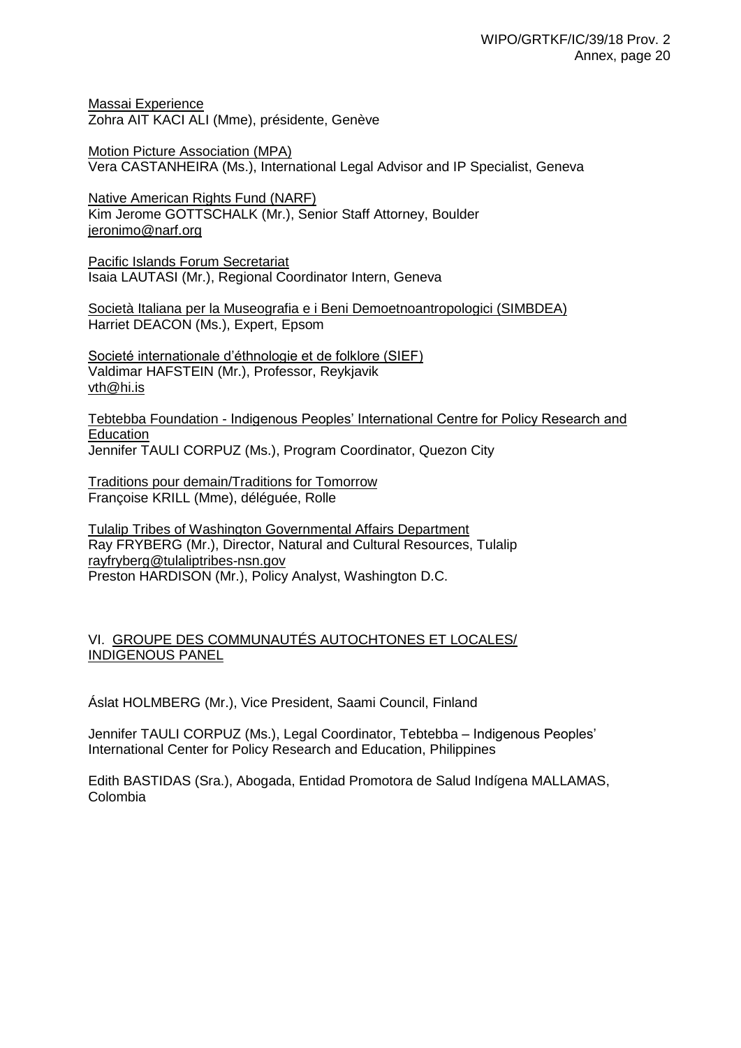Massai Experience
Zohra AIT KACI ALI (Mme), présidente, Genève

Motion Picture Association (MPA)
Vera CASTANHEIRA (Ms.), International Legal Advisor and IP Specialist, Geneva

Native American Rights Fund (NARF)
Kim Jerome GOTTSCHALK (Mr.), Senior Staff Attorney, Boulder
jeronimo@narf.org

Pacific Islands Forum Secretariat
Isaia LAUTASI (Mr.), Regional Coordinator Intern, Geneva

Società Italiana per la Museografia e i Beni Demoetnoantropologici (SIMBDEA)
Harriet DEACON (Ms.), Expert, Epsom

Societé internationale d'éthnologie et de folklore (SIEF)
Valdimar HAFSTEIN (Mr.), Professor, Reykjavik
vth@hi.is

Tebtebba Foundation - Indigenous Peoples' International Centre for Policy Research and Education
Jennifer TAULI CORPUZ (Ms.), Program Coordinator, Quezon City

Traditions pour demain/Traditions for Tomorrow
Françoise KRILL (Mme), déléguée, Rolle

Tulalip Tribes of Washington Governmental Affairs Department
Ray FRYBERG (Mr.), Director, Natural and Cultural Resources, Tulalip
rayfryberg@tulaliptribes-nsn.gov
Preston HARDISON (Mr.), Policy Analyst, Washington D.C.

## VI. GROUPE DES COMMUNAUTÉS AUTOCHTONES ET LOCALES/ INDIGENOUS PANEL

Áslat HOLMBERG (Mr.), Vice President, Saami Council, Finland

Jennifer TAULI CORPUZ (Ms.), Legal Coordinator, Tebtebba – Indigenous Peoples' International Center for Policy Research and Education, Philippines

Edith BASTIDAS (Sra.), Abogada, Entidad Promotora de Salud Indígena MALLAMAS, Colombia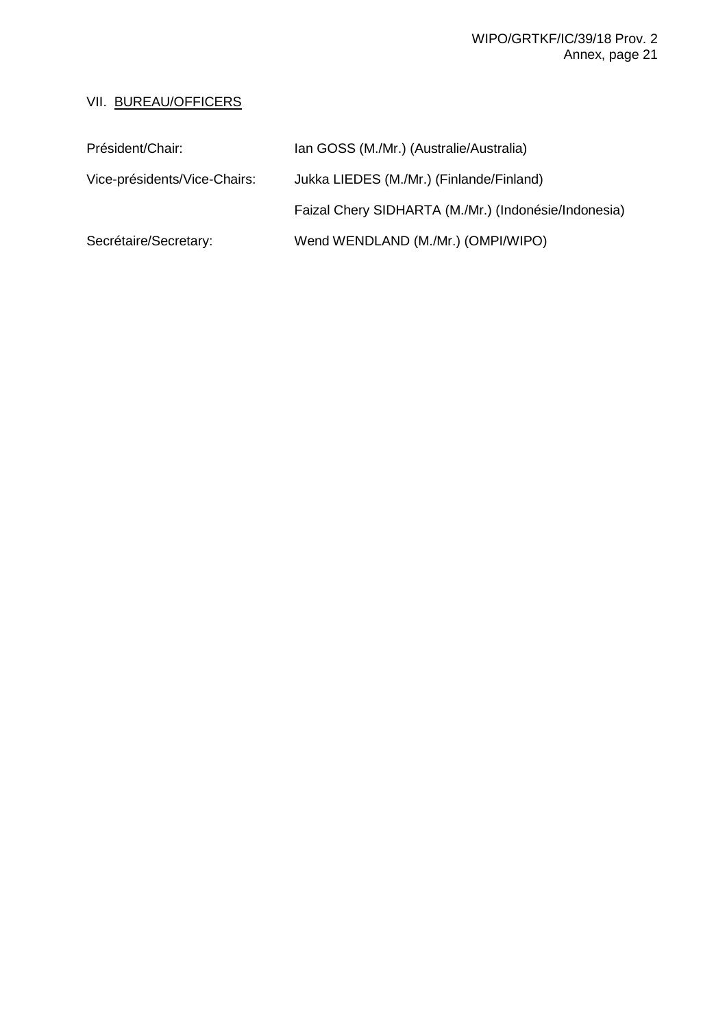## VII. BUREAU/OFFICERS

| | |
|---|---|
| Président/Chair: | Ian GOSS (M./Mr.) (Australie/Australia) |
| Vice-présidents/Vice-Chairs: | Jukka LIEDES (M./Mr.) (Finlande/Finland) |
| | Faizal Chery SIDHARTA (M./Mr.) (Indonésie/Indonesia) |
| Secrétaire/Secretary: | Wend WENDLAND (M./Mr.) (OMPI/WIPO) |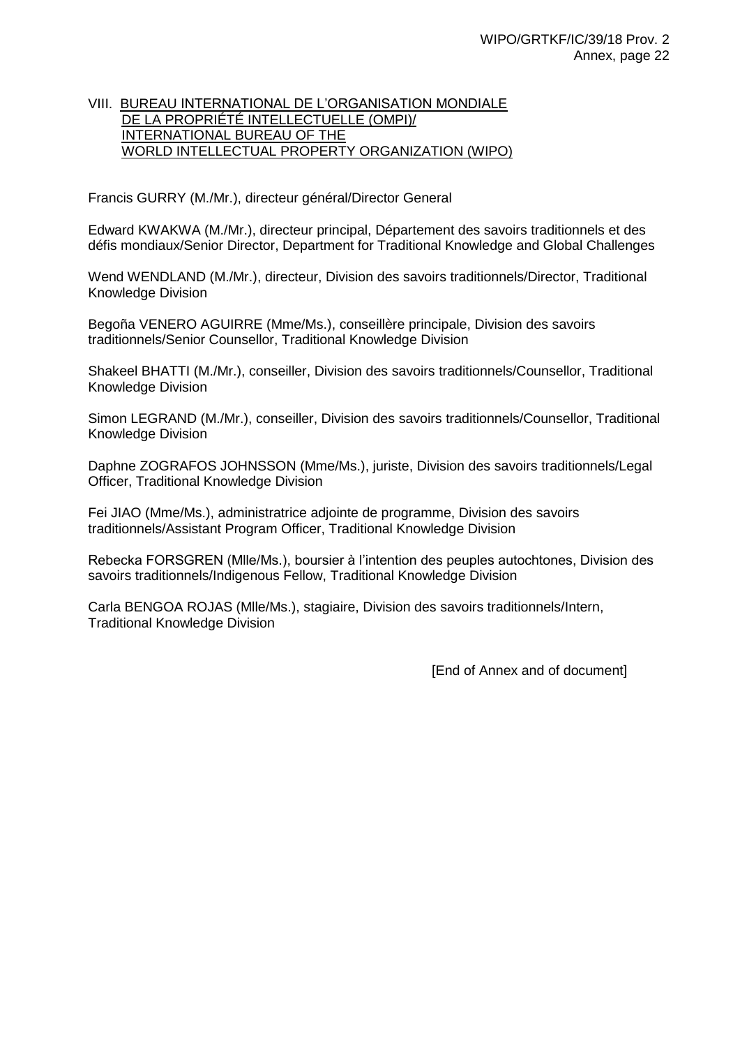## VIII. BUREAU INTERNATIONAL DE L'ORGANISATION MONDIALE DE LA PROPRIÉTÉ INTELLECTUELLE (OMPI)/ INTERNATIONAL BUREAU OF THE WORLD INTELLECTUAL PROPERTY ORGANIZATION (WIPO)

Francis GURRY (M./Mr.), directeur général/Director General

Edward KWAKWA (M./Mr.), directeur principal, Département des savoirs traditionnels et des défis mondiaux/Senior Director, Department for Traditional Knowledge and Global Challenges

Wend WENDLAND (M./Mr.), directeur, Division des savoirs traditionnels/Director, Traditional Knowledge Division

Begoña VENERO AGUIRRE (Mme/Ms.), conseillère principale, Division des savoirs traditionnels/Senior Counsellor, Traditional Knowledge Division

Shakeel BHATTI (M./Mr.), conseiller, Division des savoirs traditionnels/Counsellor, Traditional Knowledge Division

Simon LEGRAND (M./Mr.), conseiller, Division des savoirs traditionnels/Counsellor, Traditional Knowledge Division

Daphne ZOGRAFOS JOHNSSON (Mme/Ms.), juriste, Division des savoirs traditionnels/Legal Officer, Traditional Knowledge Division

Fei JIAO (Mme/Ms.), administratrice adjointe de programme, Division des savoirs traditionnels/Assistant Program Officer, Traditional Knowledge Division

Rebecka FORSGREN (Mlle/Ms.), boursier à l'intention des peuples autochtones, Division des savoirs traditionnels/Indigenous Fellow, Traditional Knowledge Division

Carla BENGOA ROJAS (Mlle/Ms.), stagiaire, Division des savoirs traditionnels/Intern, Traditional Knowledge Division

[End of Annex and of document]